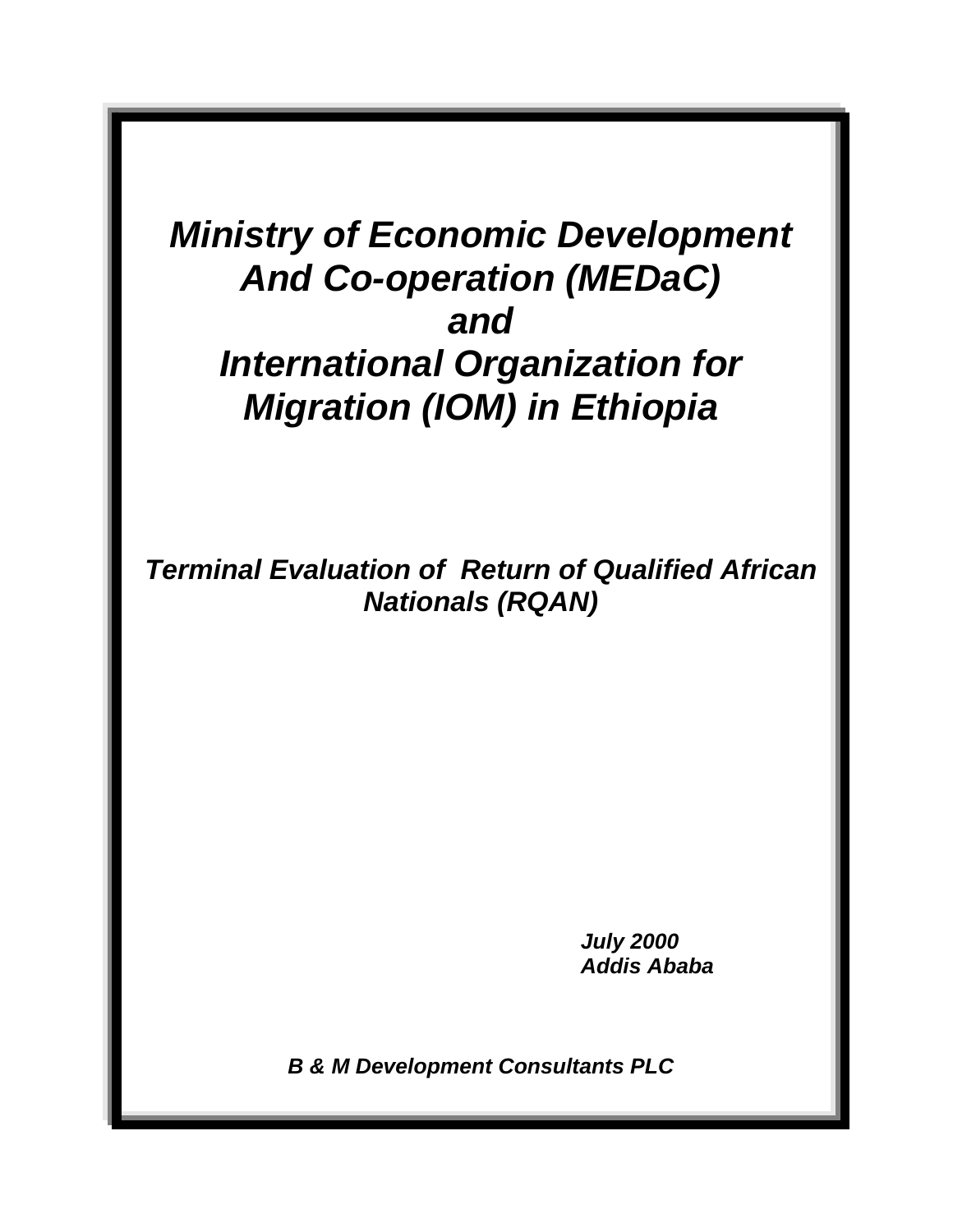# *Ministry of Economic Development And Co-operation (MEDaC) and International Organization for Migration (IOM) in Ethiopia*

## *Terminal Evaluation of Return of Qualified African Nationals (RQAN)*

***July 2000***
***Addis Ababa***

***B & M Development Consultants PLC***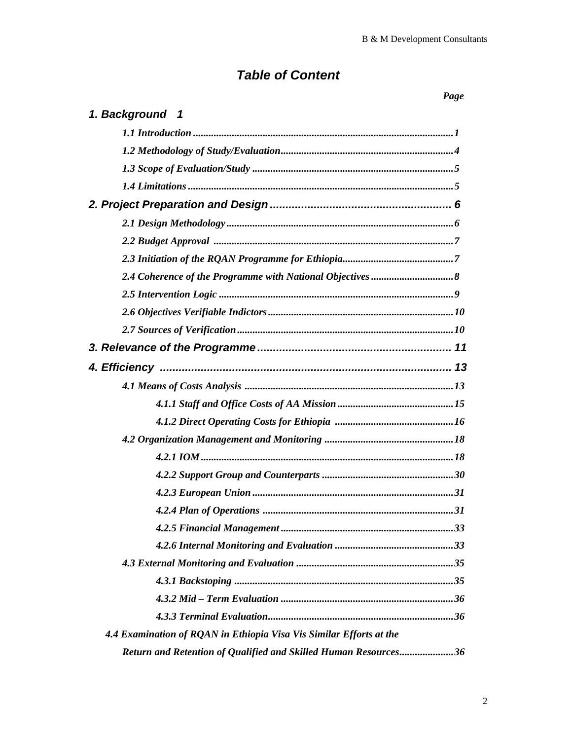# *Table of Content*

*Page*

***1. Background 1***

*1.1 Introduction ..................................................................................................1*

*1.2 Methodology of Study/Evaluation...................................................................4*

*1.3 Scope of Evaluation/Study ..............................................................................5*

*1.4 Limitations .....................................................................................................5*

***2. Project Preparation and Design ........................................................ 6***

*2.1 Design Methodology .......................................................................................6*

*2.2 Budget Approval ............................................................................................7*

*2.3 Initiation of the RQAN Programme for Ethiopia............................................7*

*2.4 Coherence of the Programme with National Objectives ................................8*

*2.5 Intervention Logic ..........................................................................................9*

*2.6 Objectives Verifiable Indictors.......................................................................10*

*2.7 Sources of Verification...................................................................................10*

***3. Relevance of the Programme ............................................................ 11***

***4. Efficiency ............................................................................................ 13***

*4.1 Means of Costs Analysis ................................................................................13*

*4.1.1 Staff and Office Costs of AA Mission .............................................15*

*4.1.2 Direct Operating Costs for Ethiopia .............................................16*

*4.2 Organization Management and Monitoring ..................................................18*

*4.2.1 IOM ................................................................................................18*

*4.2.2 Support Group and Counterparts ...................................................30*

*4.2.3 European Union .............................................................................31*

*4.2.4 Plan of Operations .........................................................................31*

*4.2.5 Financial Management ...................................................................33*

*4.2.6 Internal Monitoring and Evaluation .............................................33*

*4.3 External Monitoring and Evaluation .............................................................35*

*4.3.1 Backstoping ...................................................................................35*

*4.3.2 Mid – Term Evaluation ..................................................................36*

*4.3.3 Terminal Evaluation.......................................................................36*

*4.4 Examination of RQAN in Ethiopia Visa Vis Similar Efforts at the Return and Retention of Qualified and Skilled Human Resources.....................36*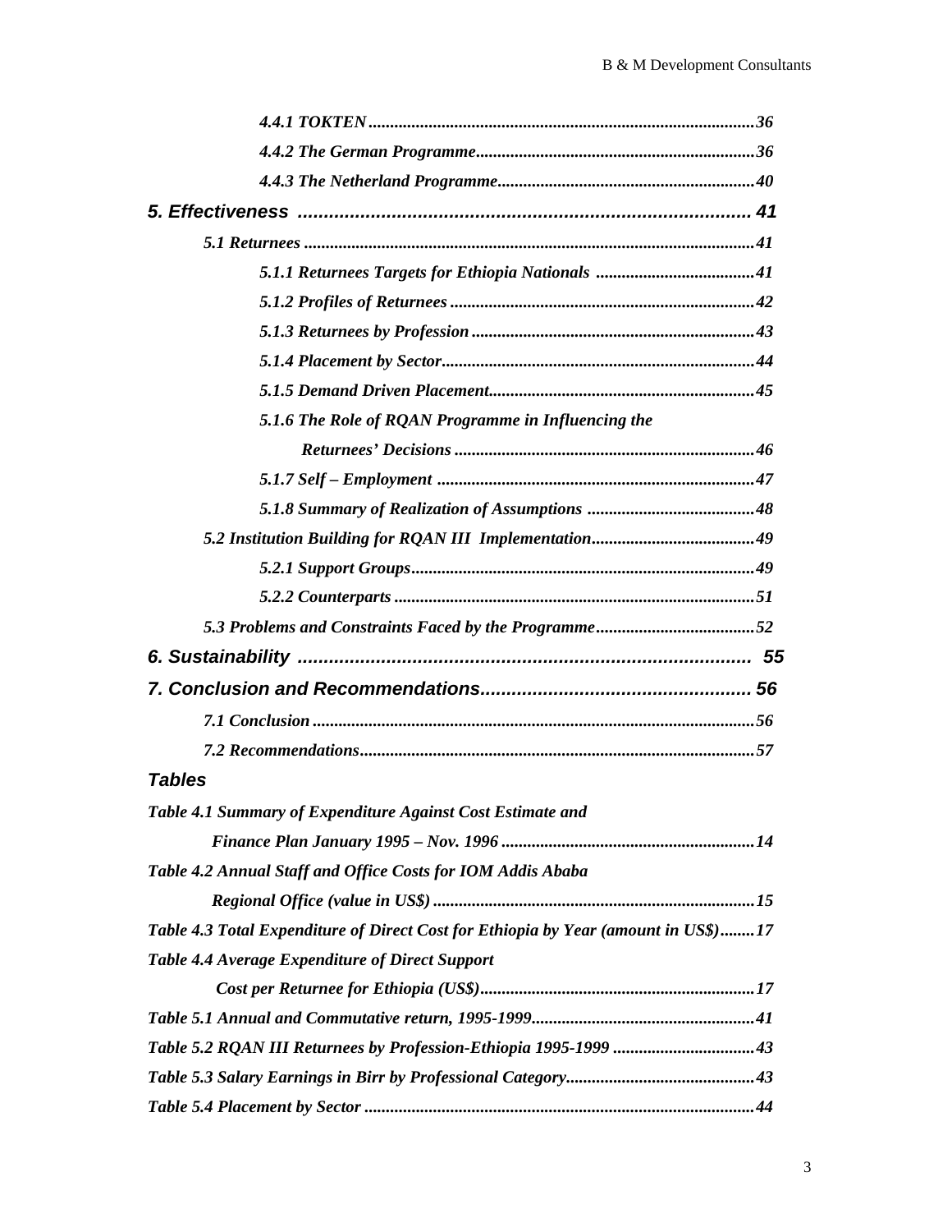*4.4.1 TOKTEN* ............................................................................................ 36

*4.4.2 The German Programme* .................................................................. 36

*4.4.3 The Netherland Programme* ............................................................. 40

***5. Effectiveness*** ........................................................................................ 41

*5.1 Returnees* .................................................................................................. 41

*5.1.1 Returnees Targets for Ethiopia Nationals* ...................................... 41

*5.1.2 Profiles of Returnees* ....................................................................... 42

*5.1.3 Returnees by Profession* .................................................................. 43

*5.1.4 Placement by Sector* ......................................................................... 44

*5.1.5 Demand Driven Placement* .............................................................. 45

*5.1.6 The Role of RQAN Programme in Influencing the Returnees' Decisions* ...................................................................... 46

*5.1.7 Self – Employment* ........................................................................... 47

*5.1.8 Summary of Realization of Assumptions* ....................................... 48

*5.2 Institution Building for RQAN III Implementation* ...................................... 49

*5.2.1 Support Groups* ................................................................................ 49

*5.2.2 Counterparts* .................................................................................... 51

*5.3 Problems and Constraints Faced by the Programme* ..................................... 52

***6. Sustainability*** ........................................................................................ 55

***7. Conclusion and Recommendations*** ..................................................... 56

*7.1 Conclusion* ................................................................................................. 56

*7.2 Recommendations* ..................................................................................... 57

***Tables***

*Table 4.1 Summary of Expenditure Against Cost Estimate and Finance Plan January 1995 – Nov. 1996* ........................................................... 14

*Table 4.2 Annual Staff and Office Costs for IOM Addis Ababa Regional Office (value in US$)* ........................................................................... 15

*Table 4.3 Total Expenditure of Direct Cost for Ethiopia by Year (amount in US$)* ........ 17

*Table 4.4 Average Expenditure of Direct Support Cost per Returnee for Ethiopia (US$)* ............................................................... 17

*Table 5.1 Annual and Commutative return, 1995-1999* .................................................... 41

*Table 5.2 RQAN III Returnees by Profession-Ethiopia 1995-1999* ................................. 43

*Table 5.3 Salary Earnings in Birr by Professional Category* ............................................ 43

*Table 5.4 Placement by Sector* ........................................................................................... 44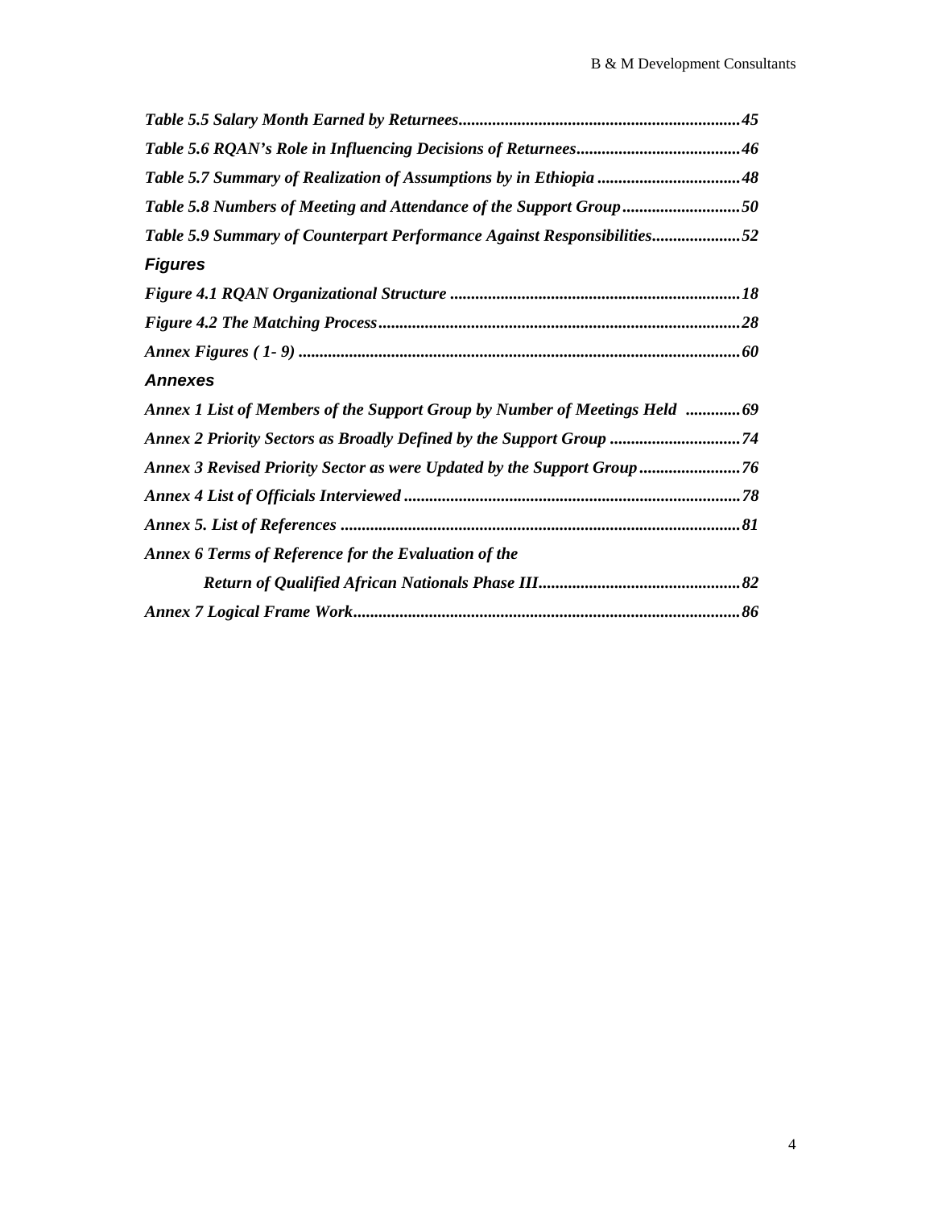*Table 5.5 Salary Month Earned by Returnees*......45

*Table 5.6 RQAN's Role in Influencing Decisions of Returnees*......46

*Table 5.7 Summary of Realization of Assumptions by in Ethiopia*......48

*Table 5.8 Numbers of Meeting and Attendance of the Support Group*......50

*Table 5.9 Summary of Counterpart Performance Against Responsibilities*......52

### *Figures*

*Figure 4.1 RQAN Organizational Structure*......18

*Figure 4.2 The Matching Process*......28

*Annex Figures ( 1- 9)*......60

### *Annexes*

*Annex 1 List of Members of the Support Group by Number of Meetings Held*......69

*Annex 2 Priority Sectors as Broadly Defined by the Support Group*......74

*Annex 3 Revised Priority Sector as were Updated by the Support Group*......76

*Annex 4 List of Officials Interviewed*......78

*Annex 5. List of References*......81

*Annex 6 Terms of Reference for the Evaluation of the Return of Qualified African Nationals Phase III*......82

*Annex 7 Logical Frame Work*......86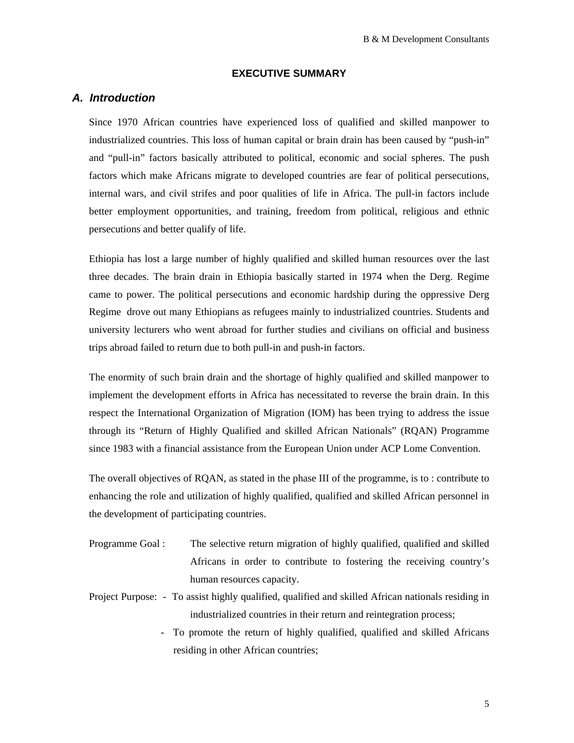## EXECUTIVE SUMMARY

### *A. Introduction*

Since 1970 African countries have experienced loss of qualified and skilled manpower to industrialized countries. This loss of human capital or brain drain has been caused by "push-in" and "pull-in" factors basically attributed to political, economic and social spheres. The push factors which make Africans migrate to developed countries are fear of political persecutions, internal wars, and civil strifes and poor qualities of life in Africa. The pull-in factors include better employment opportunities, and training, freedom from political, religious and ethnic persecutions and better qualify of life.

Ethiopia has lost a large number of highly qualified and skilled human resources over the last three decades. The brain drain in Ethiopia basically started in 1974 when the Derg. Regime came to power. The political persecutions and economic hardship during the oppressive Derg Regime drove out many Ethiopians as refugees mainly to industrialized countries. Students and university lecturers who went abroad for further studies and civilians on official and business trips abroad failed to return due to both pull-in and push-in factors.

The enormity of such brain drain and the shortage of highly qualified and skilled manpower to implement the development efforts in Africa has necessitated to reverse the brain drain. In this respect the International Organization of Migration (IOM) has been trying to address the issue through its "Return of Highly Qualified and skilled African Nationals" (RQAN) Programme since 1983 with a financial assistance from the European Union under ACP Lome Convention.

The overall objectives of RQAN, as stated in the phase III of the programme, is to : contribute to enhancing the role and utilization of highly qualified, qualified and skilled African personnel in the development of participating countries.

Programme Goal : The selective return migration of highly qualified, qualified and skilled Africans in order to contribute to fostering the receiving country's human resources capacity.

Project Purpose:
- To assist highly qualified, qualified and skilled African nationals residing in industrialized countries in their return and reintegration process;
- To promote the return of highly qualified, qualified and skilled Africans residing in other African countries;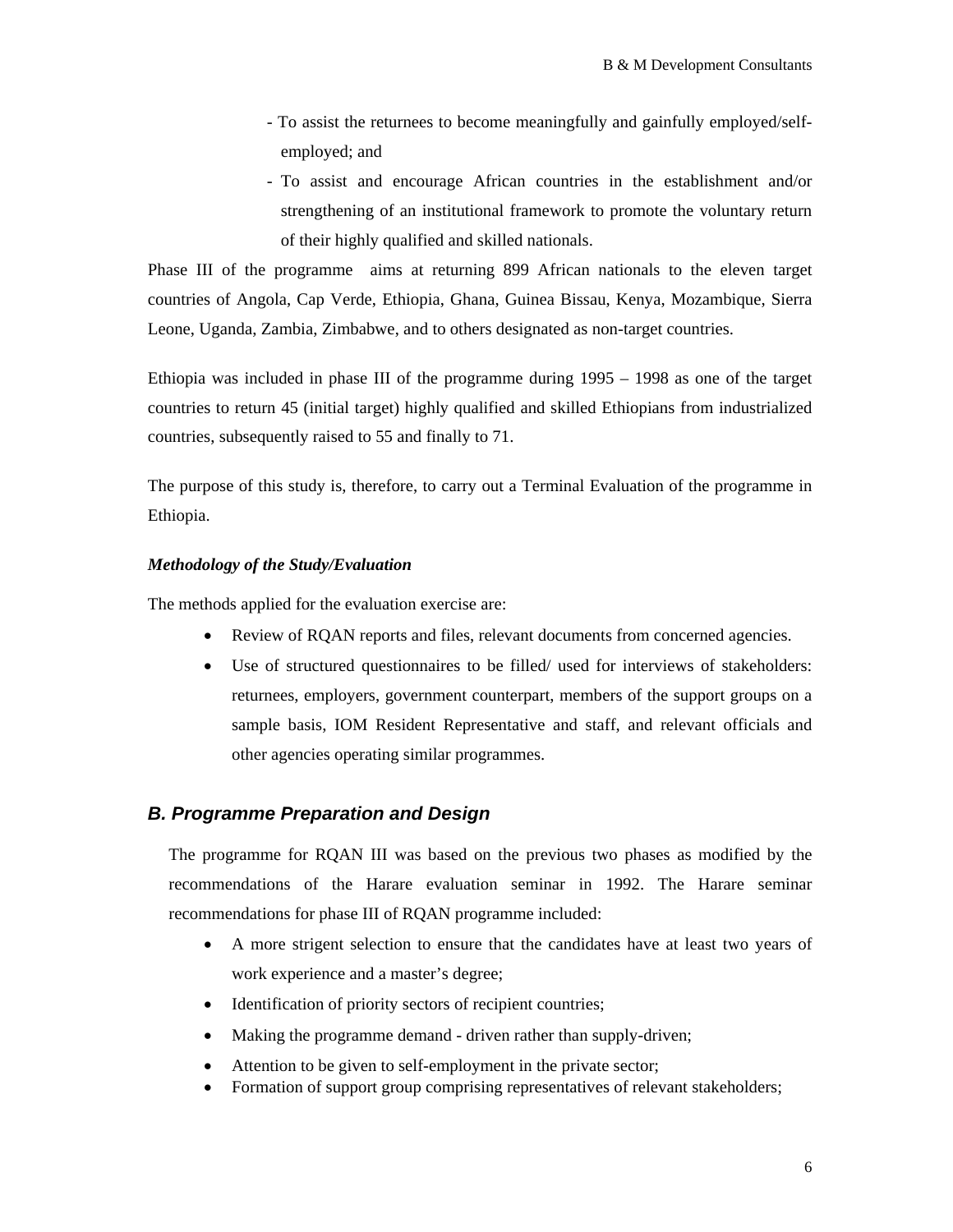- To assist the returnees to become meaningfully and gainfully employed/self-employed; and
- To assist and encourage African countries in the establishment and/or strengthening of an institutional framework to promote the voluntary return of their highly qualified and skilled nationals.

Phase III of the programme aims at returning 899 African nationals to the eleven target countries of Angola, Cap Verde, Ethiopia, Ghana, Guinea Bissau, Kenya, Mozambique, Sierra Leone, Uganda, Zambia, Zimbabwe, and to others designated as non-target countries.

Ethiopia was included in phase III of the programme during 1995 – 1998 as one of the target countries to return 45 (initial target) highly qualified and skilled Ethiopians from industrialized countries, subsequently raised to 55 and finally to 71.

The purpose of this study is, therefore, to carry out a Terminal Evaluation of the programme in Ethiopia.

***Methodology of the Study/Evaluation***

The methods applied for the evaluation exercise are:

- Review of RQAN reports and files, relevant documents from concerned agencies.
- Use of structured questionnaires to be filled/ used for interviews of stakeholders: returnees, employers, government counterpart, members of the support groups on a sample basis, IOM Resident Representative and staff, and relevant officials and other agencies operating similar programmes.

## *B. Programme Preparation and Design*

The programme for RQAN III was based on the previous two phases as modified by the recommendations of the Harare evaluation seminar in 1992. The Harare seminar recommendations for phase III of RQAN programme included:

- A more strigent selection to ensure that the candidates have at least two years of work experience and a master's degree;
- Identification of priority sectors of recipient countries;
- Making the programme demand - driven rather than supply-driven;
- Attention to be given to self-employment in the private sector;
- Formation of support group comprising representatives of relevant stakeholders;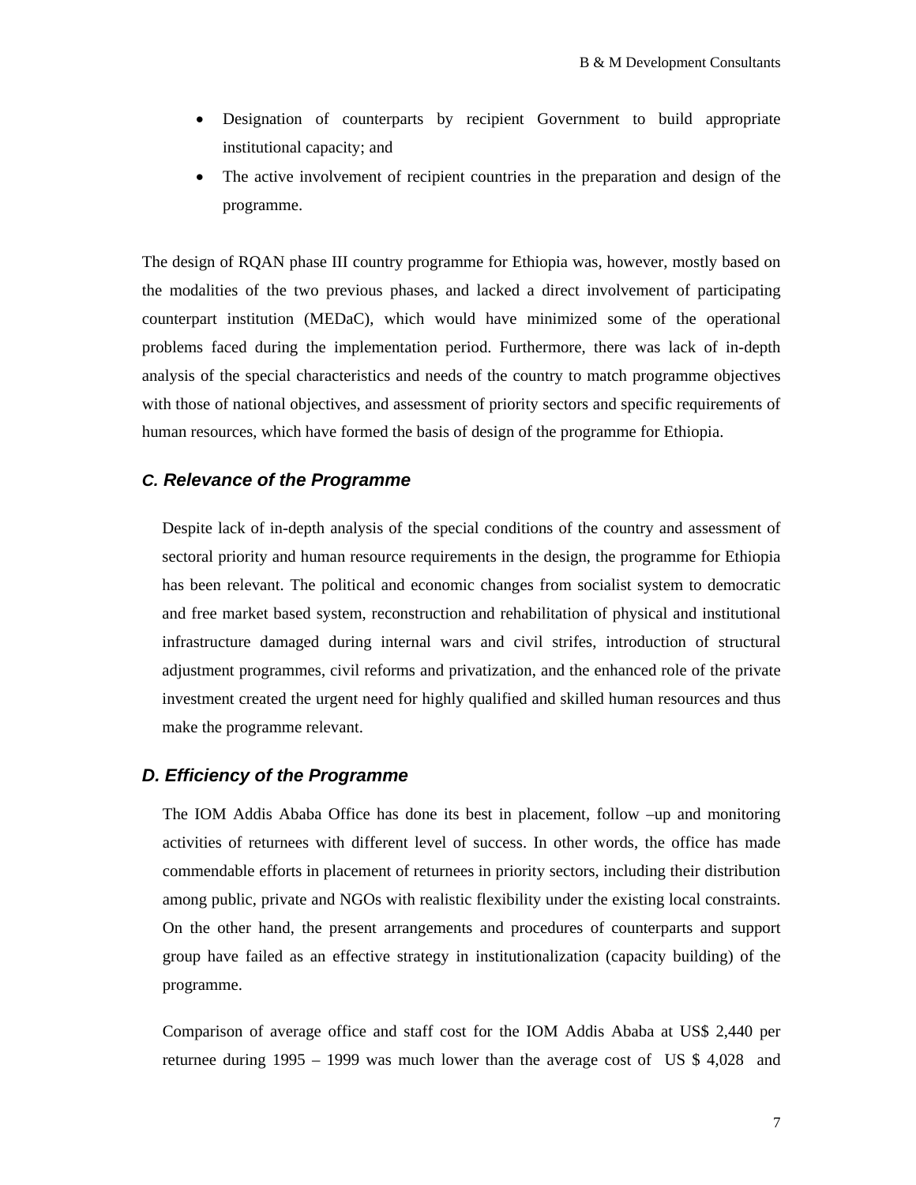- Designation of counterparts by recipient Government to build appropriate institutional capacity; and
- The active involvement of recipient countries in the preparation and design of the programme.

The design of RQAN phase III country programme for Ethiopia was, however, mostly based on the modalities of the two previous phases, and lacked a direct involvement of participating counterpart institution (MEDaC), which would have minimized some of the operational problems faced during the implementation period. Furthermore, there was lack of in-depth analysis of the special characteristics and needs of the country to match programme objectives with those of national objectives, and assessment of priority sectors and specific requirements of human resources, which have formed the basis of design of the programme for Ethiopia.

### *C. Relevance of the Programme*

Despite lack of in-depth analysis of the special conditions of the country and assessment of sectoral priority and human resource requirements in the design, the programme for Ethiopia has been relevant. The political and economic changes from socialist system to democratic and free market based system, reconstruction and rehabilitation of physical and institutional infrastructure damaged during internal wars and civil strifes, introduction of structural adjustment programmes, civil reforms and privatization, and the enhanced role of the private investment created the urgent need for highly qualified and skilled human resources and thus make the programme relevant.

### *D. Efficiency of the Programme*

The IOM Addis Ababa Office has done its best in placement, follow –up and monitoring activities of returnees with different level of success. In other words, the office has made commendable efforts in placement of returnees in priority sectors, including their distribution among public, private and NGOs with realistic flexibility under the existing local constraints. On the other hand, the present arrangements and procedures of counterparts and support group have failed as an effective strategy in institutionalization (capacity building) of the programme.

Comparison of average office and staff cost for the IOM Addis Ababa at US$ 2,440 per returnee during 1995 – 1999 was much lower than the average cost of US $ 4,028 and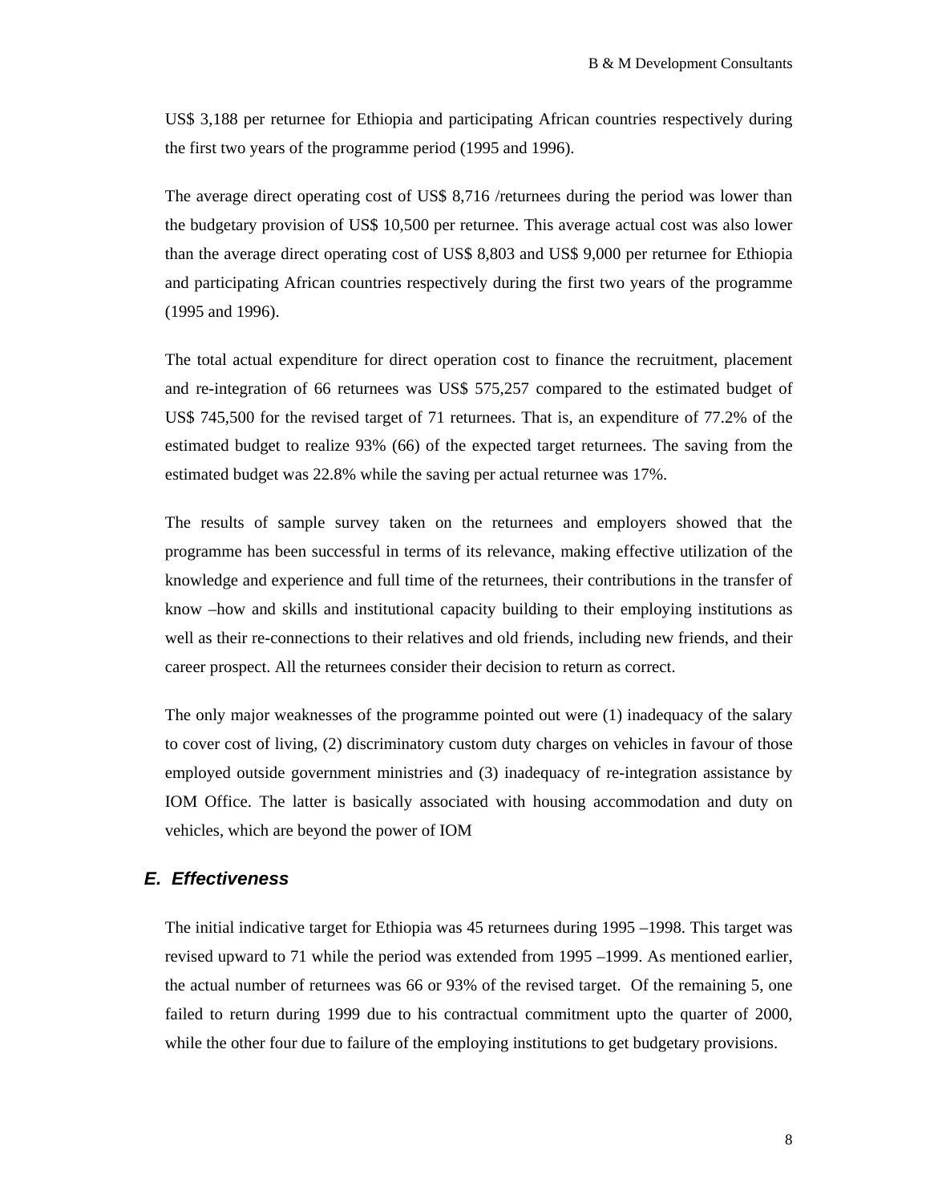US$ 3,188 per returnee for Ethiopia and participating African countries respectively during the first two years of the programme period (1995 and 1996).

The average direct operating cost of US$ 8,716 /returnees during the period was lower than the budgetary provision of US$ 10,500 per returnee. This average actual cost was also lower than the average direct operating cost of US$ 8,803 and US$ 9,000 per returnee for Ethiopia and participating African countries respectively during the first two years of the programme (1995 and 1996).

The total actual expenditure for direct operation cost to finance the recruitment, placement and re-integration of 66 returnees was US$ 575,257 compared to the estimated budget of US$ 745,500 for the revised target of 71 returnees. That is, an expenditure of 77.2% of the estimated budget to realize 93% (66) of the expected target returnees. The saving from the estimated budget was 22.8% while the saving per actual returnee was 17%.

The results of sample survey taken on the returnees and employers showed that the programme has been successful in terms of its relevance, making effective utilization of the knowledge and experience and full time of the returnees, their contributions in the transfer of know –how and skills and institutional capacity building to their employing institutions as well as their re-connections to their relatives and old friends, including new friends, and their career prospect. All the returnees consider their decision to return as correct.

The only major weaknesses of the programme pointed out were (1) inadequacy of the salary to cover cost of living, (2) discriminatory custom duty charges on vehicles in favour of those employed outside government ministries and (3) inadequacy of re-integration assistance by IOM Office. The latter is basically associated with housing accommodation and duty on vehicles, which are beyond the power of IOM

## *E. Effectiveness*

The initial indicative target for Ethiopia was 45 returnees during 1995 –1998. This target was revised upward to 71 while the period was extended from 1995 –1999. As mentioned earlier, the actual number of returnees was 66 or 93% of the revised target. Of the remaining 5, one failed to return during 1999 due to his contractual commitment upto the quarter of 2000, while the other four due to failure of the employing institutions to get budgetary provisions.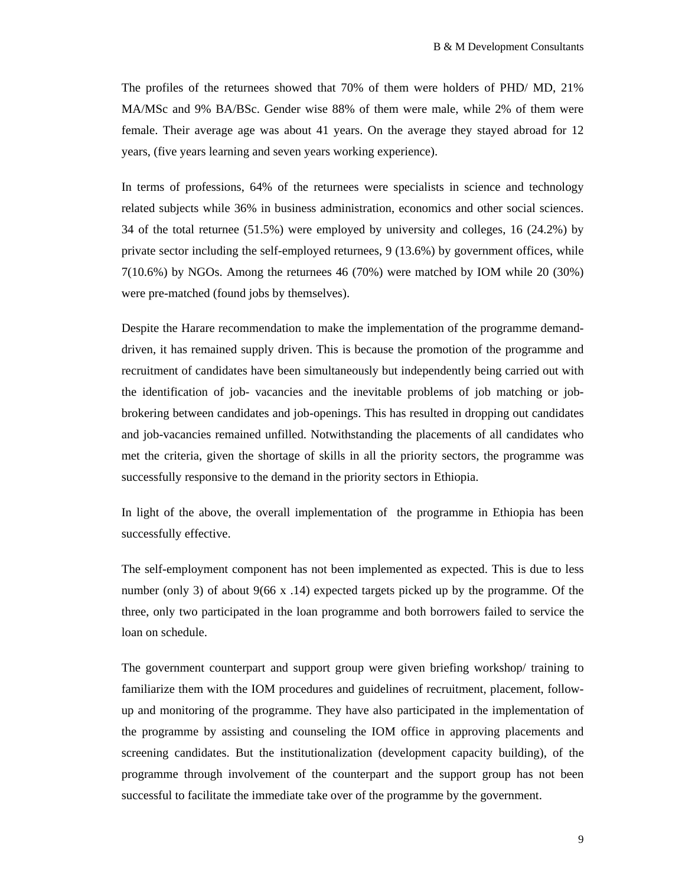The profiles of the returnees showed that 70% of them were holders of PHD/ MD, 21% MA/MSc and 9% BA/BSc. Gender wise 88% of them were male, while 2% of them were female. Their average age was about 41 years. On the average they stayed abroad for 12 years, (five years learning and seven years working experience).

In terms of professions, 64% of the returnees were specialists in science and technology related subjects while 36% in business administration, economics and other social sciences. 34 of the total returnee (51.5%) were employed by university and colleges, 16 (24.2%) by private sector including the self-employed returnees, 9 (13.6%) by government offices, while 7(10.6%) by NGOs. Among the returnees 46 (70%) were matched by IOM while 20 (30%) were pre-matched (found jobs by themselves).

Despite the Harare recommendation to make the implementation of the programme demand-driven, it has remained supply driven. This is because the promotion of the programme and recruitment of candidates have been simultaneously but independently being carried out with the identification of job- vacancies and the inevitable problems of job matching or job-brokering between candidates and job-openings. This has resulted in dropping out candidates and job-vacancies remained unfilled. Notwithstanding the placements of all candidates who met the criteria, given the shortage of skills in all the priority sectors, the programme was successfully responsive to the demand in the priority sectors in Ethiopia.

In light of the above, the overall implementation of the programme in Ethiopia has been successfully effective.

The self-employment component has not been implemented as expected. This is due to less number (only 3) of about 9(66 x .14) expected targets picked up by the programme. Of the three, only two participated in the loan programme and both borrowers failed to service the loan on schedule.

The government counterpart and support group were given briefing workshop/ training to familiarize them with the IOM procedures and guidelines of recruitment, placement, follow-up and monitoring of the programme. They have also participated in the implementation of the programme by assisting and counseling the IOM office in approving placements and screening candidates. But the institutionalization (development capacity building), of the programme through involvement of the counterpart and the support group has not been successful to facilitate the immediate take over of the programme by the government.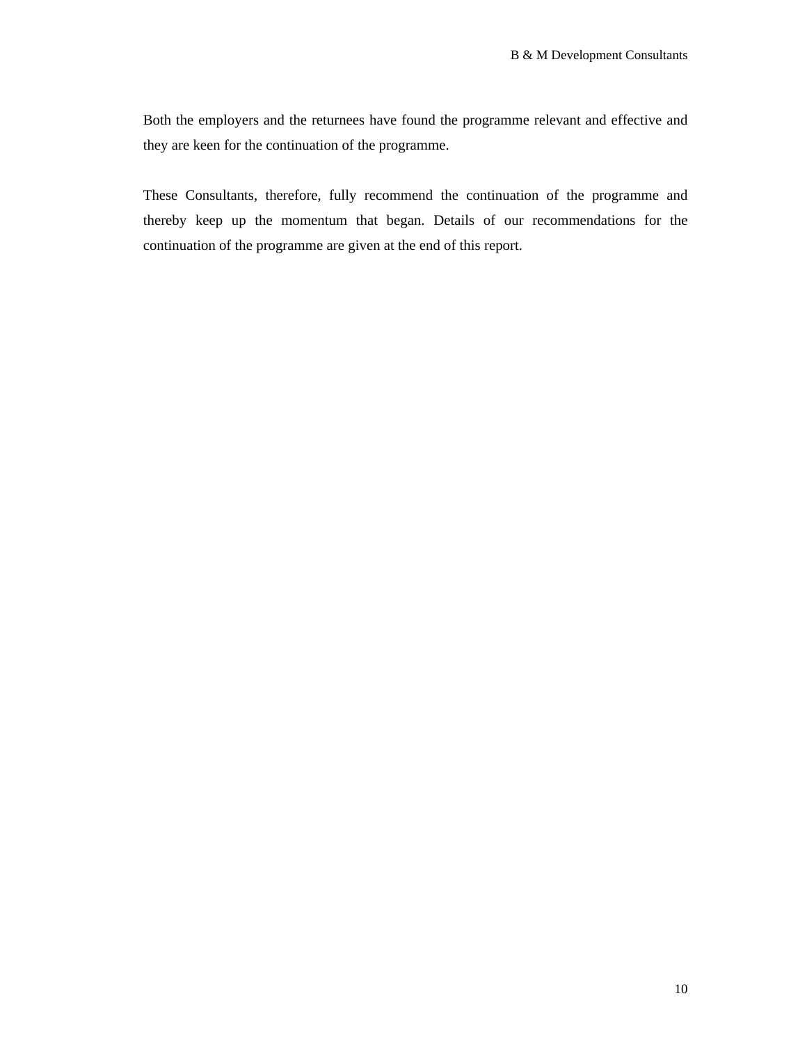Both the employers and the returnees have found the programme relevant and effective and they are keen for the continuation of the programme.

These Consultants, therefore, fully recommend the continuation of the programme and thereby keep up the momentum that began. Details of our recommendations for the continuation of the programme are given at the end of this report.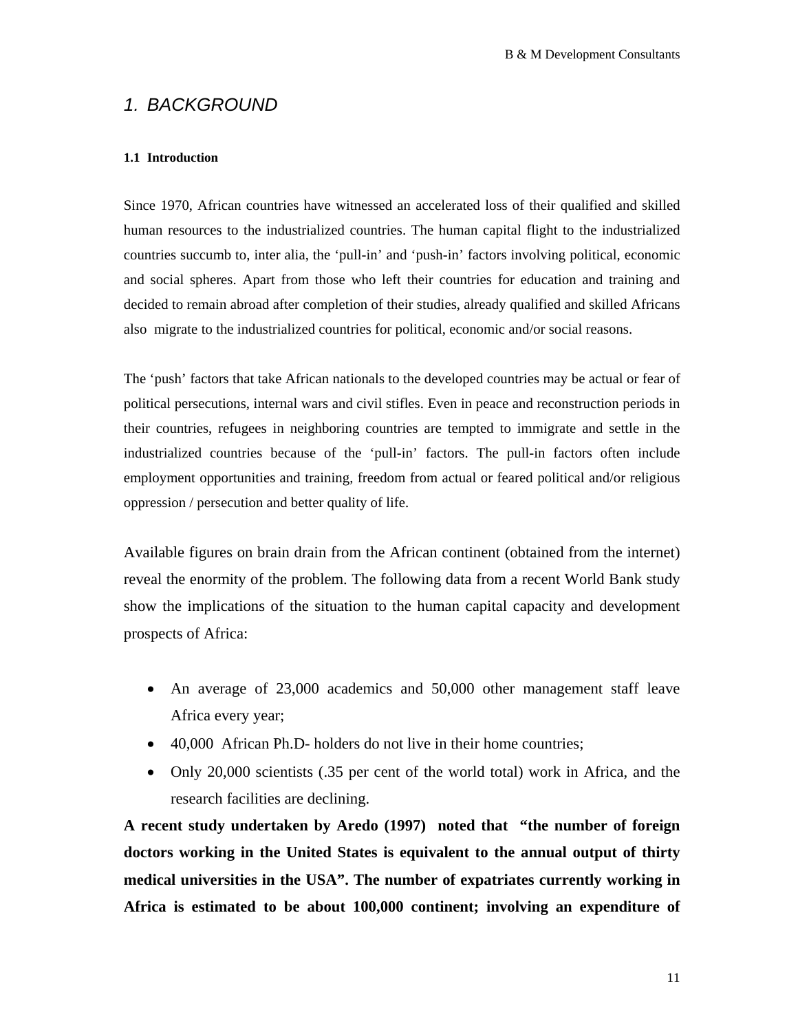# *1. BACKGROUND*

### 1.1 Introduction

Since 1970, African countries have witnessed an accelerated loss of their qualified and skilled human resources to the industrialized countries. The human capital flight to the industrialized countries succumb to, inter alia, the 'pull-in' and 'push-in' factors involving political, economic and social spheres. Apart from those who left their countries for education and training and decided to remain abroad after completion of their studies, already qualified and skilled Africans also migrate to the industrialized countries for political, economic and/or social reasons.

The 'push' factors that take African nationals to the developed countries may be actual or fear of political persecutions, internal wars and civil stifles. Even in peace and reconstruction periods in their countries, refugees in neighboring countries are tempted to immigrate and settle in the industrialized countries because of the 'pull-in' factors. The pull-in factors often include employment opportunities and training, freedom from actual or feared political and/or religious oppression / persecution and better quality of life.

Available figures on brain drain from the African continent (obtained from the internet) reveal the enormity of the problem. The following data from a recent World Bank study show the implications of the situation to the human capital capacity and development prospects of Africa:

- An average of 23,000 academics and 50,000 other management staff leave Africa every year;
- 40,000 African Ph.D- holders do not live in their home countries;
- Only 20,000 scientists (.35 per cent of the world total) work in Africa, and the research facilities are declining.

**A recent study undertaken by Aredo (1997) noted that "the number of foreign doctors working in the United States is equivalent to the annual output of thirty medical universities in the USA". The number of expatriates currently working in Africa is estimated to be about 100,000 continent; involving an expenditure of**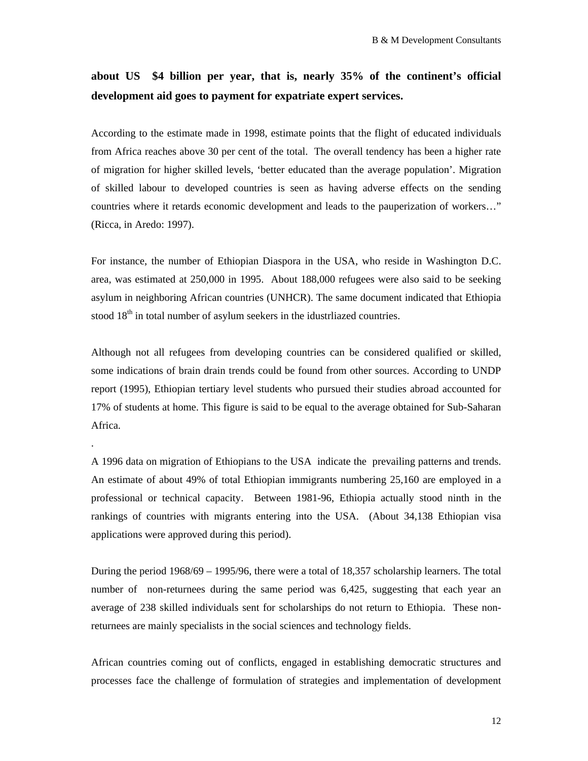**about US $4 billion per year, that is, nearly 35% of the continent's official development aid goes to payment for expatriate expert services.**

According to the estimate made in 1998, estimate points that the flight of educated individuals from Africa reaches above 30 per cent of the total. The overall tendency has been a higher rate of migration for higher skilled levels, 'better educated than the average population'. Migration of skilled labour to developed countries is seen as having adverse effects on the sending countries where it retards economic development and leads to the pauperization of workers…" (Ricca, in Aredo: 1997).

For instance, the number of Ethiopian Diaspora in the USA, who reside in Washington D.C. area, was estimated at 250,000 in 1995. About 188,000 refugees were also said to be seeking asylum in neighboring African countries (UNHCR). The same document indicated that Ethiopia stood 18th in total number of asylum seekers in the idustrliazed countries.

Although not all refugees from developing countries can be considered qualified or skilled, some indications of brain drain trends could be found from other sources. According to UNDP report (1995), Ethiopian tertiary level students who pursued their studies abroad accounted for 17% of students at home. This figure is said to be equal to the average obtained for Sub-Saharan Africa.

.

A 1996 data on migration of Ethiopians to the USA indicate the prevailing patterns and trends. An estimate of about 49% of total Ethiopian immigrants numbering 25,160 are employed in a professional or technical capacity. Between 1981-96, Ethiopia actually stood ninth in the rankings of countries with migrants entering into the USA. (About 34,138 Ethiopian visa applications were approved during this period).

During the period 1968/69 – 1995/96, there were a total of 18,357 scholarship learners. The total number of non-returnees during the same period was 6,425, suggesting that each year an average of 238 skilled individuals sent for scholarships do not return to Ethiopia. These non-returnees are mainly specialists in the social sciences and technology fields.

African countries coming out of conflicts, engaged in establishing democratic structures and processes face the challenge of formulation of strategies and implementation of development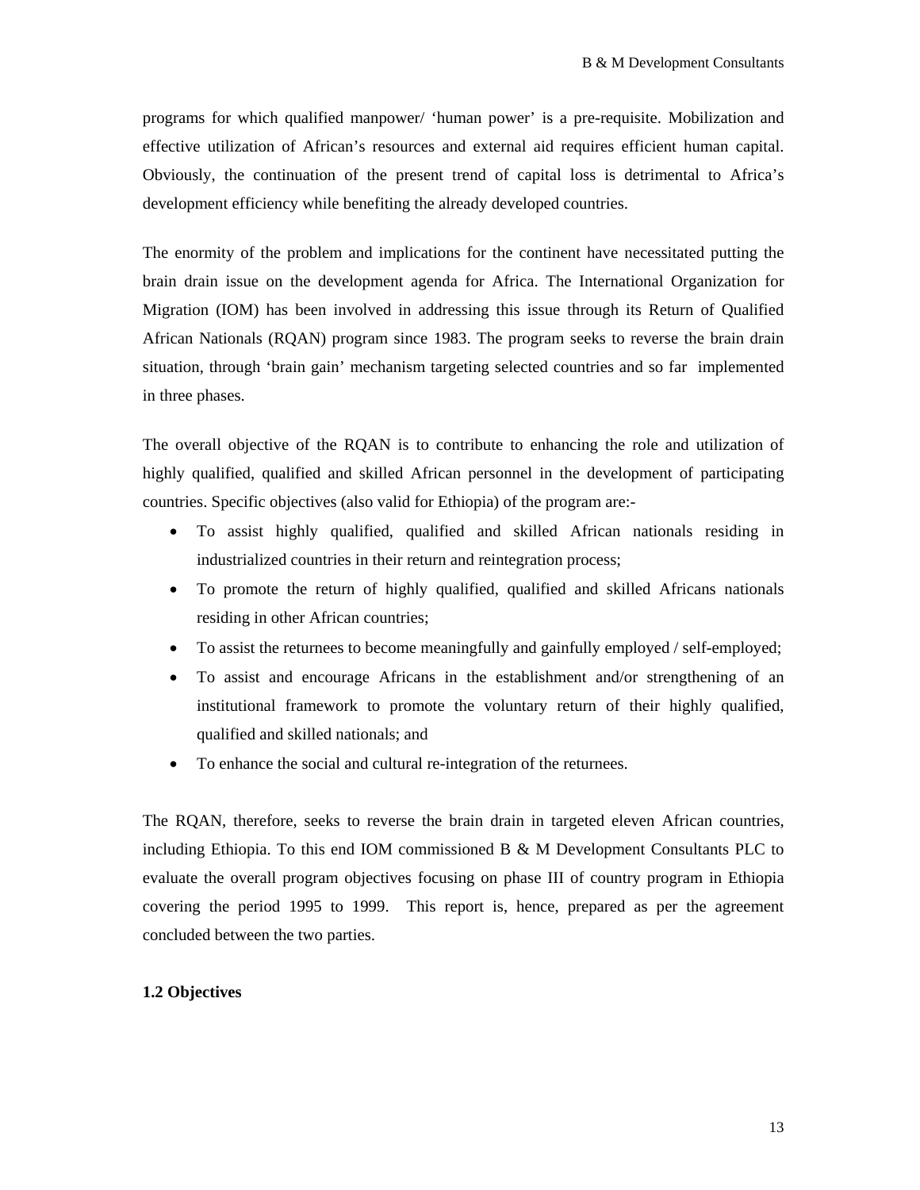programs for which qualified manpower/ 'human power' is a pre-requisite. Mobilization and effective utilization of African's resources and external aid requires efficient human capital. Obviously, the continuation of the present trend of capital loss is detrimental to Africa's development efficiency while benefiting the already developed countries.

The enormity of the problem and implications for the continent have necessitated putting the brain drain issue on the development agenda for Africa. The International Organization for Migration (IOM) has been involved in addressing this issue through its Return of Qualified African Nationals (RQAN) program since 1983. The program seeks to reverse the brain drain situation, through 'brain gain' mechanism targeting selected countries and so far implemented in three phases.

The overall objective of the RQAN is to contribute to enhancing the role and utilization of highly qualified, qualified and skilled African personnel in the development of participating countries. Specific objectives (also valid for Ethiopia) of the program are:-

- To assist highly qualified, qualified and skilled African nationals residing in industrialized countries in their return and reintegration process;
- To promote the return of highly qualified, qualified and skilled Africans nationals residing in other African countries;
- To assist the returnees to become meaningfully and gainfully employed / self-employed;
- To assist and encourage Africans in the establishment and/or strengthening of an institutional framework to promote the voluntary return of their highly qualified, qualified and skilled nationals; and
- To enhance the social and cultural re-integration of the returnees.

The RQAN, therefore, seeks to reverse the brain drain in targeted eleven African countries, including Ethiopia. To this end IOM commissioned B & M Development Consultants PLC to evaluate the overall program objectives focusing on phase III of country program in Ethiopia covering the period 1995 to 1999. This report is, hence, prepared as per the agreement concluded between the two parties.

### 1.2 Objectives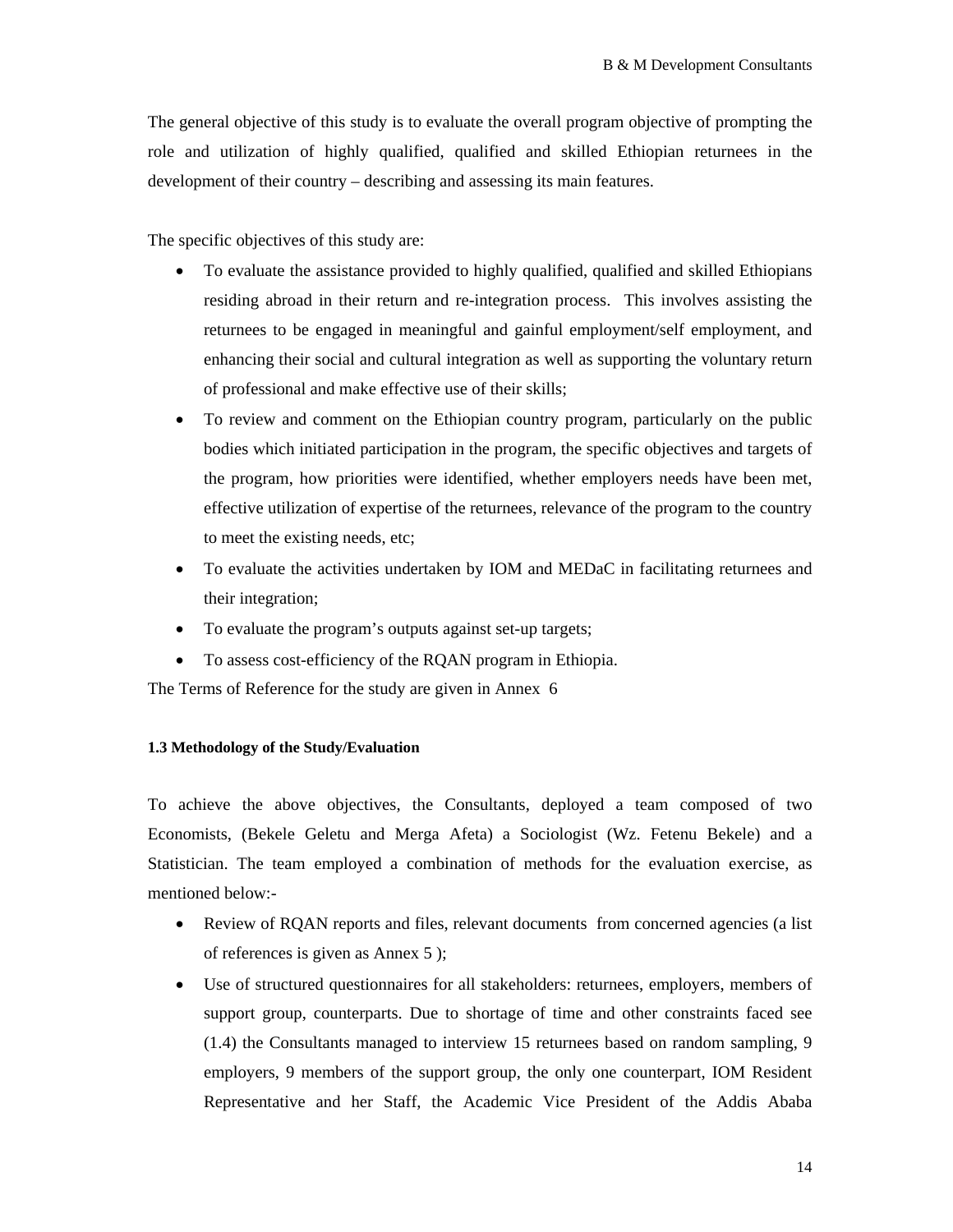The general objective of this study is to evaluate the overall program objective of prompting the role and utilization of highly qualified, qualified and skilled Ethiopian returnees in the development of their country – describing and assessing its main features.

The specific objectives of this study are:

- To evaluate the assistance provided to highly qualified, qualified and skilled Ethiopians residing abroad in their return and re-integration process. This involves assisting the returnees to be engaged in meaningful and gainful employment/self employment, and enhancing their social and cultural integration as well as supporting the voluntary return of professional and make effective use of their skills;
- To review and comment on the Ethiopian country program, particularly on the public bodies which initiated participation in the program, the specific objectives and targets of the program, how priorities were identified, whether employers needs have been met, effective utilization of expertise of the returnees, relevance of the program to the country to meet the existing needs, etc;
- To evaluate the activities undertaken by IOM and MEDaC in facilitating returnees and their integration;
- To evaluate the program's outputs against set-up targets;
- To assess cost-efficiency of the RQAN program in Ethiopia.

The Terms of Reference for the study are given in Annex 6

#### 1.3 Methodology of the Study/Evaluation

To achieve the above objectives, the Consultants, deployed a team composed of two Economists, (Bekele Geletu and Merga Afeta) a Sociologist (Wz. Fetenu Bekele) and a Statistician. The team employed a combination of methods for the evaluation exercise, as mentioned below:-

- Review of RQAN reports and files, relevant documents from concerned agencies (a list of references is given as Annex 5 );
- Use of structured questionnaires for all stakeholders: returnees, employers, members of support group, counterparts. Due to shortage of time and other constraints faced see (1.4) the Consultants managed to interview 15 returnees based on random sampling, 9 employers, 9 members of the support group, the only one counterpart, IOM Resident Representative and her Staff, the Academic Vice President of the Addis Ababa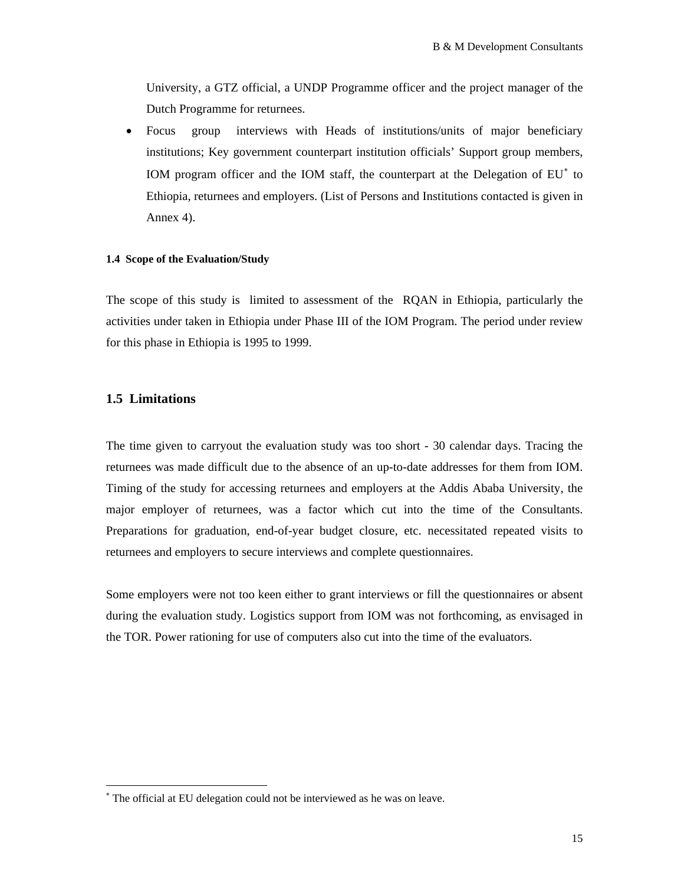University, a GTZ official, a UNDP Programme officer and the project manager of the Dutch Programme for returnees.

- Focus group interviews with Heads of institutions/units of major beneficiary institutions; Key government counterpart institution officials' Support group members, IOM program officer and the IOM staff, the counterpart at the Delegation of EU* to Ethiopia, returnees and employers. (List of Persons and Institutions contacted is given in Annex 4).

#### 1.4 Scope of the Evaluation/Study

The scope of this study is limited to assessment of the RQAN in Ethiopia, particularly the activities under taken in Ethiopia under Phase III of the IOM Program. The period under review for this phase in Ethiopia is 1995 to 1999.

### 1.5 Limitations

The time given to carryout the evaluation study was too short - 30 calendar days. Tracing the returnees was made difficult due to the absence of an up-to-date addresses for them from IOM. Timing of the study for accessing returnees and employers at the Addis Ababa University, the major employer of returnees, was a factor which cut into the time of the Consultants. Preparations for graduation, end-of-year budget closure, etc. necessitated repeated visits to returnees and employers to secure interviews and complete questionnaires.

Some employers were not too keen either to grant interviews or fill the questionnaires or absent during the evaluation study. Logistics support from IOM was not forthcoming, as envisaged in the TOR. Power rationing for use of computers also cut into the time of the evaluators.

---

* The official at EU delegation could not be interviewed as he was on leave.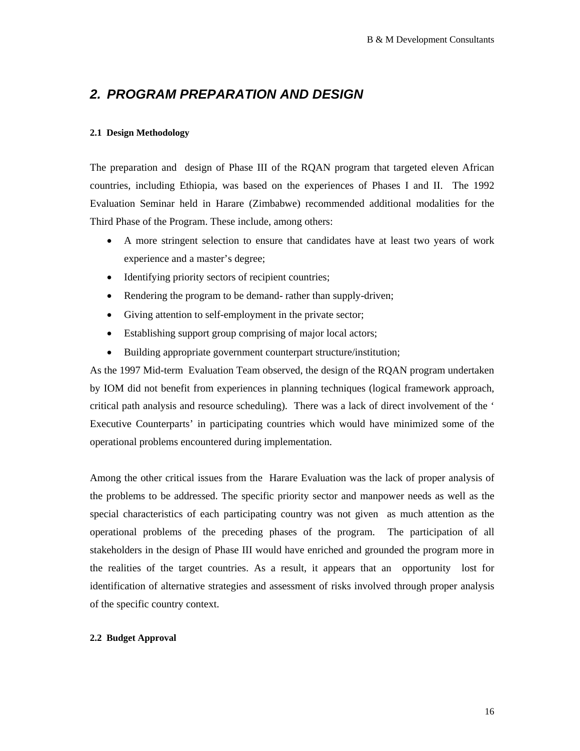## 2. PROGRAM PREPARATION AND DESIGN

### 2.1 Design Methodology

The preparation and design of Phase III of the RQAN program that targeted eleven African countries, including Ethiopia, was based on the experiences of Phases I and II. The 1992 Evaluation Seminar held in Harare (Zimbabwe) recommended additional modalities for the Third Phase of the Program. These include, among others:

- A more stringent selection to ensure that candidates have at least two years of work experience and a master's degree;
- Identifying priority sectors of recipient countries;
- Rendering the program to be demand- rather than supply-driven;
- Giving attention to self-employment in the private sector;
- Establishing support group comprising of major local actors;
- Building appropriate government counterpart structure/institution;

As the 1997 Mid-term Evaluation Team observed, the design of the RQAN program undertaken by IOM did not benefit from experiences in planning techniques (logical framework approach, critical path analysis and resource scheduling). There was a lack of direct involvement of the ' Executive Counterparts' in participating countries which would have minimized some of the operational problems encountered during implementation.

Among the other critical issues from the Harare Evaluation was the lack of proper analysis of the problems to be addressed. The specific priority sector and manpower needs as well as the special characteristics of each participating country was not given as much attention as the operational problems of the preceding phases of the program. The participation of all stakeholders in the design of Phase III would have enriched and grounded the program more in the realities of the target countries. As a result, it appears that an opportunity lost for identification of alternative strategies and assessment of risks involved through proper analysis of the specific country context.

### 2.2 Budget Approval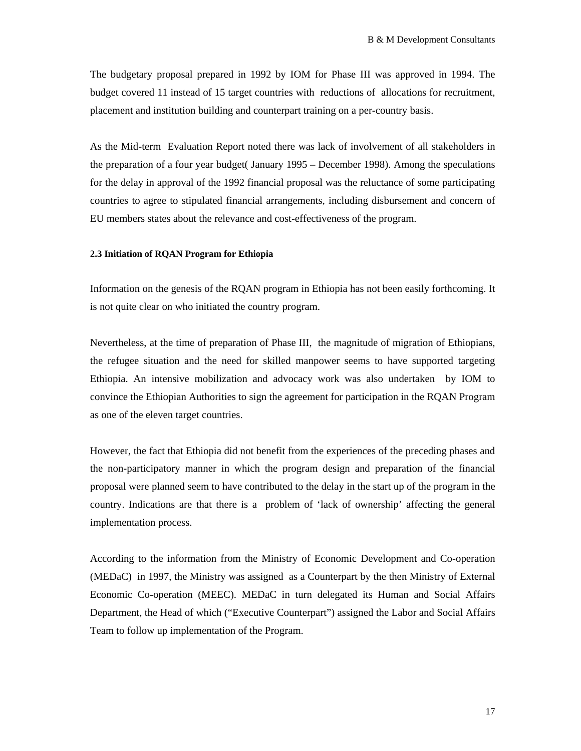The budgetary proposal prepared in 1992 by IOM for Phase III was approved in 1994. The budget covered 11 instead of 15 target countries with reductions of allocations for recruitment, placement and institution building and counterpart training on a per-country basis.

As the Mid-term Evaluation Report noted there was lack of involvement of all stakeholders in the preparation of a four year budget( January 1995 – December 1998). Among the speculations for the delay in approval of the 1992 financial proposal was the reluctance of some participating countries to agree to stipulated financial arrangements, including disbursement and concern of EU members states about the relevance and cost-effectiveness of the program.

#### 2.3 Initiation of RQAN Program for Ethiopia

Information on the genesis of the RQAN program in Ethiopia has not been easily forthcoming. It is not quite clear on who initiated the country program.

Nevertheless, at the time of preparation of Phase III, the magnitude of migration of Ethiopians, the refugee situation and the need for skilled manpower seems to have supported targeting Ethiopia. An intensive mobilization and advocacy work was also undertaken by IOM to convince the Ethiopian Authorities to sign the agreement for participation in the RQAN Program as one of the eleven target countries.

However, the fact that Ethiopia did not benefit from the experiences of the preceding phases and the non-participatory manner in which the program design and preparation of the financial proposal were planned seem to have contributed to the delay in the start up of the program in the country. Indications are that there is a problem of 'lack of ownership' affecting the general implementation process.

According to the information from the Ministry of Economic Development and Co-operation (MEDaC) in 1997, the Ministry was assigned as a Counterpart by the then Ministry of External Economic Co-operation (MEEC). MEDaC in turn delegated its Human and Social Affairs Department, the Head of which ("Executive Counterpart") assigned the Labor and Social Affairs Team to follow up implementation of the Program.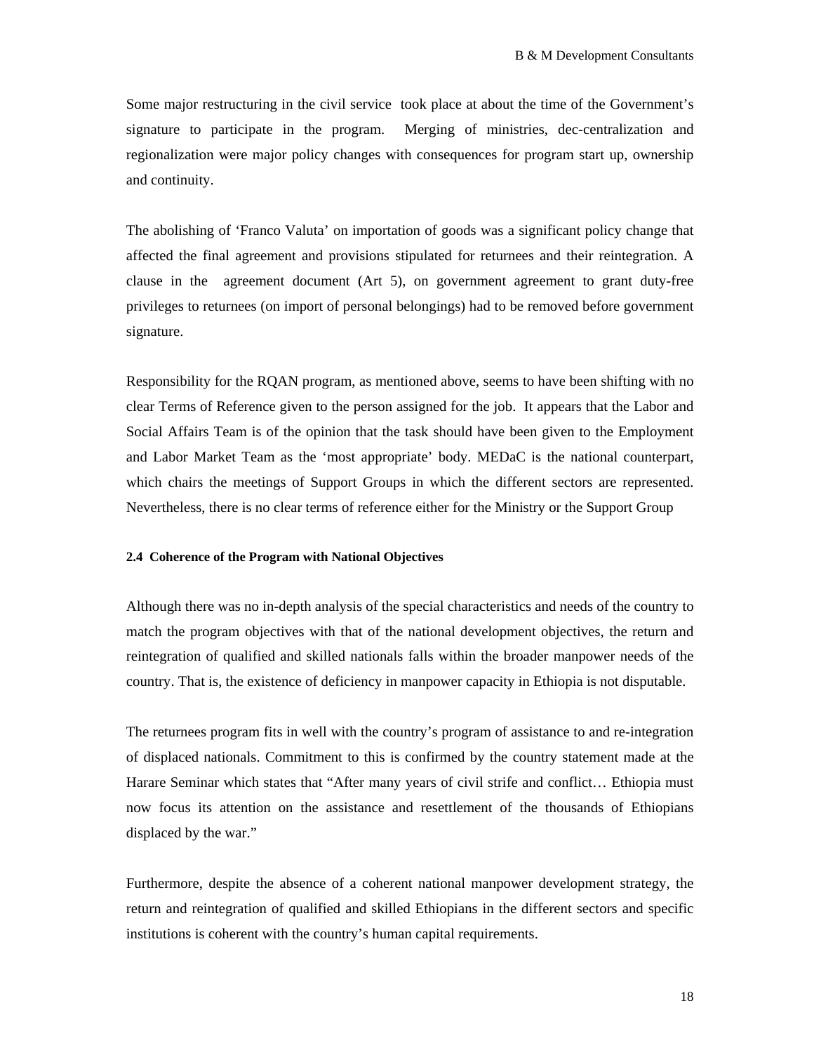Some major restructuring in the civil service took place at about the time of the Government's signature to participate in the program. Merging of ministries, dec-centralization and regionalization were major policy changes with consequences for program start up, ownership and continuity.

The abolishing of 'Franco Valuta' on importation of goods was a significant policy change that affected the final agreement and provisions stipulated for returnees and their reintegration. A clause in the agreement document (Art 5), on government agreement to grant duty-free privileges to returnees (on import of personal belongings) had to be removed before government signature.

Responsibility for the RQAN program, as mentioned above, seems to have been shifting with no clear Terms of Reference given to the person assigned for the job. It appears that the Labor and Social Affairs Team is of the opinion that the task should have been given to the Employment and Labor Market Team as the 'most appropriate' body. MEDaC is the national counterpart, which chairs the meetings of Support Groups in which the different sectors are represented. Nevertheless, there is no clear terms of reference either for the Ministry or the Support Group

#### 2.4 Coherence of the Program with National Objectives

Although there was no in-depth analysis of the special characteristics and needs of the country to match the program objectives with that of the national development objectives, the return and reintegration of qualified and skilled nationals falls within the broader manpower needs of the country. That is, the existence of deficiency in manpower capacity in Ethiopia is not disputable.

The returnees program fits in well with the country's program of assistance to and re-integration of displaced nationals. Commitment to this is confirmed by the country statement made at the Harare Seminar which states that "After many years of civil strife and conflict… Ethiopia must now focus its attention on the assistance and resettlement of the thousands of Ethiopians displaced by the war."

Furthermore, despite the absence of a coherent national manpower development strategy, the return and reintegration of qualified and skilled Ethiopians in the different sectors and specific institutions is coherent with the country's human capital requirements.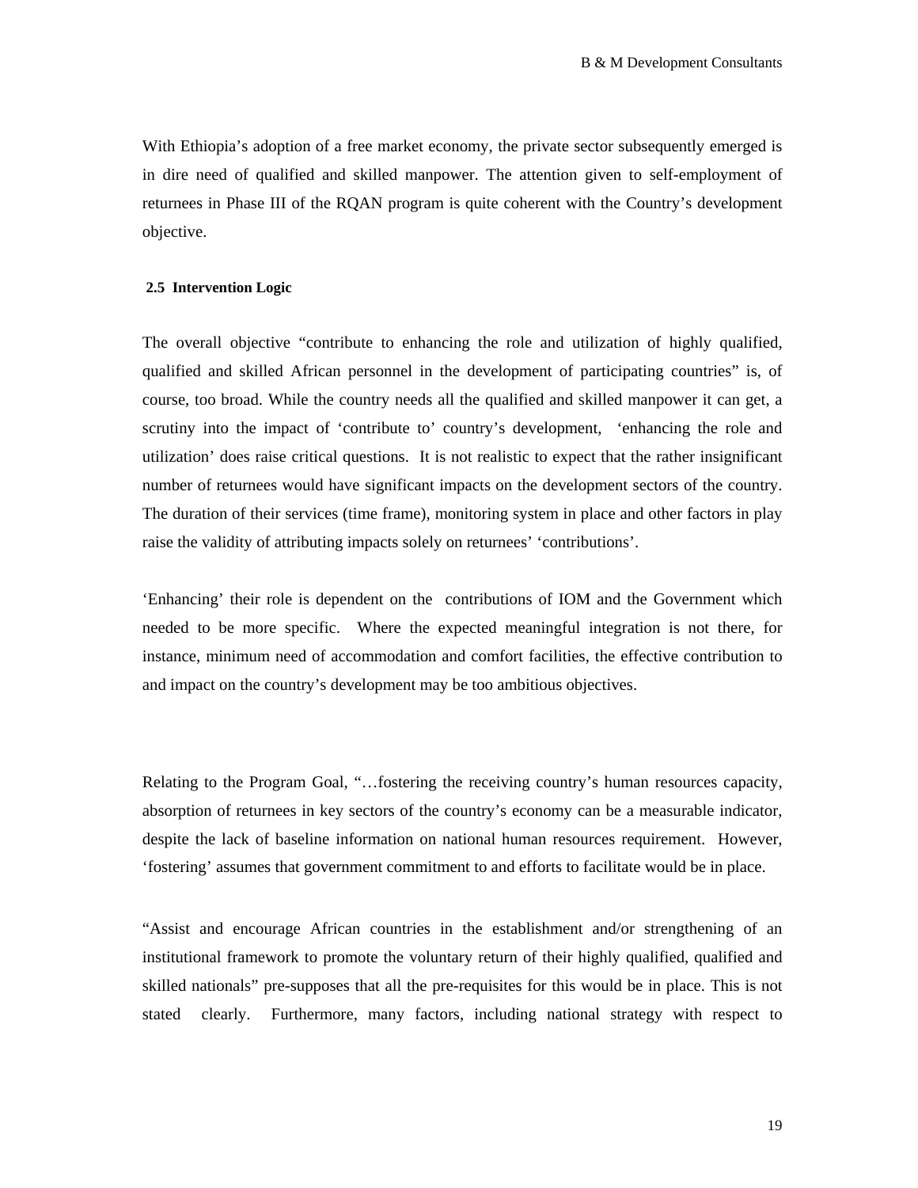With Ethiopia's adoption of a free market economy, the private sector subsequently emerged is in dire need of qualified and skilled manpower. The attention given to self-employment of returnees in Phase III of the RQAN program is quite coherent with the Country's development objective.

### 2.5 Intervention Logic

The overall objective "contribute to enhancing the role and utilization of highly qualified, qualified and skilled African personnel in the development of participating countries" is, of course, too broad. While the country needs all the qualified and skilled manpower it can get, a scrutiny into the impact of 'contribute to' country's development, 'enhancing the role and utilization' does raise critical questions. It is not realistic to expect that the rather insignificant number of returnees would have significant impacts on the development sectors of the country. The duration of their services (time frame), monitoring system in place and other factors in play raise the validity of attributing impacts solely on returnees' 'contributions'.

'Enhancing' their role is dependent on the contributions of IOM and the Government which needed to be more specific. Where the expected meaningful integration is not there, for instance, minimum need of accommodation and comfort facilities, the effective contribution to and impact on the country's development may be too ambitious objectives.

Relating to the Program Goal, "…fostering the receiving country's human resources capacity, absorption of returnees in key sectors of the country's economy can be a measurable indicator, despite the lack of baseline information on national human resources requirement. However, 'fostering' assumes that government commitment to and efforts to facilitate would be in place.

"Assist and encourage African countries in the establishment and/or strengthening of an institutional framework to promote the voluntary return of their highly qualified, qualified and skilled nationals" pre-supposes that all the pre-requisites for this would be in place. This is not stated clearly. Furthermore, many factors, including national strategy with respect to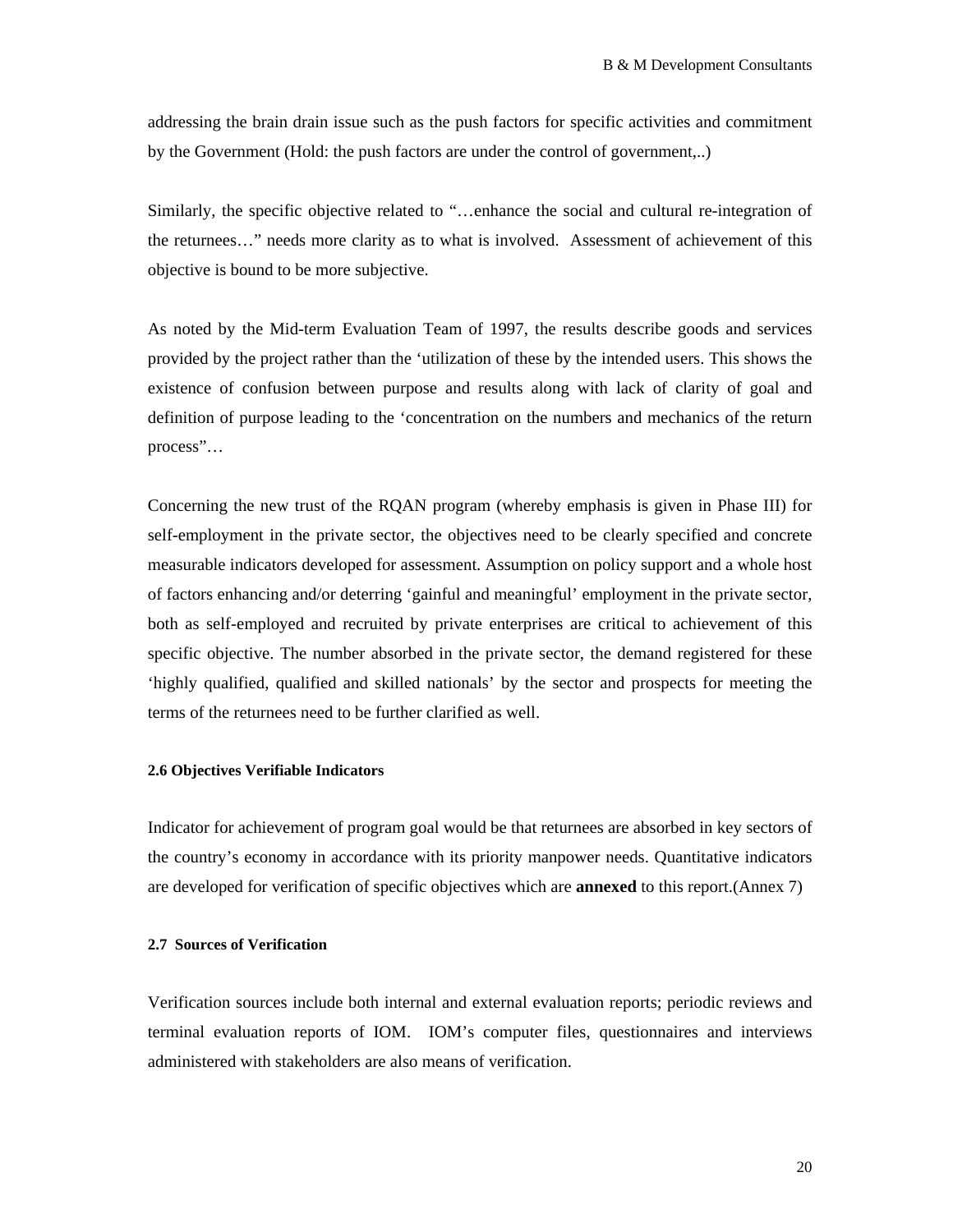addressing the brain drain issue such as the push factors for specific activities and commitment by the Government (Hold: the push factors are under the control of government,..)

Similarly, the specific objective related to "…enhance the social and cultural re-integration of the returnees…" needs more clarity as to what is involved. Assessment of achievement of this objective is bound to be more subjective.

As noted by the Mid-term Evaluation Team of 1997, the results describe goods and services provided by the project rather than the 'utilization of these by the intended users. This shows the existence of confusion between purpose and results along with lack of clarity of goal and definition of purpose leading to the 'concentration on the numbers and mechanics of the return process"…

Concerning the new trust of the RQAN program (whereby emphasis is given in Phase III) for self-employment in the private sector, the objectives need to be clearly specified and concrete measurable indicators developed for assessment. Assumption on policy support and a whole host of factors enhancing and/or deterring 'gainful and meaningful' employment in the private sector, both as self-employed and recruited by private enterprises are critical to achievement of this specific objective. The number absorbed in the private sector, the demand registered for these 'highly qualified, qualified and skilled nationals' by the sector and prospects for meeting the terms of the returnees need to be further clarified as well.

#### 2.6 Objectives Verifiable Indicators

Indicator for achievement of program goal would be that returnees are absorbed in key sectors of the country's economy in accordance with its priority manpower needs. Quantitative indicators are developed for verification of specific objectives which are **annexed** to this report.(Annex 7)

#### 2.7 Sources of Verification

Verification sources include both internal and external evaluation reports; periodic reviews and terminal evaluation reports of IOM. IOM's computer files, questionnaires and interviews administered with stakeholders are also means of verification.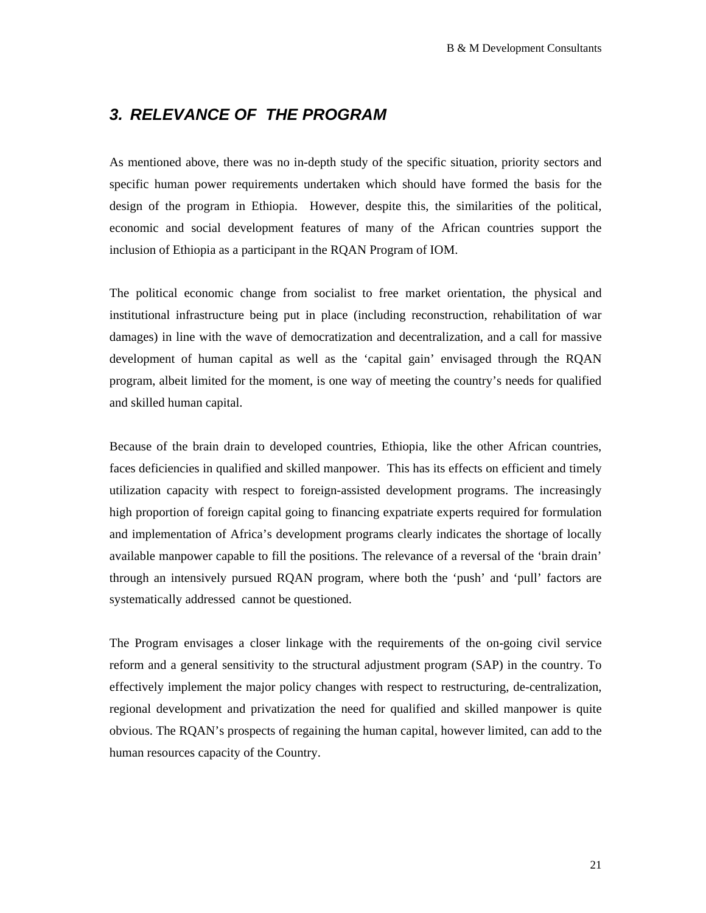## *3. RELEVANCE OF THE PROGRAM*

As mentioned above, there was no in-depth study of the specific situation, priority sectors and specific human power requirements undertaken which should have formed the basis for the design of the program in Ethiopia. However, despite this, the similarities of the political, economic and social development features of many of the African countries support the inclusion of Ethiopia as a participant in the RQAN Program of IOM.

The political economic change from socialist to free market orientation, the physical and institutional infrastructure being put in place (including reconstruction, rehabilitation of war damages) in line with the wave of democratization and decentralization, and a call for massive development of human capital as well as the 'capital gain' envisaged through the RQAN program, albeit limited for the moment, is one way of meeting the country's needs for qualified and skilled human capital.

Because of the brain drain to developed countries, Ethiopia, like the other African countries, faces deficiencies in qualified and skilled manpower. This has its effects on efficient and timely utilization capacity with respect to foreign-assisted development programs. The increasingly high proportion of foreign capital going to financing expatriate experts required for formulation and implementation of Africa's development programs clearly indicates the shortage of locally available manpower capable to fill the positions. The relevance of a reversal of the 'brain drain' through an intensively pursued RQAN program, where both the 'push' and 'pull' factors are systematically addressed cannot be questioned.

The Program envisages a closer linkage with the requirements of the on-going civil service reform and a general sensitivity to the structural adjustment program (SAP) in the country. To effectively implement the major policy changes with respect to restructuring, de-centralization, regional development and privatization the need for qualified and skilled manpower is quite obvious. The RQAN's prospects of regaining the human capital, however limited, can add to the human resources capacity of the Country.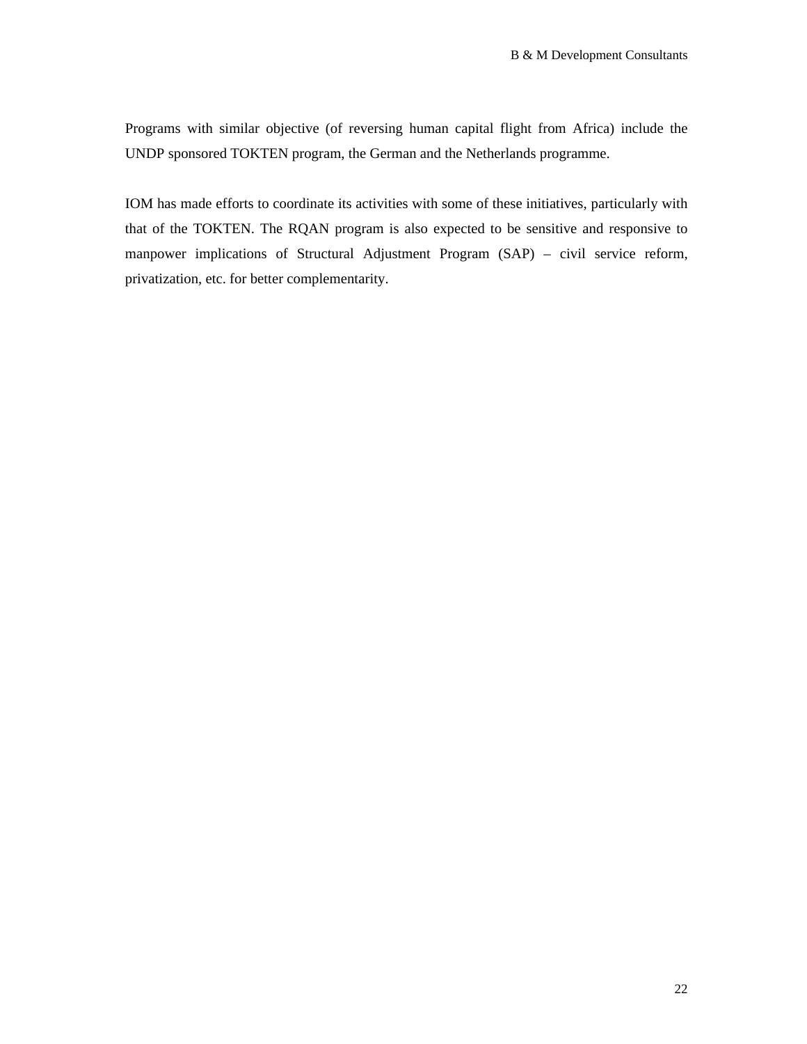Programs with similar objective (of reversing human capital flight from Africa) include the UNDP sponsored TOKTEN program, the German and the Netherlands programme.

IOM has made efforts to coordinate its activities with some of these initiatives, particularly with that of the TOKTEN. The RQAN program is also expected to be sensitive and responsive to manpower implications of Structural Adjustment Program (SAP) – civil service reform, privatization, etc. for better complementarity.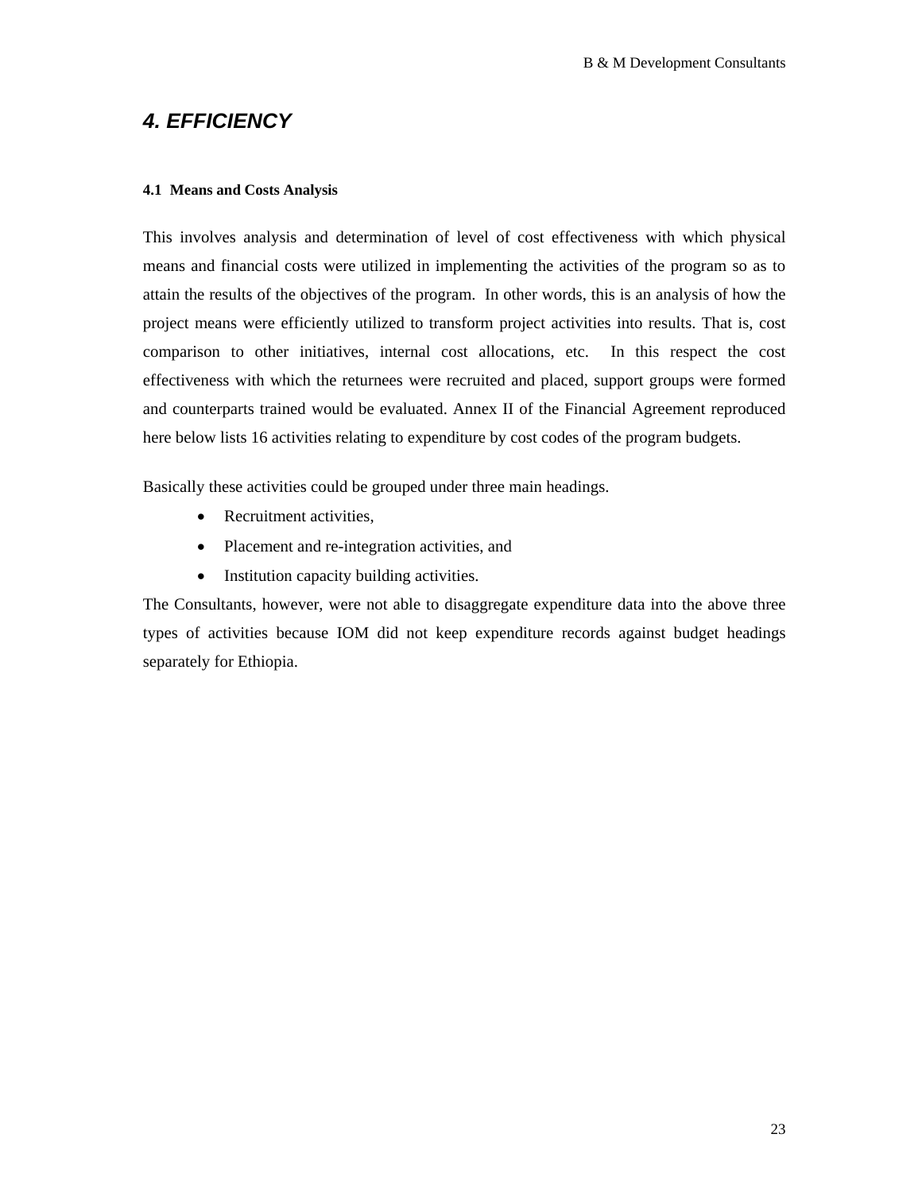# *4. EFFICIENCY*

#### 4.1 Means and Costs Analysis

This involves analysis and determination of level of cost effectiveness with which physical means and financial costs were utilized in implementing the activities of the program so as to attain the results of the objectives of the program. In other words, this is an analysis of how the project means were efficiently utilized to transform project activities into results. That is, cost comparison to other initiatives, internal cost allocations, etc. In this respect the cost effectiveness with which the returnees were recruited and placed, support groups were formed and counterparts trained would be evaluated. Annex II of the Financial Agreement reproduced here below lists 16 activities relating to expenditure by cost codes of the program budgets.

Basically these activities could be grouped under three main headings.

- Recruitment activities,
- Placement and re-integration activities, and
- Institution capacity building activities.

The Consultants, however, were not able to disaggregate expenditure data into the above three types of activities because IOM did not keep expenditure records against budget headings separately for Ethiopia.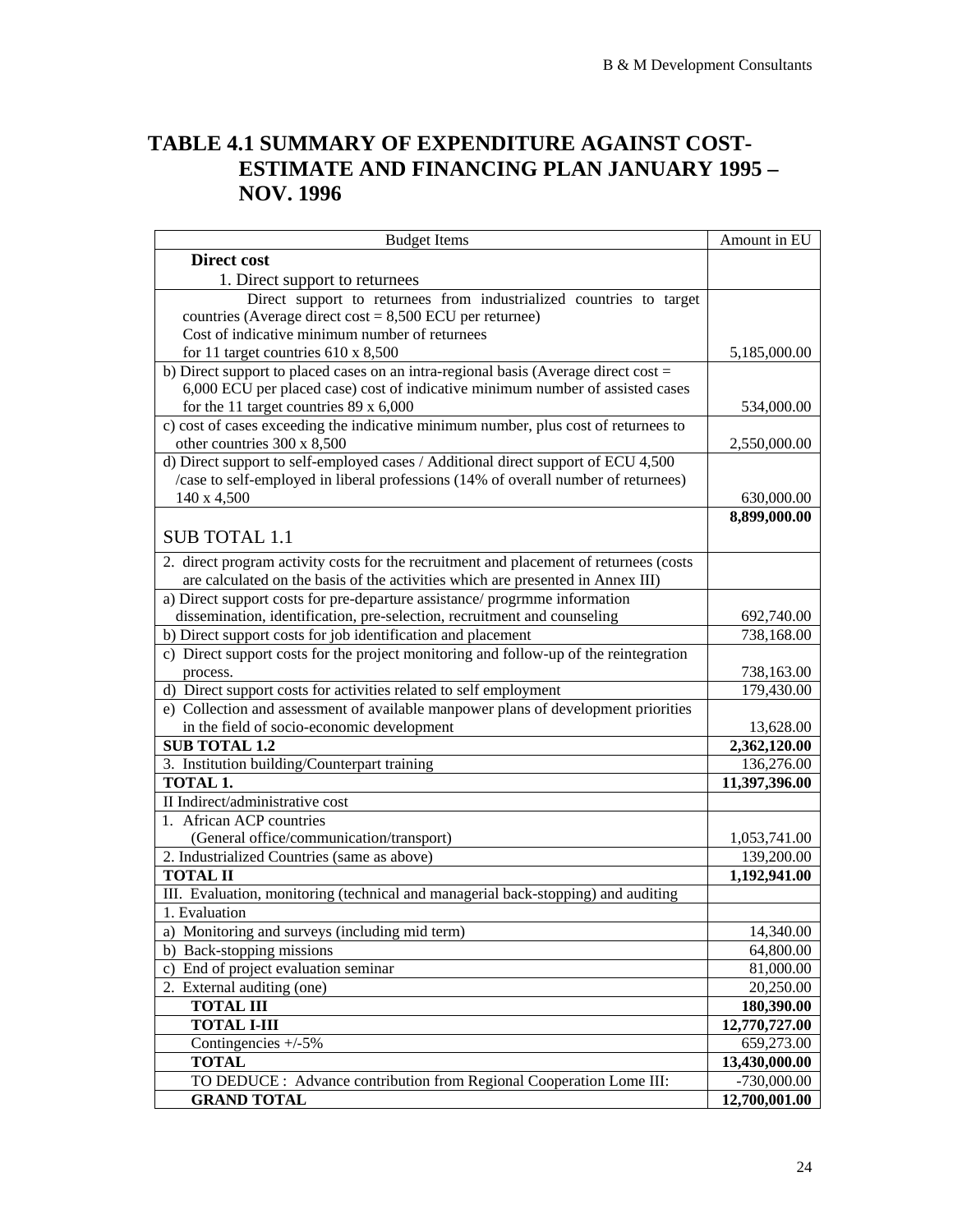# TABLE 4.1 SUMMARY OF EXPENDITURE AGAINST COST-ESTIMATE AND FINANCING PLAN JANUARY 1995 – NOV. 1996

| Budget Items | Amount in EU |
|---|---|
| **Direct cost**<br>1. Direct support to returnees | |
| Direct support to returnees from industrialized countries to target countries (Average direct cost = 8,500 ECU per returnee)<br>Cost of indicative minimum number of returnees for 11 target countries 610 x 8,500 | 5,185,000.00 |
| b) Direct support to placed cases on an intra-regional basis (Average direct cost = 6,000 ECU per placed case) cost of indicative minimum number of assisted cases for the 11 target countries 89 x 6,000 | 534,000.00 |
| c) cost of cases exceeding the indicative minimum number, plus cost of returnees to other countries 300 x 8,500 | 2,550,000.00 |
| d) Direct support to self-employed cases / Additional direct support of ECU 4,500 /case to self-employed in liberal professions (14% of overall number of returnees) 140 x 4,500 | 630,000.00 |
| SUB TOTAL 1.1 | **8,899,000.00** |
| 2. direct program activity costs for the recruitment and placement of returnees (costs are calculated on the basis of the activities which are presented in Annex III) | |
| a) Direct support costs for pre-departure assistance/ progrmme information dissemination, identification, pre-selection, recruitment and counseling | 692,740.00 |
| b) Direct support costs for job identification and placement | 738,168.00 |
| c) Direct support costs for the project monitoring and follow-up of the reintegration process. | 738,163.00 |
| d) Direct support costs for activities related to self employment | 179,430.00 |
| e) Collection and assessment of available manpower plans of development priorities in the field of socio-economic development | 13,628.00 |
| **SUB TOTAL 1.2** | **2,362,120.00** |
| 3. Institution building/Counterpart training | 136,276.00 |
| **TOTAL 1.** | **11,397,396.00** |
| II Indirect/administrative cost | |
| 1. African ACP countries<br>(General office/communication/transport) | 1,053,741.00 |
| 2. Industrialized Countries (same as above) | 139,200.00 |
| **TOTAL II** | **1,192,941.00** |
| III. Evaluation, monitoring (technical and managerial back-stopping) and auditing | |
| 1. Evaluation | |
| a) Monitoring and surveys (including mid term) | 14,340.00 |
| b) Back-stopping missions | 64,800.00 |
| c) End of project evaluation seminar | 81,000.00 |
| 2. External auditing (one) | 20,250.00 |
| **TOTAL III** | **180,390.00** |
| **TOTAL I-III** | **12,770,727.00** |
| Contingencies +/-5% | 659,273.00 |
| **TOTAL** | **13,430,000.00** |
| TO DEDUCE : Advance contribution from Regional Cooperation Lome III: | -730,000.00 |
| **GRAND TOTAL** | **12,700,001.00** |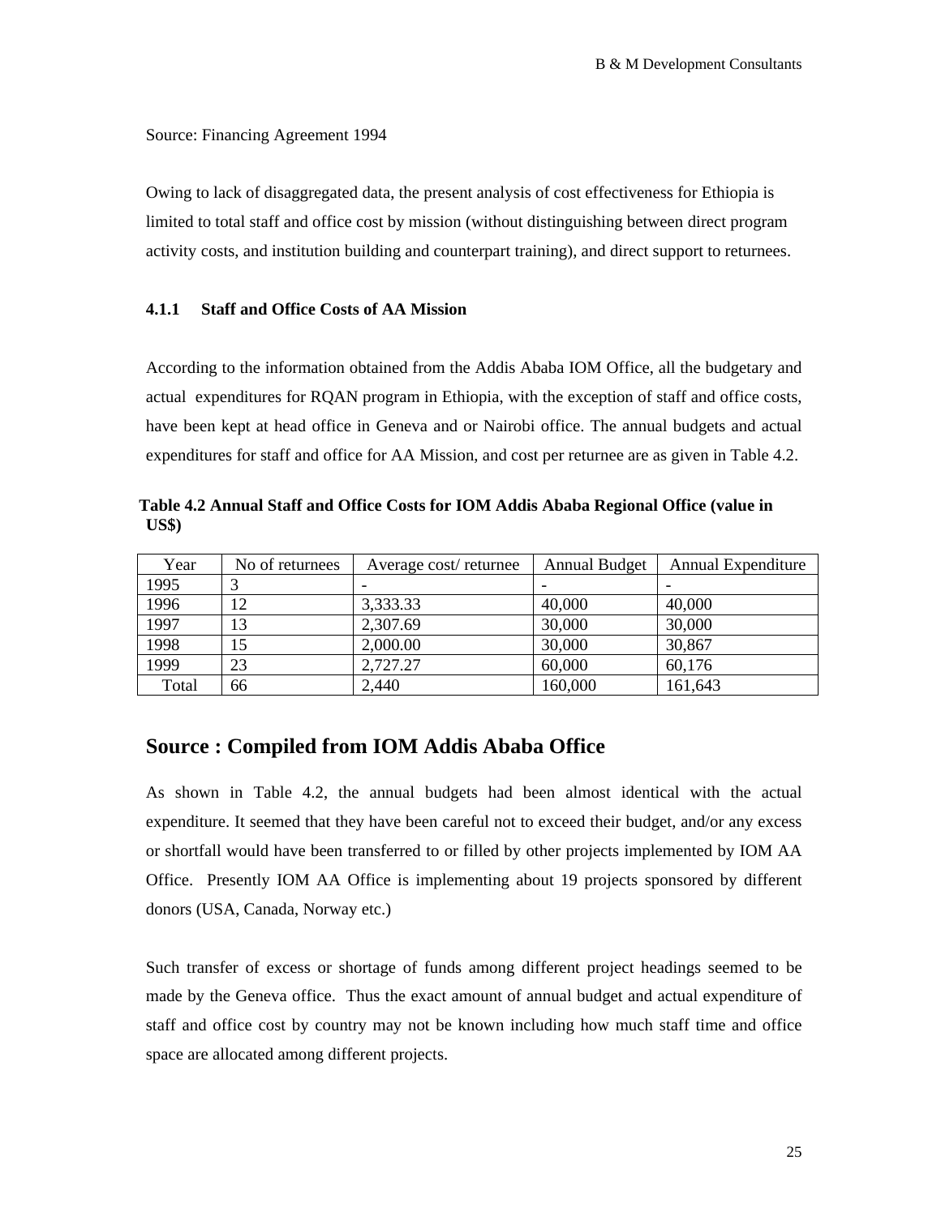Source: Financing Agreement 1994

Owing to lack of disaggregated data, the present analysis of cost effectiveness for Ethiopia is limited to total staff and office cost by mission (without distinguishing between direct program activity costs, and institution building and counterpart training), and direct support to returnees.

### 4.1.1 Staff and Office Costs of AA Mission

According to the information obtained from the Addis Ababa IOM Office, all the budgetary and actual expenditures for RQAN program in Ethiopia, with the exception of staff and office costs, have been kept at head office in Geneva and or Nairobi office. The annual budgets and actual expenditures for staff and office for AA Mission, and cost per returnee are as given in Table 4.2.

**Table 4.2 Annual Staff and Office Costs for IOM Addis Ababa Regional Office (value in US$)**

| Year | No of returnees | Average cost/ returnee | Annual Budget | Annual Expenditure |
|---|---|---|---|---|
| 1995 | 3 | - | - | - |
| 1996 | 12 | 3,333.33 | 40,000 | 40,000 |
| 1997 | 13 | 2,307.69 | 30,000 | 30,000 |
| 1998 | 15 | 2,000.00 | 30,000 | 30,867 |
| 1999 | 23 | 2,727.27 | 60,000 | 60,176 |
| Total | 66 | 2,440 | 160,000 | 161,643 |

## Source : Compiled from IOM Addis Ababa Office

As shown in Table 4.2, the annual budgets had been almost identical with the actual expenditure. It seemed that they have been careful not to exceed their budget, and/or any excess or shortfall would have been transferred to or filled by other projects implemented by IOM AA Office. Presently IOM AA Office is implementing about 19 projects sponsored by different donors (USA, Canada, Norway etc.)

Such transfer of excess or shortage of funds among different project headings seemed to be made by the Geneva office. Thus the exact amount of annual budget and actual expenditure of staff and office cost by country may not be known including how much staff time and office space are allocated among different projects.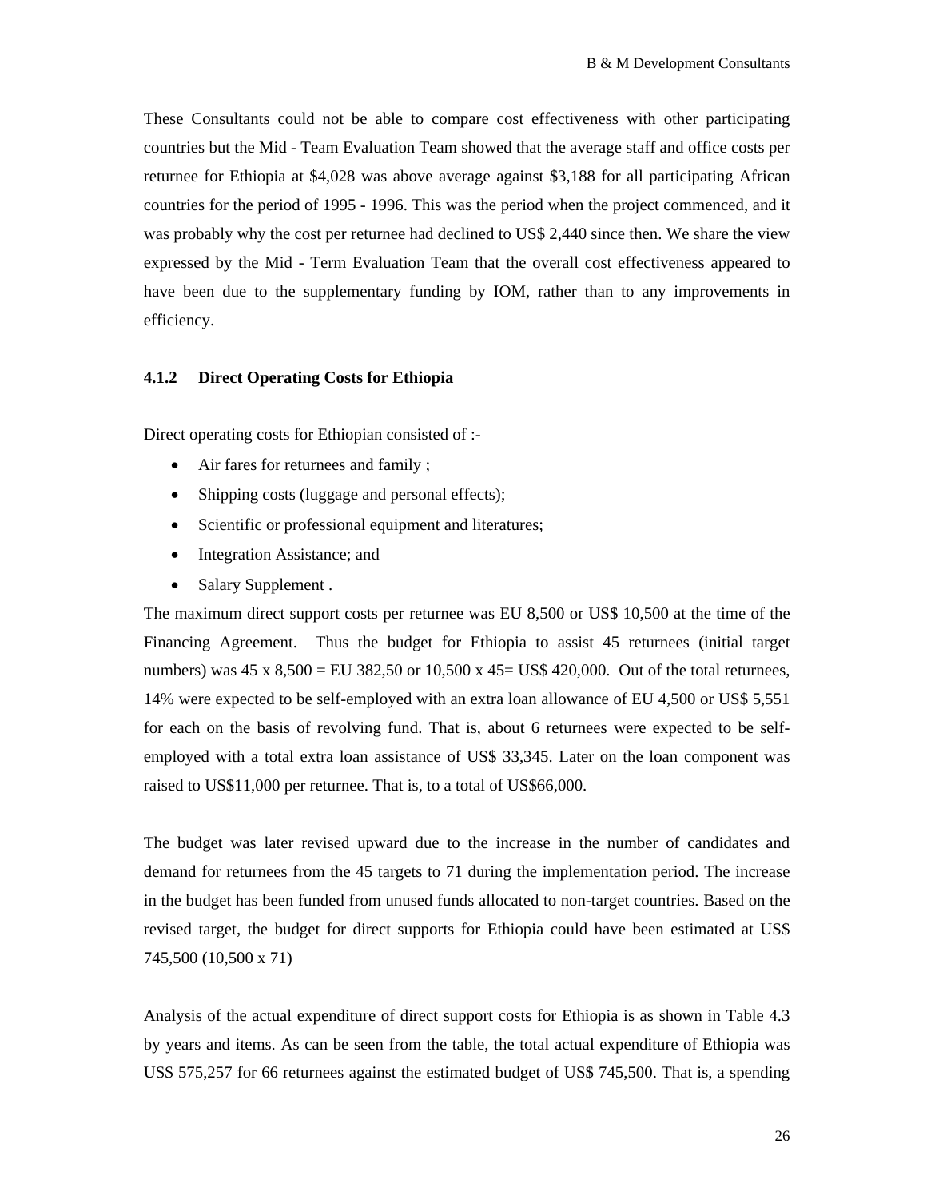These Consultants could not be able to compare cost effectiveness with other participating countries but the Mid - Team Evaluation Team showed that the average staff and office costs per returnee for Ethiopia at $4,028 was above average against $3,188 for all participating African countries for the period of 1995 - 1996. This was the period when the project commenced, and it was probably why the cost per returnee had declined to US$ 2,440 since then. We share the view expressed by the Mid - Term Evaluation Team that the overall cost effectiveness appeared to have been due to the supplementary funding by IOM, rather than to any improvements in efficiency.

### 4.1.2 Direct Operating Costs for Ethiopia

Direct operating costs for Ethiopian consisted of :-

- Air fares for returnees and family ;
- Shipping costs (luggage and personal effects);
- Scientific or professional equipment and literatures;
- Integration Assistance; and
- Salary Supplement .

The maximum direct support costs per returnee was EU 8,500 or US$ 10,500 at the time of the Financing Agreement. Thus the budget for Ethiopia to assist 45 returnees (initial target numbers) was 45 x 8,500 = EU 382,50 or 10,500 x 45= US$ 420,000. Out of the total returnees, 14% were expected to be self-employed with an extra loan allowance of EU 4,500 or US$ 5,551 for each on the basis of revolving fund. That is, about 6 returnees were expected to be self-employed with a total extra loan assistance of US$ 33,345. Later on the loan component was raised to US$11,000 per returnee. That is, to a total of US$66,000.

The budget was later revised upward due to the increase in the number of candidates and demand for returnees from the 45 targets to 71 during the implementation period. The increase in the budget has been funded from unused funds allocated to non-target countries. Based on the revised target, the budget for direct supports for Ethiopia could have been estimated at US$ 745,500 (10,500 x 71)

Analysis of the actual expenditure of direct support costs for Ethiopia is as shown in Table 4.3 by years and items. As can be seen from the table, the total actual expenditure of Ethiopia was US$ 575,257 for 66 returnees against the estimated budget of US$ 745,500. That is, a spending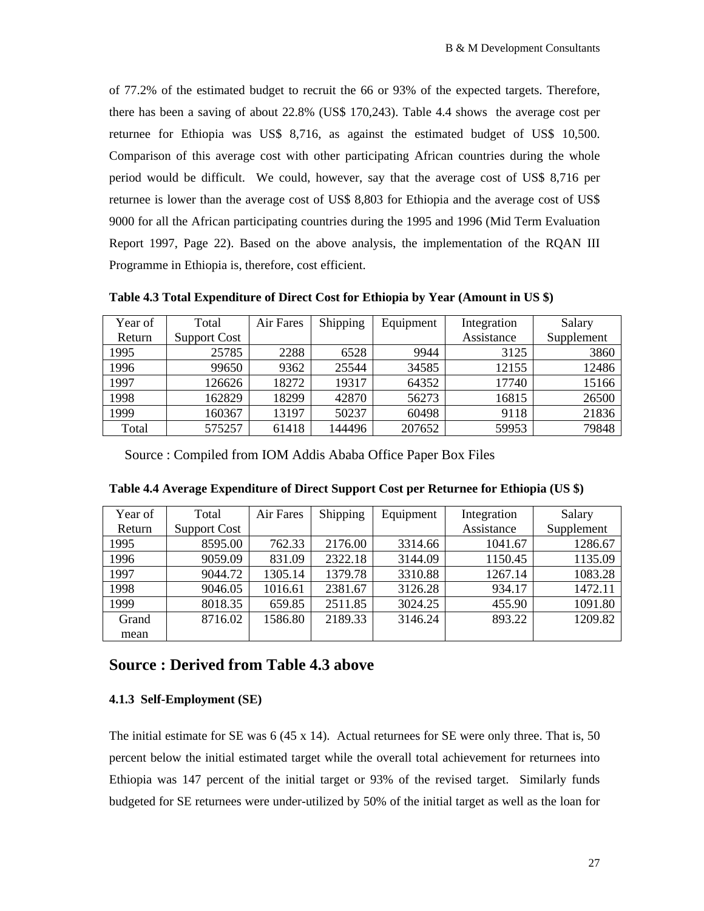of 77.2% of the estimated budget to recruit the 66 or 93% of the expected targets. Therefore, there has been a saving of about 22.8% (US$ 170,243). Table 4.4 shows the average cost per returnee for Ethiopia was US$ 8,716, as against the estimated budget of US$ 10,500. Comparison of this average cost with other participating African countries during the whole period would be difficult. We could, however, say that the average cost of US$ 8,716 per returnee is lower than the average cost of US$ 8,803 for Ethiopia and the average cost of US$ 9000 for all the African participating countries during the 1995 and 1996 (Mid Term Evaluation Report 1997, Page 22). Based on the above analysis, the implementation of the RQAN III Programme in Ethiopia is, therefore, cost efficient.

**Table 4.3 Total Expenditure of Direct Cost for Ethiopia by Year (Amount in US $)**

| Year of Return | Total Support Cost | Air Fares | Shipping | Equipment | Integration Assistance | Salary Supplement |
|---|---|---|---|---|---|---|
| 1995 | 25785 | 2288 | 6528 | 9944 | 3125 | 3860 |
| 1996 | 99650 | 9362 | 25544 | 34585 | 12155 | 12486 |
| 1997 | 126626 | 18272 | 19317 | 64352 | 17740 | 15166 |
| 1998 | 162829 | 18299 | 42870 | 56273 | 16815 | 26500 |
| 1999 | 160367 | 13197 | 50237 | 60498 | 9118 | 21836 |
| Total | 575257 | 61418 | 144496 | 207652 | 59953 | 79848 |

Source : Compiled from IOM Addis Ababa Office Paper Box Files

**Table 4.4 Average Expenditure of Direct Support Cost per Returnee for Ethiopia (US $)**

| Year of Return | Total Support Cost | Air Fares | Shipping | Equipment | Integration Assistance | Salary Supplement |
|---|---|---|---|---|---|---|
| 1995 | 8595.00 | 762.33 | 2176.00 | 3314.66 | 1041.67 | 1286.67 |
| 1996 | 9059.09 | 831.09 | 2322.18 | 3144.09 | 1150.45 | 1135.09 |
| 1997 | 9044.72 | 1305.14 | 1379.78 | 3310.88 | 1267.14 | 1083.28 |
| 1998 | 9046.05 | 1016.61 | 2381.67 | 3126.28 | 934.17 | 1472.11 |
| 1999 | 8018.35 | 659.85 | 2511.85 | 3024.25 | 455.90 | 1091.80 |
| Grand mean | 8716.02 | 1586.80 | 2189.33 | 3146.24 | 893.22 | 1209.82 |

## Source : Derived from Table 4.3 above

### 4.1.3 Self-Employment (SE)

The initial estimate for SE was 6 (45 x 14). Actual returnees for SE were only three. That is, 50 percent below the initial estimated target while the overall total achievement for returnees into Ethiopia was 147 percent of the initial target or 93% of the revised target. Similarly funds budgeted for SE returnees were under-utilized by 50% of the initial target as well as the loan for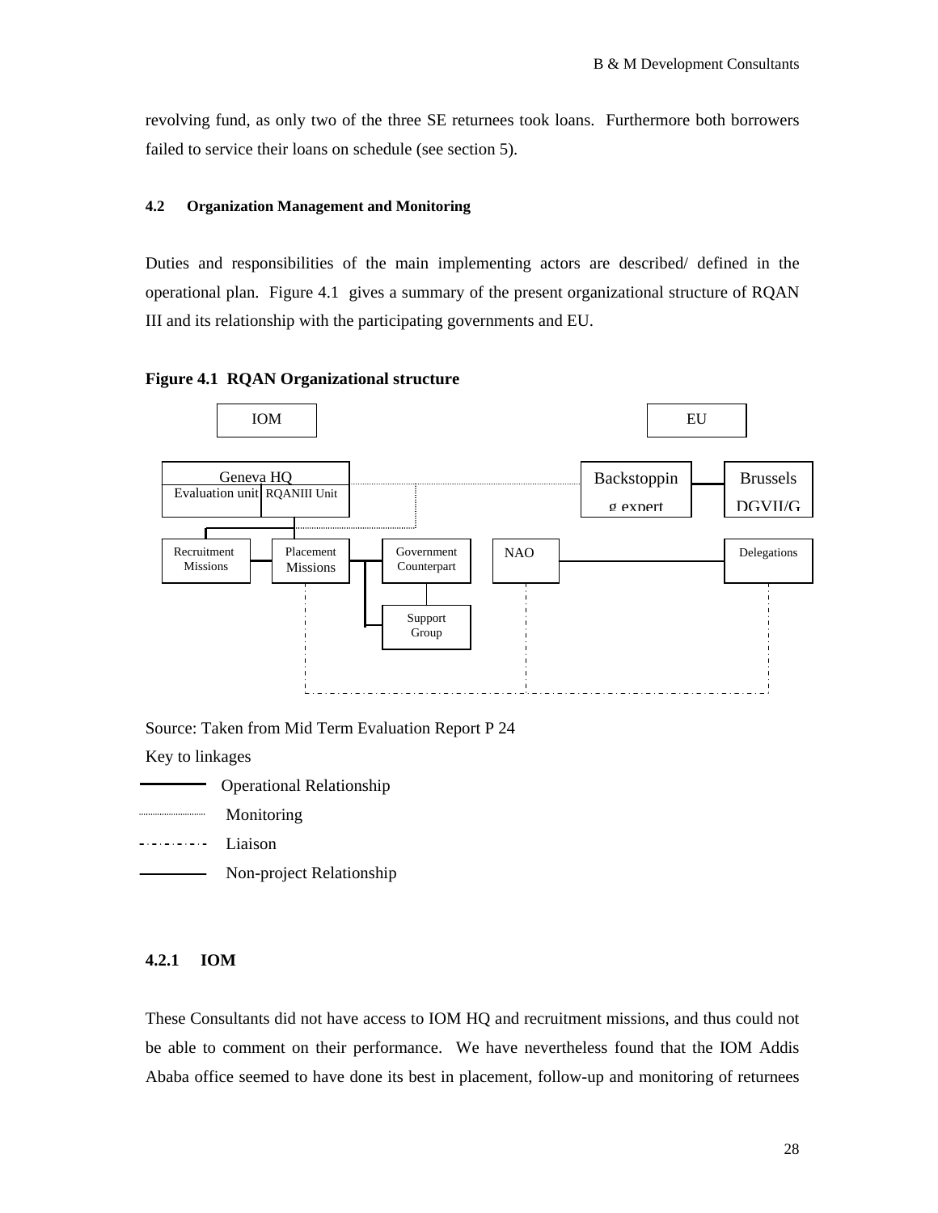revolving fund, as only two of the three SE returnees took loans. Furthermore both borrowers failed to service their loans on schedule (see section 5).

### 4.2 Organization Management and Monitoring

Duties and responsibilities of the main implementing actors are described/ defined in the operational plan. Figure 4.1 gives a summary of the present organizational structure of RQAN III and its relationship with the participating governments and EU.

**Figure 4.1 RQAN Organizational structure**

IOM

EU

Geneva HQ

Evaluation unit

RQANIII Unit

Backstopping expert

Brussels DGVII/G

Recruitment Missions

Placement Missions

Government Counterpart

NAO

Delegations

Support Group

Source: Taken from Mid Term Evaluation Report P 24

Key to linkages

- Operational Relationship
- Monitoring
- Liaison
- Non-project Relationship

#### 4.2.1 IOM

These Consultants did not have access to IOM HQ and recruitment missions, and thus could not be able to comment on their performance. We have nevertheless found that the IOM Addis Ababa office seemed to have done its best in placement, follow-up and monitoring of returnees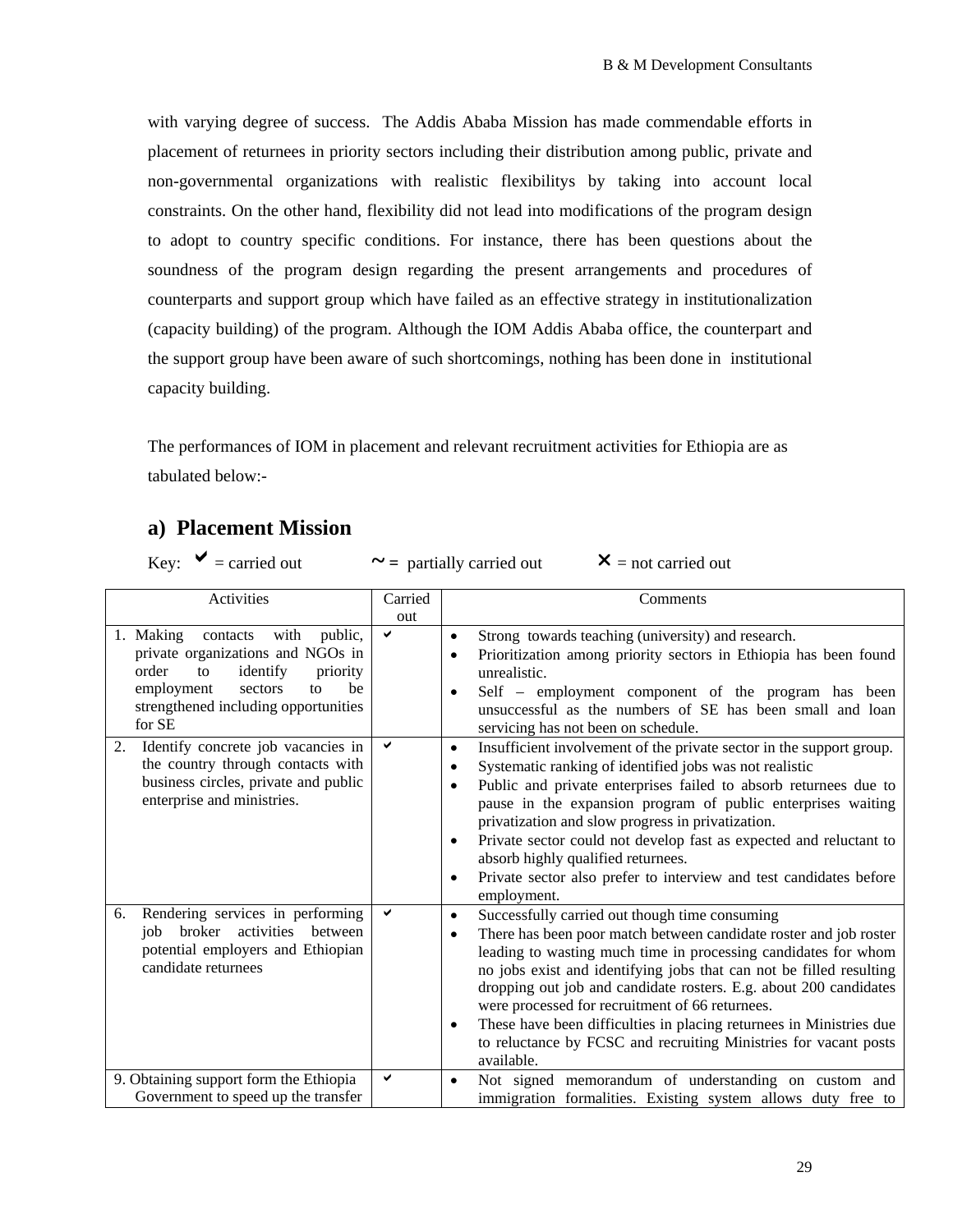with varying degree of success. The Addis Ababa Mission has made commendable efforts in placement of returnees in priority sectors including their distribution among public, private and non-governmental organizations with realistic flexibilitys by taking into account local constraints. On the other hand, flexibility did not lead into modifications of the program design to adopt to country specific conditions. For instance, there has been questions about the soundness of the program design regarding the present arrangements and procedures of counterparts and support group which have failed as an effective strategy in institutionalization (capacity building) of the program. Although the IOM Addis Ababa office, the counterpart and the support group have been aware of such shortcomings, nothing has been done in institutional capacity building.

The performances of IOM in placement and relevant recruitment activities for Ethiopia are as tabulated below:-

## a) Placement Mission

Key: ✔ = carried out ~ = partially carried out ✕ = not carried out

| Activities | Carried out | Comments |
|---|---|---|
| 1. Making contacts with public, private organizations and NGOs in order to identify priority employment sectors to be strengthened including opportunities for SE | ✔ | • Strong towards teaching (university) and research.<br>• Prioritization among priority sectors in Ethiopia has been found unrealistic.<br>• Self – employment component of the program has been unsuccessful as the numbers of SE has been small and loan servicing has not been on schedule. |
| 2. Identify concrete job vacancies in the country through contacts with business circles, private and public enterprise and ministries. | ✔ | • Insufficient involvement of the private sector in the support group.<br>• Systematic ranking of identified jobs was not realistic<br>• Public and private enterprises failed to absorb returnees due to pause in the expansion program of public enterprises waiting privatization and slow progress in privatization.<br>• Private sector could not develop fast as expected and reluctant to absorb highly qualified returnees.<br>• Private sector also prefer to interview and test candidates before employment. |
| 6. Rendering services in performing job broker activities between potential employers and Ethiopian candidate returnees | ✔ | • Successfully carried out though time consuming<br>• There has been poor match between candidate roster and job roster leading to wasting much time in processing candidates for whom no jobs exist and identifying jobs that can not be filled resulting dropping out job and candidate rosters. E.g. about 200 candidates were processed for recruitment of 66 returnees.<br>• These have been difficulties in placing returnees in Ministries due to reluctance by FCSC and recruiting Ministries for vacant posts available. |
| 9. Obtaining support form the Ethiopia Government to speed up the transfer | ✔ | • Not signed memorandum of understanding on custom and immigration formalities. Existing system allows duty free to |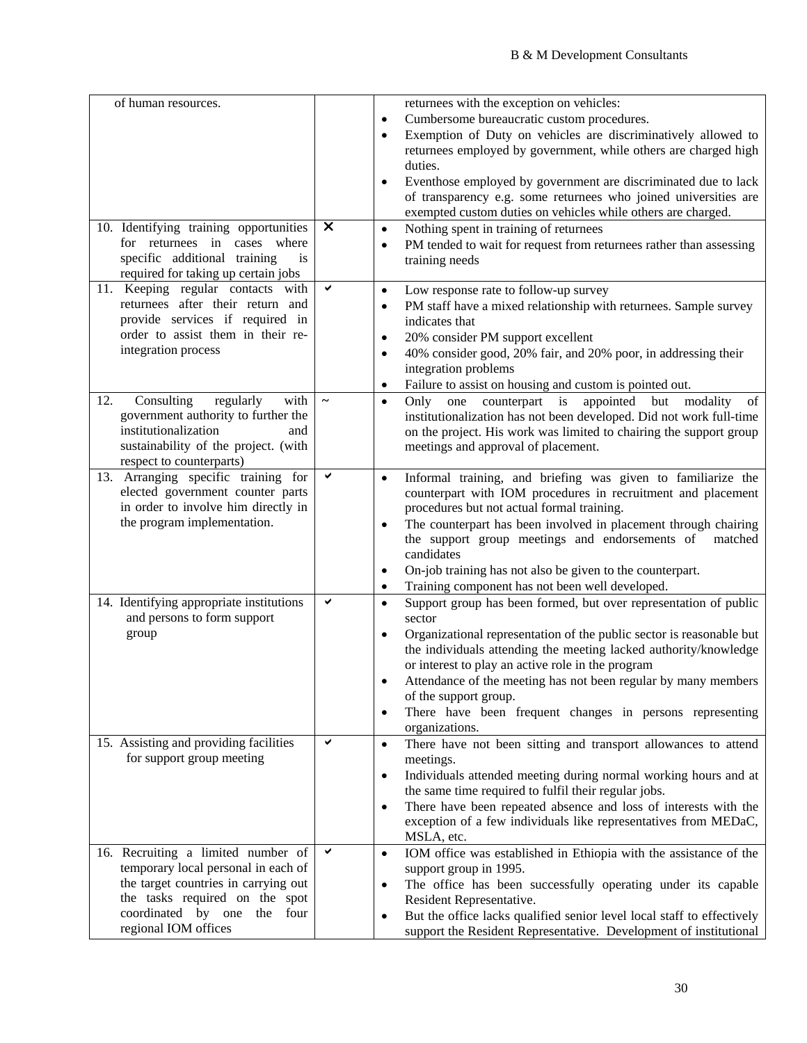| | | |
|---|---|---|
| of human resources. | | returnees with the exception on vehicles:<br>• Cumbersome bureaucratic custom procedures.<br>• Exemption of Duty on vehicles are discriminatively allowed to returnees employed by government, while others are charged high duties.<br>• Eventhose employed by government are discriminated due to lack of transparency e.g. some returnees who joined universities are exempted custom duties on vehicles while others are charged. |
| 10. Identifying training opportunities for returnees in cases where specific additional training is required for taking up certain jobs | ✕ | • Nothing spent in training of returnees<br>• PM tended to wait for request from returnees rather than assessing training needs |
| 11. Keeping regular contacts with returnees after their return and provide services if required in order to assist them in their re-integration process | ✔ | • Low response rate to follow-up survey<br>• PM staff have a mixed relationship with returnees. Sample survey indicates that<br>• 20% consider PM support excellent<br>• 40% consider good, 20% fair, and 20% poor, in addressing their integration problems<br>• Failure to assist on housing and custom is pointed out. |
| 12. Consulting regularly with government authority to further the institutionalization and sustainability of the project. (with respect to counterparts) | ~ | • Only one counterpart is appointed but modality of institutionalization has not been developed. Did not work full-time on the project. His work was limited to chairing the support group meetings and approval of placement. |
| 13. Arranging specific training for elected government counter parts in order to involve him directly in the program implementation. | ✔ | • Informal training, and briefing was given to familiarize the counterpart with IOM procedures in recruitment and placement procedures but not actual formal training.<br>• The counterpart has been involved in placement through chairing the support group meetings and endorsements of matched candidates<br>• On-job training has not also be given to the counterpart.<br>• Training component has not been well developed. |
| 14. Identifying appropriate institutions and persons to form support group | ✔ | • Support group has been formed, but over representation of public sector<br>• Organizational representation of the public sector is reasonable but the individuals attending the meeting lacked authority/knowledge or interest to play an active role in the program<br>• Attendance of the meeting has not been regular by many members of the support group.<br>• There have been frequent changes in persons representing organizations. |
| 15. Assisting and providing facilities for support group meeting | ✔ | • There have not been sitting and transport allowances to attend meetings.<br>• Individuals attended meeting during normal working hours and at the same time required to fulfil their regular jobs.<br>• There have been repeated absence and loss of interests with the exception of a few individuals like representatives from MEDaC, MSLA, etc. |
| 16. Recruiting a limited number of temporary local personal in each of the target countries in carrying out the tasks required on the spot coordinated by one the four regional IOM offices | ✔ | • IOM office was established in Ethiopia with the assistance of the support group in 1995.<br>• The office has been successfully operating under its capable Resident Representative.<br>• But the office lacks qualified senior level local staff to effectively support the Resident Representative. Development of institutional |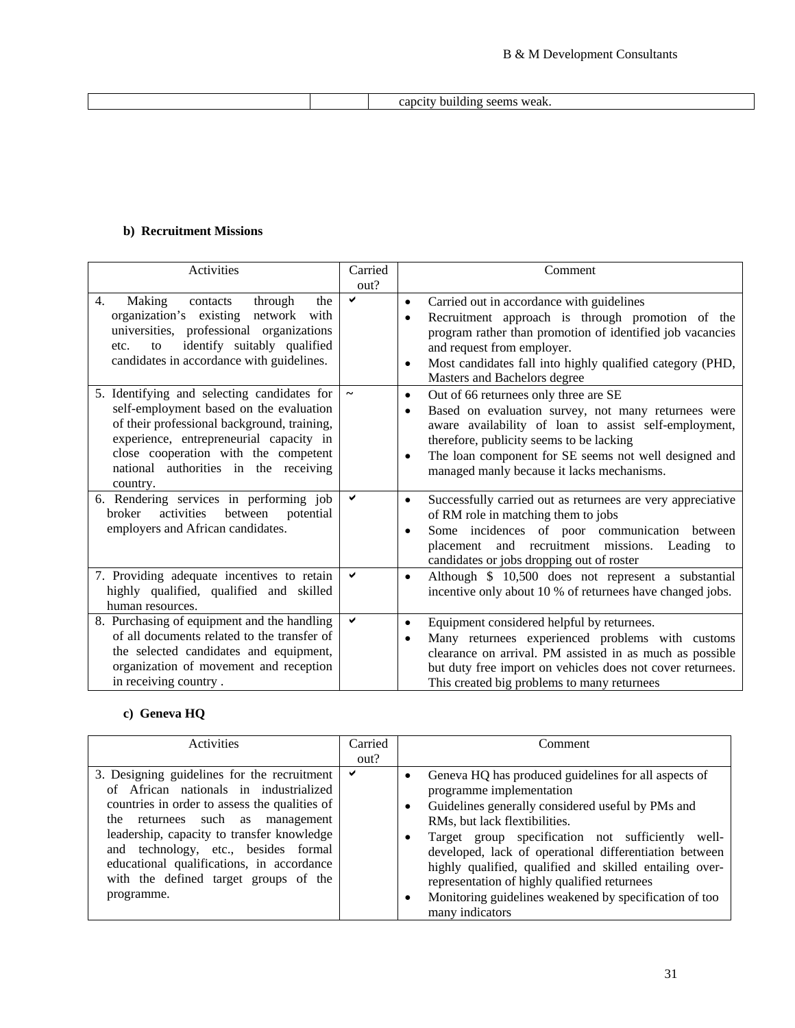| | | capcity building seems weak. |
|---|---|---|

**b) Recruitment Missions**

| Activities | Carried out? | Comment |
|---|---|---|
| 4. Making contacts through the organization's existing network with universities, professional organizations etc. to identify suitably qualified candidates in accordance with guidelines. | ✔ | • Carried out in accordance with guidelines<br>• Recruitment approach is through promotion of the program rather than promotion of identified job vacancies and request from employer.<br>• Most candidates fall into highly qualified category (PHD, Masters and Bachelors degree |
| 5. Identifying and selecting candidates for self-employment based on the evaluation of their professional background, training, experience, entrepreneurial capacity in close cooperation with the competent national authorities in the receiving country. | ~ | • Out of 66 returnees only three are SE<br>• Based on evaluation survey, not many returnees were aware availability of loan to assist self-employment, therefore, publicity seems to be lacking<br>• The loan component for SE seems not well designed and managed manly because it lacks mechanisms. |
| 6. Rendering services in performing job broker activities between potential employers and African candidates. | ✔ | • Successfully carried out as returnees are very appreciative of RM role in matching them to jobs<br>• Some incidences of poor communication between placement and recruitment missions. Leading to candidates or jobs dropping out of roster |
| 7. Providing adequate incentives to retain highly qualified, qualified and skilled human resources. | ✔ | • Although $ 10,500 does not represent a substantial incentive only about 10 % of returnees have changed jobs. |
| 8. Purchasing of equipment and the handling of all documents related to the transfer of the selected candidates and equipment, organization of movement and reception in receiving country . | ✔ | • Equipment considered helpful by returnees.<br>• Many returnees experienced problems with customs clearance on arrival. PM assisted in as much as possible but duty free import on vehicles does not cover returnees. This created big problems to many returnees |

**c) Geneva HQ**

| Activities | Carried out? | Comment |
|---|---|---|
| 3. Designing guidelines for the recruitment of African nationals in industrialized countries in order to assess the qualities of the returnees such as management leadership, capacity to transfer knowledge and technology, etc., besides formal educational qualifications, in accordance with the defined target groups of the programme. | ✔ | • Geneva HQ has produced guidelines for all aspects of programme implementation<br>• Guidelines generally considered useful by PMs and RMs, but lack flextibilities.<br>• Target group specification not sufficiently well-developed, lack of operational differentiation between highly qualified, qualified and skilled entailing over-representation of highly qualified returnees<br>• Monitoring guidelines weakened by specification of too many indicators |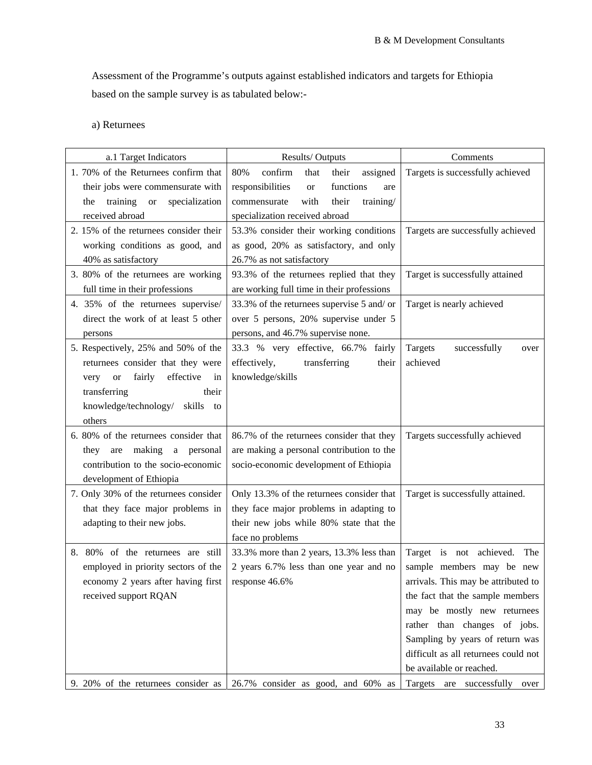Assessment of the Programme's outputs against established indicators and targets for Ethiopia based on the sample survey is as tabulated below:-

a) Returnees

| a.1 Target Indicators | Results/ Outputs | Comments |
|---|---|---|
| 1. 70% of the Returnees confirm that their jobs were commensurate with the training or specialization received abroad | 80% confirm that their assigned responsibilities or functions are commensurate with their training/ specialization received abroad | Targets is successfully achieved |
| 2. 15% of the returnees consider their working conditions as good, and 40% as satisfactory | 53.3% consider their working conditions as good, 20% as satisfactory, and only 26.7% as not satisfactory | Targets are successfully achieved |
| 3. 80% of the returnees are working full time in their professions | 93.3% of the returnees replied that they are working full time in their professions | Target is successfully attained |
| 4. 35% of the returnees supervise/ direct the work of at least 5 other persons | 33.3% of the returnees supervise 5 and/ or over 5 persons, 20% supervise under 5 persons, and 46.7% supervise none. | Target is nearly achieved |
| 5. Respectively, 25% and 50% of the returnees consider that they were very or fairly effective in transferring their knowledge/technology/ skills to others | 33.3 % very effective, 66.7% fairly effectively, transferring their knowledge/skills | Targets successfully over achieved |
| 6. 80% of the returnees consider that they are making a personal contribution to the socio-economic development of Ethiopia | 86.7% of the returnees consider that they are making a personal contribution to the socio-economic development of Ethiopia | Targets successfully achieved |
| 7. Only 30% of the returnees consider that they face major problems in adapting to their new jobs. | Only 13.3% of the returnees consider that they face major problems in adapting to their new jobs while 80% state that the face no problems | Target is successfully attained. |
| 8. 80% of the returnees are still employed in priority sectors of the economy 2 years after having first received support RQAN | 33.3% more than 2 years, 13.3% less than 2 years 6.7% less than one year and no response 46.6% | Target is not achieved. The sample members may be new arrivals. This may be attributed to the fact that the sample members may be mostly new returnees rather than changes of jobs. Sampling by years of return was difficult as all returnees could not be available or reached. |
| 9. 20% of the returnees consider as | 26.7% consider as good, and 60% as | Targets are successfully over |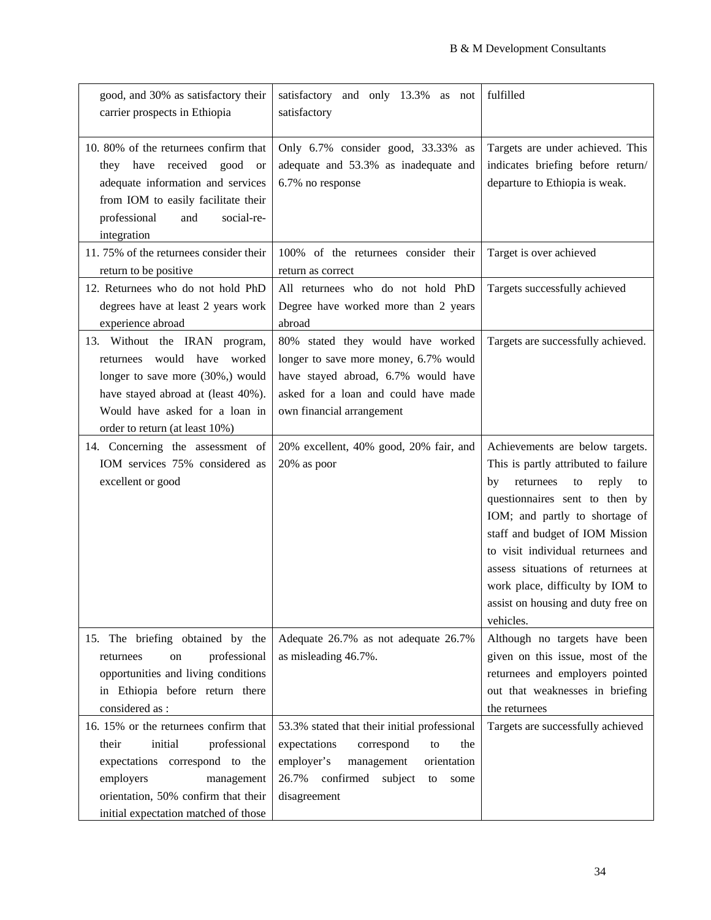| | | |
|---|---|---|
| good, and 30% as satisfactory their carrier prospects in Ethiopia | satisfactory and only 13.3% as not satisfactory | fulfilled |
| 10. 80% of the returnees confirm that they have received good or adequate information and services from IOM to easily facilitate their professional and social-re-integration | Only 6.7% consider good, 33.33% as adequate and 53.3% as inadequate and 6.7% no response | Targets are under achieved. This indicates briefing before return/ departure to Ethiopia is weak. |
| 11. 75% of the returnees consider their return to be positive | 100% of the returnees consider their return as correct | Target is over achieved |
| 12. Returnees who do not hold PhD degrees have at least 2 years work experience abroad | All returnees who do not hold PhD Degree have worked more than 2 years abroad | Targets successfully achieved |
| 13. Without the IRAN program, returnees would have worked longer to save more (30%,) would have stayed abroad at (least 40%). Would have asked for a loan in order to return (at least 10%) | 80% stated they would have worked longer to save more money, 6.7% would have stayed abroad, 6.7% would have asked for a loan and could have made own financial arrangement | Targets are successfully achieved. |
| 14. Concerning the assessment of IOM services 75% considered as excellent or good | 20% excellent, 40% good, 20% fair, and 20% as poor | Achievements are below targets. This is partly attributed to failure by returnees to reply to questionnaires sent to then by IOM; and partly to shortage of staff and budget of IOM Mission to visit individual returnees and assess situations of returnees at work place, difficulty by IOM to assist on housing and duty free on vehicles. |
| 15. The briefing obtained by the returnees on professional opportunities and living conditions in Ethiopia before return there considered as : | Adequate 26.7% as not adequate 26.7% as misleading 46.7%. | Although no targets have been given on this issue, most of the returnees and employers pointed out that weaknesses in briefing the returnees |
| 16. 15% or the returnees confirm that their initial professional expectations correspond to the employers management orientation, 50% confirm that their initial expectation matched of those | 53.3% stated that their initial professional expectations correspond to the employer's management orientation 26.7% confirmed subject to some disagreement | Targets are successfully achieved |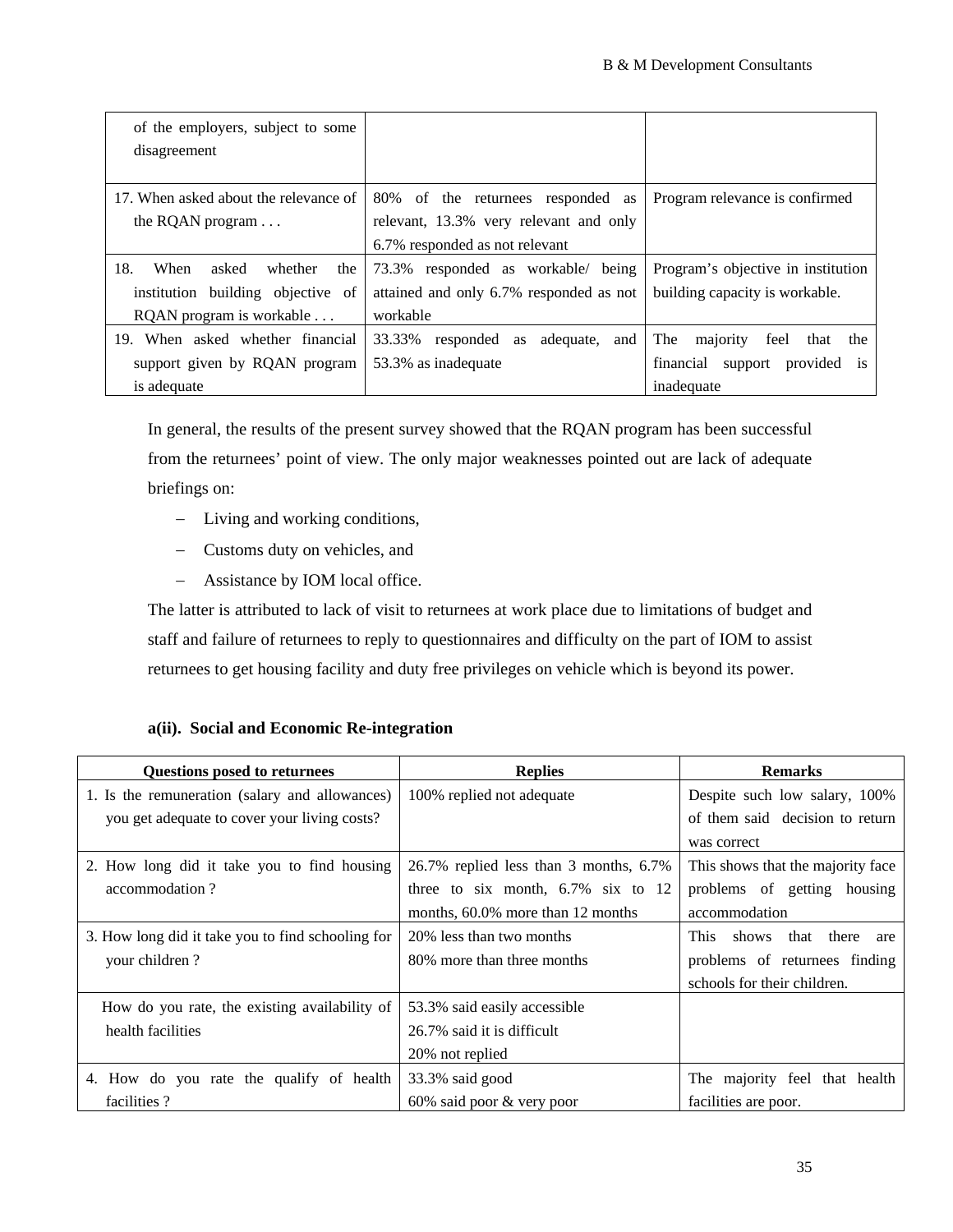| | | |
|---|---|---|
| of the employers, subject to some disagreement | | |
| 17. When asked about the relevance of the RQAN program . . . | 80% of the returnees responded as relevant, 13.3% very relevant and only 6.7% responded as not relevant | Program relevance is confirmed |
| 18. When asked whether the institution building objective of RQAN program is workable . . . | 73.3% responded as workable/ being attained and only 6.7% responded as not workable | Program's objective in institution building capacity is workable. |
| 19. When asked whether financial support given by RQAN program is adequate | 33.33% responded as adequate, and 53.3% as inadequate | The majority feel that the financial support provided is inadequate |

In general, the results of the present survey showed that the RQAN program has been successful from the returnees' point of view. The only major weaknesses pointed out are lack of adequate briefings on:

- Living and working conditions,
- Customs duty on vehicles, and
- Assistance by IOM local office.

The latter is attributed to lack of visit to returnees at work place due to limitations of budget and staff and failure of returnees to reply to questionnaires and difficulty on the part of IOM to assist returnees to get housing facility and duty free privileges on vehicle which is beyond its power.

**a(ii). Social and Economic Re-integration**

| Questions posed to returnees | Replies | Remarks |
|---|---|---|
| 1. Is the remuneration (salary and allowances) you get adequate to cover your living costs? | 100% replied not adequate | Despite such low salary, 100% of them said decision to return was correct |
| 2. How long did it take you to find housing accommodation ? | 26.7% replied less than 3 months, 6.7% three to six month, 6.7% six to 12 months, 60.0% more than 12 months | This shows that the majority face problems of getting housing accommodation |
| 3. How long did it take you to find schooling for your children ? | 20% less than two months<br>80% more than three months | This shows that there are problems of returnees finding schools for their children. |
| How do you rate, the existing availability of health facilities | 53.3% said easily accessible<br>26.7% said it is difficult<br>20% not replied | |
| 4. How do you rate the qualify of health facilities ? | 33.3% said good<br>60% said poor & very poor | The majority feel that health facilities are poor. |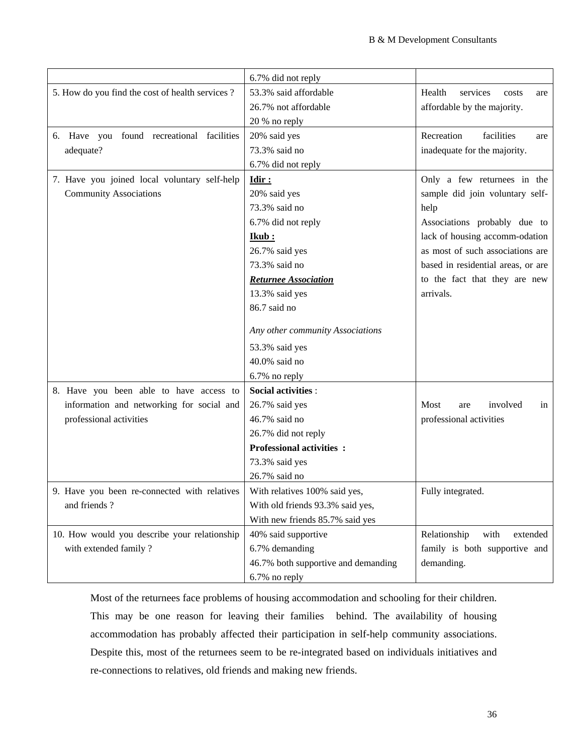| | | |
|---|---|---|
| | 6.7% did not reply | |
| 5. How do you find the cost of health services ? | 53.3% said affordable<br>26.7% not affordable<br>20 % no reply | Health services costs are affordable by the majority. |
| 6. Have you found recreational facilities adequate? | 20% said yes<br>73.3% said no<br>6.7% did not reply | Recreation facilities are inadequate for the majority. |
| 7. Have you joined local voluntary self-help Community Associations | **Idir :**<br>20% said yes<br>73.3% said no<br>6.7% did not reply<br>**Ikub :**<br>26.7% said yes<br>73.3% said no<br>***Returnee Association***<br>13.3% said yes<br>86.7 said no<br>*Any other community Associations*<br>53.3% said yes<br>40.0% said no<br>6.7% no reply | Only a few returnees in the sample did join voluntary self-help Associations probably due to lack of housing accomm-odation as most of such associations are based in residential areas, or are to the fact that they are new arrivals. |
| 8. Have you been able to have access to information and networking for social and professional activities | **Social activities** :<br>26.7% said yes<br>46.7% said no<br>26.7% did not reply<br>**Professional activities :**<br>73.3% said yes<br>26.7% said no | Most are involved in professional activities |
| 9. Have you been re-connected with relatives and friends ? | With relatives 100% said yes,<br>With old friends 93.3% said yes,<br>With new friends 85.7% said yes | Fully integrated. |
| 10. How would you describe your relationship with extended family ? | 40% said supportive<br>6.7% demanding<br>46.7% both supportive and demanding<br>6.7% no reply | Relationship with extended family is both supportive and demanding. |

Most of the returnees face problems of housing accommodation and schooling for their children. This may be one reason for leaving their families behind. The availability of housing accommodation has probably affected their participation in self-help community associations. Despite this, most of the returnees seem to be re-integrated based on individuals initiatives and re-connections to relatives, old friends and making new friends.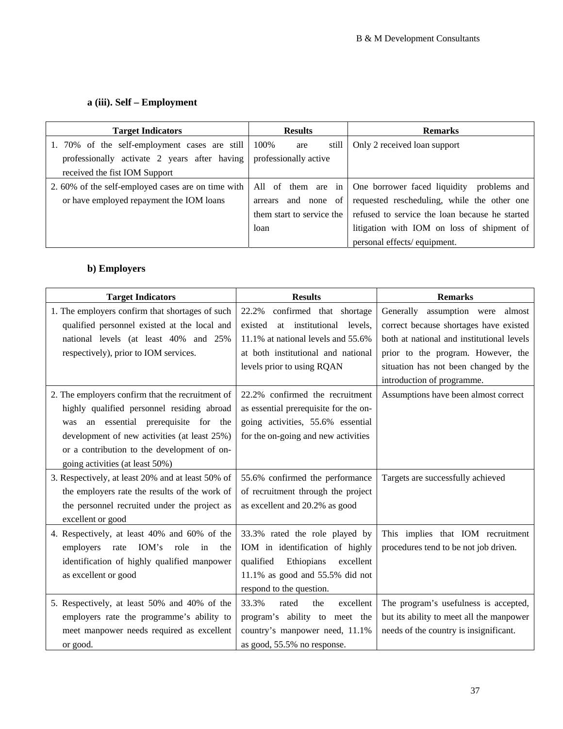### a (iii). Self – Employment

| Target Indicators | Results | Remarks |
|---|---|---|
| 1. 70% of the self-employment cases are still professionally activate 2 years after having received the fist IOM Support | 100% are still professionally active | Only 2 received loan support |
| 2. 60% of the self-employed cases are on time with or have employed repayment the IOM loans | All of them are in arrears and none of them start to service the loan | One borrower faced liquidity problems and requested rescheduling, while the other one refused to service the loan because he started litigation with IOM on loss of shipment of personal effects/ equipment. |

### b) Employers

| Target Indicators | Results | Remarks |
|---|---|---|
| 1. The employers confirm that shortages of such qualified personnel existed at the local and national levels (at least 40% and 25% respectively), prior to IOM services. | 22.2% confirmed that shortage existed at institutional levels, 11.1% at national levels and 55.6% at both institutional and national levels prior to using RQAN | Generally assumption were almost correct because shortages have existed both at national and institutional levels prior to the program. However, the situation has not been changed by the introduction of programme. |
| 2. The employers confirm that the recruitment of highly qualified personnel residing abroad was an essential prerequisite for the development of new activities (at least 25%) or a contribution to the development of on-going activities (at least 50%) | 22.2% confirmed the recruitment as essential prerequisite for the on-going activities, 55.6% essential for the on-going and new activities | Assumptions have been almost correct |
| 3. Respectively, at least 20% and at least 50% of the employers rate the results of the work of the personnel recruited under the project as excellent or good | 55.6% confirmed the performance of recruitment through the project as excellent and 20.2% as good | Targets are successfully achieved |
| 4. Respectively, at least 40% and 60% of the employers rate IOM's role in the identification of highly qualified manpower as excellent or good | 33.3% rated the role played by IOM in identification of highly qualified Ethiopians excellent 11.1% as good and 55.5% did not respond to the question. | This implies that IOM recruitment procedures tend to be not job driven. |
| 5. Respectively, at least 50% and 40% of the employers rate the programme's ability to meet manpower needs required as excellent or good. | 33.3% rated the excellent program's ability to meet the country's manpower need, 11.1% as good, 55.5% no response. | The program's usefulness is accepted, but its ability to meet all the manpower needs of the country is insignificant. |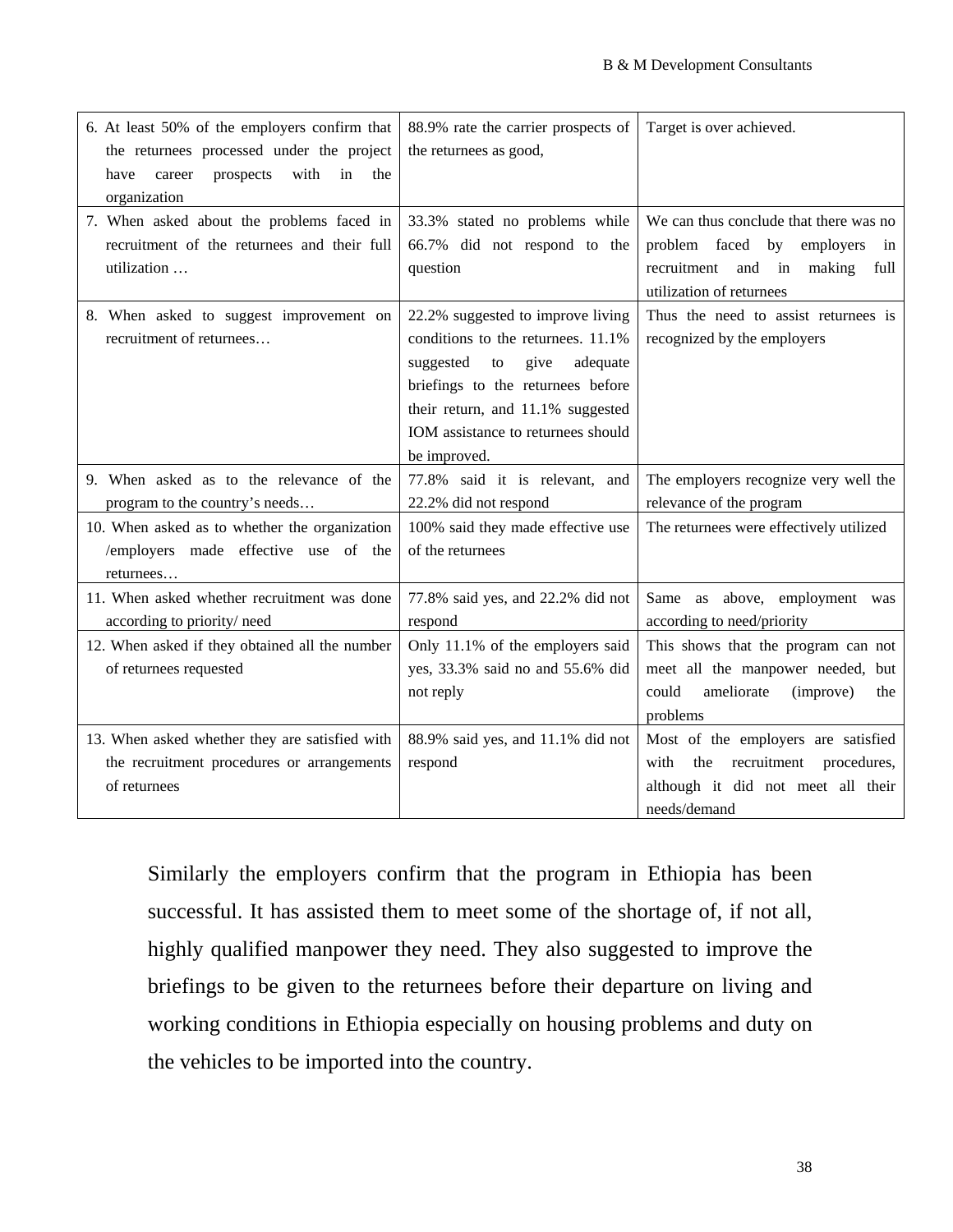| | | |
|---|---|---|
| 6. At least 50% of the employers confirm that the returnees processed under the project have career prospects with in the organization | 88.9% rate the carrier prospects of the returnees as good, | Target is over achieved. |
| 7. When asked about the problems faced in recruitment of the returnees and their full utilization … | 33.3% stated no problems while 66.7% did not respond to the question | We can thus conclude that there was no problem faced by employers in recruitment and in making full utilization of returnees |
| 8. When asked to suggest improvement on recruitment of returnees… | 22.2% suggested to improve living conditions to the returnees. 11.1% suggested to give adequate briefings to the returnees before their return, and 11.1% suggested IOM assistance to returnees should be improved. | Thus the need to assist returnees is recognized by the employers |
| 9. When asked as to the relevance of the program to the country's needs… | 77.8% said it is relevant, and 22.2% did not respond | The employers recognize very well the relevance of the program |
| 10. When asked as to whether the organization /employers made effective use of the returnees… | 100% said they made effective use of the returnees | The returnees were effectively utilized |
| 11. When asked whether recruitment was done according to priority/ need | 77.8% said yes, and 22.2% did not respond | Same as above, employment was according to need/priority |
| 12. When asked if they obtained all the number of returnees requested | Only 11.1% of the employers said yes, 33.3% said no and 55.6% did not reply | This shows that the program can not meet all the manpower needed, but could ameliorate (improve) the problems |
| 13. When asked whether they are satisfied with the recruitment procedures or arrangements of returnees | 88.9% said yes, and 11.1% did not respond | Most of the employers are satisfied with the recruitment procedures, although it did not meet all their needs/demand |

Similarly the employers confirm that the program in Ethiopia has been successful. It has assisted them to meet some of the shortage of, if not all, highly qualified manpower they need. They also suggested to improve the briefings to be given to the returnees before their departure on living and working conditions in Ethiopia especially on housing problems and duty on the vehicles to be imported into the country.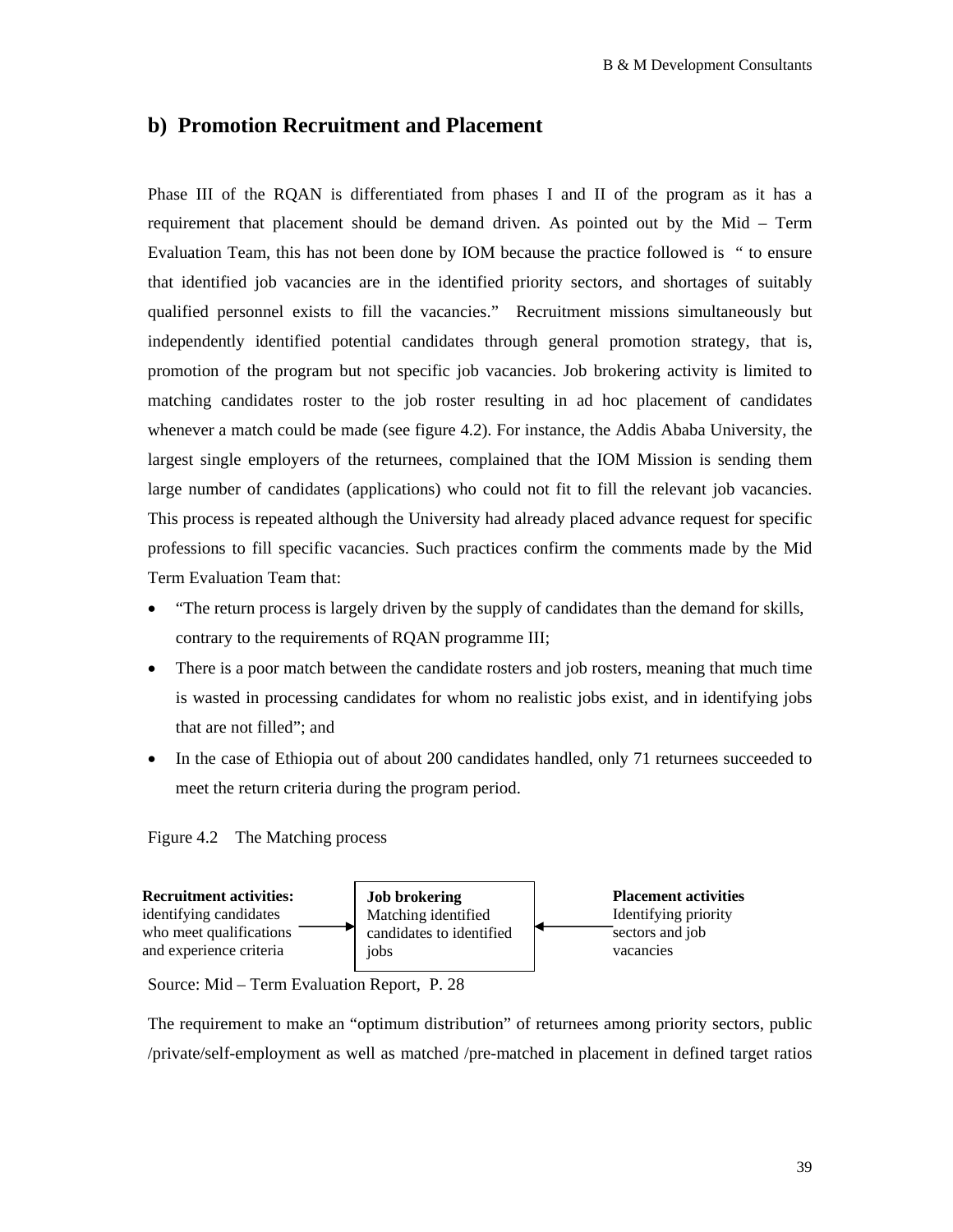## b) Promotion Recruitment and Placement

Phase III of the RQAN is differentiated from phases I and II of the program as it has a requirement that placement should be demand driven. As pointed out by the Mid – Term Evaluation Team, this has not been done by IOM because the practice followed is " to ensure that identified job vacancies are in the identified priority sectors, and shortages of suitably qualified personnel exists to fill the vacancies." Recruitment missions simultaneously but independently identified potential candidates through general promotion strategy, that is, promotion of the program but not specific job vacancies. Job brokering activity is limited to matching candidates roster to the job roster resulting in ad hoc placement of candidates whenever a match could be made (see figure 4.2). For instance, the Addis Ababa University, the largest single employers of the returnees, complained that the IOM Mission is sending them large number of candidates (applications) who could not fit to fill the relevant job vacancies. This process is repeated although the University had already placed advance request for specific professions to fill specific vacancies. Such practices confirm the comments made by the Mid Term Evaluation Team that:

- "The return process is largely driven by the supply of candidates than the demand for skills, contrary to the requirements of RQAN programme III;
- There is a poor match between the candidate rosters and job rosters, meaning that much time is wasted in processing candidates for whom no realistic jobs exist, and in identifying jobs that are not filled"; and
- In the case of Ethiopia out of about 200 candidates handled, only 71 returnees succeeded to meet the return criteria during the program period.

Figure 4.2 The Matching process

**Recruitment activities:** identifying candidates who meet qualifications and experience criteria → **Job brokering** Matching identified candidates to identified jobs ← **Placement activities** Identifying priority sectors and job vacancies

Source: Mid – Term Evaluation Report, P. 28

The requirement to make an "optimum distribution" of returnees among priority sectors, public /private/self-employment as well as matched /pre-matched in placement in defined target ratios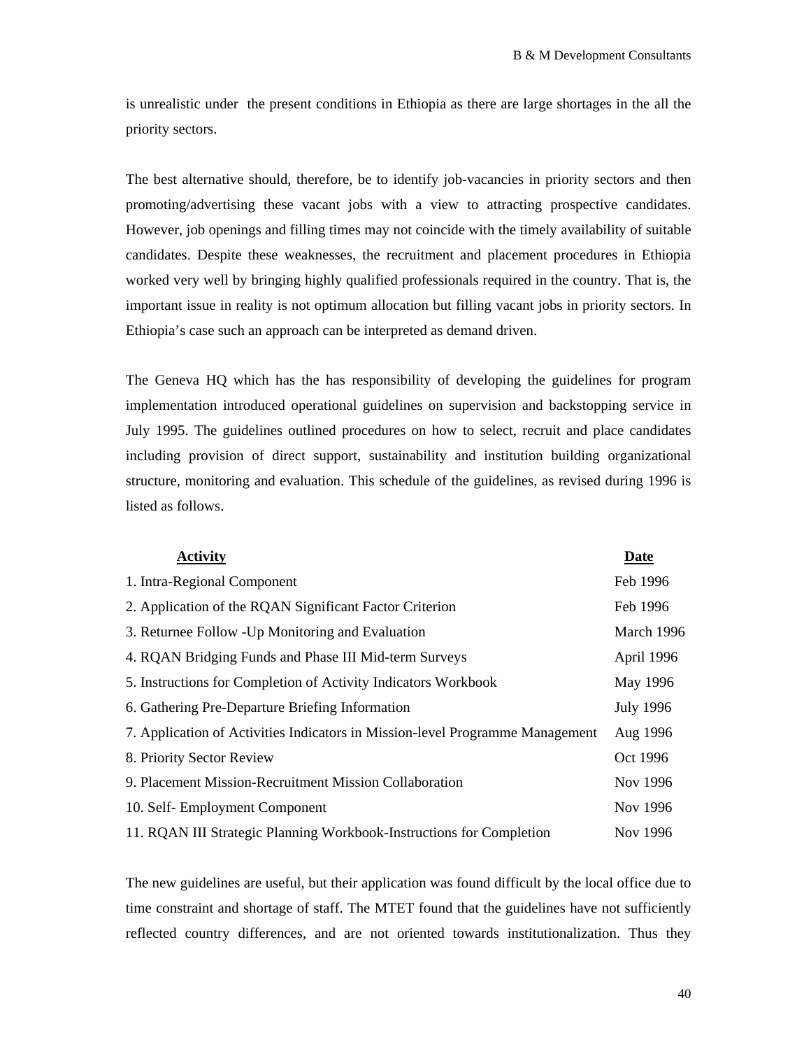is unrealistic under the present conditions in Ethiopia as there are large shortages in the all the priority sectors.

The best alternative should, therefore, be to identify job-vacancies in priority sectors and then promoting/advertising these vacant jobs with a view to attracting prospective candidates. However, job openings and filling times may not coincide with the timely availability of suitable candidates. Despite these weaknesses, the recruitment and placement procedures in Ethiopia worked very well by bringing highly qualified professionals required in the country. That is, the important issue in reality is not optimum allocation but filling vacant jobs in priority sectors. In Ethiopia's case such an approach can be interpreted as demand driven.

The Geneva HQ which has the has responsibility of developing the guidelines for program implementation introduced operational guidelines on supervision and backstopping service in July 1995. The guidelines outlined procedures on how to select, recruit and place candidates including provision of direct support, sustainability and institution building organizational structure, monitoring and evaluation. This schedule of the guidelines, as revised during 1996 is listed as follows.

| **Activity** | **Date** |
|---|---|
| 1. Intra-Regional Component | Feb 1996 |
| 2. Application of the RQAN Significant Factor Criterion | Feb 1996 |
| 3. Returnee Follow -Up Monitoring and Evaluation | March 1996 |
| 4. RQAN Bridging Funds and Phase III Mid-term Surveys | April 1996 |
| 5. Instructions for Completion of Activity Indicators Workbook | May 1996 |
| 6. Gathering Pre-Departure Briefing Information | July 1996 |
| 7. Application of Activities Indicators in Mission-level Programme Management | Aug 1996 |
| 8. Priority Sector Review | Oct 1996 |
| 9. Placement Mission-Recruitment Mission Collaboration | Nov 1996 |
| 10. Self- Employment Component | Nov 1996 |
| 11. RQAN III Strategic Planning Workbook-Instructions for Completion | Nov 1996 |

The new guidelines are useful, but their application was found difficult by the local office due to time constraint and shortage of staff. The MTET found that the guidelines have not sufficiently reflected country differences, and are not oriented towards institutionalization. Thus they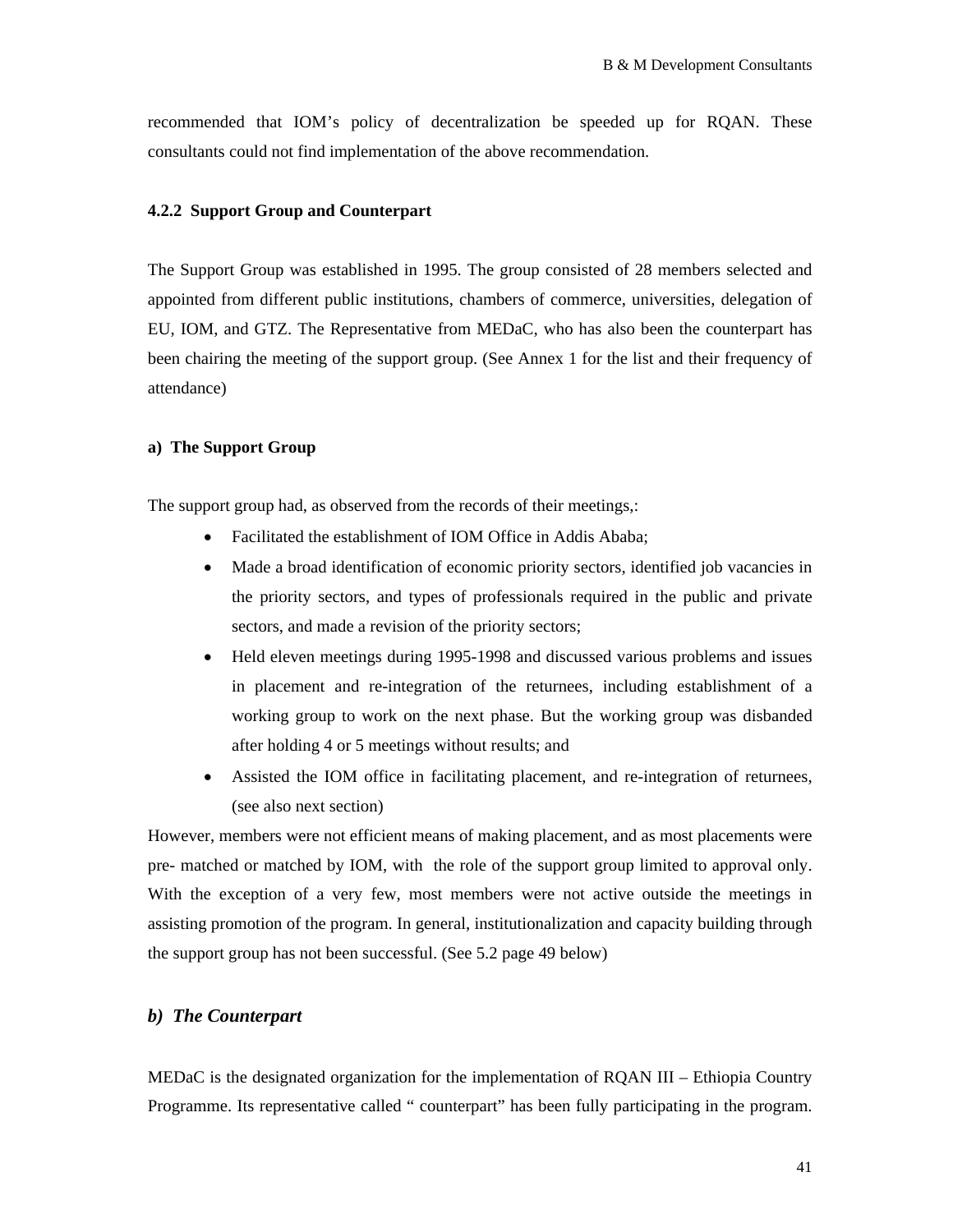recommended that IOM's policy of decentralization be speeded up for RQAN. These consultants could not find implementation of the above recommendation.

### 4.2.2 Support Group and Counterpart

The Support Group was established in 1995. The group consisted of 28 members selected and appointed from different public institutions, chambers of commerce, universities, delegation of EU, IOM, and GTZ. The Representative from MEDaC, who has also been the counterpart has been chairing the meeting of the support group. (See Annex 1 for the list and their frequency of attendance)

#### a) The Support Group

The support group had, as observed from the records of their meetings,:

- Facilitated the establishment of IOM Office in Addis Ababa;
- Made a broad identification of economic priority sectors, identified job vacancies in the priority sectors, and types of professionals required in the public and private sectors, and made a revision of the priority sectors;
- Held eleven meetings during 1995-1998 and discussed various problems and issues in placement and re-integration of the returnees, including establishment of a working group to work on the next phase. But the working group was disbanded after holding 4 or 5 meetings without results; and
- Assisted the IOM office in facilitating placement, and re-integration of returnees, (see also next section)

However, members were not efficient means of making placement, and as most placements were pre- matched or matched by IOM, with the role of the support group limited to approval only. With the exception of a very few, most members were not active outside the meetings in assisting promotion of the program. In general, institutionalization and capacity building through the support group has not been successful. (See 5.2 page 49 below)

#### ***b) The Counterpart***

MEDaC is the designated organization for the implementation of RQAN III – Ethiopia Country Programme. Its representative called " counterpart" has been fully participating in the program.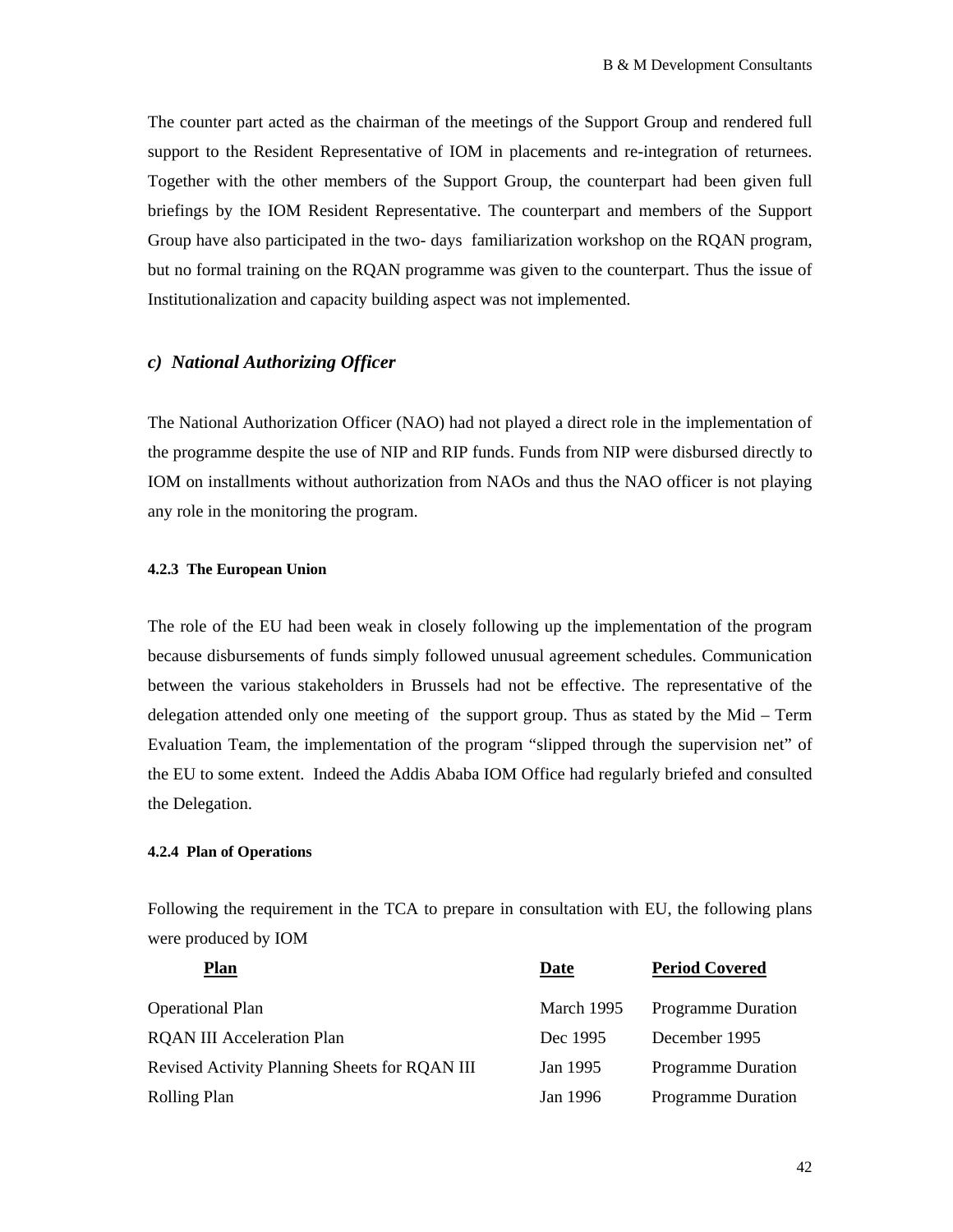The counter part acted as the chairman of the meetings of the Support Group and rendered full support to the Resident Representative of IOM in placements and re-integration of returnees. Together with the other members of the Support Group, the counterpart had been given full briefings by the IOM Resident Representative. The counterpart and members of the Support Group have also participated in the two- days familiarization workshop on the RQAN program, but no formal training on the RQAN programme was given to the counterpart. Thus the issue of Institutionalization and capacity building aspect was not implemented.

### *c) National Authorizing Officer*

The National Authorization Officer (NAO) had not played a direct role in the implementation of the programme despite the use of NIP and RIP funds. Funds from NIP were disbursed directly to IOM on installments without authorization from NAOs and thus the NAO officer is not playing any role in the monitoring the program.

#### 4.2.3 The European Union

The role of the EU had been weak in closely following up the implementation of the program because disbursements of funds simply followed unusual agreement schedules. Communication between the various stakeholders in Brussels had not be effective. The representative of the delegation attended only one meeting of the support group. Thus as stated by the Mid – Term Evaluation Team, the implementation of the program "slipped through the supervision net" of the EU to some extent. Indeed the Addis Ababa IOM Office had regularly briefed and consulted the Delegation.

#### 4.2.4 Plan of Operations

Following the requirement in the TCA to prepare in consultation with EU, the following plans were produced by IOM

| Plan | Date | Period Covered |
|---|---|---|
| Operational Plan | March 1995 | Programme Duration |
| RQAN III Acceleration Plan | Dec 1995 | December 1995 |
| Revised Activity Planning Sheets for RQAN III | Jan 1995 | Programme Duration |
| Rolling Plan | Jan 1996 | Programme Duration |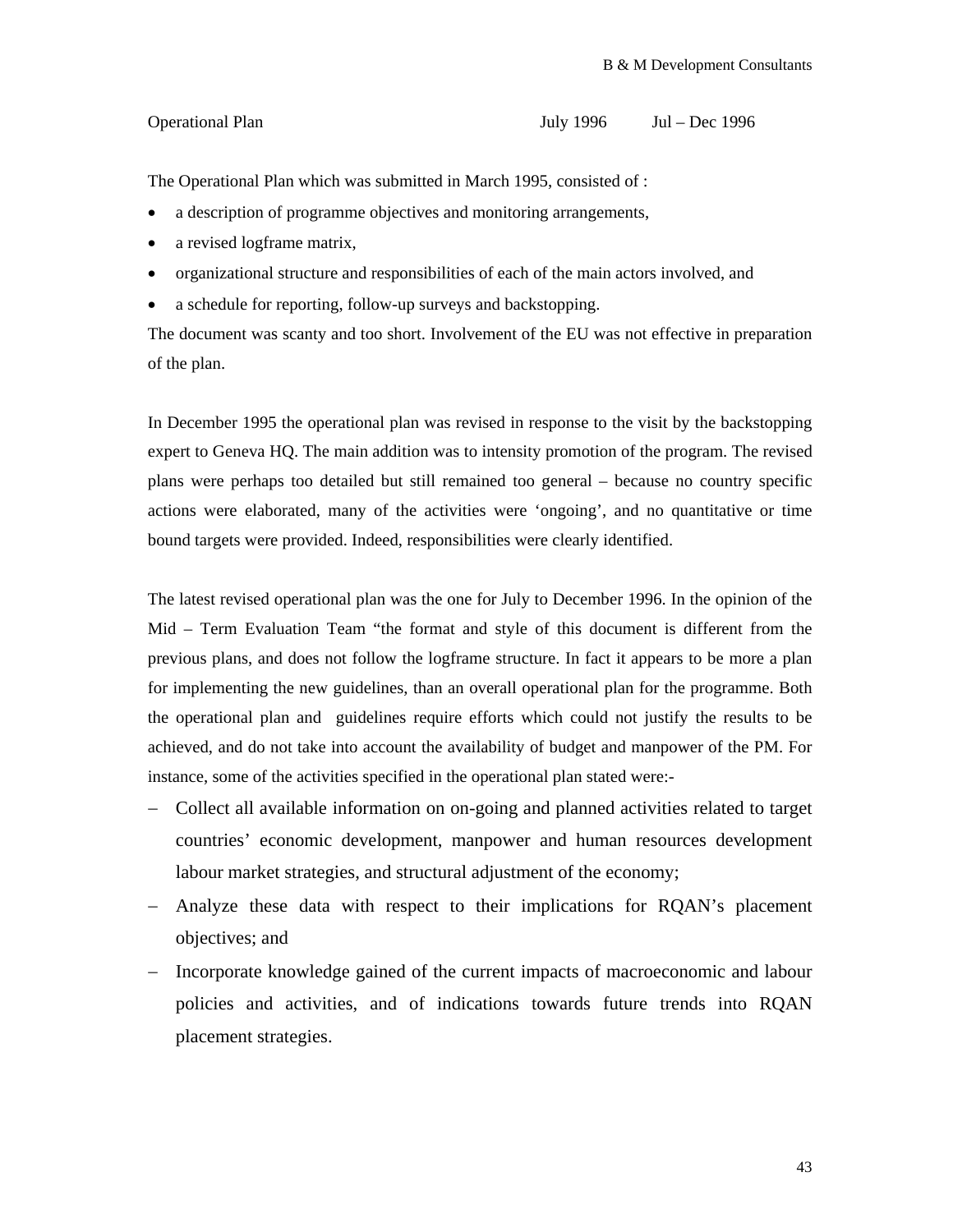| Operational Plan | July 1996 | Jul – Dec 1996 |
|---|---|---|

The Operational Plan which was submitted in March 1995, consisted of :

- a description of programme objectives and monitoring arrangements,
- a revised logframe matrix,
- organizational structure and responsibilities of each of the main actors involved, and
- a schedule for reporting, follow-up surveys and backstopping.

The document was scanty and too short. Involvement of the EU was not effective in preparation of the plan.

In December 1995 the operational plan was revised in response to the visit by the backstopping expert to Geneva HQ. The main addition was to intensity promotion of the program. The revised plans were perhaps too detailed but still remained too general – because no country specific actions were elaborated, many of the activities were 'ongoing', and no quantitative or time bound targets were provided. Indeed, responsibilities were clearly identified.

The latest revised operational plan was the one for July to December 1996. In the opinion of the Mid – Term Evaluation Team "the format and style of this document is different from the previous plans, and does not follow the logframe structure. In fact it appears to be more a plan for implementing the new guidelines, than an overall operational plan for the programme. Both the operational plan and guidelines require efforts which could not justify the results to be achieved, and do not take into account the availability of budget and manpower of the PM. For instance, some of the activities specified in the operational plan stated were:-

- Collect all available information on on-going and planned activities related to target countries' economic development, manpower and human resources development labour market strategies, and structural adjustment of the economy;
- Analyze these data with respect to their implications for RQAN's placement objectives; and
- Incorporate knowledge gained of the current impacts of macroeconomic and labour policies and activities, and of indications towards future trends into RQAN placement strategies.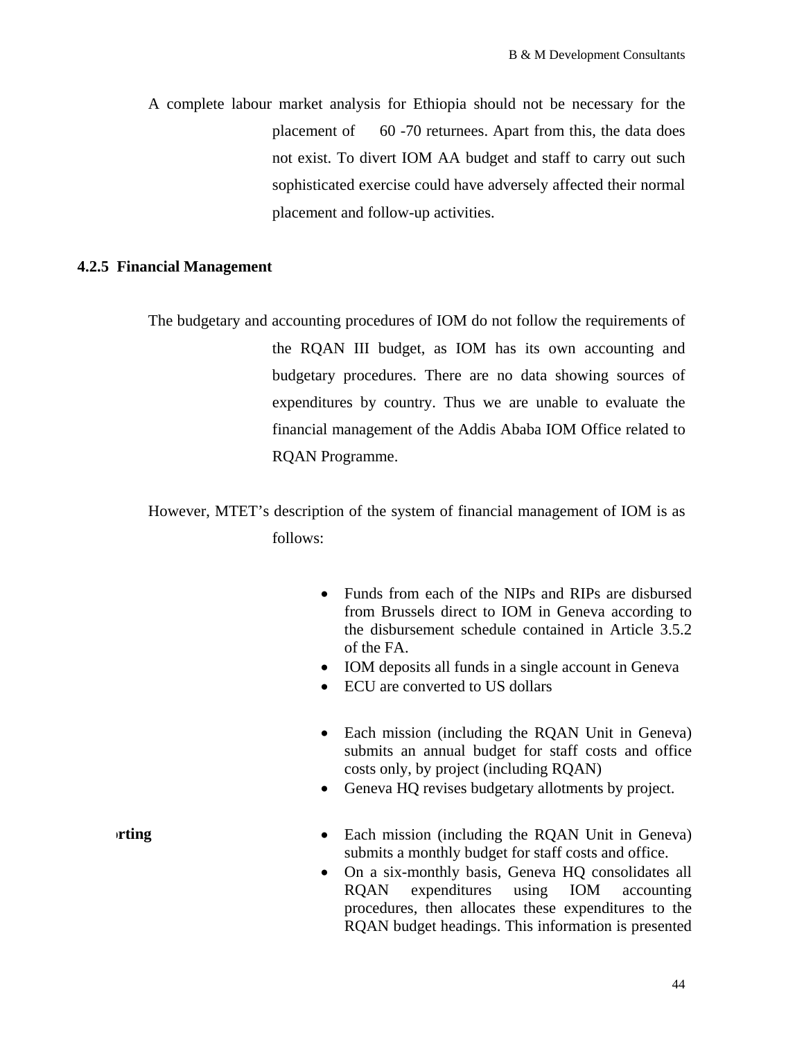A complete labour market analysis for Ethiopia should not be necessary for the placement of 60 -70 returnees. Apart from this, the data does not exist. To divert IOM AA budget and staff to carry out such sophisticated exercise could have adversely affected their normal placement and follow-up activities.

### 4.2.5 Financial Management

The budgetary and accounting procedures of IOM do not follow the requirements of the RQAN III budget, as IOM has its own accounting and budgetary procedures. There are no data showing sources of expenditures by country. Thus we are unable to evaluate the financial management of the Addis Ababa IOM Office related to RQAN Programme.

However, MTET's description of the system of financial management of IOM is as follows:

- Funds from each of the NIPs and RIPs are disbursed from Brussels direct to IOM in Geneva according to the disbursement schedule contained in Article 3.5.2 of the FA.
- IOM deposits all funds in a single account in Geneva
- ECU are converted to US dollars

- Each mission (including the RQAN Unit in Geneva) submits an annual budget for staff costs and office costs only, by project (including RQAN)
- Geneva HQ revises budgetary allotments by project.

**rting**

- Each mission (including the RQAN Unit in Geneva) submits a monthly budget for staff costs and office.
- On a six-monthly basis, Geneva HQ consolidates all RQAN expenditures using IOM accounting procedures, then allocates these expenditures to the RQAN budget headings. This information is presented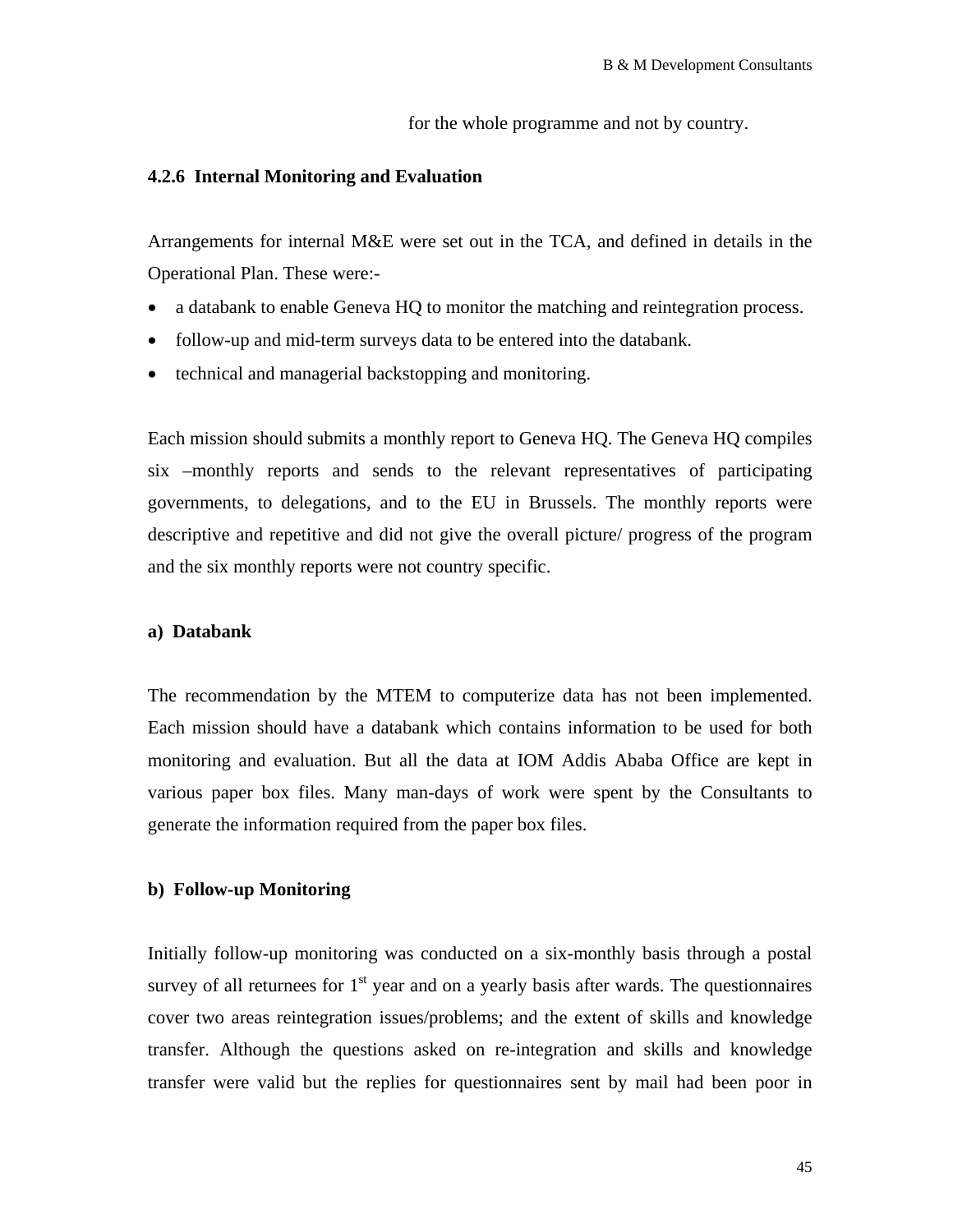for the whole programme and not by country.

### 4.2.6 Internal Monitoring and Evaluation

Arrangements for internal M&E were set out in the TCA, and defined in details in the Operational Plan. These were:-

- a databank to enable Geneva HQ to monitor the matching and reintegration process.
- follow-up and mid-term surveys data to be entered into the databank.
- technical and managerial backstopping and monitoring.

Each mission should submits a monthly report to Geneva HQ. The Geneva HQ compiles six –monthly reports and sends to the relevant representatives of participating governments, to delegations, and to the EU in Brussels. The monthly reports were descriptive and repetitive and did not give the overall picture/ progress of the program and the six monthly reports were not country specific.

**a) Databank**

The recommendation by the MTEM to computerize data has not been implemented. Each mission should have a databank which contains information to be used for both monitoring and evaluation. But all the data at IOM Addis Ababa Office are kept in various paper box files. Many man-days of work were spent by the Consultants to generate the information required from the paper box files.

**b) Follow-up Monitoring**

Initially follow-up monitoring was conducted on a six-monthly basis through a postal survey of all returnees for 1st year and on a yearly basis after wards. The questionnaires cover two areas reintegration issues/problems; and the extent of skills and knowledge transfer. Although the questions asked on re-integration and skills and knowledge transfer were valid but the replies for questionnaires sent by mail had been poor in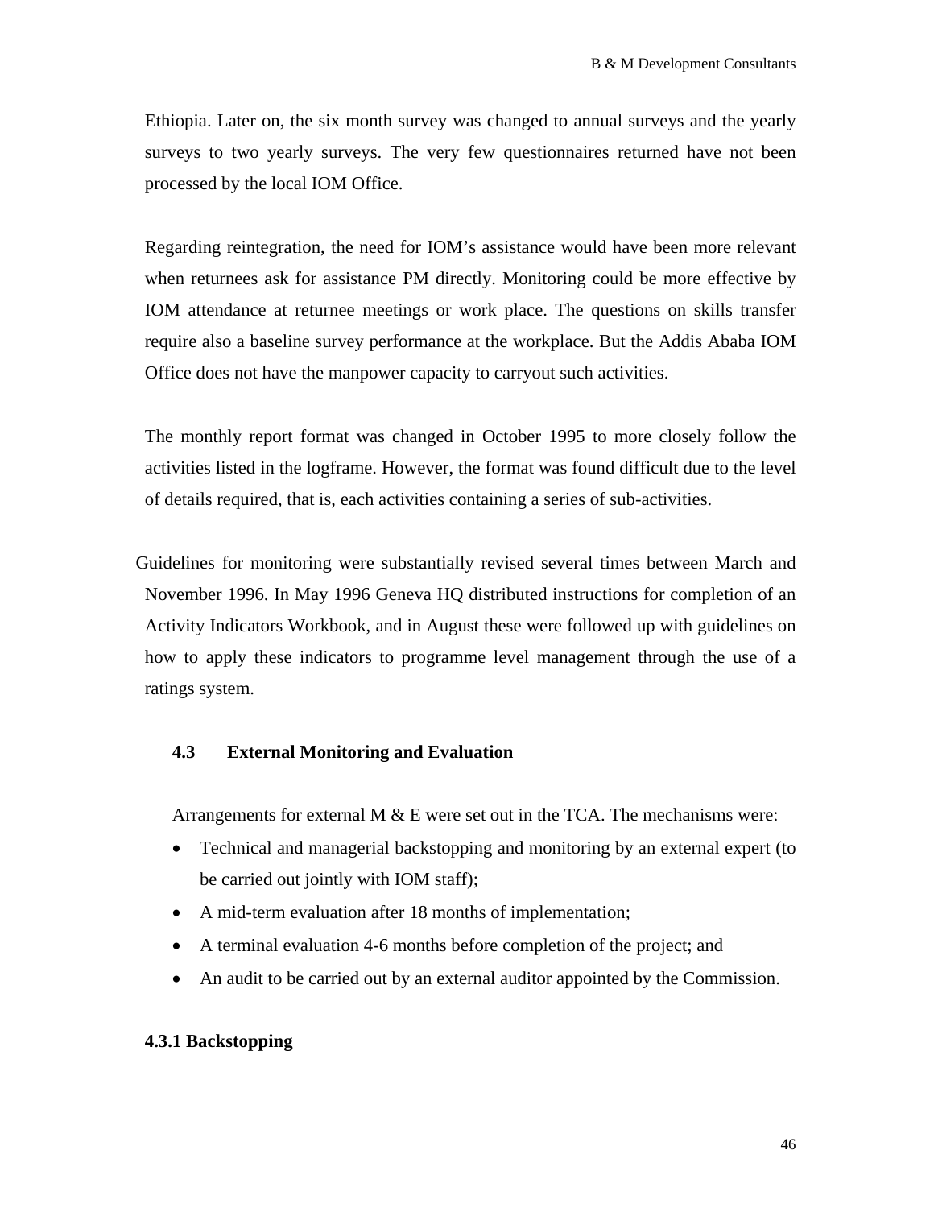Ethiopia. Later on, the six month survey was changed to annual surveys and the yearly surveys to two yearly surveys. The very few questionnaires returned have not been processed by the local IOM Office.

Regarding reintegration, the need for IOM's assistance would have been more relevant when returnees ask for assistance PM directly. Monitoring could be more effective by IOM attendance at returnee meetings or work place. The questions on skills transfer require also a baseline survey performance at the workplace. But the Addis Ababa IOM Office does not have the manpower capacity to carryout such activities.

The monthly report format was changed in October 1995 to more closely follow the activities listed in the logframe. However, the format was found difficult due to the level of details required, that is, each activities containing a series of sub-activities.

Guidelines for monitoring were substantially revised several times between March and November 1996. In May 1996 Geneva HQ distributed instructions for completion of an Activity Indicators Workbook, and in August these were followed up with guidelines on how to apply these indicators to programme level management through the use of a ratings system.

### 4.3 External Monitoring and Evaluation

Arrangements for external M & E were set out in the TCA. The mechanisms were:

- Technical and managerial backstopping and monitoring by an external expert (to be carried out jointly with IOM staff);
- A mid-term evaluation after 18 months of implementation;
- A terminal evaluation 4-6 months before completion of the project; and
- An audit to be carried out by an external auditor appointed by the Commission.

#### 4.3.1 Backstopping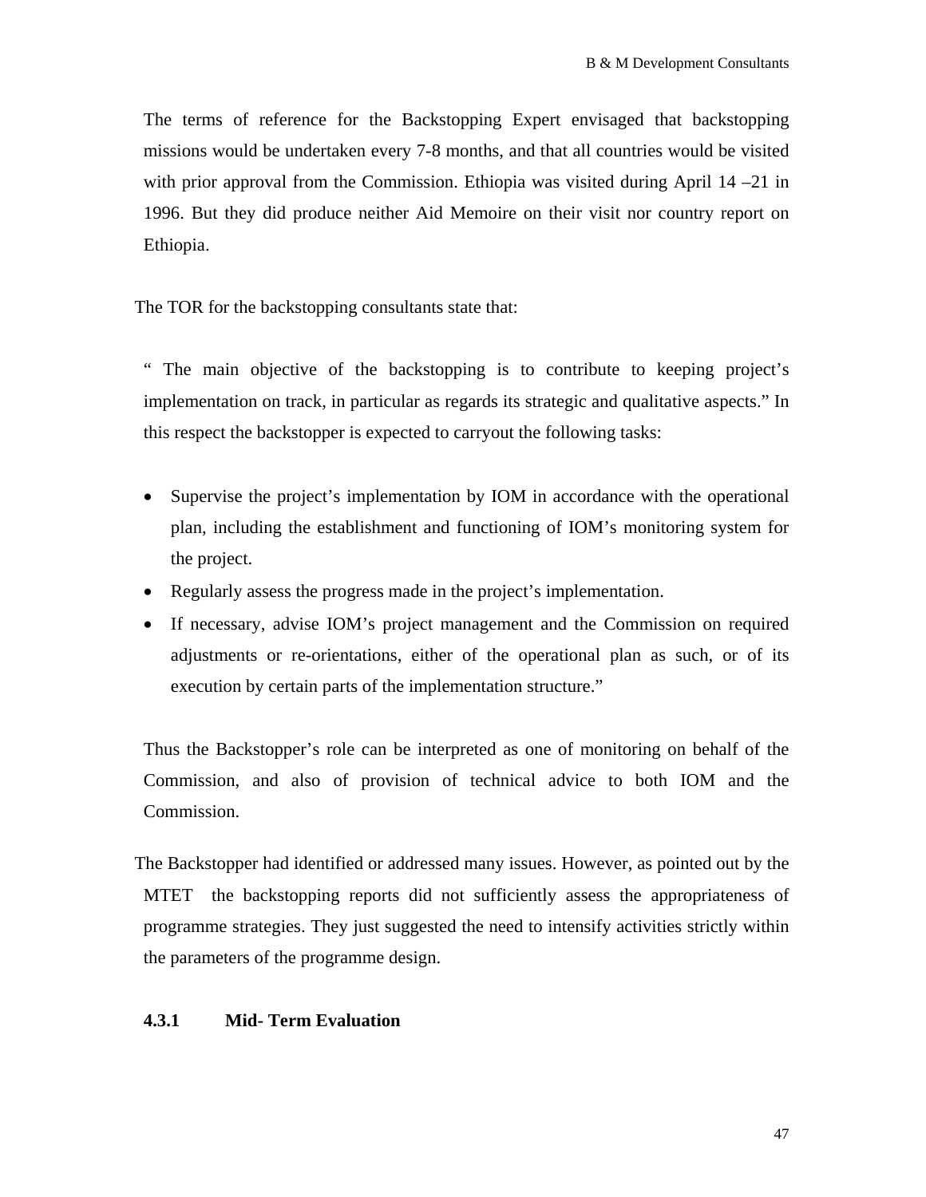The terms of reference for the Backstopping Expert envisaged that backstopping missions would be undertaken every 7-8 months, and that all countries would be visited with prior approval from the Commission. Ethiopia was visited during April 14 –21 in 1996. But they did produce neither Aid Memoire on their visit nor country report on Ethiopia.

The TOR for the backstopping consultants state that:

" The main objective of the backstopping is to contribute to keeping project's implementation on track, in particular as regards its strategic and qualitative aspects." In this respect the backstopper is expected to carryout the following tasks:

- Supervise the project's implementation by IOM in accordance with the operational plan, including the establishment and functioning of IOM's monitoring system for the project.
- Regularly assess the progress made in the project's implementation.
- If necessary, advise IOM's project management and the Commission on required adjustments or re-orientations, either of the operational plan as such, or of its execution by certain parts of the implementation structure."

Thus the Backstopper's role can be interpreted as one of monitoring on behalf of the Commission, and also of provision of technical advice to both IOM and the Commission.

The Backstopper had identified or addressed many issues. However, as pointed out by the MTET the backstopping reports did not sufficiently assess the appropriateness of programme strategies. They just suggested the need to intensify activities strictly within the parameters of the programme design.

### 4.3.1 Mid- Term Evaluation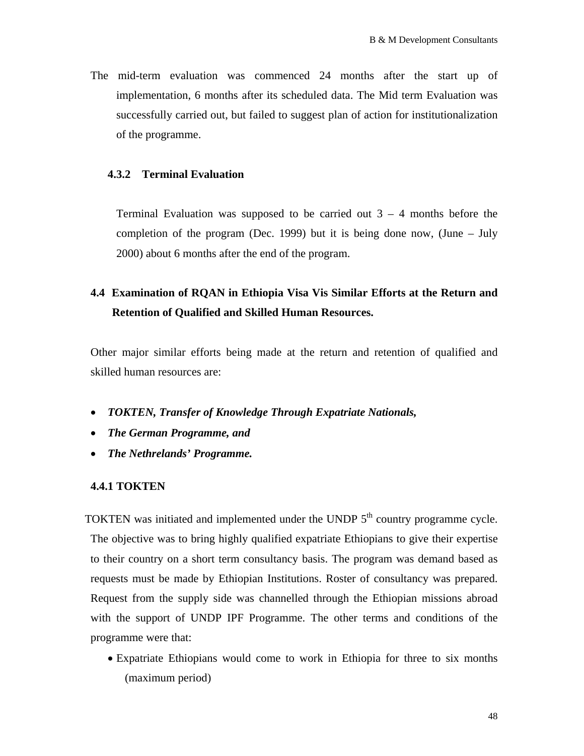The mid-term evaluation was commenced 24 months after the start up of implementation, 6 months after its scheduled data. The Mid term Evaluation was successfully carried out, but failed to suggest plan of action for institutionalization of the programme.

#### 4.3.2 Terminal Evaluation

Terminal Evaluation was supposed to be carried out 3 – 4 months before the completion of the program (Dec. 1999) but it is being done now, (June – July 2000) about 6 months after the end of the program.

### 4.4 Examination of RQAN in Ethiopia Visa Vis Similar Efforts at the Return and Retention of Qualified and Skilled Human Resources.

Other major similar efforts being made at the return and retention of qualified and skilled human resources are:

- ***TOKTEN, Transfer of Knowledge Through Expatriate Nationals,***
- ***The German Programme, and***
- ***The Nethrelands' Programme.***

#### 4.4.1 TOKTEN

TOKTEN was initiated and implemented under the UNDP 5th country programme cycle. The objective was to bring highly qualified expatriate Ethiopians to give their expertise to their country on a short term consultancy basis. The program was demand based as requests must be made by Ethiopian Institutions. Roster of consultancy was prepared. Request from the supply side was channelled through the Ethiopian missions abroad with the support of UNDP IPF Programme. The other terms and conditions of the programme were that:

- Expatriate Ethiopians would come to work in Ethiopia for three to six months (maximum period)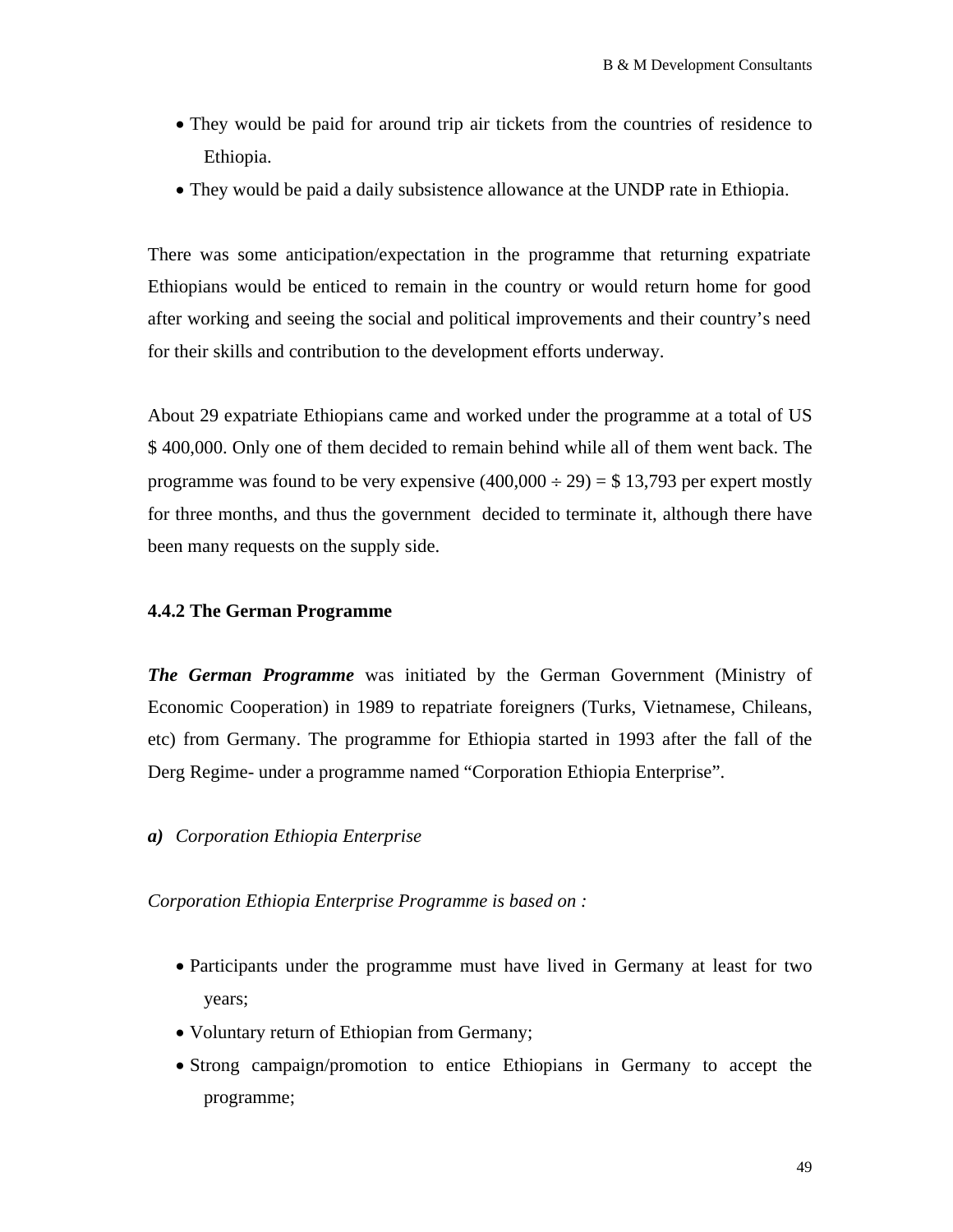- They would be paid for around trip air tickets from the countries of residence to Ethiopia.
- They would be paid a daily subsistence allowance at the UNDP rate in Ethiopia.

There was some anticipation/expectation in the programme that returning expatriate Ethiopians would be enticed to remain in the country or would return home for good after working and seeing the social and political improvements and their country's need for their skills and contribution to the development efforts underway.

About 29 expatriate Ethiopians came and worked under the programme at a total of US $ 400,000. Only one of them decided to remain behind while all of them went back. The programme was found to be very expensive (400,000 ÷ 29) = $ 13,793 per expert mostly for three months, and thus the government decided to terminate it, although there have been many requests on the supply side.

### 4.4.2 The German Programme

***The German Programme*** was initiated by the German Government (Ministry of Economic Cooperation) in 1989 to repatriate foreigners (Turks, Vietnamese, Chileans, etc) from Germany. The programme for Ethiopia started in 1993 after the fall of the Derg Regime- under a programme named "Corporation Ethiopia Enterprise".

***a)*** *Corporation Ethiopia Enterprise*

*Corporation Ethiopia Enterprise Programme is based on :*

- Participants under the programme must have lived in Germany at least for two years;
- Voluntary return of Ethiopian from Germany;
- Strong campaign/promotion to entice Ethiopians in Germany to accept the programme;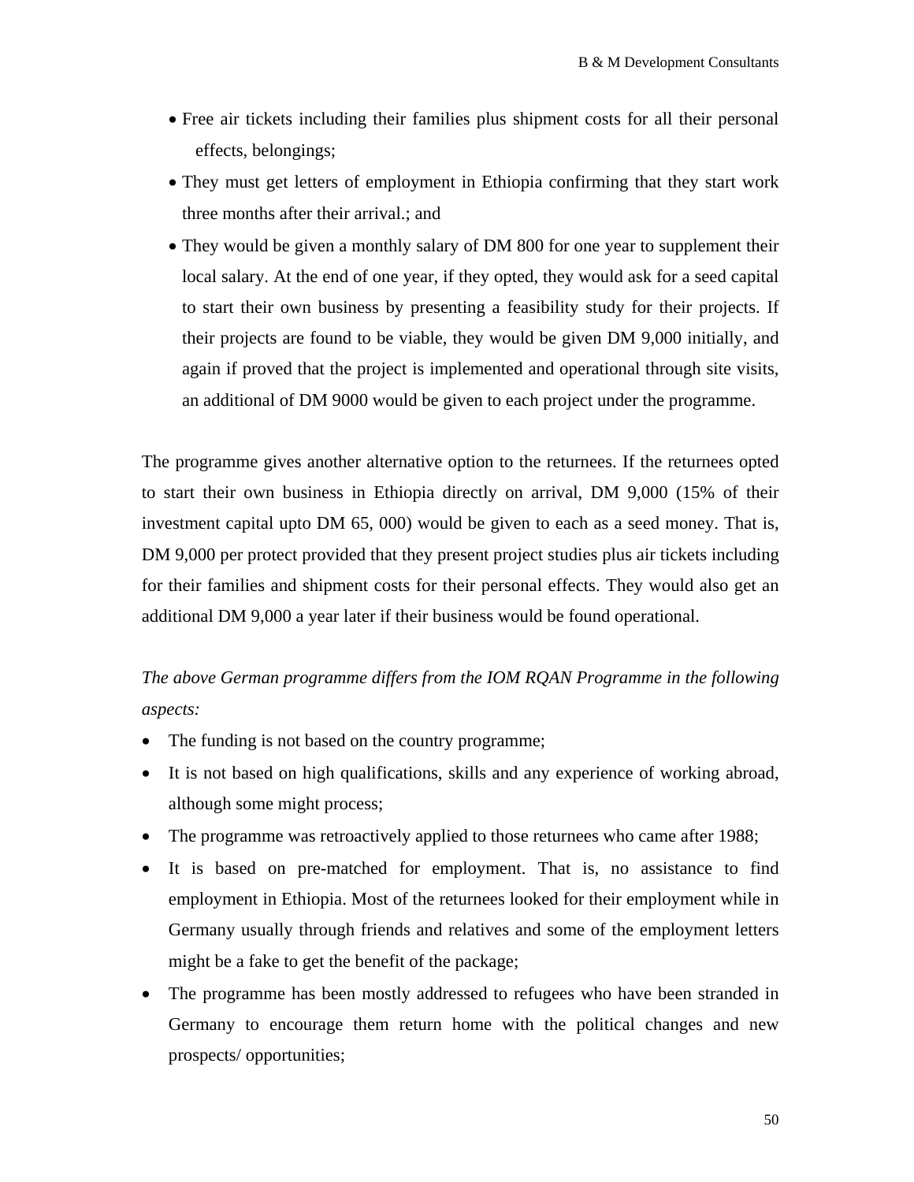- Free air tickets including their families plus shipment costs for all their personal effects, belongings;
- They must get letters of employment in Ethiopia confirming that they start work three months after their arrival.; and
- They would be given a monthly salary of DM 800 for one year to supplement their local salary. At the end of one year, if they opted, they would ask for a seed capital to start their own business by presenting a feasibility study for their projects. If their projects are found to be viable, they would be given DM 9,000 initially, and again if proved that the project is implemented and operational through site visits, an additional of DM 9000 would be given to each project under the programme.

The programme gives another alternative option to the returnees. If the returnees opted to start their own business in Ethiopia directly on arrival, DM 9,000 (15% of their investment capital upto DM 65, 000) would be given to each as a seed money. That is, DM 9,000 per protect provided that they present project studies plus air tickets including for their families and shipment costs for their personal effects. They would also get an additional DM 9,000 a year later if their business would be found operational.

*The above German programme differs from the IOM RQAN Programme in the following aspects:*

- The funding is not based on the country programme;
- It is not based on high qualifications, skills and any experience of working abroad, although some might process;
- The programme was retroactively applied to those returnees who came after 1988;
- It is based on pre-matched for employment. That is, no assistance to find employment in Ethiopia. Most of the returnees looked for their employment while in Germany usually through friends and relatives and some of the employment letters might be a fake to get the benefit of the package;
- The programme has been mostly addressed to refugees who have been stranded in Germany to encourage them return home with the political changes and new prospects/ opportunities;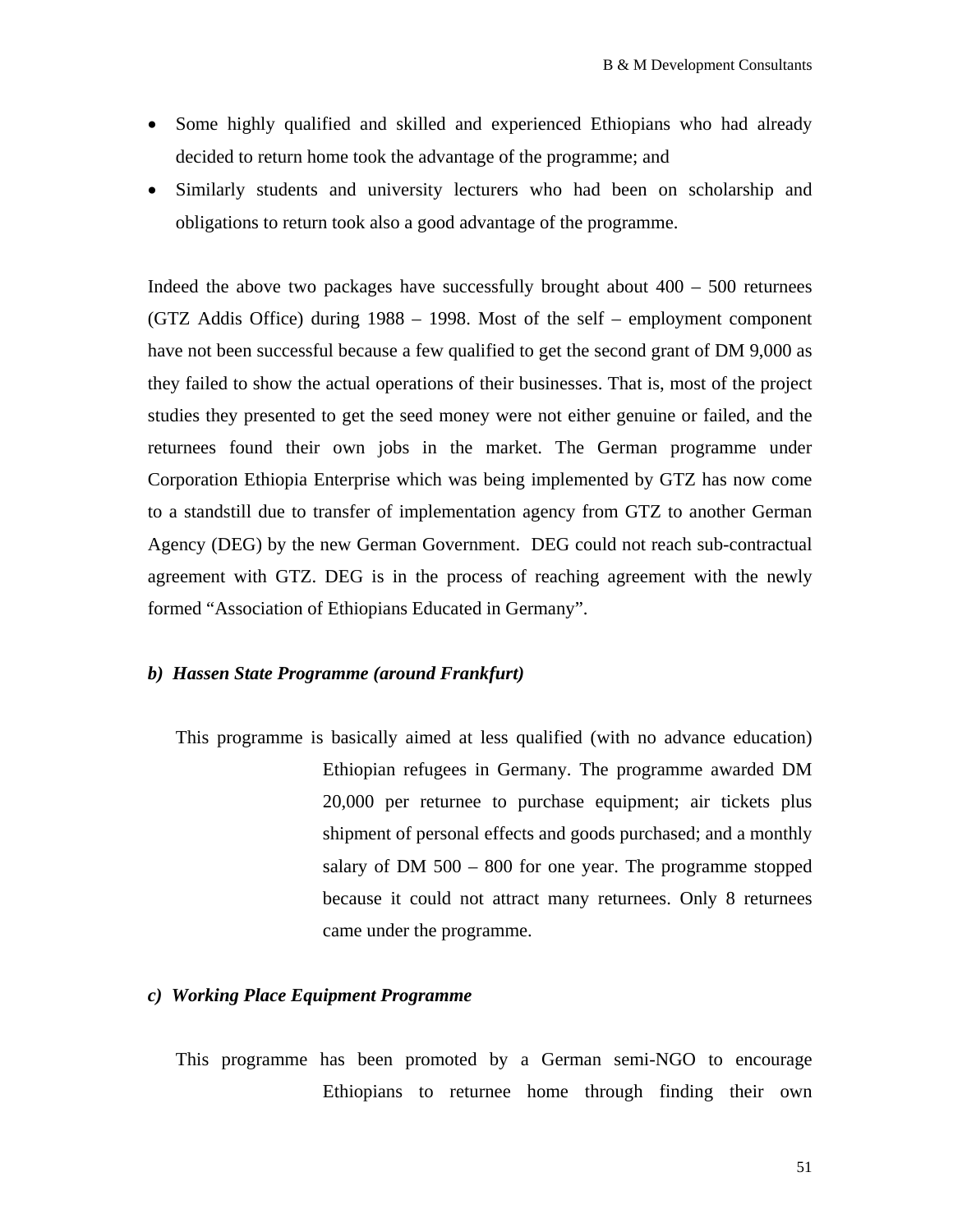- Some highly qualified and skilled and experienced Ethiopians who had already decided to return home took the advantage of the programme; and
- Similarly students and university lecturers who had been on scholarship and obligations to return took also a good advantage of the programme.

Indeed the above two packages have successfully brought about 400 – 500 returnees (GTZ Addis Office) during 1988 – 1998. Most of the self – employment component have not been successful because a few qualified to get the second grant of DM 9,000 as they failed to show the actual operations of their businesses. That is, most of the project studies they presented to get the seed money were not either genuine or failed, and the returnees found their own jobs in the market. The German programme under Corporation Ethiopia Enterprise which was being implemented by GTZ has now come to a standstill due to transfer of implementation agency from GTZ to another German Agency (DEG) by the new German Government. DEG could not reach sub-contractual agreement with GTZ. DEG is in the process of reaching agreement with the newly formed "Association of Ethiopians Educated in Germany".

***b) Hassen State Programme (around Frankfurt)***

This programme is basically aimed at less qualified (with no advance education) Ethiopian refugees in Germany. The programme awarded DM 20,000 per returnee to purchase equipment; air tickets plus shipment of personal effects and goods purchased; and a monthly salary of DM 500 – 800 for one year. The programme stopped because it could not attract many returnees. Only 8 returnees came under the programme.

***c) Working Place Equipment Programme***

This programme has been promoted by a German semi-NGO to encourage Ethiopians to returnee home through finding their own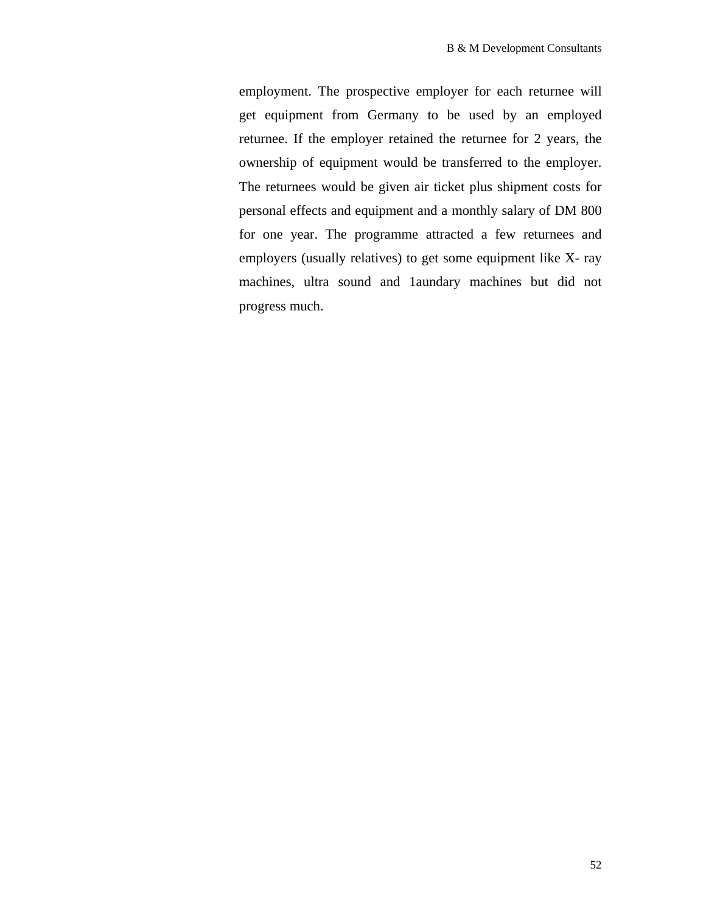employment. The prospective employer for each returnee will get equipment from Germany to be used by an employed returnee. If the employer retained the returnee for 2 years, the ownership of equipment would be transferred to the employer. The returnees would be given air ticket plus shipment costs for personal effects and equipment and a monthly salary of DM 800 for one year. The programme attracted a few returnees and employers (usually relatives) to get some equipment like X- ray machines, ultra sound and 1aundary machines but did not progress much.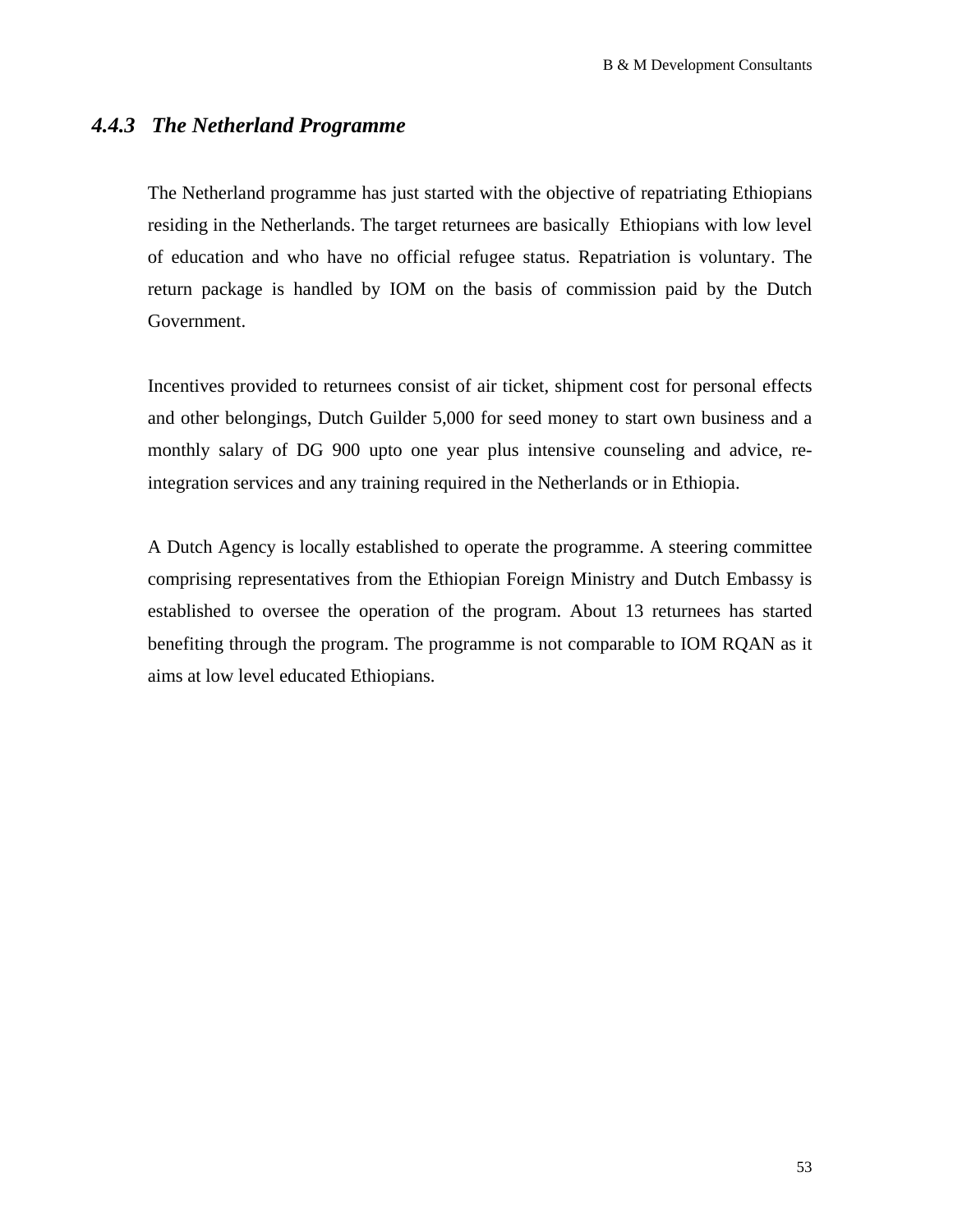### *4.4.3 The Netherland Programme*

The Netherland programme has just started with the objective of repatriating Ethiopians residing in the Netherlands. The target returnees are basically Ethiopians with low level of education and who have no official refugee status. Repatriation is voluntary. The return package is handled by IOM on the basis of commission paid by the Dutch Government.

Incentives provided to returnees consist of air ticket, shipment cost for personal effects and other belongings, Dutch Guilder 5,000 for seed money to start own business and a monthly salary of DG 900 upto one year plus intensive counseling and advice, re-integration services and any training required in the Netherlands or in Ethiopia.

A Dutch Agency is locally established to operate the programme. A steering committee comprising representatives from the Ethiopian Foreign Ministry and Dutch Embassy is established to oversee the operation of the program. About 13 returnees has started benefiting through the program. The programme is not comparable to IOM RQAN as it aims at low level educated Ethiopians.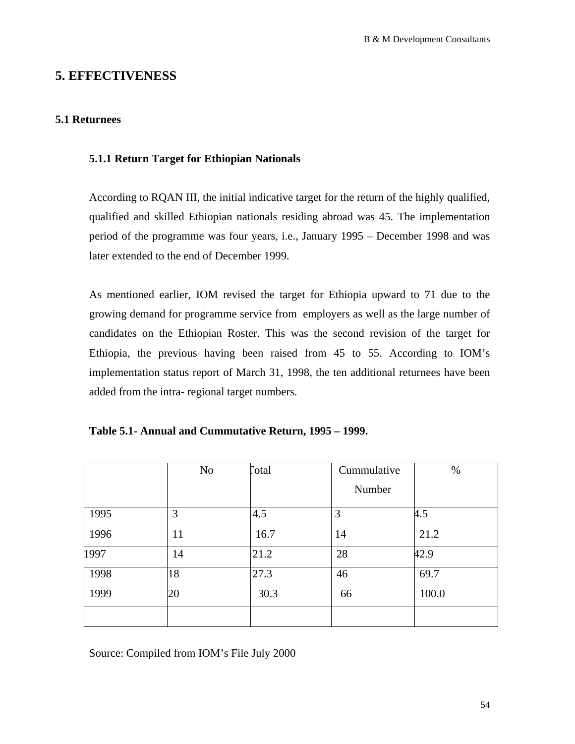# 5. EFFECTIVENESS

## 5.1 Returnees

### 5.1.1 Return Target for Ethiopian Nationals

According to RQAN III, the initial indicative target for the return of the highly qualified, qualified and skilled Ethiopian nationals residing abroad was 45. The implementation period of the programme was four years, i.e., January 1995 – December 1998 and was later extended to the end of December 1999.

As mentioned earlier, IOM revised the target for Ethiopia upward to 71 due to the growing demand for programme service from employers as well as the large number of candidates on the Ethiopian Roster. This was the second revision of the target for Ethiopia, the previous having been raised from 45 to 55. According to IOM's implementation status report of March 31, 1998, the ten additional returnees have been added from the intra- regional target numbers.

**Table 5.1- Annual and Cummutative Return, 1995 – 1999.**

| | No | Total | Cummulative Number | % |
|---|---|---|---|---|
| 1995 | 3 | 4.5 | 3 | 4.5 |
| 1996 | 11 | 16.7 | 14 | 21.2 |
| 1997 | 14 | 21.2 | 28 | 42.9 |
| 1998 | 18 | 27.3 | 46 | 69.7 |
| 1999 | 20 | 30.3 | 66 | 100.0 |
| | | | | |

Source: Compiled from IOM's File July 2000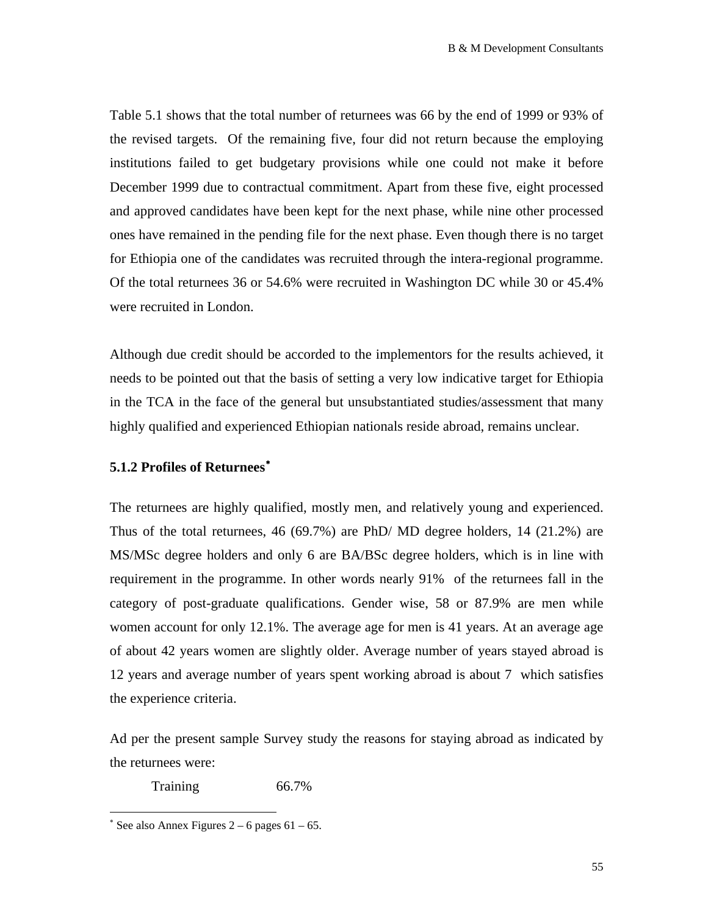Table 5.1 shows that the total number of returnees was 66 by the end of 1999 or 93% of the revised targets. Of the remaining five, four did not return because the employing institutions failed to get budgetary provisions while one could not make it before December 1999 due to contractual commitment. Apart from these five, eight processed and approved candidates have been kept for the next phase, while nine other processed ones have remained in the pending file for the next phase. Even though there is no target for Ethiopia one of the candidates was recruited through the intera-regional programme. Of the total returnees 36 or 54.6% were recruited in Washington DC while 30 or 45.4% were recruited in London.

Although due credit should be accorded to the implementors for the results achieved, it needs to be pointed out that the basis of setting a very low indicative target for Ethiopia in the TCA in the face of the general but unsubstantiated studies/assessment that many highly qualified and experienced Ethiopian nationals reside abroad, remains unclear.

### 5.1.2 Profiles of Returnees*

The returnees are highly qualified, mostly men, and relatively young and experienced. Thus of the total returnees, 46 (69.7%) are PhD/ MD degree holders, 14 (21.2%) are MS/MSc degree holders and only 6 are BA/BSc degree holders, which is in line with requirement in the programme. In other words nearly 91% of the returnees fall in the category of post-graduate qualifications. Gender wise, 58 or 87.9% are men while women account for only 12.1%. The average age for men is 41 years. At an average age of about 42 years women are slightly older. Average number of years stayed abroad is 12 years and average number of years spent working abroad is about 7 which satisfies the experience criteria.

Ad per the present sample Survey study the reasons for staying abroad as indicated by the returnees were:

Training 66.7%

---

* See also Annex Figures 2 – 6 pages 61 – 65.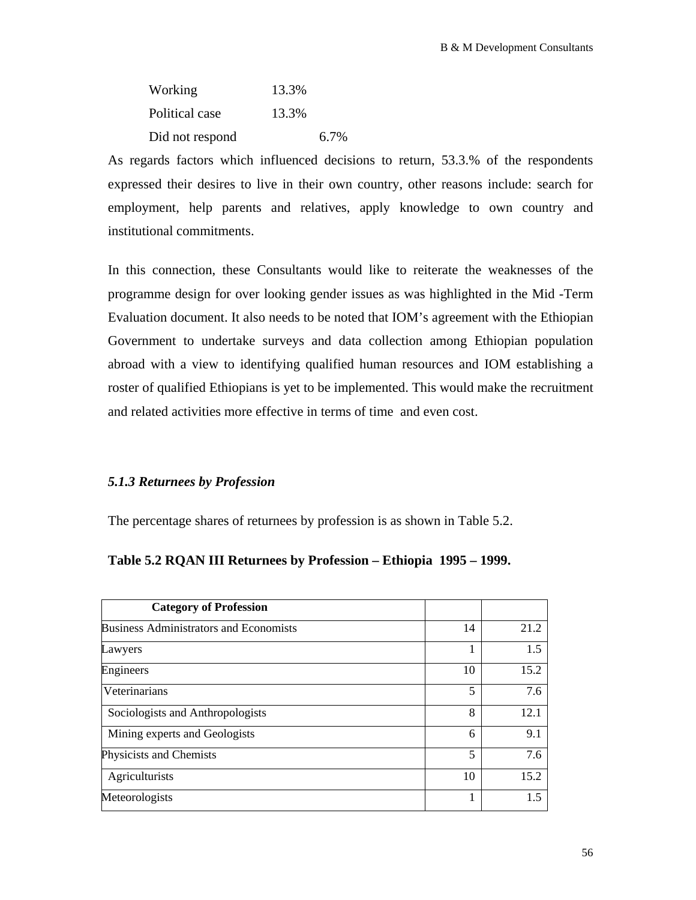| | |
|---|---|
| Working | 13.3% |
| Political case | 13.3% |
| Did not respond | 6.7% |

As regards factors which influenced decisions to return, 53.3.% of the respondents expressed their desires to live in their own country, other reasons include: search for employment, help parents and relatives, apply knowledge to own country and institutional commitments.

In this connection, these Consultants would like to reiterate the weaknesses of the programme design for over looking gender issues as was highlighted in the Mid -Term Evaluation document. It also needs to be noted that IOM's agreement with the Ethiopian Government to undertake surveys and data collection among Ethiopian population abroad with a view to identifying qualified human resources and IOM establishing a roster of qualified Ethiopians is yet to be implemented. This would make the recruitment and related activities more effective in terms of time and even cost.

### *5.1.3 Returnees by Profession*

The percentage shares of returnees by profession is as shown in Table 5.2.

**Table 5.2 RQAN III Returnees by Profession – Ethiopia 1995 – 1999.**

| Category of Profession | | |
|---|---|---|
| Business Administrators and Economists | 14 | 21.2 |
| Lawyers | 1 | 1.5 |
| Engineers | 10 | 15.2 |
| Veterinarians | 5 | 7.6 |
| Sociologists and Anthropologists | 8 | 12.1 |
| Mining experts and Geologists | 6 | 9.1 |
| Physicists and Chemists | 5 | 7.6 |
| Agriculturists | 10 | 15.2 |
| Meteorologists | 1 | 1.5 |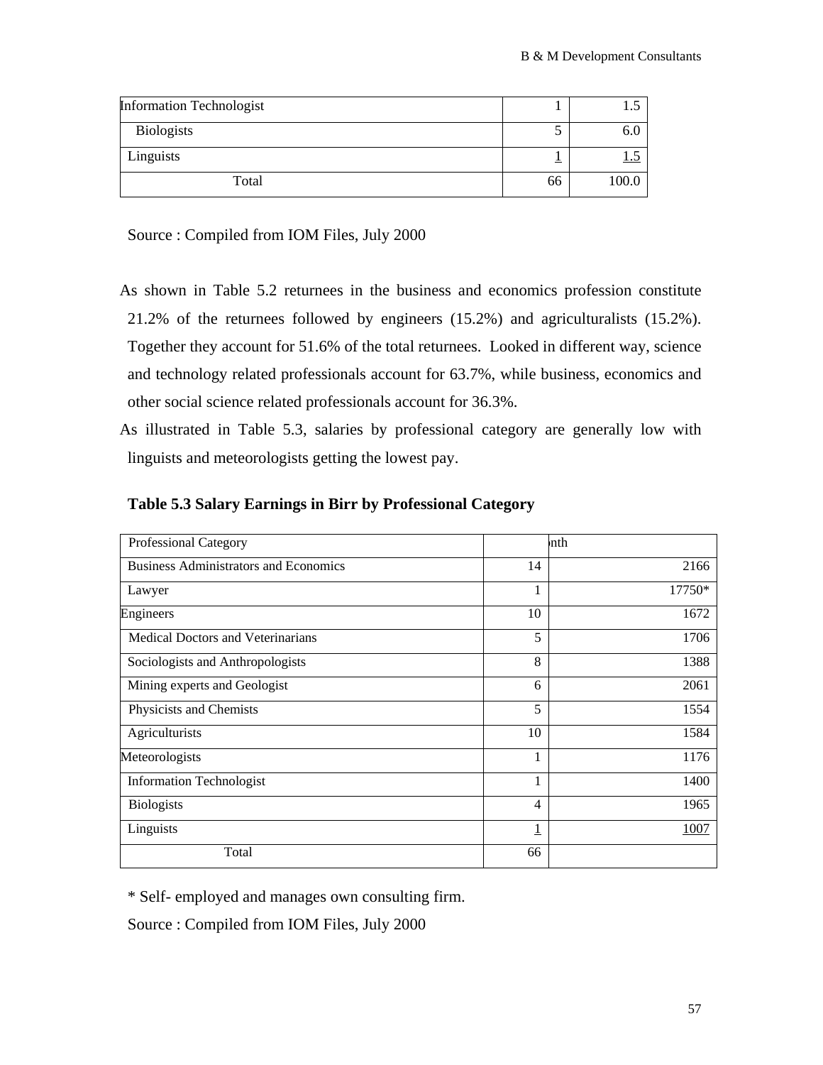| Information Technologist | 1 | 1.5 |
|---|---|---|
| Biologists | 5 | 6.0 |
| Linguists | 1 | 1.5 |
| Total | 66 | 100.0 |

Source : Compiled from IOM Files, July 2000

As shown in Table 5.2 returnees in the business and economics profession constitute 21.2% of the returnees followed by engineers (15.2%) and agriculturalists (15.2%). Together they account for 51.6% of the total returnees. Looked in different way, science and technology related professionals account for 63.7%, while business, economics and other social science related professionals account for 36.3%.

As illustrated in Table 5.3, salaries by professional category are generally low with linguists and meteorologists getting the lowest pay.

**Table 5.3 Salary Earnings in Birr by Professional Category**

| Professional Category | | nth |
|---|---|---|
| Business Administrators and Economics | 14 | 2166 |
| Lawyer | 1 | 17750* |
| Engineers | 10 | 1672 |
| Medical Doctors and Veterinarians | 5 | 1706 |
| Sociologists and Anthropologists | 8 | 1388 |
| Mining experts and Geologist | 6 | 2061 |
| Physicists and Chemists | 5 | 1554 |
| Agriculturists | 10 | 1584 |
| Meteorologists | 1 | 1176 |
| Information Technologist | 1 | 1400 |
| Biologists | 4 | 1965 |
| Linguists | 1 | 1007 |
| Total | 66 | |

\* Self- employed and manages own consulting firm.

Source : Compiled from IOM Files, July 2000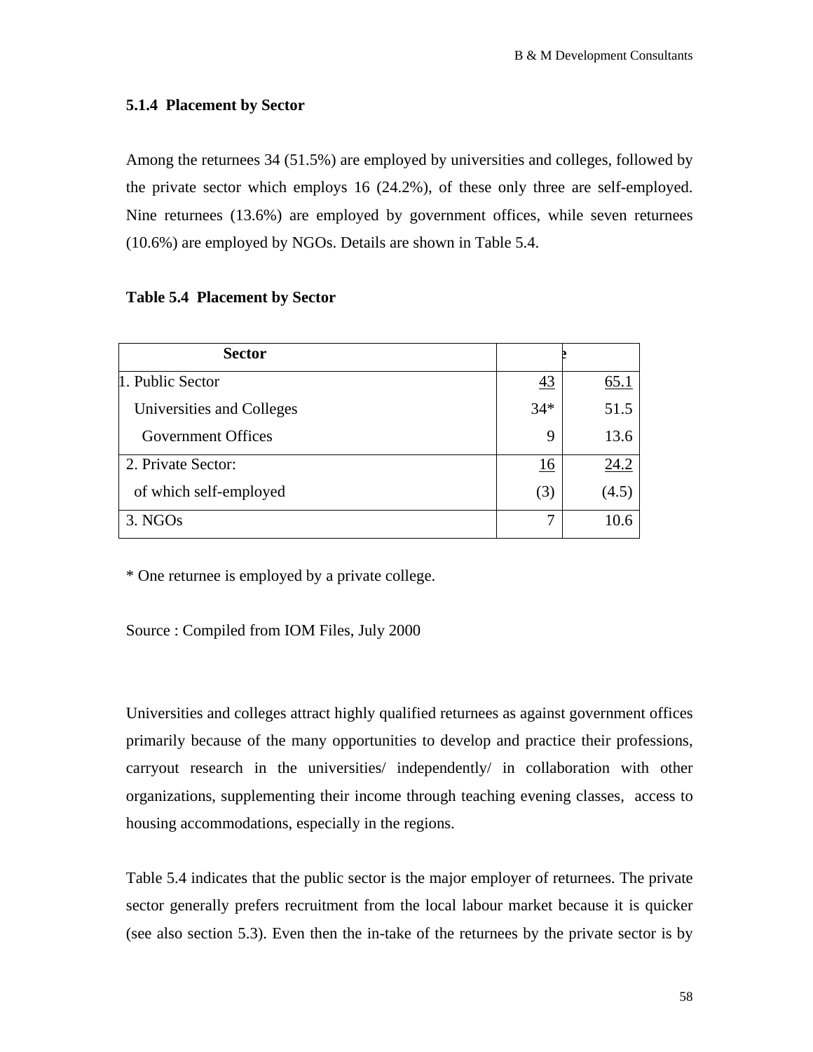### 5.1.4 Placement by Sector

Among the returnees 34 (51.5%) are employed by universities and colleges, followed by the private sector which employs 16 (24.2%), of these only three are self-employed. Nine returnees (13.6%) are employed by government offices, while seven returnees (10.6%) are employed by NGOs. Details are shown in Table 5.4.

**Table 5.4 Placement by Sector**

| Sector | | |
|---|---|---|
| 1. Public Sector | 43 | 65.1 |
| Universities and Colleges | 34* | 51.5 |
| Government Offices | 9 | 13.6 |
| 2. Private Sector: | 16 | 24.2 |
| of which self-employed | (3) | (4.5) |
| 3. NGOs | 7 | 10.6 |

\* One returnee is employed by a private college.

Source : Compiled from IOM Files, July 2000

Universities and colleges attract highly qualified returnees as against government offices primarily because of the many opportunities to develop and practice their professions, carryout research in the universities/ independently/ in collaboration with other organizations, supplementing their income through teaching evening classes, access to housing accommodations, especially in the regions.

Table 5.4 indicates that the public sector is the major employer of returnees. The private sector generally prefers recruitment from the local labour market because it is quicker (see also section 5.3). Even then the in-take of the returnees by the private sector is by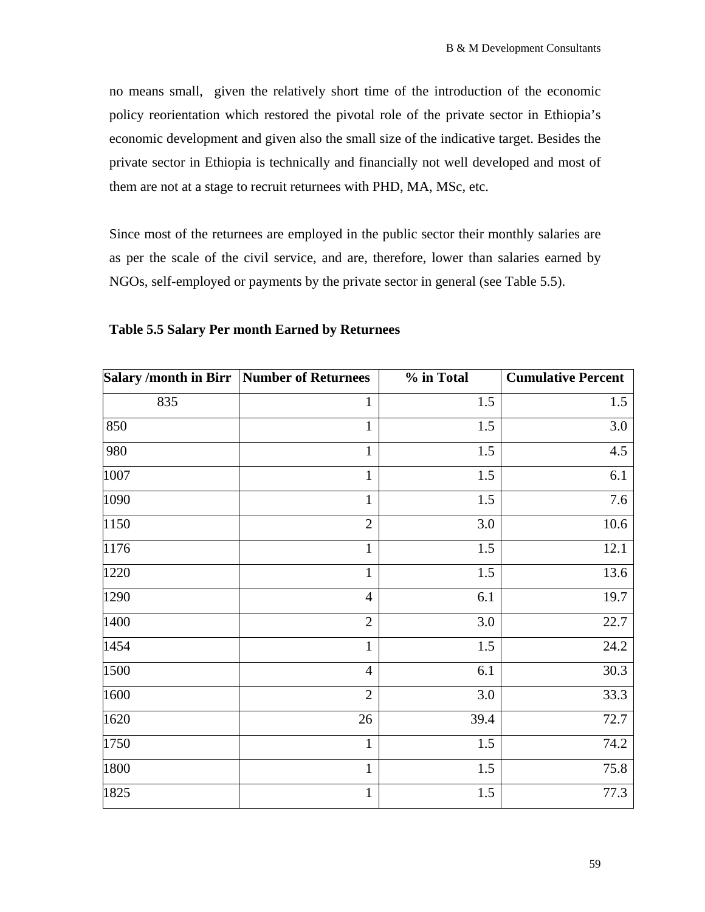no means small, given the relatively short time of the introduction of the economic policy reorientation which restored the pivotal role of the private sector in Ethiopia's economic development and given also the small size of the indicative target. Besides the private sector in Ethiopia is technically and financially not well developed and most of them are not at a stage to recruit returnees with PHD, MA, MSc, etc.

Since most of the returnees are employed in the public sector their monthly salaries are as per the scale of the civil service, and are, therefore, lower than salaries earned by NGOs, self-employed or payments by the private sector in general (see Table 5.5).

**Table 5.5 Salary Per month Earned by Returnees**

| Salary /month in Birr | Number of Returnees | % in Total | Cumulative Percent |
|---|---|---|---|
| 835 | 1 | 1.5 | 1.5 |
| 850 | 1 | 1.5 | 3.0 |
| 980 | 1 | 1.5 | 4.5 |
| 1007 | 1 | 1.5 | 6.1 |
| 1090 | 1 | 1.5 | 7.6 |
| 1150 | 2 | 3.0 | 10.6 |
| 1176 | 1 | 1.5 | 12.1 |
| 1220 | 1 | 1.5 | 13.6 |
| 1290 | 4 | 6.1 | 19.7 |
| 1400 | 2 | 3.0 | 22.7 |
| 1454 | 1 | 1.5 | 24.2 |
| 1500 | 4 | 6.1 | 30.3 |
| 1600 | 2 | 3.0 | 33.3 |
| 1620 | 26 | 39.4 | 72.7 |
| 1750 | 1 | 1.5 | 74.2 |
| 1800 | 1 | 1.5 | 75.8 |
| 1825 | 1 | 1.5 | 77.3 |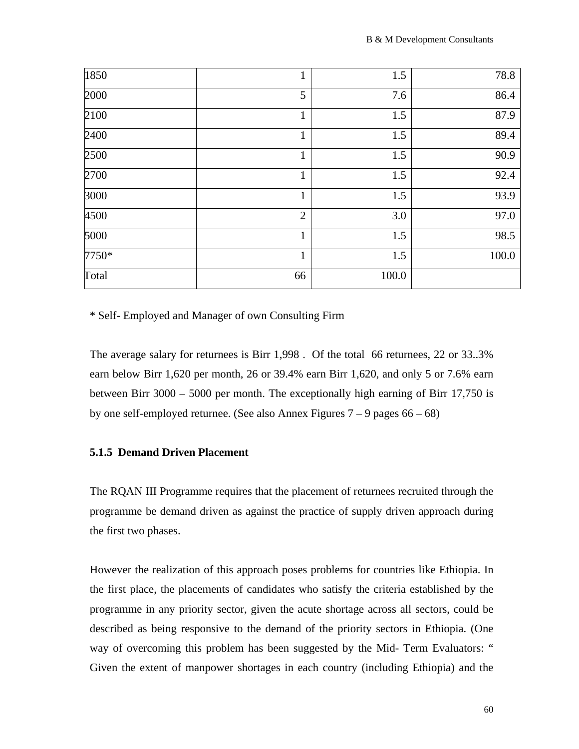| | | | |
|---|---|---|---|
| 1850 | 1 | 1.5 | 78.8 |
| 2000 | 5 | 7.6 | 86.4 |
| 2100 | 1 | 1.5 | 87.9 |
| 2400 | 1 | 1.5 | 89.4 |
| 2500 | 1 | 1.5 | 90.9 |
| 2700 | 1 | 1.5 | 92.4 |
| 3000 | 1 | 1.5 | 93.9 |
| 4500 | 2 | 3.0 | 97.0 |
| 5000 | 1 | 1.5 | 98.5 |
| 7750* | 1 | 1.5 | 100.0 |
| Total | 66 | 100.0 | |

* Self- Employed and Manager of own Consulting Firm

The average salary for returnees is Birr 1,998 . Of the total 66 returnees, 22 or 33..3% earn below Birr 1,620 per month, 26 or 39.4% earn Birr 1,620, and only 5 or 7.6% earn between Birr 3000 – 5000 per month. The exceptionally high earning of Birr 17,750 is by one self-employed returnee. (See also Annex Figures 7 – 9 pages 66 – 68)

### 5.1.5 Demand Driven Placement

The RQAN III Programme requires that the placement of returnees recruited through the programme be demand driven as against the practice of supply driven approach during the first two phases.

However the realization of this approach poses problems for countries like Ethiopia. In the first place, the placements of candidates who satisfy the criteria established by the programme in any priority sector, given the acute shortage across all sectors, could be described as being responsive to the demand of the priority sectors in Ethiopia. (One way of overcoming this problem has been suggested by the Mid- Term Evaluators: " Given the extent of manpower shortages in each country (including Ethiopia) and the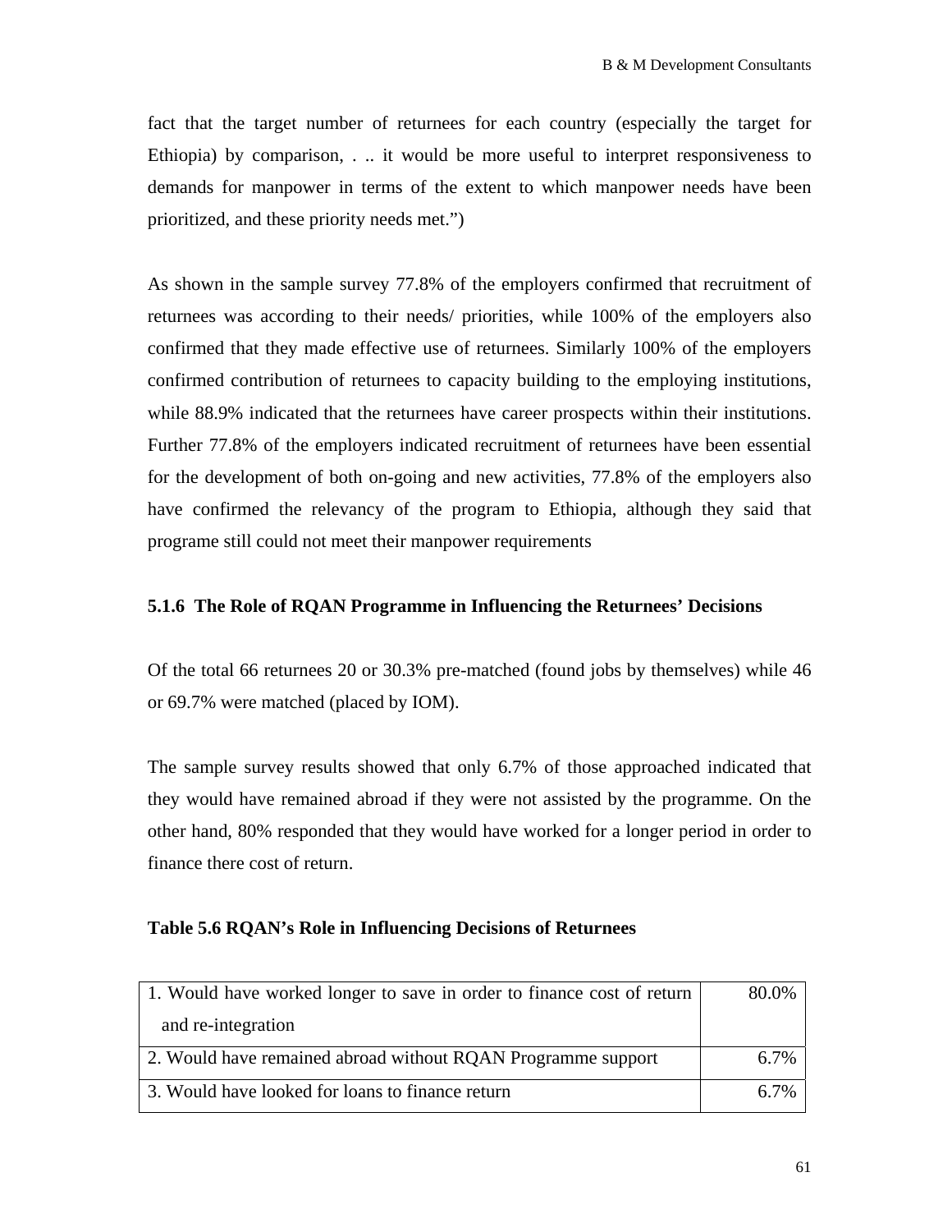fact that the target number of returnees for each country (especially the target for Ethiopia) by comparison, . .. it would be more useful to interpret responsiveness to demands for manpower in terms of the extent to which manpower needs have been prioritized, and these priority needs met.")

As shown in the sample survey 77.8% of the employers confirmed that recruitment of returnees was according to their needs/ priorities, while 100% of the employers also confirmed that they made effective use of returnees. Similarly 100% of the employers confirmed contribution of returnees to capacity building to the employing institutions, while 88.9% indicated that the returnees have career prospects within their institutions. Further 77.8% of the employers indicated recruitment of returnees have been essential for the development of both on-going and new activities, 77.8% of the employers also have confirmed the relevancy of the program to Ethiopia, although they said that programe still could not meet their manpower requirements

### 5.1.6 The Role of RQAN Programme in Influencing the Returnees' Decisions

Of the total 66 returnees 20 or 30.3% pre-matched (found jobs by themselves) while 46 or 69.7% were matched (placed by IOM).

The sample survey results showed that only 6.7% of those approached indicated that they would have remained abroad if they were not assisted by the programme. On the other hand, 80% responded that they would have worked for a longer period in order to finance there cost of return.

**Table 5.6 RQAN's Role in Influencing Decisions of Returnees**

| | |
|---|---:|
| 1. Would have worked longer to save in order to finance cost of return and re-integration | 80.0% |
| 2. Would have remained abroad without RQAN Programme support | 6.7% |
| 3. Would have looked for loans to finance return | 6.7% |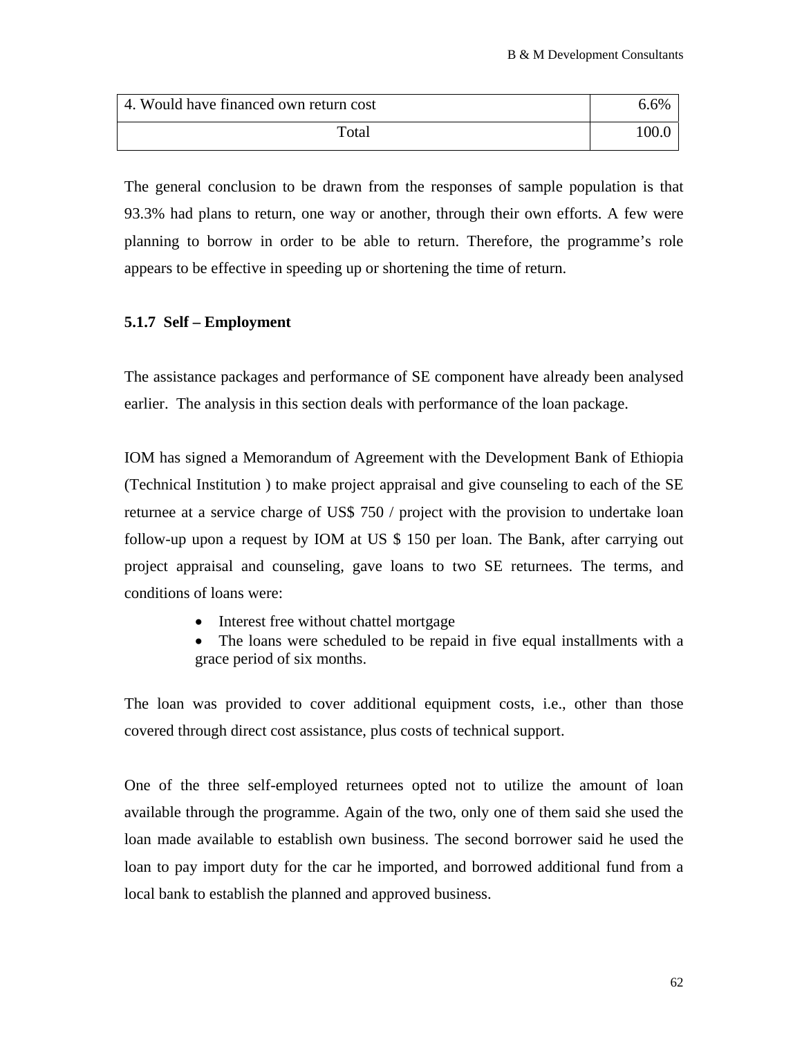| 4. Would have financed own return cost | 6.6% |
|---|---|
| Total | 100.0 |

The general conclusion to be drawn from the responses of sample population is that 93.3% had plans to return, one way or another, through their own efforts. A few were planning to borrow in order to be able to return. Therefore, the programme's role appears to be effective in speeding up or shortening the time of return.

### 5.1.7 Self – Employment

The assistance packages and performance of SE component have already been analysed earlier. The analysis in this section deals with performance of the loan package.

IOM has signed a Memorandum of Agreement with the Development Bank of Ethiopia (Technical Institution ) to make project appraisal and give counseling to each of the SE returnee at a service charge of US$ 750 / project with the provision to undertake loan follow-up upon a request by IOM at US $ 150 per loan. The Bank, after carrying out project appraisal and counseling, gave loans to two SE returnees. The terms, and conditions of loans were:

- Interest free without chattel mortgage
- The loans were scheduled to be repaid in five equal installments with a grace period of six months.

The loan was provided to cover additional equipment costs, i.e., other than those covered through direct cost assistance, plus costs of technical support.

One of the three self-employed returnees opted not to utilize the amount of loan available through the programme. Again of the two, only one of them said she used the loan made available to establish own business. The second borrower said he used the loan to pay import duty for the car he imported, and borrowed additional fund from a local bank to establish the planned and approved business.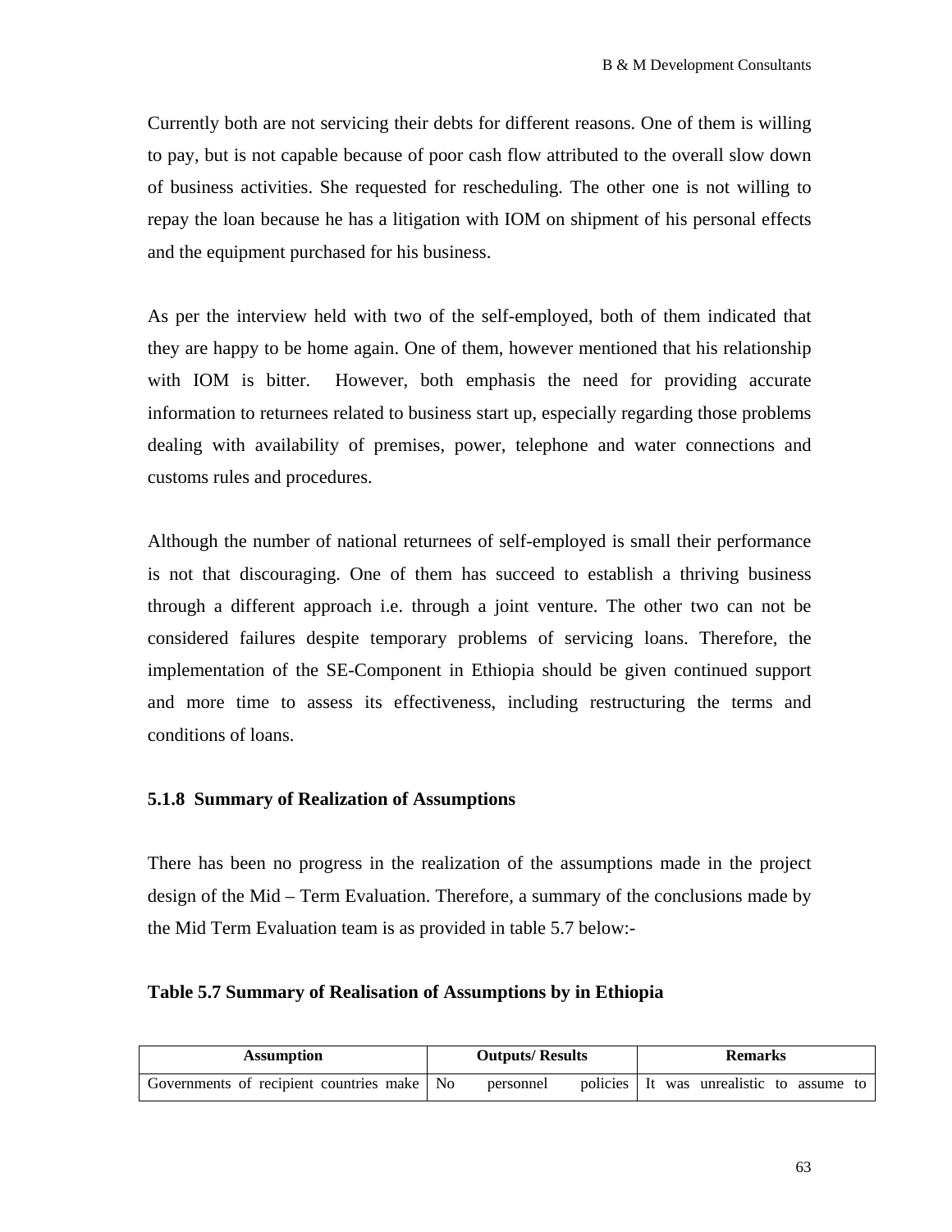Currently both are not servicing their debts for different reasons. One of them is willing to pay, but is not capable because of poor cash flow attributed to the overall slow down of business activities. She requested for rescheduling. The other one is not willing to repay the loan because he has a litigation with IOM on shipment of his personal effects and the equipment purchased for his business.

As per the interview held with two of the self-employed, both of them indicated that they are happy to be home again. One of them, however mentioned that his relationship with IOM is bitter. However, both emphasis the need for providing accurate information to returnees related to business start up, especially regarding those problems dealing with availability of premises, power, telephone and water connections and customs rules and procedures.

Although the number of national returnees of self-employed is small their performance is not that discouraging. One of them has succeed to establish a thriving business through a different approach i.e. through a joint venture. The other two can not be considered failures despite temporary problems of servicing loans. Therefore, the implementation of the SE-Component in Ethiopia should be given continued support and more time to assess its effectiveness, including restructuring the terms and conditions of loans.

### 5.1.8 Summary of Realization of Assumptions

There has been no progress in the realization of the assumptions made in the project design of the Mid – Term Evaluation. Therefore, a summary of the conclusions made by the Mid Term Evaluation team is as provided in table 5.7 below:-

**Table 5.7 Summary of Realisation of Assumptions by in Ethiopia**

| Assumption | Outputs/ Results | Remarks |
|---|---|---|
| Governments of recipient countries make | No personnel policies | It was unrealistic to assume to |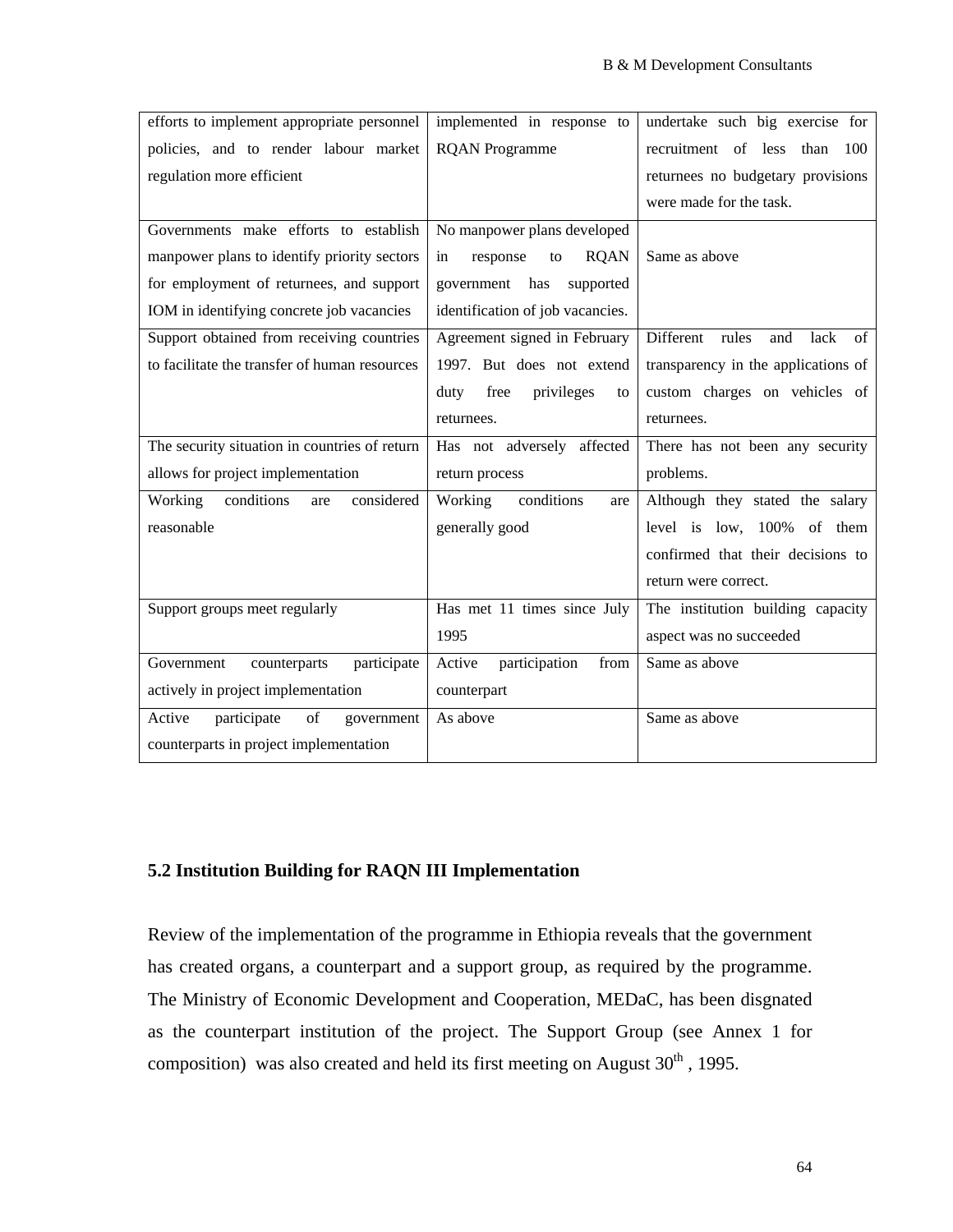| | | |
|---|---|---|
| efforts to implement appropriate personnel policies, and to render labour market regulation more efficient | implemented in response to RQAN Programme | undertake such big exercise for recruitment of less than 100 returnees no budgetary provisions were made for the task. |
| Governments make efforts to establish manpower plans to identify priority sectors for employment of returnees, and support IOM in identifying concrete job vacancies | No manpower plans developed in response to RQAN government has supported identification of job vacancies. | Same as above |
| Support obtained from receiving countries to facilitate the transfer of human resources | Agreement signed in February 1997. But does not extend duty free privileges to returnees. | Different rules and lack of transparency in the applications of custom charges on vehicles of returnees. |
| The security situation in countries of return allows for project implementation | Has not adversely affected return process | There has not been any security problems. |
| Working conditions are considered reasonable | Working conditions are generally good | Although they stated the salary level is low, 100% of them confirmed that their decisions to return were correct. |
| Support groups meet regularly | Has met 11 times since July 1995 | The institution building capacity aspect was no succeeded |
| Government counterparts participate actively in project implementation | Active participation from counterpart | Same as above |
| Active participate of government counterparts in project implementation | As above | Same as above |

### 5.2 Institution Building for RAQN III Implementation

Review of the implementation of the programme in Ethiopia reveals that the government has created organs, a counterpart and a support group, as required by the programme. The Ministry of Economic Development and Cooperation, MEDaC, has been disgnated as the counterpart institution of the project. The Support Group (see Annex 1 for composition) was also created and held its first meeting on August 30th , 1995.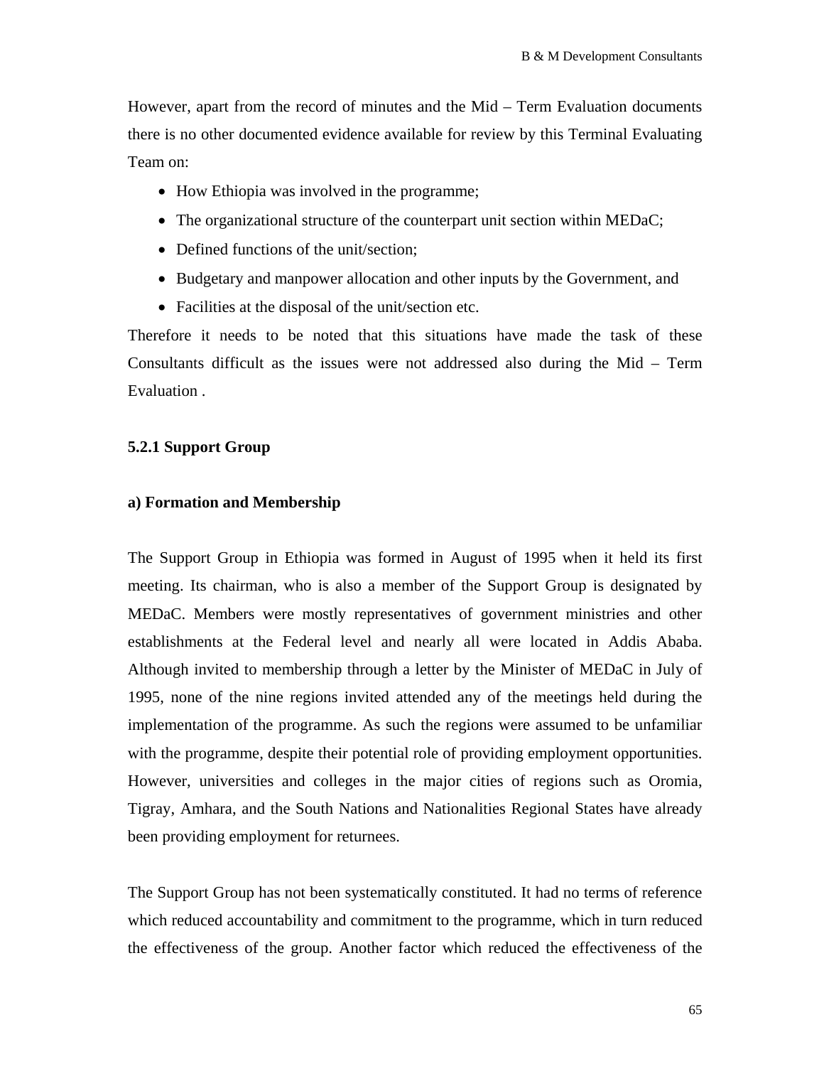However, apart from the record of minutes and the Mid – Term Evaluation documents there is no other documented evidence available for review by this Terminal Evaluating Team on:

- How Ethiopia was involved in the programme;
- The organizational structure of the counterpart unit section within MEDaC;
- Defined functions of the unit/section;
- Budgetary and manpower allocation and other inputs by the Government, and
- Facilities at the disposal of the unit/section etc.

Therefore it needs to be noted that this situations have made the task of these Consultants difficult as the issues were not addressed also during the Mid – Term Evaluation .

### 5.2.1 Support Group

#### a) Formation and Membership

The Support Group in Ethiopia was formed in August of 1995 when it held its first meeting. Its chairman, who is also a member of the Support Group is designated by MEDaC. Members were mostly representatives of government ministries and other establishments at the Federal level and nearly all were located in Addis Ababa. Although invited to membership through a letter by the Minister of MEDaC in July of 1995, none of the nine regions invited attended any of the meetings held during the implementation of the programme. As such the regions were assumed to be unfamiliar with the programme, despite their potential role of providing employment opportunities. However, universities and colleges in the major cities of regions such as Oromia, Tigray, Amhara, and the South Nations and Nationalities Regional States have already been providing employment for returnees.

The Support Group has not been systematically constituted. It had no terms of reference which reduced accountability and commitment to the programme, which in turn reduced the effectiveness of the group. Another factor which reduced the effectiveness of the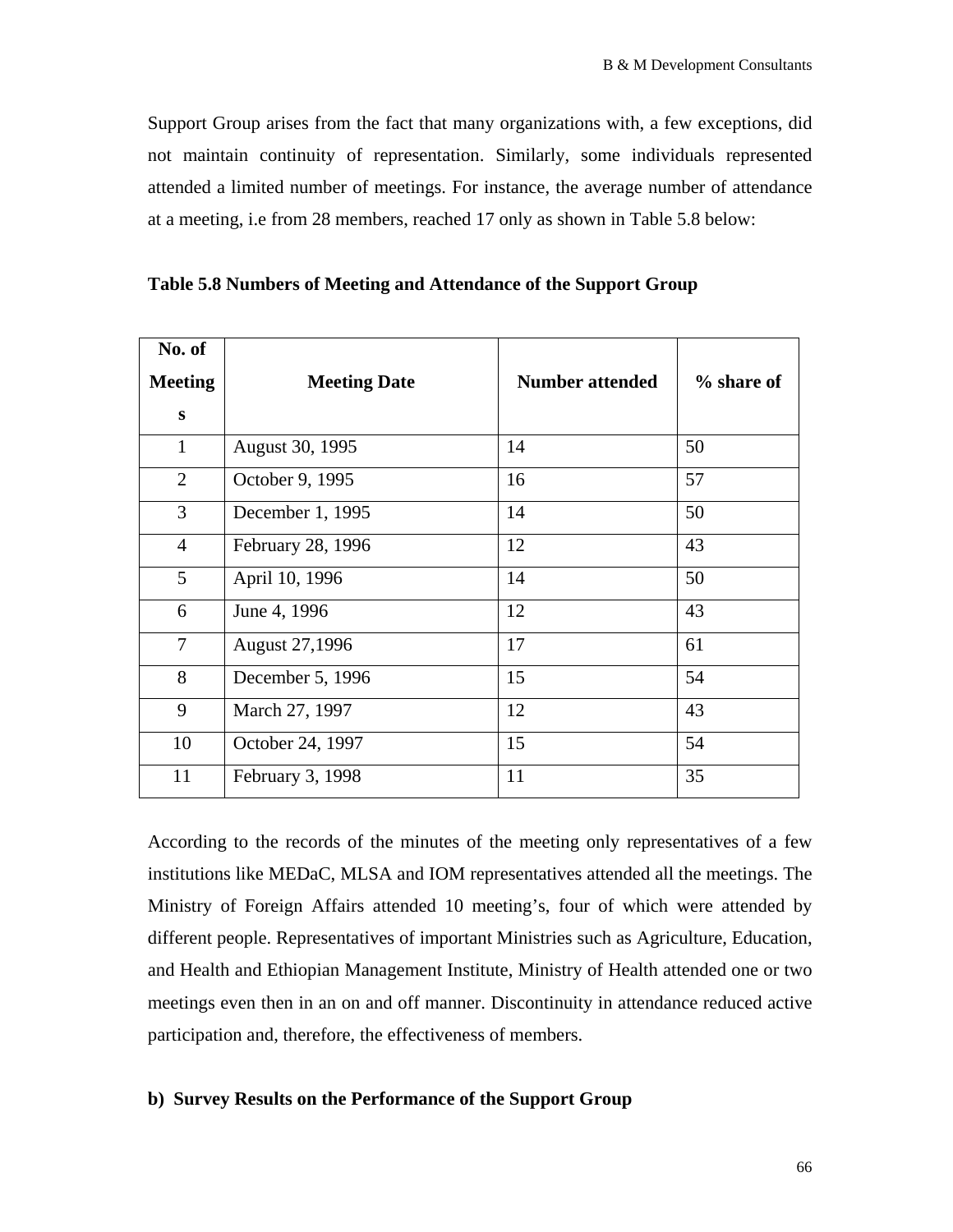Support Group arises from the fact that many organizations with, a few exceptions, did not maintain continuity of representation. Similarly, some individuals represented attended a limited number of meetings. For instance, the average number of attendance at a meeting, i.e from 28 members, reached 17 only as shown in Table 5.8 below:

**Table 5.8 Numbers of Meeting and Attendance of the Support Group**

| No. of Meetings | Meeting Date | Number attended | % share of |
|---|---|---|---|
| 1 | August 30, 1995 | 14 | 50 |
| 2 | October 9, 1995 | 16 | 57 |
| 3 | December 1, 1995 | 14 | 50 |
| 4 | February 28, 1996 | 12 | 43 |
| 5 | April 10, 1996 | 14 | 50 |
| 6 | June 4, 1996 | 12 | 43 |
| 7 | August 27,1996 | 17 | 61 |
| 8 | December 5, 1996 | 15 | 54 |
| 9 | March 27, 1997 | 12 | 43 |
| 10 | October 24, 1997 | 15 | 54 |
| 11 | February 3, 1998 | 11 | 35 |

According to the records of the minutes of the meeting only representatives of a few institutions like MEDaC, MLSA and IOM representatives attended all the meetings. The Ministry of Foreign Affairs attended 10 meeting's, four of which were attended by different people. Representatives of important Ministries such as Agriculture, Education, and Health and Ethiopian Management Institute, Ministry of Health attended one or two meetings even then in an on and off manner. Discontinuity in attendance reduced active participation and, therefore, the effectiveness of members.

**b) Survey Results on the Performance of the Support Group**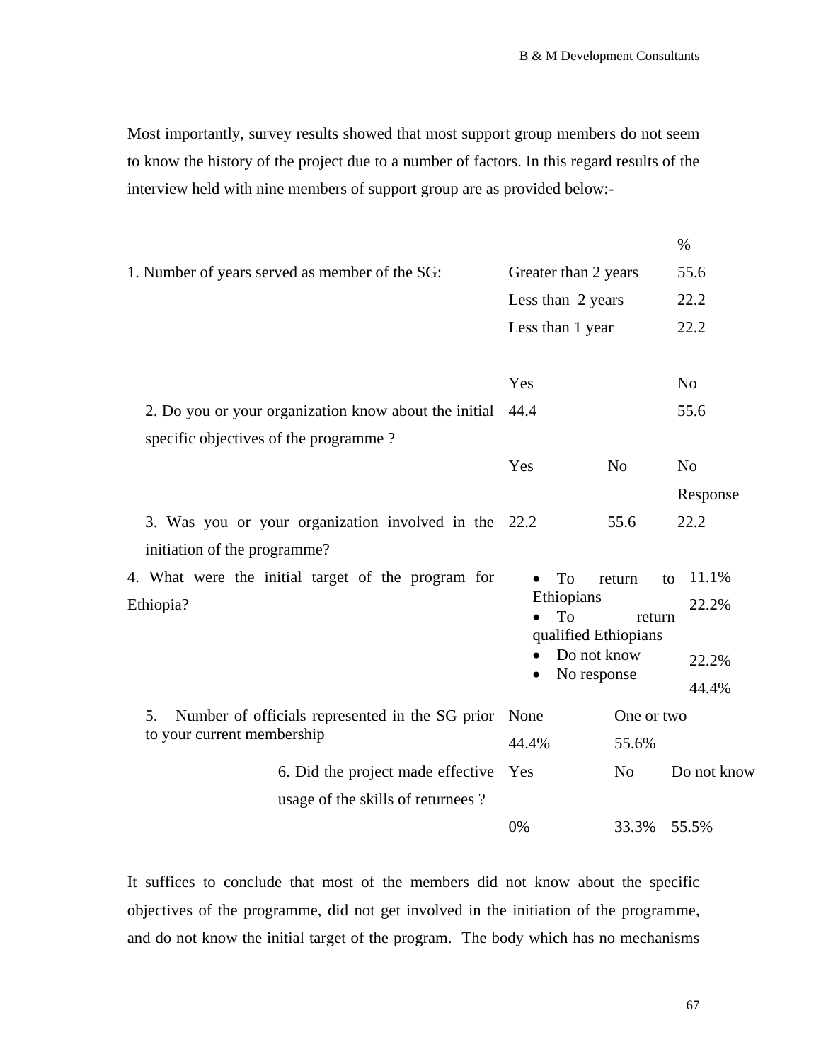Most importantly, survey results showed that most support group members do not seem to know the history of the project due to a number of factors. In this regard results of the interview held with nine members of support group are as provided below:-

| Question | Response | | % |
|---|---|---|---|
| 1. Number of years served as member of the SG: | Greater than 2 years | | 55.6 |
| | Less than 2 years | | 22.2 |
| | Less than 1 year | | 22.2 |
| | Yes | | No |
| 2. Do you or your organization know about the initial specific objectives of the programme ? | 44.4 | | 55.6 |
| | Yes | No | No Response |
| 3. Was you or your organization involved in the initiation of the programme? | 22.2 | 55.6 | 22.2 |
| 4. What were the initial target of the program for Ethiopia? | • To return to Ethiopians | | 11.1% |
| | • To return qualified Ethiopians | | 22.2% |
| | • Do not know | | 22.2% |
| | • No response | | 44.4% |
| 5. Number of officials represented in the SG prior to your current membership | None | One or two | |
| | 44.4% | 55.6% | |
| 6. Did the project made effective usage of the skills of returnees ? | Yes | No | Do not know |
| | 0% | 33.3% | 55.5% |

It suffices to conclude that most of the members did not know about the specific objectives of the programme, did not get involved in the initiation of the programme, and do not know the initial target of the program. The body which has no mechanisms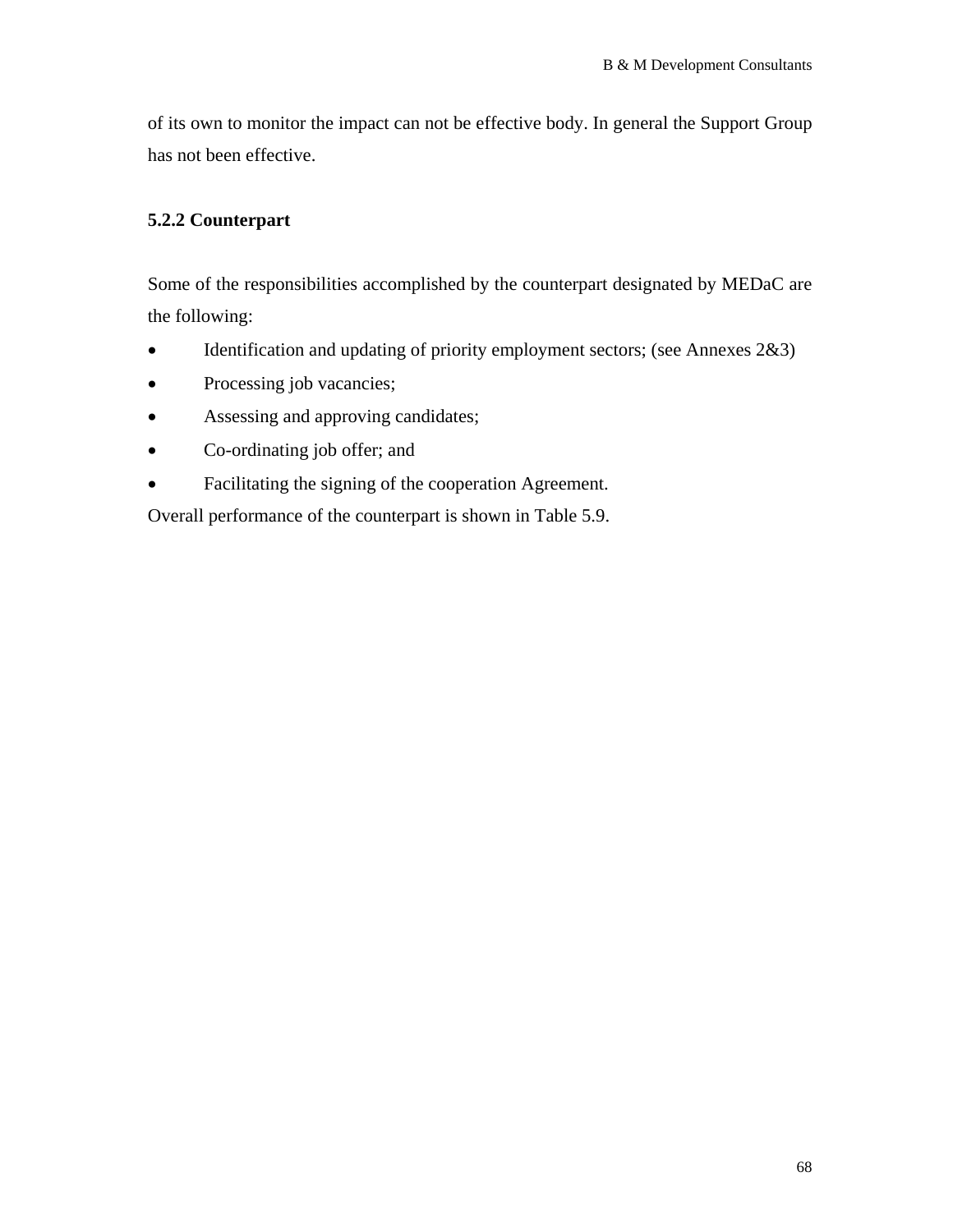of its own to monitor the impact can not be effective body. In general the Support Group has not been effective.

### 5.2.2 Counterpart

Some of the responsibilities accomplished by the counterpart designated by MEDaC are the following:

- Identification and updating of priority employment sectors; (see Annexes 2&3)
- Processing job vacancies;
- Assessing and approving candidates;
- Co-ordinating job offer; and
- Facilitating the signing of the cooperation Agreement.

Overall performance of the counterpart is shown in Table 5.9.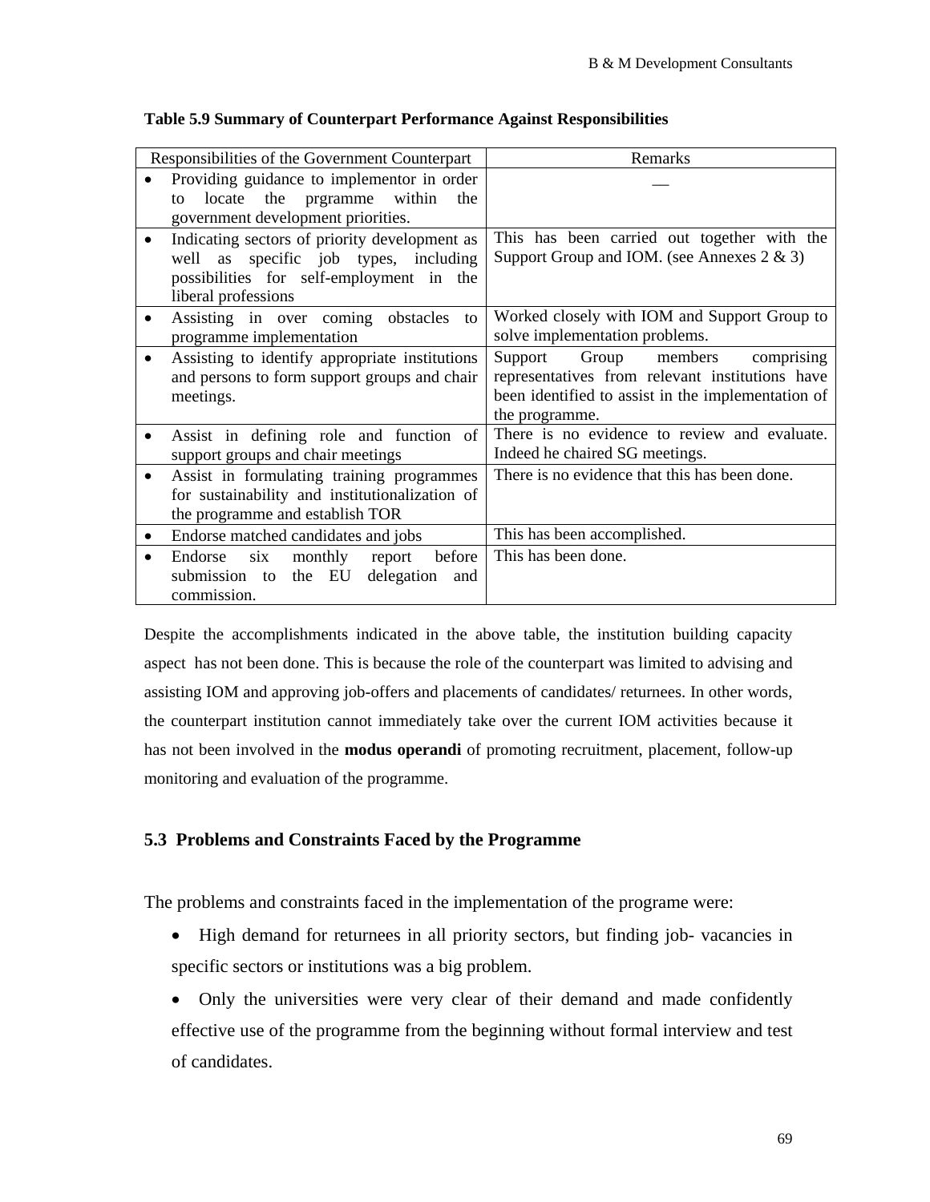**Table 5.9 Summary of Counterpart Performance Against Responsibilities**

| Responsibilities of the Government Counterpart | Remarks |
|---|---|
| • Providing guidance to implementor in order to locate the prgramme within the government development priorities. | — |
| • Indicating sectors of priority development as well as specific job types, including possibilities for self-employment in the liberal professions | This has been carried out together with the Support Group and IOM. (see Annexes 2 & 3) |
| • Assisting in over coming obstacles to programme implementation | Worked closely with IOM and Support Group to solve implementation problems. |
| • Assisting to identify appropriate institutions and persons to form support groups and chair meetings. | Support Group members comprising representatives from relevant institutions have been identified to assist in the implementation of the programme. |
| • Assist in defining role and function of support groups and chair meetings | There is no evidence to review and evaluate. Indeed he chaired SG meetings. |
| • Assist in formulating training programmes for sustainability and institutionalization of the programme and establish TOR | There is no evidence that this has been done. |
| • Endorse matched candidates and jobs | This has been accomplished. |
| • Endorse six monthly report before submission to the EU delegation and commission. | This has been done. |

Despite the accomplishments indicated in the above table, the institution building capacity aspect has not been done. This is because the role of the counterpart was limited to advising and assisting IOM and approving job-offers and placements of candidates/ returnees. In other words, the counterpart institution cannot immediately take over the current IOM activities because it has not been involved in the **modus operandi** of promoting recruitment, placement, follow-up monitoring and evaluation of the programme.

## 5.3 Problems and Constraints Faced by the Programme

The problems and constraints faced in the implementation of the programe were:

- High demand for returnees in all priority sectors, but finding job- vacancies in specific sectors or institutions was a big problem.
- Only the universities were very clear of their demand and made confidently effective use of the programme from the beginning without formal interview and test of candidates.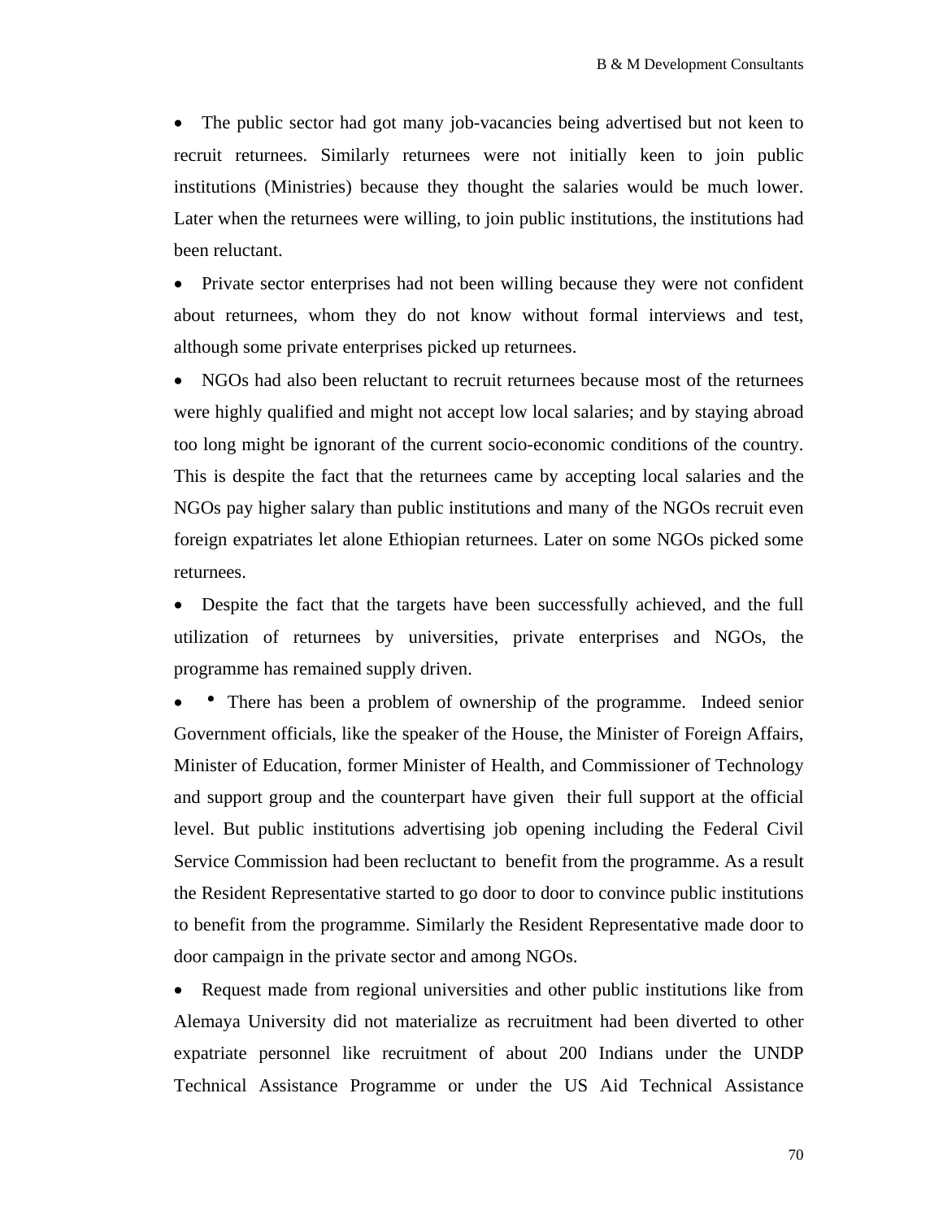- The public sector had got many job-vacancies being advertised but not keen to recruit returnees. Similarly returnees were not initially keen to join public institutions (Ministries) because they thought the salaries would be much lower. Later when the returnees were willing, to join public institutions, the institutions had been reluctant.
- Private sector enterprises had not been willing because they were not confident about returnees, whom they do not know without formal interviews and test, although some private enterprises picked up returnees.
- NGOs had also been reluctant to recruit returnees because most of the returnees were highly qualified and might not accept low local salaries; and by staying abroad too long might be ignorant of the current socio-economic conditions of the country. This is despite the fact that the returnees came by accepting local salaries and the NGOs pay higher salary than public institutions and many of the NGOs recruit even foreign expatriates let alone Ethiopian returnees. Later on some NGOs picked some returnees.
- Despite the fact that the targets have been successfully achieved, and the full utilization of returnees by universities, private enterprises and NGOs, the programme has remained supply driven.
- • There has been a problem of ownership of the programme. Indeed senior Government officials, like the speaker of the House, the Minister of Foreign Affairs, Minister of Education, former Minister of Health, and Commissioner of Technology and support group and the counterpart have given their full support at the official level. But public institutions advertising job opening including the Federal Civil Service Commission had been recluctant to benefit from the programme. As a result the Resident Representative started to go door to door to convince public institutions to benefit from the programme. Similarly the Resident Representative made door to door campaign in the private sector and among NGOs.
- Request made from regional universities and other public institutions like from Alemaya University did not materialize as recruitment had been diverted to other expatriate personnel like recruitment of about 200 Indians under the UNDP Technical Assistance Programme or under the US Aid Technical Assistance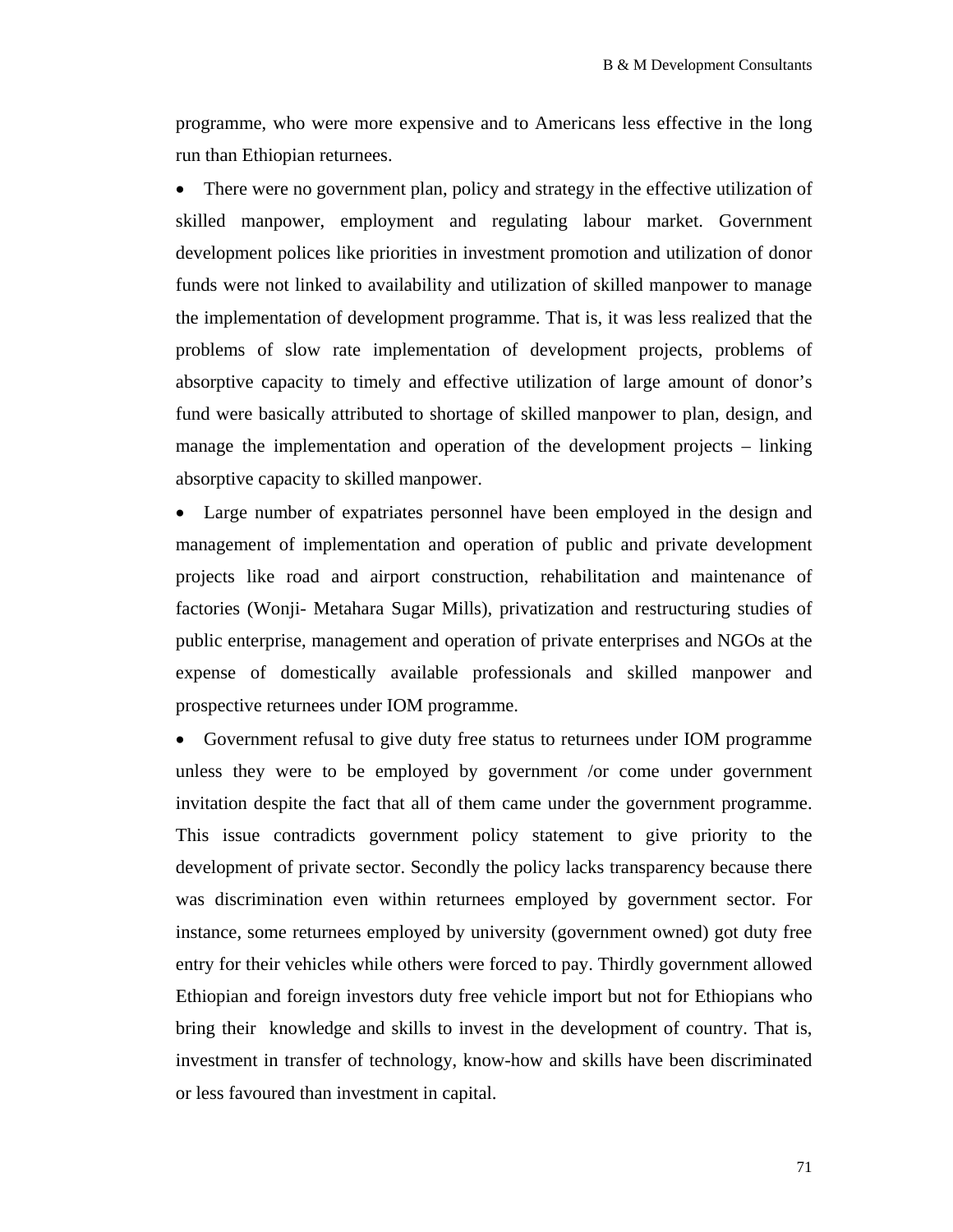programme, who were more expensive and to Americans less effective in the long run than Ethiopian returnees.

- There were no government plan, policy and strategy in the effective utilization of skilled manpower, employment and regulating labour market. Government development polices like priorities in investment promotion and utilization of donor funds were not linked to availability and utilization of skilled manpower to manage the implementation of development programme. That is, it was less realized that the problems of slow rate implementation of development projects, problems of absorptive capacity to timely and effective utilization of large amount of donor's fund were basically attributed to shortage of skilled manpower to plan, design, and manage the implementation and operation of the development projects – linking absorptive capacity to skilled manpower.

- Large number of expatriates personnel have been employed in the design and management of implementation and operation of public and private development projects like road and airport construction, rehabilitation and maintenance of factories (Wonji- Metahara Sugar Mills), privatization and restructuring studies of public enterprise, management and operation of private enterprises and NGOs at the expense of domestically available professionals and skilled manpower and prospective returnees under IOM programme.

- Government refusal to give duty free status to returnees under IOM programme unless they were to be employed by government /or come under government invitation despite the fact that all of them came under the government programme. This issue contradicts government policy statement to give priority to the development of private sector. Secondly the policy lacks transparency because there was discrimination even within returnees employed by government sector. For instance, some returnees employed by university (government owned) got duty free entry for their vehicles while others were forced to pay. Thirdly government allowed Ethiopian and foreign investors duty free vehicle import but not for Ethiopians who bring their knowledge and skills to invest in the development of country. That is, investment in transfer of technology, know-how and skills have been discriminated or less favoured than investment in capital.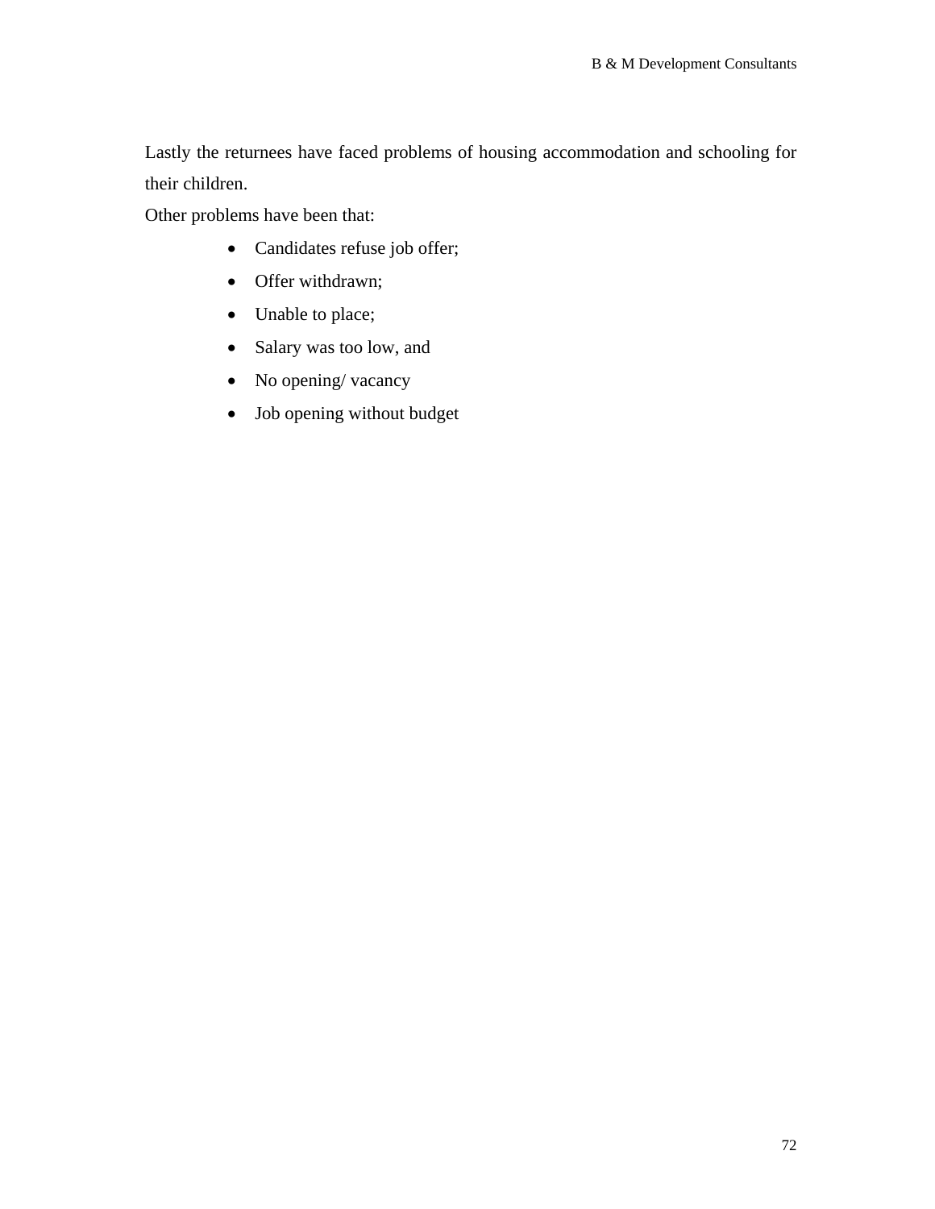Lastly the returnees have faced problems of housing accommodation and schooling for their children.

Other problems have been that:

- Candidates refuse job offer;
- Offer withdrawn;
- Unable to place;
- Salary was too low, and
- No opening/ vacancy
- Job opening without budget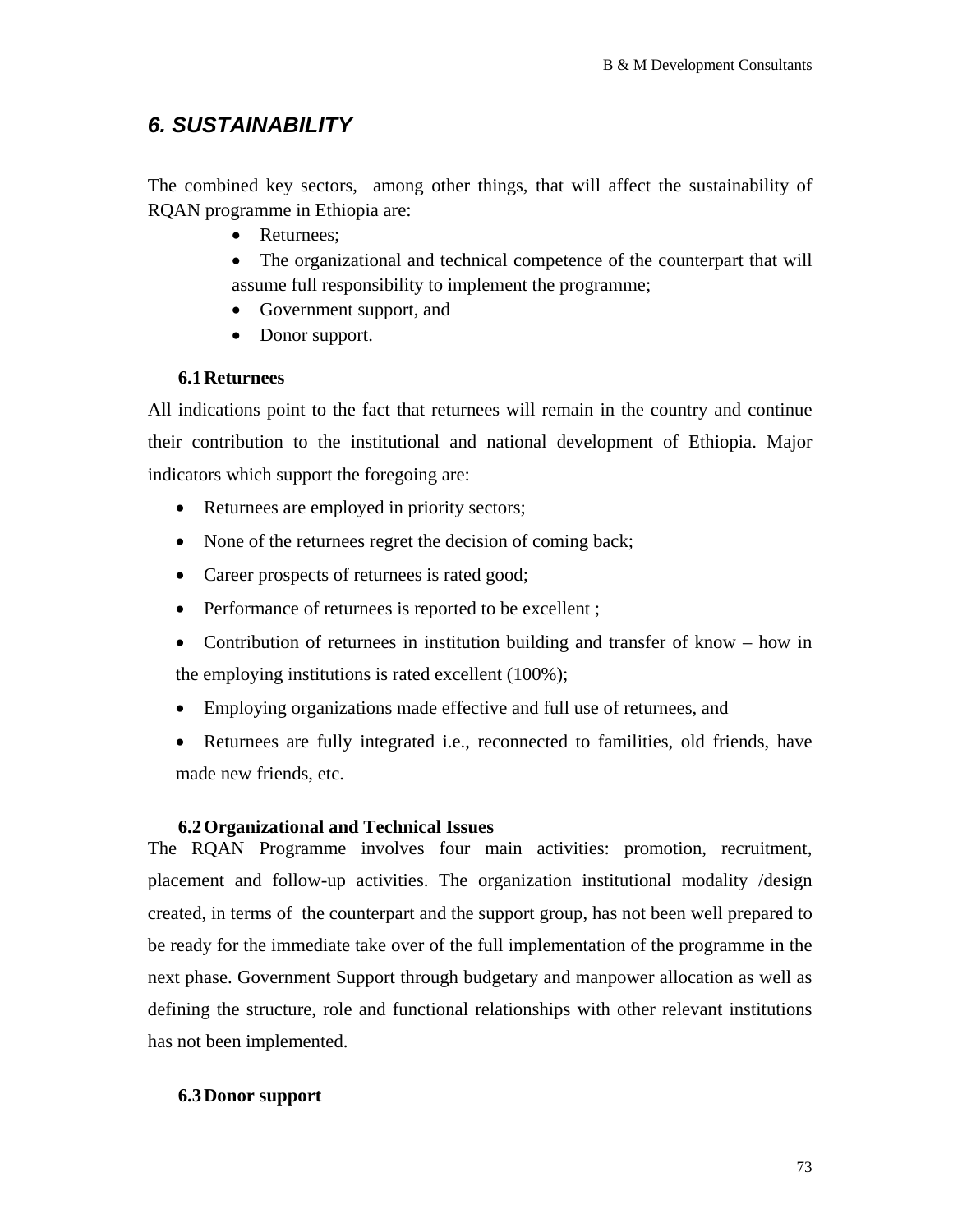## *6. SUSTAINABILITY*

The combined key sectors, among other things, that will affect the sustainability of RQAN programme in Ethiopia are:

- Returnees;
- The organizational and technical competence of the counterpart that will assume full responsibility to implement the programme;
- Government support, and
- Donor support.

### 6.1 Returnees

All indications point to the fact that returnees will remain in the country and continue their contribution to the institutional and national development of Ethiopia. Major indicators which support the foregoing are:

- Returnees are employed in priority sectors;
- None of the returnees regret the decision of coming back;
- Career prospects of returnees is rated good;
- Performance of returnees is reported to be excellent ;
- Contribution of returnees in institution building and transfer of know – how in the employing institutions is rated excellent (100%);
- Employing organizations made effective and full use of returnees, and
- Returnees are fully integrated i.e., reconnected to families, old friends, have made new friends, etc.

### 6.2 Organizational and Technical Issues

The RQAN Programme involves four main activities: promotion, recruitment, placement and follow-up activities. The organization institutional modality /design created, in terms of the counterpart and the support group, has not been well prepared to be ready for the immediate take over of the full implementation of the programme in the next phase. Government Support through budgetary and manpower allocation as well as defining the structure, role and functional relationships with other relevant institutions has not been implemented.

### 6.3 Donor support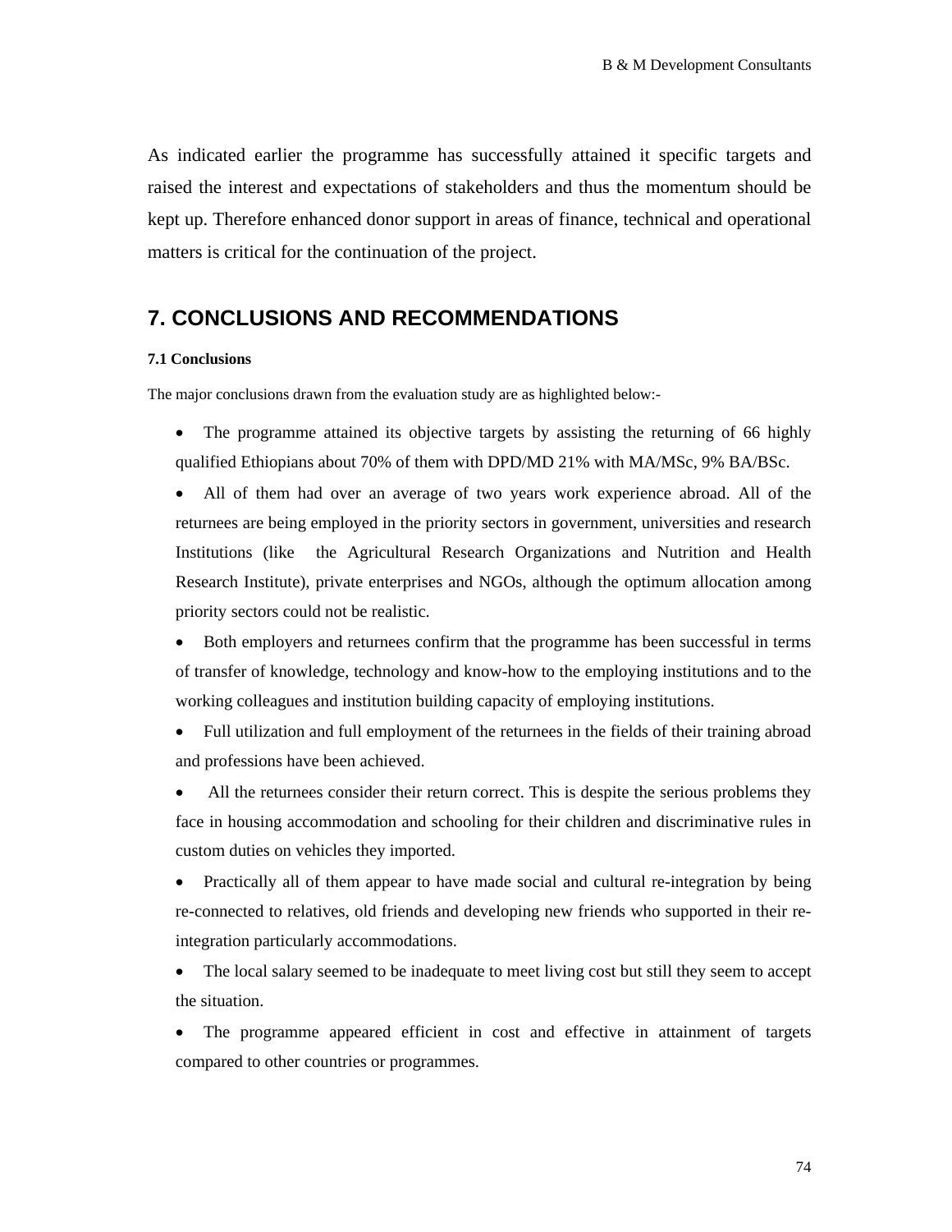As indicated earlier the programme has successfully attained it specific targets and raised the interest and expectations of stakeholders and thus the momentum should be kept up. Therefore enhanced donor support in areas of finance, technical and operational matters is critical for the continuation of the project.

## 7. CONCLUSIONS AND RECOMMENDATIONS

### 7.1 Conclusions

The major conclusions drawn from the evaluation study are as highlighted below:-

- The programme attained its objective targets by assisting the returning of 66 highly qualified Ethiopians about 70% of them with DPD/MD 21% with MA/MSc, 9% BA/BSc.
- All of them had over an average of two years work experience abroad. All of the returnees are being employed in the priority sectors in government, universities and research Institutions (like the Agricultural Research Organizations and Nutrition and Health Research Institute), private enterprises and NGOs, although the optimum allocation among priority sectors could not be realistic.
- Both employers and returnees confirm that the programme has been successful in terms of transfer of knowledge, technology and know-how to the employing institutions and to the working colleagues and institution building capacity of employing institutions.
- Full utilization and full employment of the returnees in the fields of their training abroad and professions have been achieved.
- All the returnees consider their return correct. This is despite the serious problems they face in housing accommodation and schooling for their children and discriminative rules in custom duties on vehicles they imported.
- Practically all of them appear to have made social and cultural re-integration by being re-connected to relatives, old friends and developing new friends who supported in their re-integration particularly accommodations.
- The local salary seemed to be inadequate to meet living cost but still they seem to accept the situation.
- The programme appeared efficient in cost and effective in attainment of targets compared to other countries or programmes.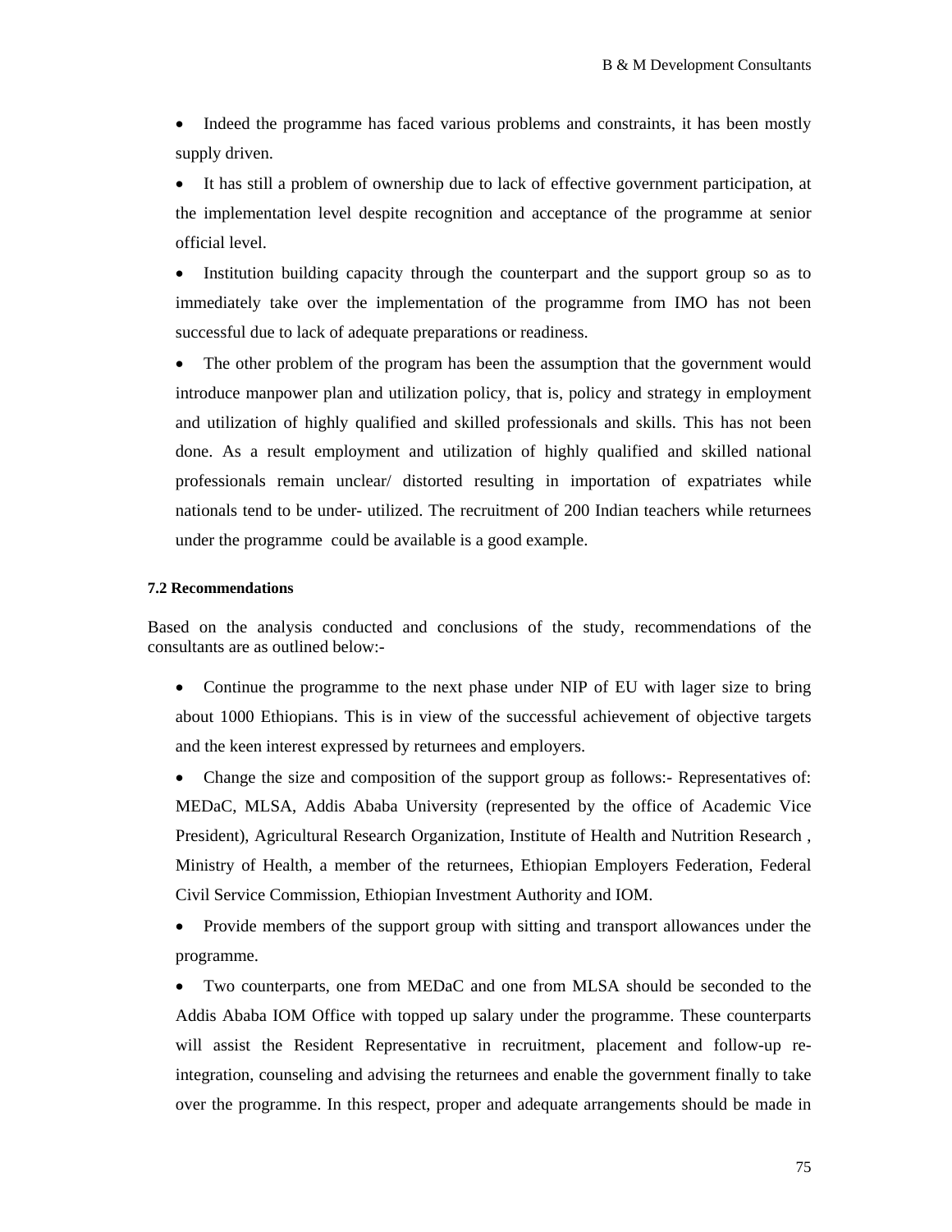- Indeed the programme has faced various problems and constraints, it has been mostly supply driven.
- It has still a problem of ownership due to lack of effective government participation, at the implementation level despite recognition and acceptance of the programme at senior official level.
- Institution building capacity through the counterpart and the support group so as to immediately take over the implementation of the programme from IMO has not been successful due to lack of adequate preparations or readiness.
- The other problem of the program has been the assumption that the government would introduce manpower plan and utilization policy, that is, policy and strategy in employment and utilization of highly qualified and skilled professionals and skills. This has not been done. As a result employment and utilization of highly qualified and skilled national professionals remain unclear/ distorted resulting in importation of expatriates while nationals tend to be under- utilized. The recruitment of 200 Indian teachers while returnees under the programme could be available is a good example.

#### 7.2 Recommendations

Based on the analysis conducted and conclusions of the study, recommendations of the consultants are as outlined below:-

- Continue the programme to the next phase under NIP of EU with lager size to bring about 1000 Ethiopians. This is in view of the successful achievement of objective targets and the keen interest expressed by returnees and employers.
- Change the size and composition of the support group as follows:- Representatives of: MEDaC, MLSA, Addis Ababa University (represented by the office of Academic Vice President), Agricultural Research Organization, Institute of Health and Nutrition Research , Ministry of Health, a member of the returnees, Ethiopian Employers Federation, Federal Civil Service Commission, Ethiopian Investment Authority and IOM.
- Provide members of the support group with sitting and transport allowances under the programme.
- Two counterparts, one from MEDaC and one from MLSA should be seconded to the Addis Ababa IOM Office with topped up salary under the programme. These counterparts will assist the Resident Representative in recruitment, placement and follow-up re-integration, counseling and advising the returnees and enable the government finally to take over the programme. In this respect, proper and adequate arrangements should be made in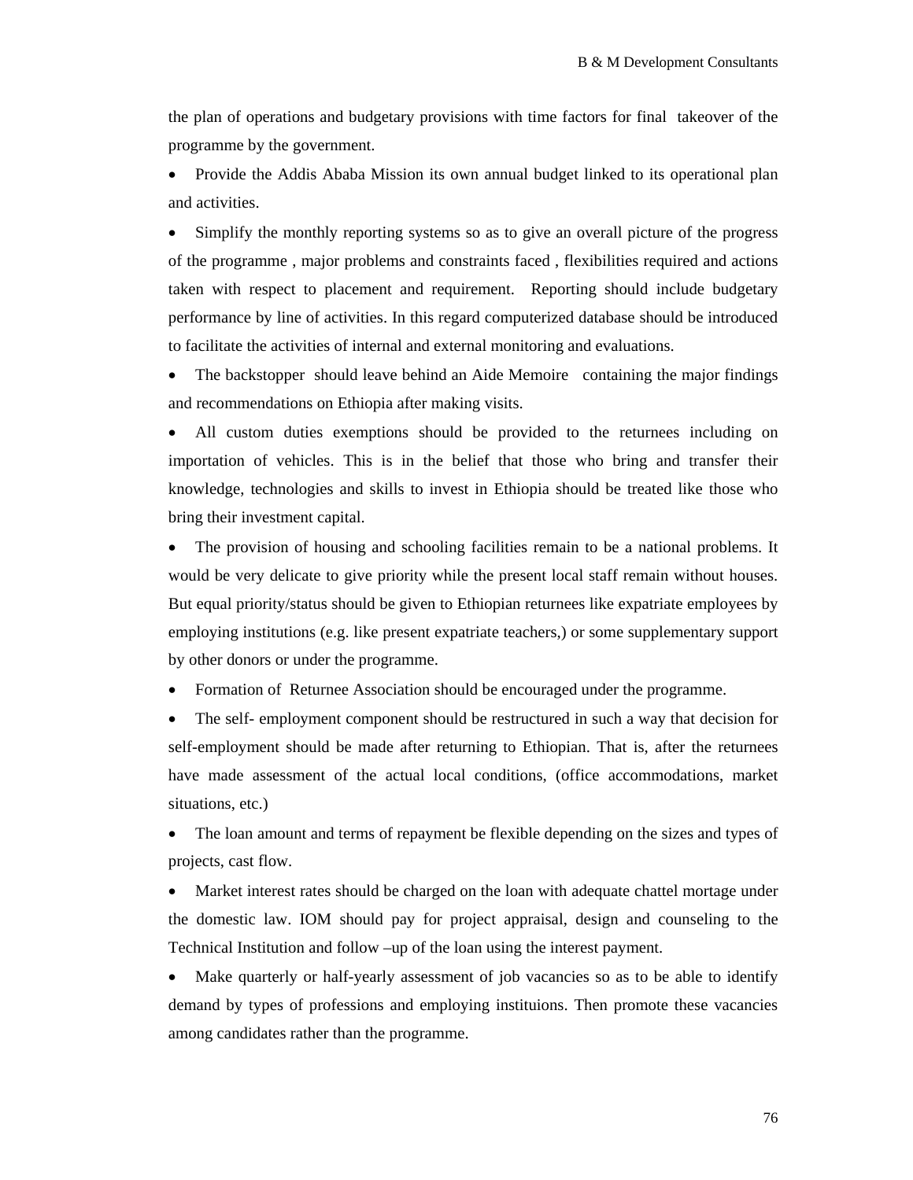the plan of operations and budgetary provisions with time factors for final takeover of the programme by the government.

- Provide the Addis Ababa Mission its own annual budget linked to its operational plan and activities.
- Simplify the monthly reporting systems so as to give an overall picture of the progress of the programme , major problems and constraints faced , flexibilities required and actions taken with respect to placement and requirement. Reporting should include budgetary performance by line of activities. In this regard computerized database should be introduced to facilitate the activities of internal and external monitoring and evaluations.
- The backstopper should leave behind an Aide Memoire containing the major findings and recommendations on Ethiopia after making visits.
- All custom duties exemptions should be provided to the returnees including on importation of vehicles. This is in the belief that those who bring and transfer their knowledge, technologies and skills to invest in Ethiopia should be treated like those who bring their investment capital.
- The provision of housing and schooling facilities remain to be a national problems. It would be very delicate to give priority while the present local staff remain without houses. But equal priority/status should be given to Ethiopian returnees like expatriate employees by employing institutions (e.g. like present expatriate teachers,) or some supplementary support by other donors or under the programme.
- Formation of Returnee Association should be encouraged under the programme.
- The self- employment component should be restructured in such a way that decision for self-employment should be made after returning to Ethiopian. That is, after the returnees have made assessment of the actual local conditions, (office accommodations, market situations, etc.)
- The loan amount and terms of repayment be flexible depending on the sizes and types of projects, cast flow.
- Market interest rates should be charged on the loan with adequate chattel mortage under the domestic law. IOM should pay for project appraisal, design and counseling to the Technical Institution and follow –up of the loan using the interest payment.
- Make quarterly or half-yearly assessment of job vacancies so as to be able to identify demand by types of professions and employing instituions. Then promote these vacancies among candidates rather than the programme.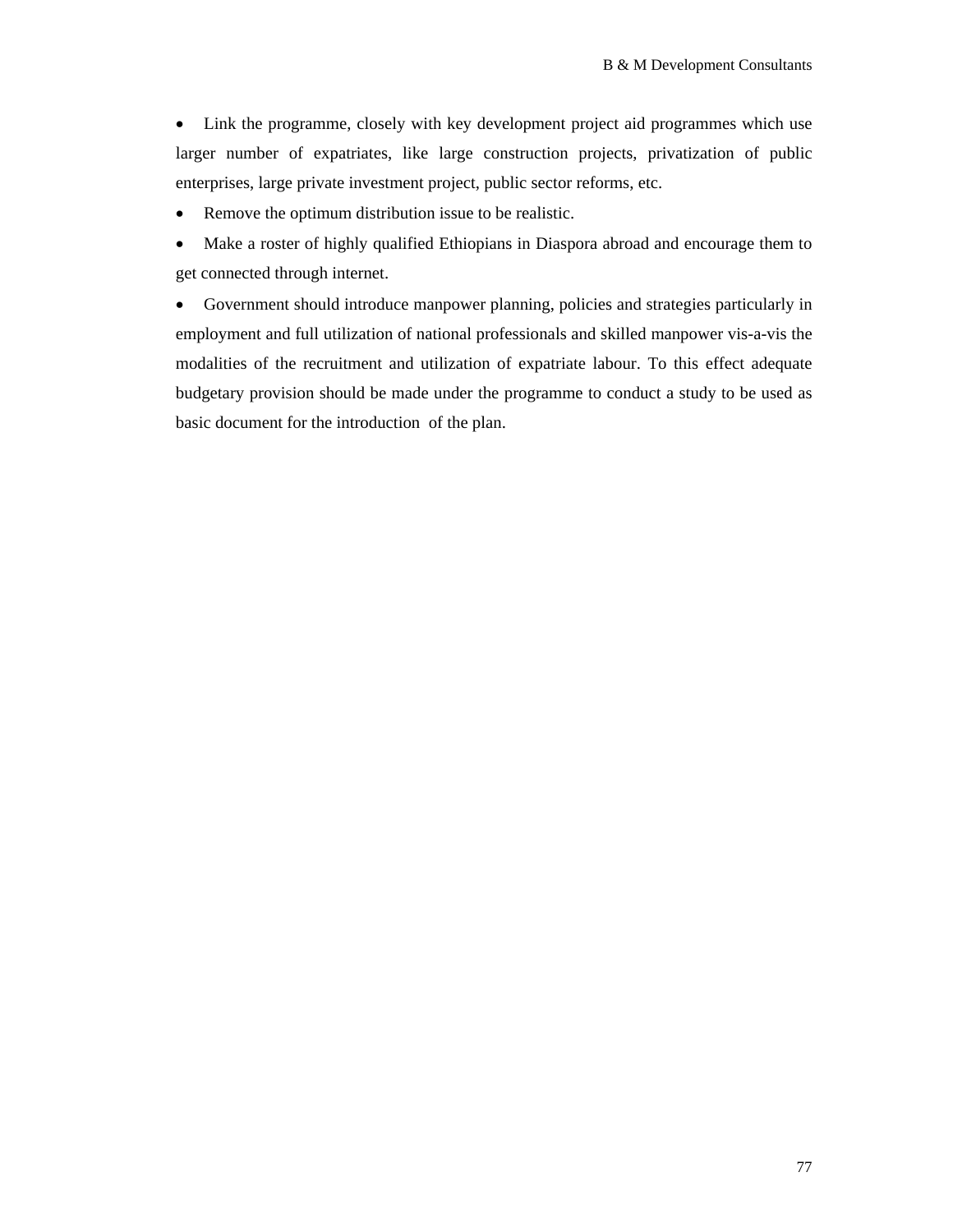- Link the programme, closely with key development project aid programmes which use larger number of expatriates, like large construction projects, privatization of public enterprises, large private investment project, public sector reforms, etc.
- Remove the optimum distribution issue to be realistic.
- Make a roster of highly qualified Ethiopians in Diaspora abroad and encourage them to get connected through internet.
- Government should introduce manpower planning, policies and strategies particularly in employment and full utilization of national professionals and skilled manpower vis-a-vis the modalities of the recruitment and utilization of expatriate labour. To this effect adequate budgetary provision should be made under the programme to conduct a study to be used as basic document for the introduction of the plan.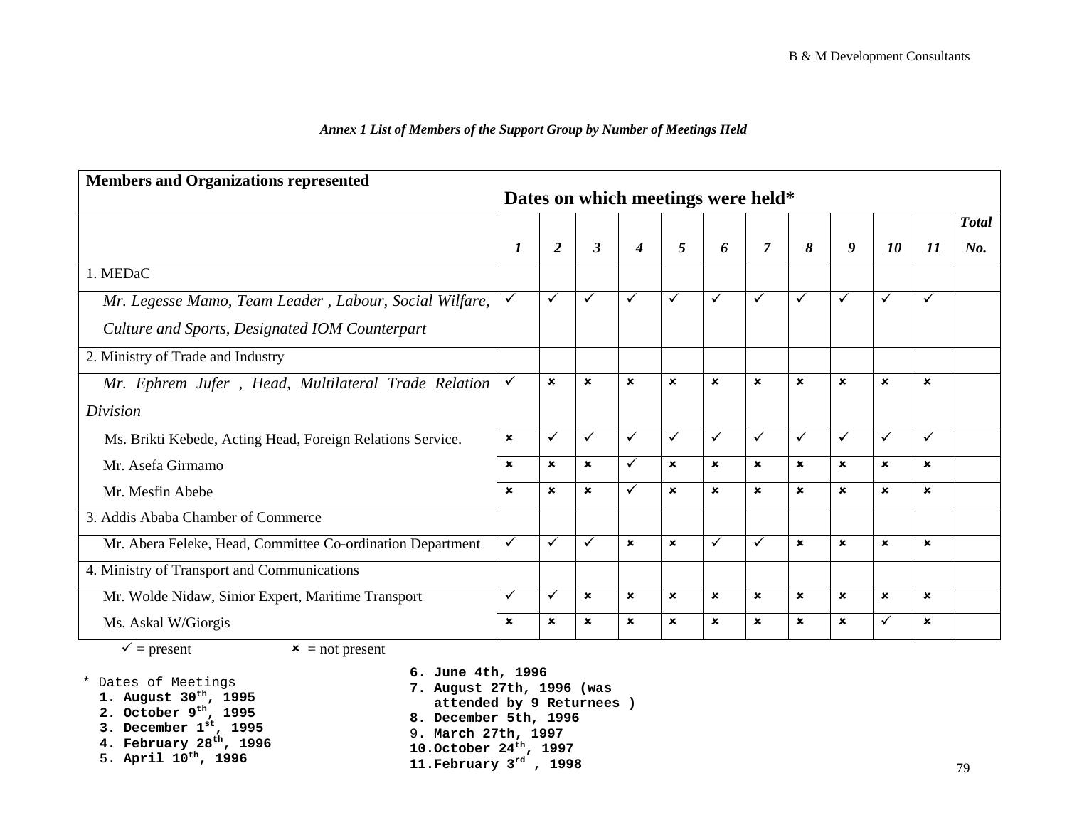*Annex 1 List of Members of the Support Group by Number of Meetings Held*

| Members and Organizations represented | Dates on which meetings were held* | | | | | | | | | | | |
|---|---|---|---|---|---|---|---|---|---|---|---|---|
| | *1* | *2* | *3* | *4* | *5* | *6* | *7* | *8* | *9* | *10* | *11* | *Total No.* |
| 1. MEDaC | | | | | | | | | | | | |
| *Mr. Legesse Mamo, Team Leader , Labour, Social Wilfare, Culture and Sports, Designated IOM Counterpart* | ✓ | ✓ | ✓ | ✓ | ✓ | ✓ | ✓ | ✓ | ✓ | ✓ | ✓ | |
| 2. Ministry of Trade and Industry | | | | | | | | | | | | |
| *Mr. Ephrem Jufer , Head, Multilateral Trade Relation Division* | ✓ | × | × | × | × | × | × | × | × | × | × | |
| Ms. Brikti Kebede, Acting Head, Foreign Relations Service. | × | ✓ | ✓ | ✓ | ✓ | ✓ | ✓ | ✓ | ✓ | ✓ | ✓ | |
| Mr. Asefa Girmamo | × | × | × | ✓ | × | × | × | × | × | × | × | |
| Mr. Mesfin Abebe | × | × | × | ✓ | × | × | × | × | × | × | × | |
| 3. Addis Ababa Chamber of Commerce | | | | | | | | | | | | |
| Mr. Abera Feleke, Head, Committee Co-ordination Department | ✓ | ✓ | ✓ | × | × | ✓ | ✓ | × | × | × | × | |
| 4. Ministry of Transport and Communications | | | | | | | | | | | | |
| Mr. Wolde Nidaw, Sinior Expert, Maritime Transport | ✓ | ✓ | × | × | × | × | × | × | × | × | × | |
| Ms. Askal W/Giorgis | × | × | × | × | × | × | × | × | × | ✓ | × | |

✓ = present    × = not present

\* Dates of Meetings

1. **August 30th, 1995**
2. **October 9th, 1995**
3. **December 1st, 1995**
4. **February 28th, 1996**
5. **April 10th, 1996**
6. **June 4th, 1996**
7. **August 27th, 1996 (was attended by 9 Returnees )**
8. **December 5th, 1996**
9. **March 27th, 1997**
10. **October 24th, 1997**
11. **February 3rd , 1998**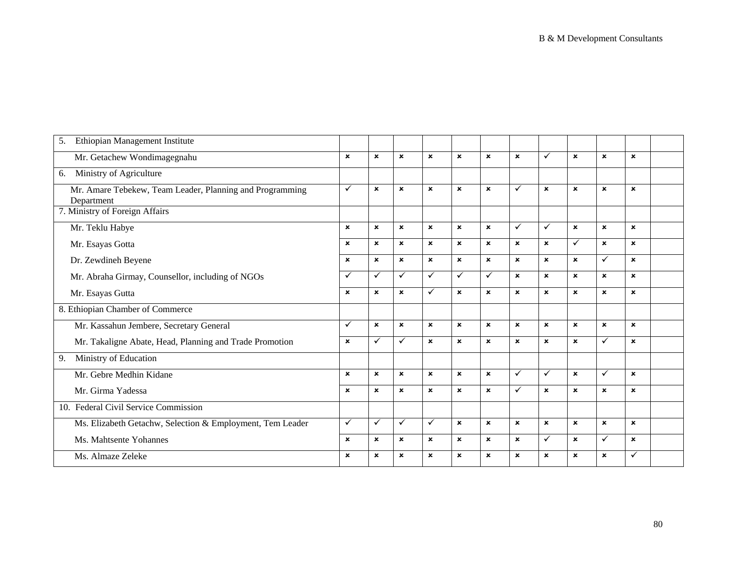| | | | | | | | | | | | | |
|---|---|---|---|---|---|---|---|---|---|---|---|---|
| 5. Ethiopian Management Institute | | | | | | | | | | | | |
| Mr. Getachew Wondimagegnahu | ✗ | ✗ | ✗ | ✗ | ✗ | ✗ | ✗ | ✓ | ✗ | ✗ | ✗ | |
| 6. Ministry of Agriculture | | | | | | | | | | | | |
| Mr. Amare Tebekew, Team Leader, Planning and Programming Department | ✓ | ✗ | ✗ | ✗ | ✗ | ✗ | ✓ | ✗ | ✗ | ✗ | ✗ | |
| 7. Ministry of Foreign Affairs | | | | | | | | | | | | |
| Mr. Teklu Habye | ✗ | ✗ | ✗ | ✗ | ✗ | ✗ | ✓ | ✓ | ✗ | ✗ | ✗ | |
| Mr. Esayas Gotta | ✗ | ✗ | ✗ | ✗ | ✗ | ✗ | ✗ | ✗ | ✓ | ✗ | ✗ | |
| Dr. Zewdineh Beyene | ✗ | ✗ | ✗ | ✗ | ✗ | ✗ | ✗ | ✗ | ✗ | ✓ | ✗ | |
| Mr. Abraha Girmay, Counsellor, including of NGOs | ✓ | ✓ | ✓ | ✓ | ✓ | ✓ | ✗ | ✗ | ✗ | ✗ | ✗ | |
| Mr. Esayas Gutta | ✗ | ✗ | ✗ | ✓ | ✗ | ✗ | ✗ | ✗ | ✗ | ✗ | ✗ | |
| 8. Ethiopian Chamber of Commerce | | | | | | | | | | | | |
| Mr. Kassahun Jembere, Secretary General | ✓ | ✗ | ✗ | ✗ | ✗ | ✗ | ✗ | ✗ | ✗ | ✗ | ✗ | |
| Mr. Takaligne Abate, Head, Planning and Trade Promotion | ✗ | ✓ | ✓ | ✗ | ✗ | ✗ | ✗ | ✗ | ✗ | ✓ | ✗ | |
| 9. Ministry of Education | | | | | | | | | | | | |
| Mr. Gebre Medhin Kidane | ✗ | ✗ | ✗ | ✗ | ✗ | ✗ | ✓ | ✓ | ✗ | ✓ | ✗ | |
| Mr. Girma Yadessa | ✗ | ✗ | ✗ | ✗ | ✗ | ✗ | ✓ | ✗ | ✗ | ✗ | ✗ | |
| 10. Federal Civil Service Commission | | | | | | | | | | | | |
| Ms. Elizabeth Getachw, Selection & Employment, Tem Leader | ✓ | ✓ | ✓ | ✓ | ✗ | ✗ | ✗ | ✗ | ✗ | ✗ | ✗ | |
| Ms. Mahtsente Yohannes | ✗ | ✗ | ✗ | ✗ | ✗ | ✗ | ✗ | ✓ | ✗ | ✓ | ✗ | |
| Ms. Almaze Zeleke | ✗ | ✗ | ✗ | ✗ | ✗ | ✗ | ✗ | ✗ | ✗ | ✗ | ✓ | |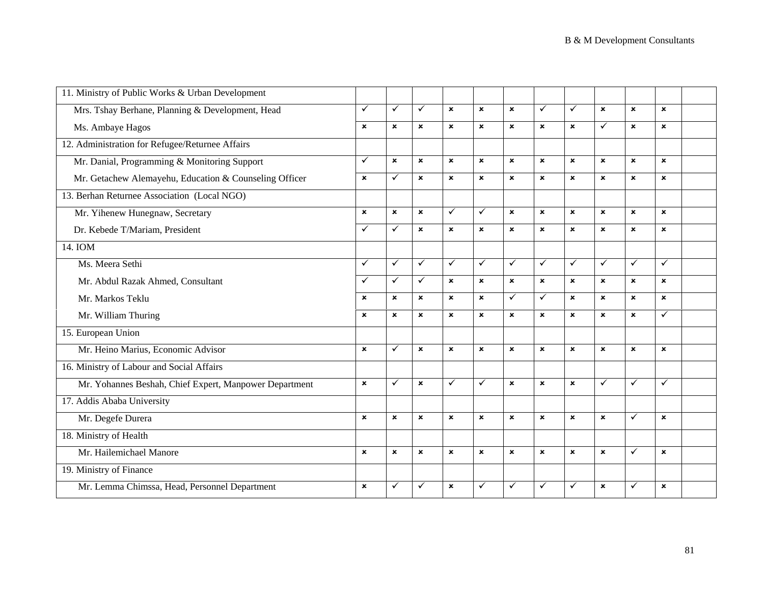| 11. Ministry of Public Works & Urban Development | | | | | | | | | | | | |
|---|---|---|---|---|---|---|---|---|---|---|---|---|
| Mrs. Tshay Berhane, Planning & Development, Head | ✓ | ✓ | ✓ | × | × | × | ✓ | ✓ | × | × | × | |
| Ms. Ambaye Hagos | × | × | × | × | × | × | × | × | ✓ | × | × | |
| 12. Administration for Refugee/Returnee Affairs | | | | | | | | | | | | |
| Mr. Danial, Programming & Monitoring Support | ✓ | × | × | × | × | × | × | × | × | × | × | |
| Mr. Getachew Alemayehu, Education & Counseling Officer | × | ✓ | × | × | × | × | × | × | × | × | × | |
| 13. Berhan Returnee Association (Local NGO) | | | | | | | | | | | | |
| Mr. Yihenew Hunegnaw, Secretary | × | × | × | ✓ | ✓ | × | × | × | × | × | × | |
| Dr. Kebede T/Mariam, President | ✓ | ✓ | × | × | × | × | × | × | × | × | × | |
| 14. IOM | | | | | | | | | | | | |
| Ms. Meera Sethi | ✓ | ✓ | ✓ | ✓ | ✓ | ✓ | ✓ | ✓ | ✓ | ✓ | ✓ | |
| Mr. Abdul Razak Ahmed, Consultant | ✓ | ✓ | ✓ | × | × | × | × | × | × | × | × | |
| Mr. Markos Teklu | × | × | × | × | × | ✓ | ✓ | × | × | × | × | |
| Mr. William Thuring | × | × | × | × | × | × | × | × | × | × | ✓ | |
| 15. European Union | | | | | | | | | | | | |
| Mr. Heino Marius, Economic Advisor | × | ✓ | × | × | × | × | × | × | × | × | × | |
| 16. Ministry of Labour and Social Affairs | | | | | | | | | | | | |
| Mr. Yohannes Beshah, Chief Expert, Manpower Department | × | ✓ | × | ✓ | ✓ | × | × | × | ✓ | ✓ | ✓ | |
| 17. Addis Ababa University | | | | | | | | | | | | |
| Mr. Degefe Durera | × | × | × | × | × | × | × | × | × | ✓ | × | |
| 18. Ministry of Health | | | | | | | | | | | | |
| Mr. Hailemichael Manore | × | × | × | × | × | × | × | × | × | ✓ | × | |
| 19. Ministry of Finance | | | | | | | | | | | | |
| Mr. Lemma Chimssa, Head, Personnel Department | × | ✓ | ✓ | × | ✓ | ✓ | ✓ | ✓ | × | ✓ | × | |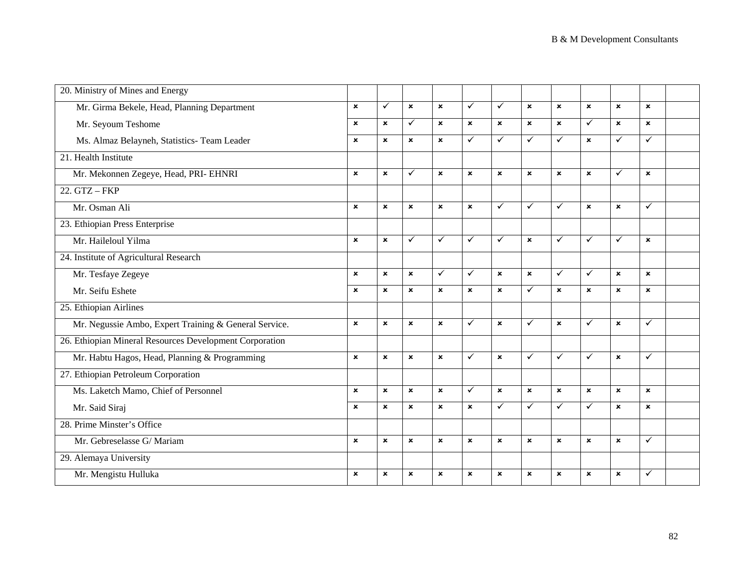| | | | | | | | | | | | | |
|---|---|---|---|---|---|---|---|---|---|---|---|---|
| 20. Ministry of Mines and Energy | | | | | | | | | | | | |
| Mr. Girma Bekele, Head, Planning Department | ✗ | ✓ | ✗ | ✗ | ✓ | ✓ | ✗ | ✗ | ✗ | ✗ | ✗ | |
| Mr. Seyoum Teshome | ✗ | ✗ | ✓ | ✗ | ✗ | ✗ | ✗ | ✗ | ✓ | ✗ | ✗ | |
| Ms. Almaz Belayneh, Statistics- Team Leader | ✗ | ✗ | ✗ | ✗ | ✓ | ✓ | ✓ | ✓ | ✗ | ✓ | ✓ | |
| 21. Health Institute | | | | | | | | | | | | |
| Mr. Mekonnen Zegeye, Head, PRI- EHNRI | ✗ | ✗ | ✓ | ✗ | ✗ | ✗ | ✗ | ✗ | ✗ | ✓ | ✗ | |
| 22. GTZ – FKP | | | | | | | | | | | | |
| Mr. Osman Ali | ✗ | ✗ | ✗ | ✗ | ✗ | ✓ | ✓ | ✓ | ✗ | ✗ | ✓ | |
| 23. Ethiopian Press Enterprise | | | | | | | | | | | | |
| Mr. Haileloul Yilma | ✗ | ✗ | ✓ | ✓ | ✓ | ✓ | ✗ | ✓ | ✓ | ✓ | ✗ | |
| 24. Institute of Agricultural Research | | | | | | | | | | | | |
| Mr. Tesfaye Zegeye | ✗ | ✗ | ✗ | ✓ | ✓ | ✗ | ✗ | ✓ | ✓ | ✗ | ✗ | |
| Mr. Seifu Eshete | ✗ | ✗ | ✗ | ✗ | ✗ | ✗ | ✓ | ✗ | ✗ | ✗ | ✗ | |
| 25. Ethiopian Airlines | | | | | | | | | | | | |
| Mr. Negussie Ambo, Expert Training & General Service. | ✗ | ✗ | ✗ | ✗ | ✓ | ✗ | ✓ | ✗ | ✓ | ✗ | ✓ | |
| 26. Ethiopian Mineral Resources Development Corporation | | | | | | | | | | | | |
| Mr. Habtu Hagos, Head, Planning & Programming | ✗ | ✗ | ✗ | ✗ | ✓ | ✗ | ✓ | ✓ | ✓ | ✗ | ✓ | |
| 27. Ethiopian Petroleum Corporation | | | | | | | | | | | | |
| Ms. Laketch Mamo, Chief of Personnel | ✗ | ✗ | ✗ | ✗ | ✓ | ✗ | ✗ | ✗ | ✗ | ✗ | ✗ | |
| Mr. Said Siraj | ✗ | ✗ | ✗ | ✗ | ✗ | ✓ | ✓ | ✓ | ✓ | ✗ | ✗ | |
| 28. Prime Minster's Office | | | | | | | | | | | | |
| Mr. Gebreselasse G/ Mariam | ✗ | ✗ | ✗ | ✗ | ✗ | ✗ | ✗ | ✗ | ✗ | ✗ | ✓ | |
| 29. Alemaya University | | | | | | | | | | | | |
| Mr. Mengistu Hulluka | ✗ | ✗ | ✗ | ✗ | ✗ | ✗ | ✗ | ✗ | ✗ | ✗ | ✓ | |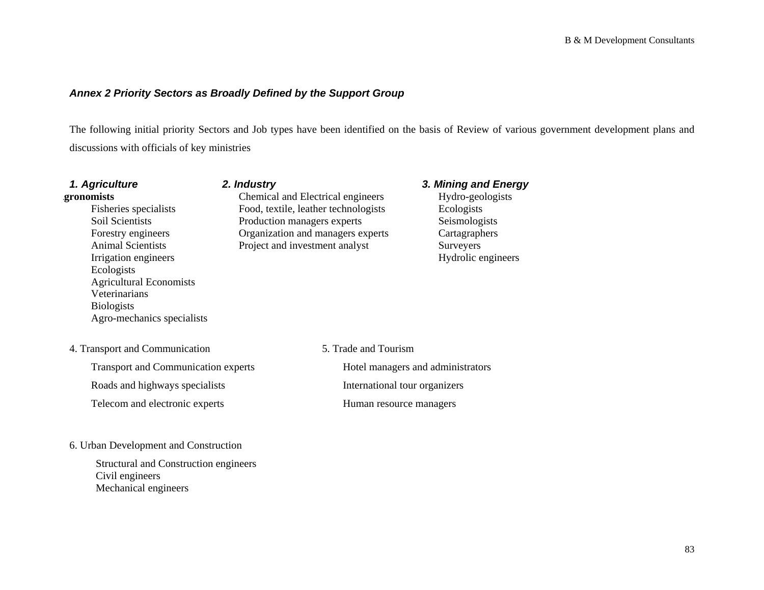### *Annex 2 Priority Sectors as Broadly Defined by the Support Group*

The following initial priority Sectors and Job types have been identified on the basis of Review of various government development plans and discussions with officials of key ministries

***1. Agriculture***

- **gronomists**
- Fisheries specialists
- Soil Scientists
- Forestry engineers
- Animal Scientists
- Irrigation engineers
- Ecologists
- Agricultural Economists
- Veterinarians
- Biologists
- Agro-mechanics specialists

***2. Industry***

- Chemical and Electrical engineers
- Food, textile, leather technologists
- Production managers experts
- Organization and managers experts
- Project and investment analyst

***3. Mining and Energy***

- Hydro-geologists
- Ecologists
- Seismologists
- Cartagraphers
- Surveyers
- Hydrolic engineers

4. Transport and Communication

- Transport and Communication experts
- Roads and highways specialists
- Telecom and electronic experts

5. Trade and Tourism

- Hotel managers and administrators
- International tour organizers
- Human resource managers

6. Urban Development and Construction

- Structural and Construction engineers
- Civil engineers
- Mechanical engineers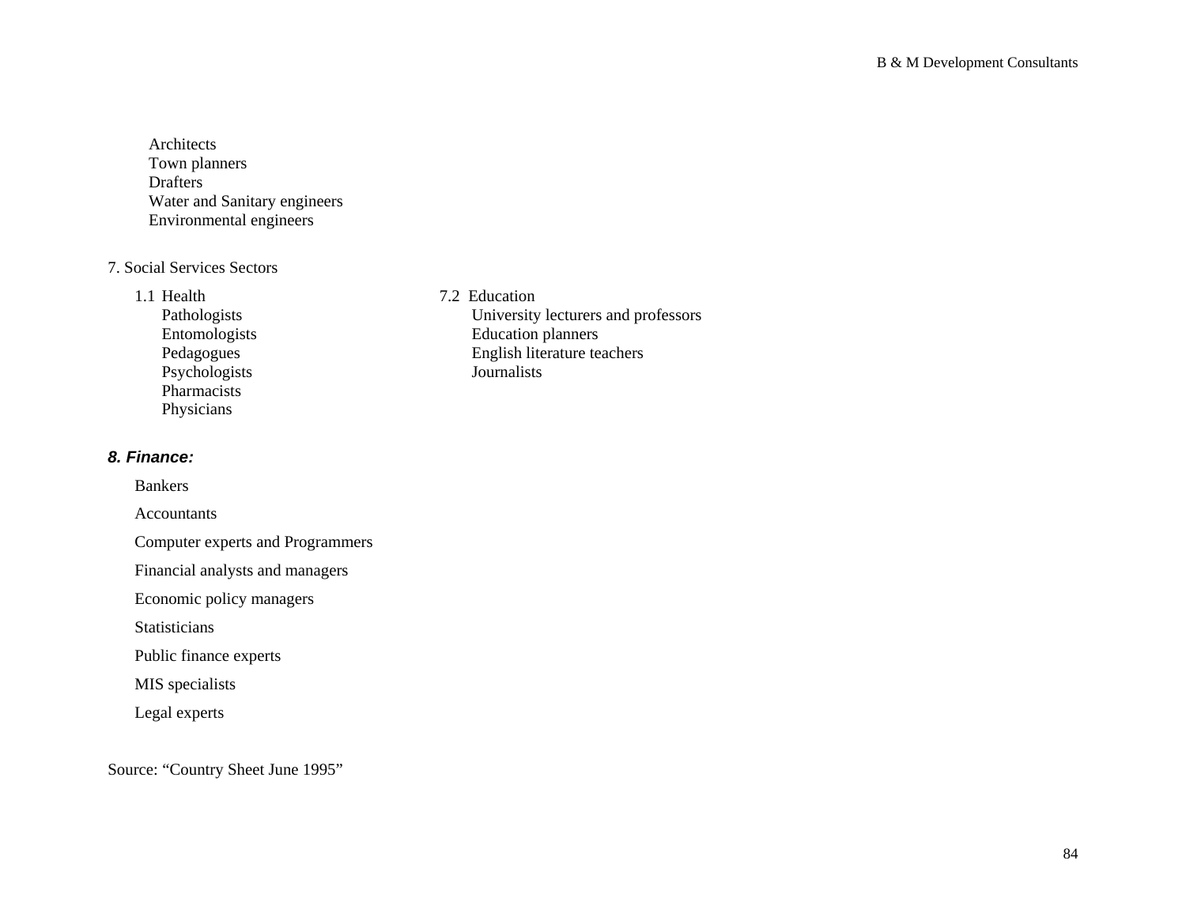Architects
Town planners
Drafters
Water and Sanitary engineers
Environmental engineers

7. Social Services Sectors

1.1 Health
- Pathologists
- Entomologists
- Pedagogues
- Psychologists
- Pharmacists
- Physicians

7.2 Education
- University lecturers and professors
- Education planners
- English literature teachers
- Journalists

***8. Finance:***

Bankers

Accountants

Computer experts and Programmers

Financial analysts and managers

Economic policy managers

Statisticians

Public finance experts

MIS specialists

Legal experts

Source: "Country Sheet June 1995"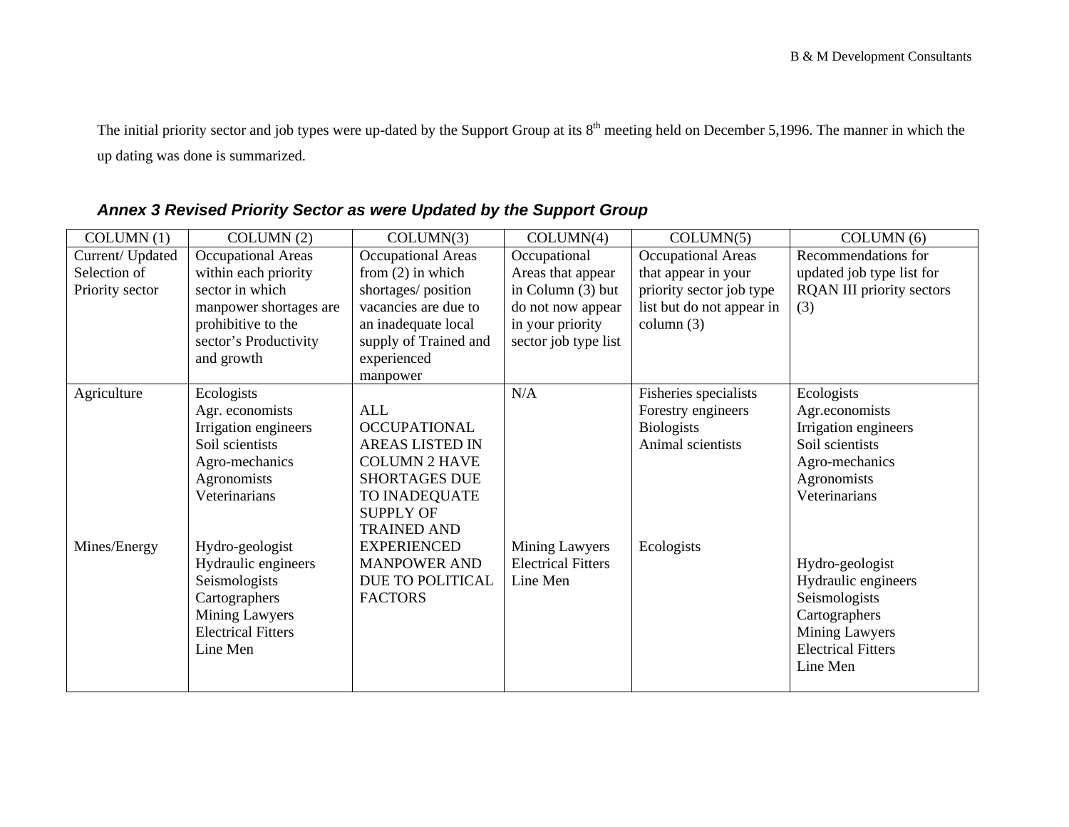The initial priority sector and job types were up-dated by the Support Group at its 8th meeting held on December 5,1996. The manner in which the up dating was done is summarized.

### *Annex 3 Revised Priority Sector as were Updated by the Support Group*

| COLUMN (1) | COLUMN (2) | COLUMN(3) | COLUMN(4) | COLUMN(5) | COLUMN (6) |
|---|---|---|---|---|---|
| Current/ Updated Selection of Priority sector | Occupational Areas within each priority sector in which manpower shortages are prohibitive to the sector's Productivity and growth | Occupational Areas from (2) in which shortages/ position vacancies are due to an inadequate local supply of Trained and experienced manpower | Occupational Areas that appear in Column (3) but do not now appear in your priority sector job type list | Occupational Areas that appear in your priority sector job type list but do not appear in column (3) | Recommendations for updated job type list for RQAN III priority sectors (3) |
| Agriculture | Ecologists<br>Agr. economists<br>Irrigation engineers<br>Soil scientists<br>Agro-mechanics<br>Agronomists<br>Veterinarians | ALL OCCUPATIONAL AREAS LISTED IN COLUMN 2 HAVE SHORTAGES DUE TO INADEQUATE SUPPLY OF TRAINED AND EXPERIENCED MANPOWER AND DUE TO POLITICAL FACTORS | N/A | Fisheries specialists<br>Forestry engineers<br>Biologists<br>Animal scientists | Ecologists<br>Agr.economists<br>Irrigation engineers<br>Soil scientists<br>Agro-mechanics<br>Agronomists<br>Veterinarians |
| Mines/Energy | Hydro-geologist<br>Hydraulic engineers<br>Seismologists<br>Cartographers<br>Mining Lawyers<br>Electrical Fitters<br>Line Men | | Mining Lawyers<br>Electrical Fitters<br>Line Men | Ecologists | Hydro-geologist<br>Hydraulic engineers<br>Seismologists<br>Cartographers<br>Mining Lawyers<br>Electrical Fitters<br>Line Men |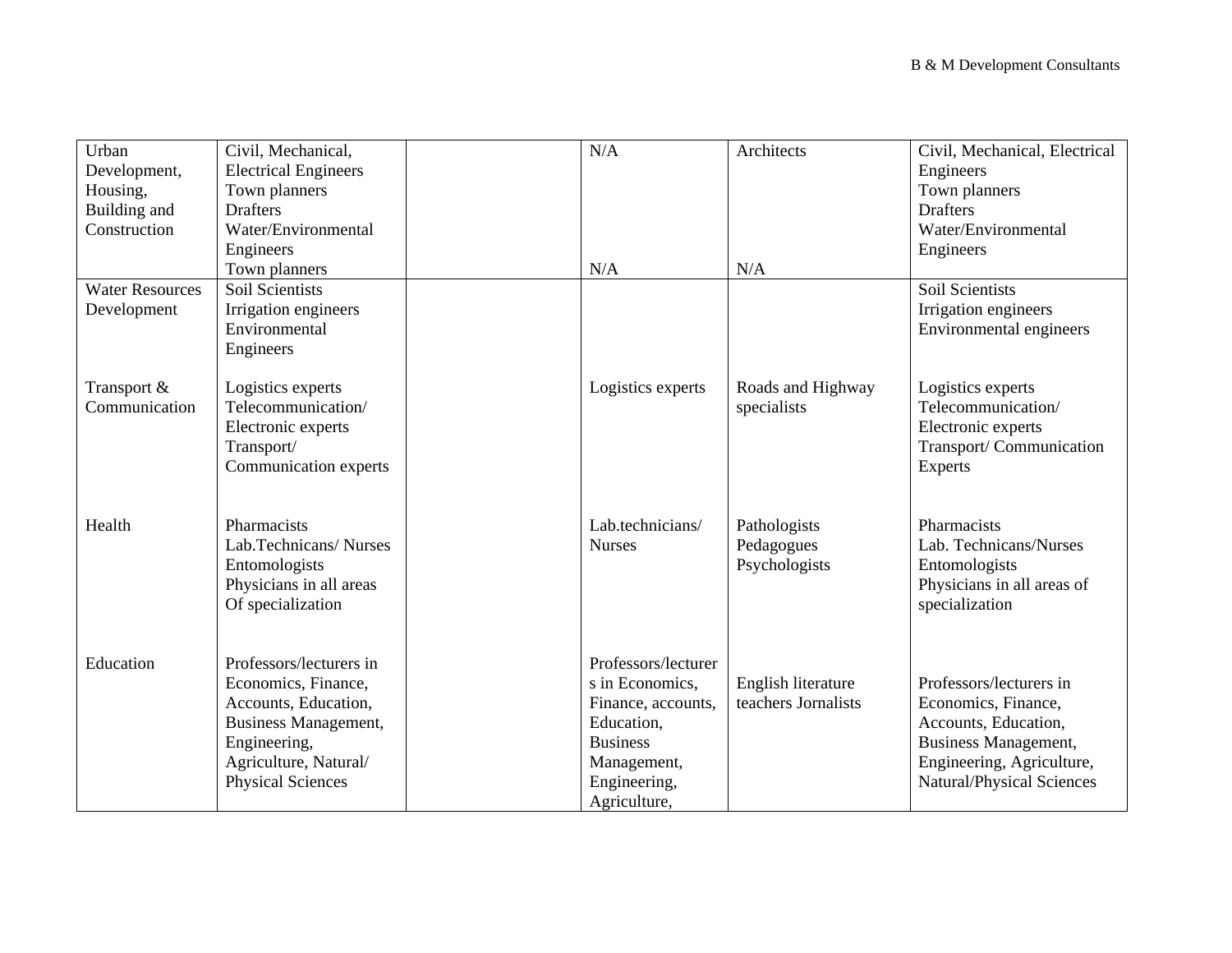| | | | | | |
|---|---|---|---|---|---|
| Urban Development, Housing, Building and Construction | Civil, Mechanical, Electrical Engineers<br>Town planners<br>Drafters<br>Water/Environmental Engineers<br>Town planners | | N/A<br><br>N/A | Architects<br><br>N/A | Civil, Mechanical, Electrical Engineers<br>Town planners<br>Drafters<br>Water/Environmental Engineers |
| Water Resources Development | Soil Scientists<br>Irrigation engineers<br>Environmental Engineers | | | | Soil Scientists<br>Irrigation engineers<br>Environmental engineers |
| Transport & Communication | Logistics experts<br>Telecommunication/ Electronic experts<br>Transport/ Communication experts | | Logistics experts | Roads and Highway specialists | Logistics experts<br>Telecommunication/ Electronic experts<br>Transport/ Communication Experts |
| Health | Pharmacists<br>Lab.Technicans/ Nurses<br>Entomologists<br>Physicians in all areas Of specialization | | Lab.technicians/ Nurses | Pathologists<br>Pedagogues<br>Psychologists | Pharmacists<br>Lab. Technicans/Nurses<br>Entomologists<br>Physicians in all areas of specialization |
| Education | Professors/lecturers in Economics, Finance, Accounts, Education, Business Management, Engineering, Agriculture, Natural/ Physical Sciences | | Professors/lecturers in Economics, Finance, accounts, Education, Business Management, Engineering, Agriculture, | English literature teachers Jornalists | Professors/lecturers in Economics, Finance, Accounts, Education, Business Management, Engineering, Agriculture, Natural/Physical Sciences |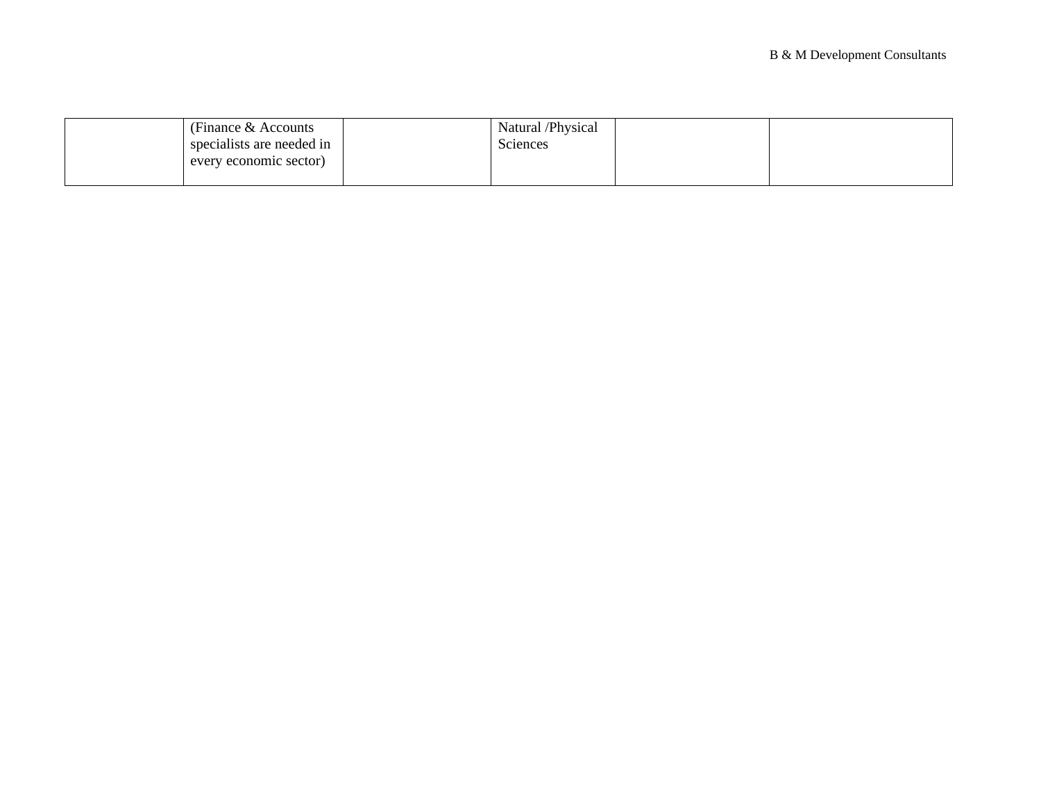| | | | | | |
|---|---|---|---|---|---|
| | (Finance & Accounts specialists are needed in every economic sector) | | Natural /Physical Sciences | | |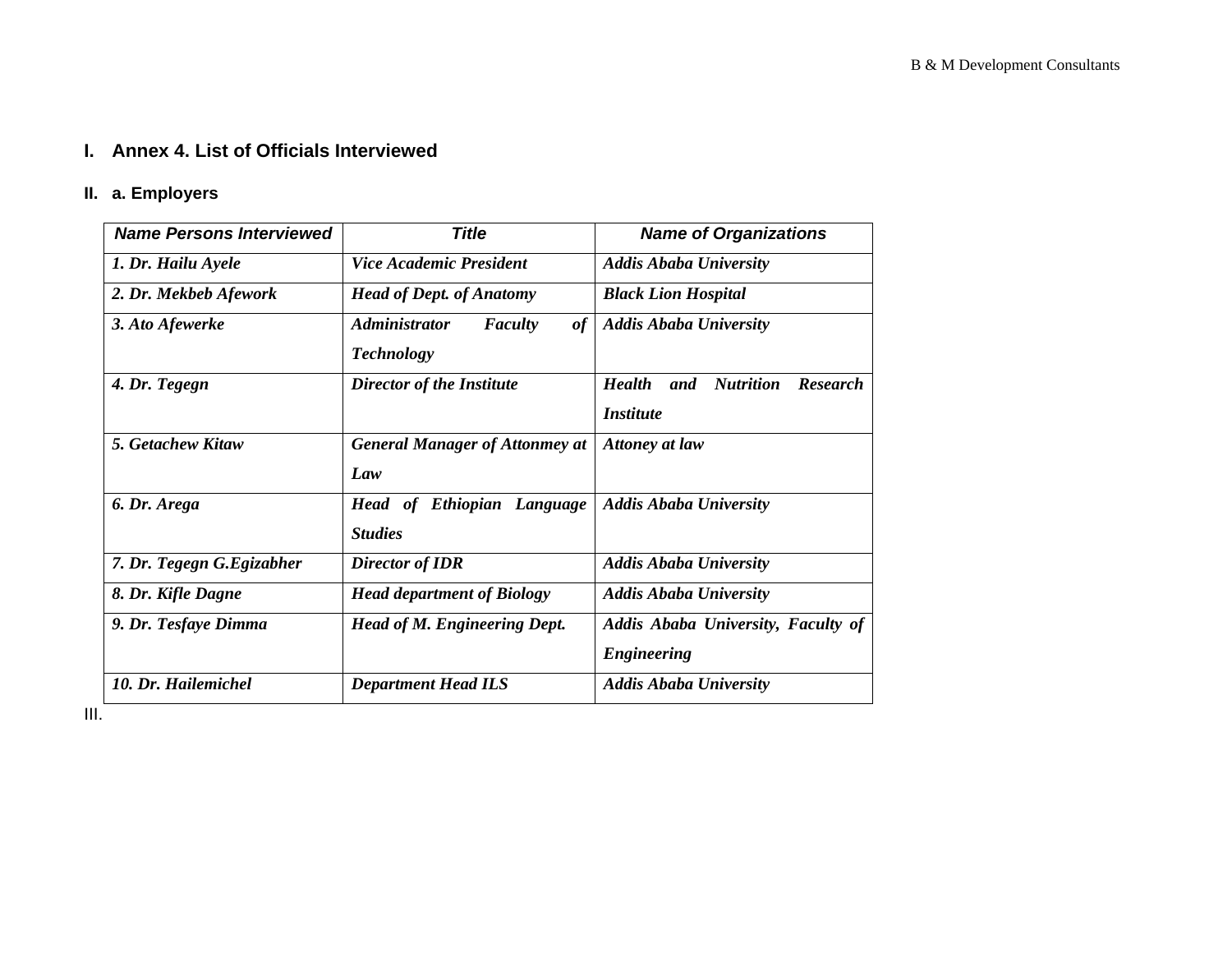# I. Annex 4. List of Officials Interviewed

## II. a. Employers

| *Name Persons Interviewed* | *Title* | *Name of Organizations* |
|---|---|---|
| ***1. Dr. Hailu Ayele*** | ***Vice Academic President*** | ***Addis Ababa University*** |
| ***2. Dr. Mekbeb Afework*** | ***Head of Dept. of Anatomy*** | ***Black Lion Hospital*** |
| ***3. Ato Afewerke*** | ***Administrator Faculty of Technology*** | ***Addis Ababa University*** |
| ***4. Dr. Tegegn*** | ***Director of the Institute*** | ***Health and Nutrition Research Institute*** |
| ***5. Getachew Kitaw*** | ***General Manager of Attonmey at Law*** | ***Attoney at law*** |
| ***6. Dr. Arega*** | ***Head of Ethiopian Language Studies*** | ***Addis Ababa University*** |
| ***7. Dr. Tegegn G.Egizabher*** | ***Director of IDR*** | ***Addis Ababa University*** |
| ***8. Dr. Kifle Dagne*** | ***Head department of Biology*** | ***Addis Ababa University*** |
| ***9. Dr. Tesfaye Dimma*** | ***Head of M. Engineering Dept.*** | ***Addis Ababa University, Faculty of Engineering*** |
| ***10. Dr. Hailemichel*** | ***Department Head ILS*** | ***Addis Ababa University*** |

III.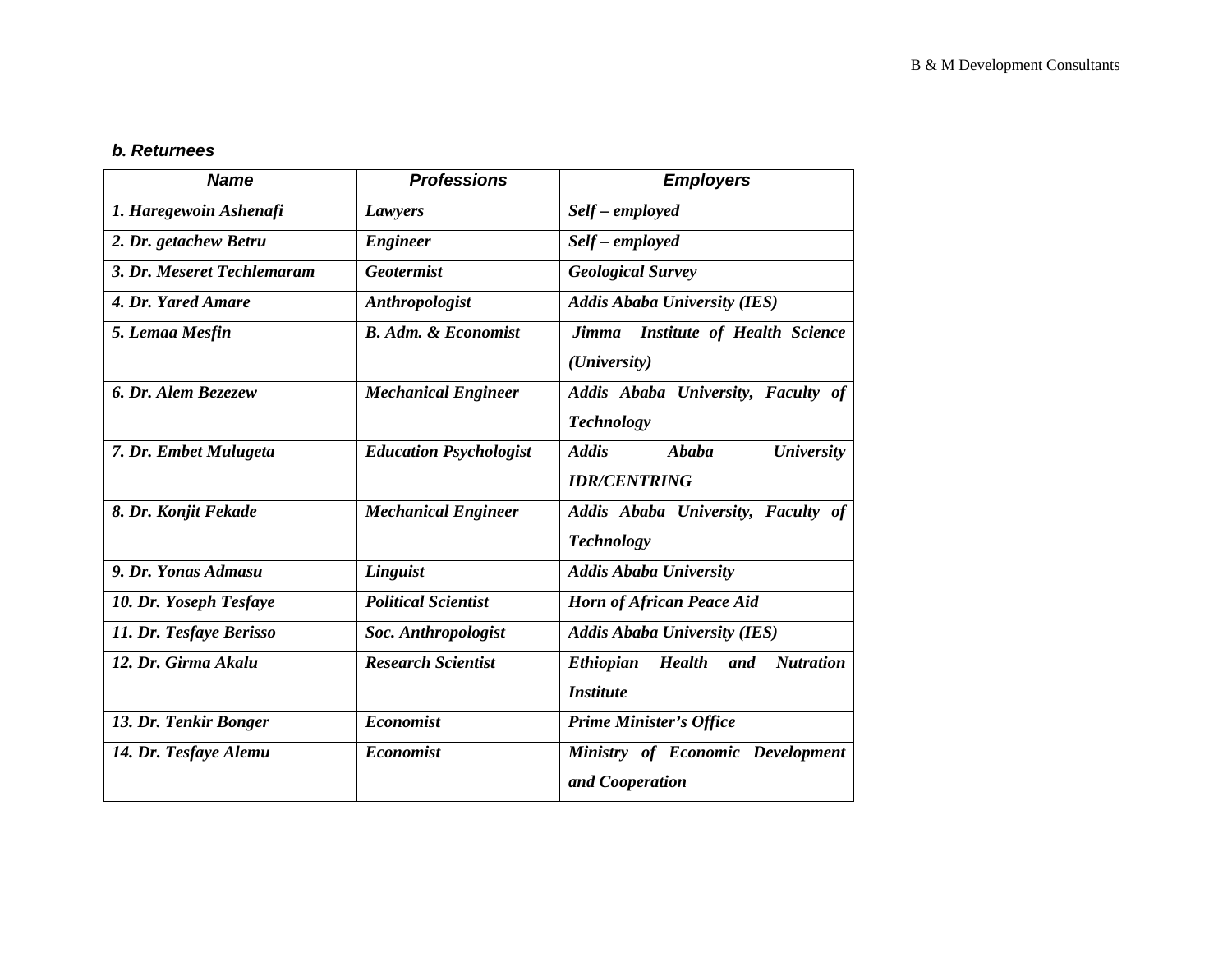***b. Returnees***

| *Name* | *Professions* | *Employers* |
|---|---|---|
| ***1. Haregewoin Ashenafi*** | ***Lawyers*** | ***Self – employed*** |
| ***2. Dr. getachew Betru*** | ***Engineer*** | ***Self – employed*** |
| ***3. Dr. Meseret Techlemaram*** | ***Geotermist*** | ***Geological Survey*** |
| ***4. Dr. Yared Amare*** | ***Anthropologist*** | ***Addis Ababa University (IES)*** |
| ***5. Lemaa Mesfin*** | ***B. Adm. & Economist*** | ***Jimma Institute of Health Science (University)*** |
| ***6. Dr. Alem Bezezew*** | ***Mechanical Engineer*** | ***Addis Ababa University, Faculty of Technology*** |
| ***7. Dr. Embet Mulugeta*** | ***Education Psychologist*** | ***Addis Ababa University IDR/CENTRING*** |
| ***8. Dr. Konjit Fekade*** | ***Mechanical Engineer*** | ***Addis Ababa University, Faculty of Technology*** |
| ***9. Dr. Yonas Admasu*** | ***Linguist*** | ***Addis Ababa University*** |
| ***10. Dr. Yoseph Tesfaye*** | ***Political Scientist*** | ***Horn of African Peace Aid*** |
| ***11. Dr. Tesfaye Berisso*** | ***Soc. Anthropologist*** | ***Addis Ababa University (IES)*** |
| ***12. Dr. Girma Akalu*** | ***Research Scientist*** | ***Ethiopian Health and Nutration Institute*** |
| ***13. Dr. Tenkir Bonger*** | ***Economist*** | ***Prime Minister's Office*** |
| ***14. Dr. Tesfaye Alemu*** | ***Economist*** | ***Ministry of Economic Development and Cooperation*** |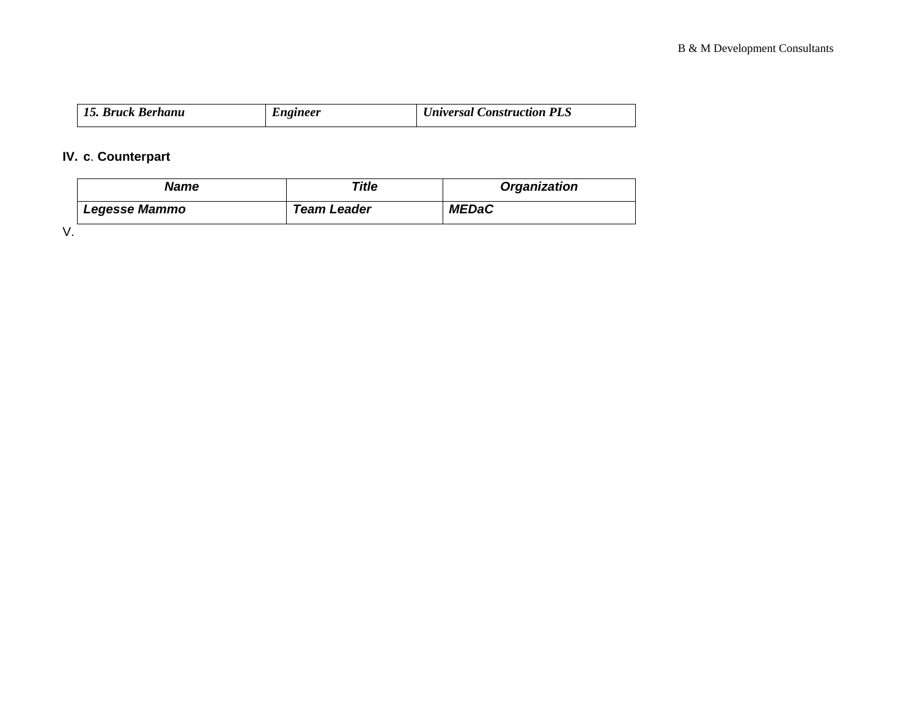| *15. Bruck Berhanu* | *Engineer* | *Universal Construction PLS* |
|---|---|---|

**IV. c. Counterpart**

| ***Name*** | ***Title*** | ***Organization*** |
|---|---|---|
| ***Legesse Mammo*** | ***Team Leader*** | ***MEDaC*** |

V.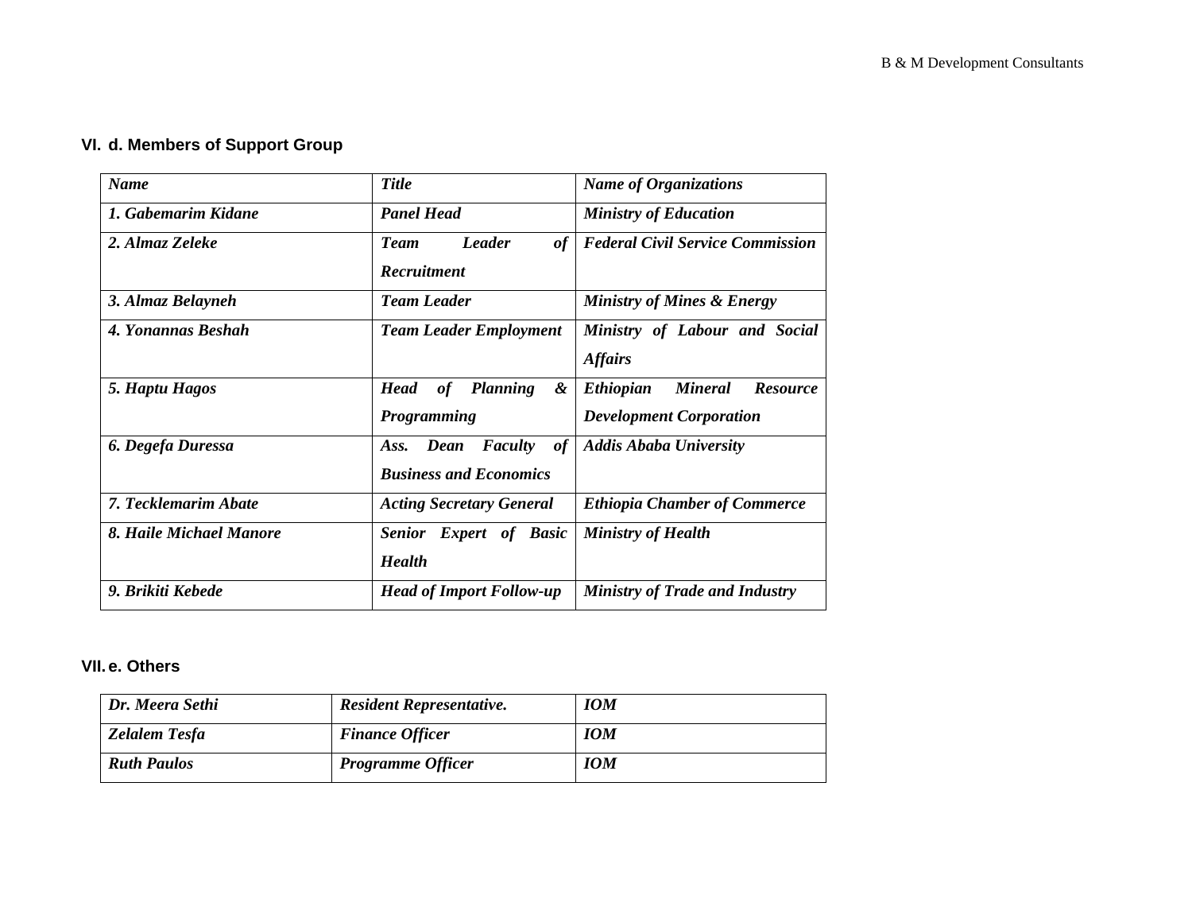## VI. d. Members of Support Group

| ***Name*** | ***Title*** | ***Name of Organizations*** |
|---|---|---|
| ***1. Gabemarim Kidane*** | ***Panel Head*** | ***Ministry of Education*** |
| ***2. Almaz Zeleke*** | ***Team Leader of Recruitment*** | ***Federal Civil Service Commission*** |
| ***3. Almaz Belayneh*** | ***Team Leader*** | ***Ministry of Mines & Energy*** |
| ***4. Yonannas Beshah*** | ***Team Leader Employment*** | ***Ministry of Labour and Social Affairs*** |
| ***5. Haptu Hagos*** | ***Head of Planning & Programming*** | ***Ethiopian Mineral Resource Development Corporation*** |
| ***6. Degefa Duressa*** | ***Ass. Dean Faculty of Business and Economics*** | ***Addis Ababa University*** |
| ***7. Tecklemarim Abate*** | ***Acting Secretary General*** | ***Ethiopia Chamber of Commerce*** |
| ***8. Haile Michael Manore*** | ***Senior Expert of Basic Health*** | ***Ministry of Health*** |
| ***9. Brikiti Kebede*** | ***Head of Import Follow-up*** | ***Ministry of Trade and Industry*** |

## VII. e. Others

| | | |
|---|---|---|
| ***Dr. Meera Sethi*** | ***Resident Representative.*** | ***IOM*** |
| ***Zelalem Tesfa*** | ***Finance Officer*** | ***IOM*** |
| ***Ruth Paulos*** | ***Programme Officer*** | ***IOM*** |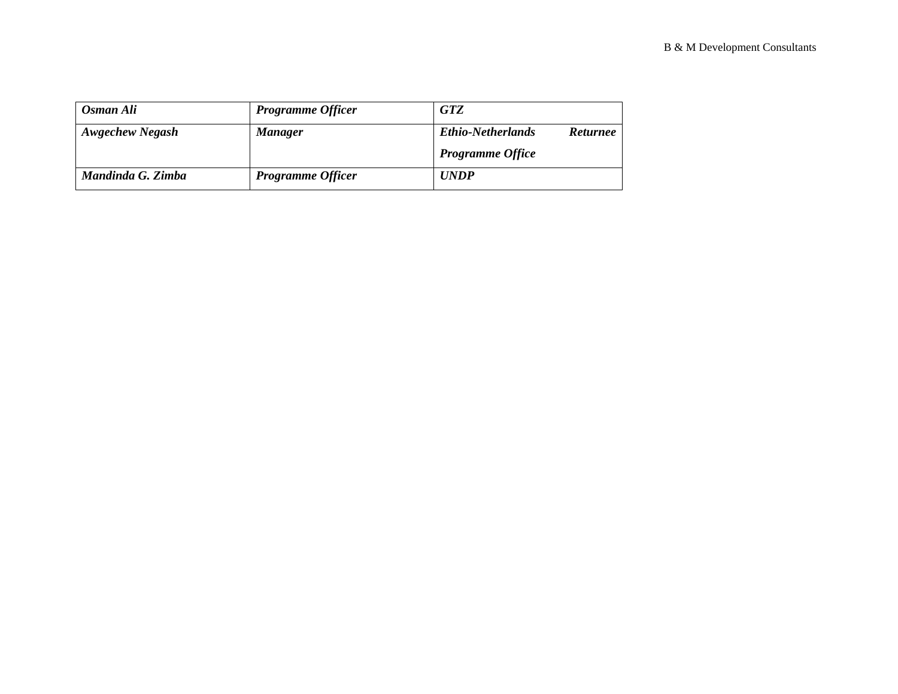| *Osman Ali* | *Programme Officer* | *GTZ* |
|---|---|---|
| *Awgechew Negash* | *Manager* | *Ethio-Netherlands Returnee Programme Office* |
| *Mandinda G. Zimba* | *Programme Officer* | *UNDP* |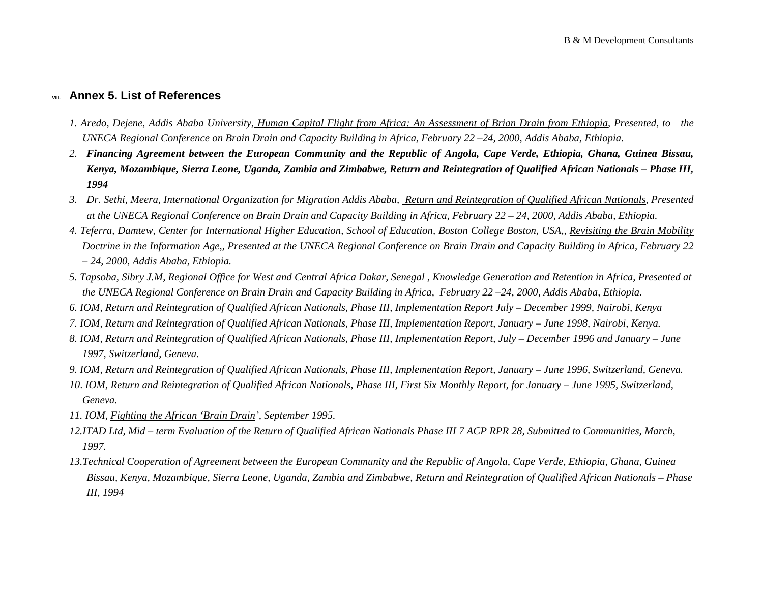## VIII. Annex 5. List of References

1. *Aredo, Dejene, Addis Ababa University, Human Capital Flight from Africa: An Assessment of Brian Drain from Ethiopia, Presented, to the UNECA Regional Conference on Brain Drain and Capacity Building in Africa, February 22 –24, 2000, Addis Ababa, Ethiopia.*
2. ***Financing Agreement between the European Community and the Republic of Angola, Cape Verde, Ethiopia, Ghana, Guinea Bissau, Kenya, Mozambique, Sierra Leone, Uganda, Zambia and Zimbabwe, Return and Reintegration of Qualified African Nationals – Phase III, 1994***
3. *Dr. Sethi, Meera, International Organization for Migration Addis Ababa, Return and Reintegration of Qualified African Nationals, Presented at the UNECA Regional Conference on Brain Drain and Capacity Building in Africa, February 22 – 24, 2000, Addis Ababa, Ethiopia.*
4. *Teferra, Damtew, Center for International Higher Education, School of Education, Boston College Boston, USA,, Revisiting the Brain Mobility Doctrine in the Information Age,, Presented at the UNECA Regional Conference on Brain Drain and Capacity Building in Africa, February 22 – 24, 2000, Addis Ababa, Ethiopia.*
5. *Tapsoba, Sibry J.M, Regional Office for West and Central Africa Dakar, Senegal , Knowledge Generation and Retention in Africa, Presented at the UNECA Regional Conference on Brain Drain and Capacity Building in Africa, February 22 –24, 2000, Addis Ababa, Ethiopia.*
6. *IOM, Return and Reintegration of Qualified African Nationals, Phase III, Implementation Report July – December 1999, Nairobi, Kenya*
7. *IOM, Return and Reintegration of Qualified African Nationals, Phase III, Implementation Report, January – June 1998, Nairobi, Kenya.*
8. *IOM, Return and Reintegration of Qualified African Nationals, Phase III, Implementation Report, July – December 1996 and January – June 1997, Switzerland, Geneva.*
9. *IOM, Return and Reintegration of Qualified African Nationals, Phase III, Implementation Report, January – June 1996, Switzerland, Geneva.*
10. *IOM, Return and Reintegration of Qualified African Nationals, Phase III, First Six Monthly Report, for January – June 1995, Switzerland, Geneva.*
11. *IOM, Fighting the African 'Brain Drain', September 1995.*
12. *ITAD Ltd, Mid – term Evaluation of the Return of Qualified African Nationals Phase III 7 ACP RPR 28, Submitted to Communities, March, 1997.*
13. *Technical Cooperation of Agreement between the European Community and the Republic of Angola, Cape Verde, Ethiopia, Ghana, Guinea Bissau, Kenya, Mozambique, Sierra Leone, Uganda, Zambia and Zimbabwe, Return and Reintegration of Qualified African Nationals – Phase III, 1994*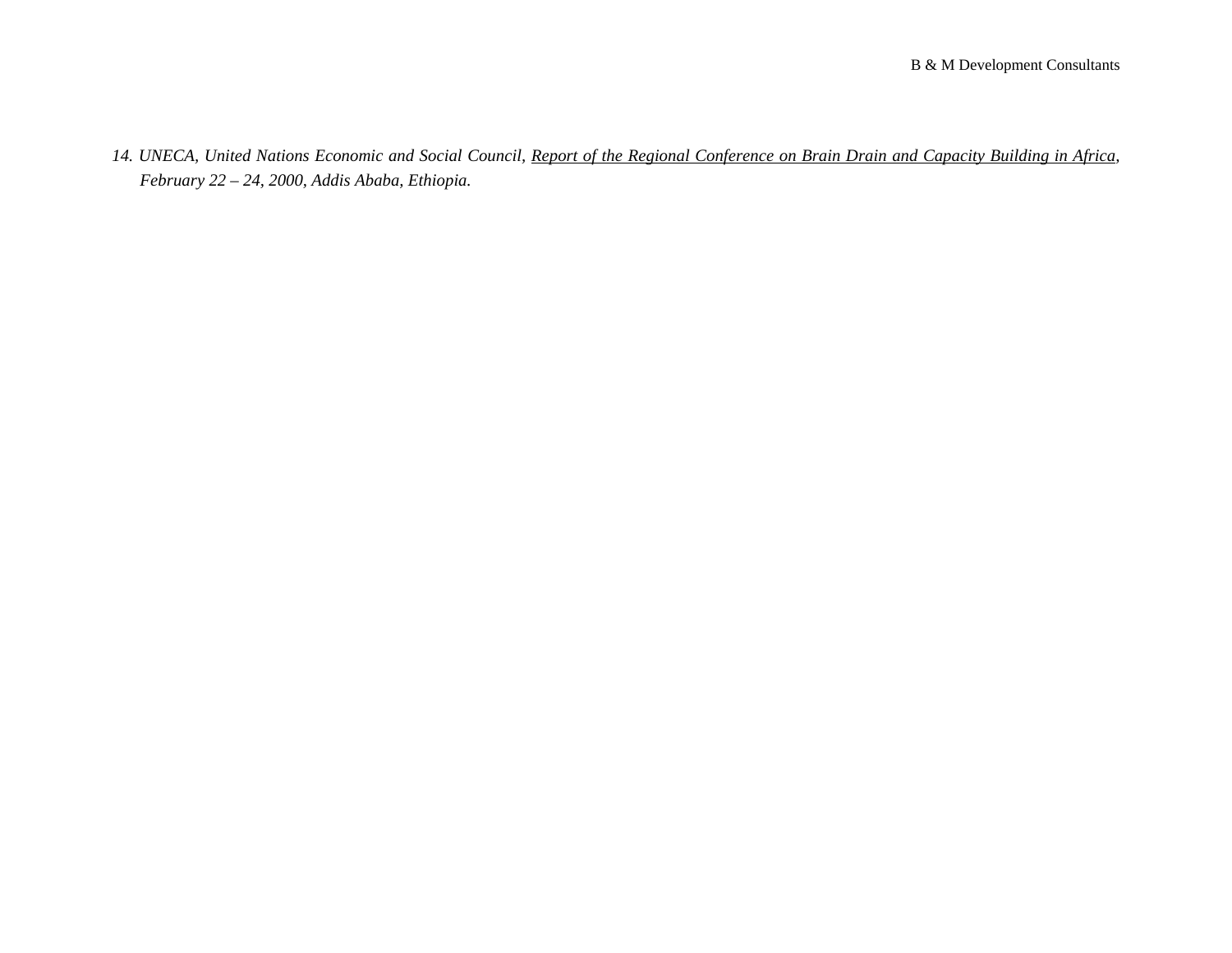14. *UNECA, United Nations Economic and Social Council, <u>Report of the Regional Conference on Brain Drain and Capacity Building in Africa</u>, February 22 – 24, 2000, Addis Ababa, Ethiopia.*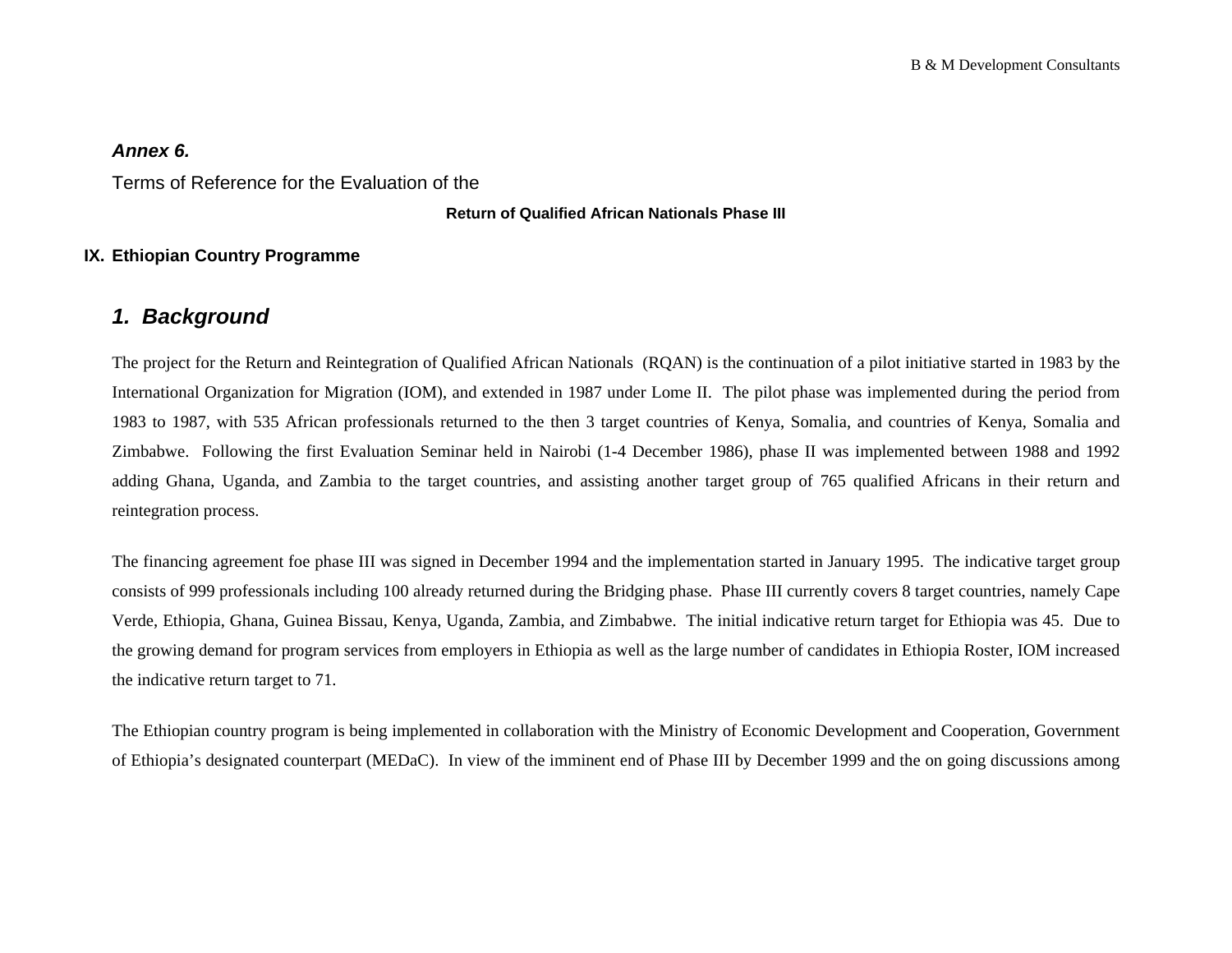*Annex 6.*

Terms of Reference for the Evaluation of the

**Return of Qualified African Nationals Phase III**

**IX. Ethiopian Country Programme**

## *1. Background*

The project for the Return and Reintegration of Qualified African Nationals (RQAN) is the continuation of a pilot initiative started in 1983 by the International Organization for Migration (IOM), and extended in 1987 under Lome II. The pilot phase was implemented during the period from 1983 to 1987, with 535 African professionals returned to the then 3 target countries of Kenya, Somalia, and countries of Kenya, Somalia and Zimbabwe. Following the first Evaluation Seminar held in Nairobi (1-4 December 1986), phase II was implemented between 1988 and 1992 adding Ghana, Uganda, and Zambia to the target countries, and assisting another target group of 765 qualified Africans in their return and reintegration process.

The financing agreement foe phase III was signed in December 1994 and the implementation started in January 1995. The indicative target group consists of 999 professionals including 100 already returned during the Bridging phase. Phase III currently covers 8 target countries, namely Cape Verde, Ethiopia, Ghana, Guinea Bissau, Kenya, Uganda, Zambia, and Zimbabwe. The initial indicative return target for Ethiopia was 45. Due to the growing demand for program services from employers in Ethiopia as well as the large number of candidates in Ethiopia Roster, IOM increased the indicative return target to 71.

The Ethiopian country program is being implemented in collaboration with the Ministry of Economic Development and Cooperation, Government of Ethiopia's designated counterpart (MEDaC). In view of the imminent end of Phase III by December 1999 and the on going discussions among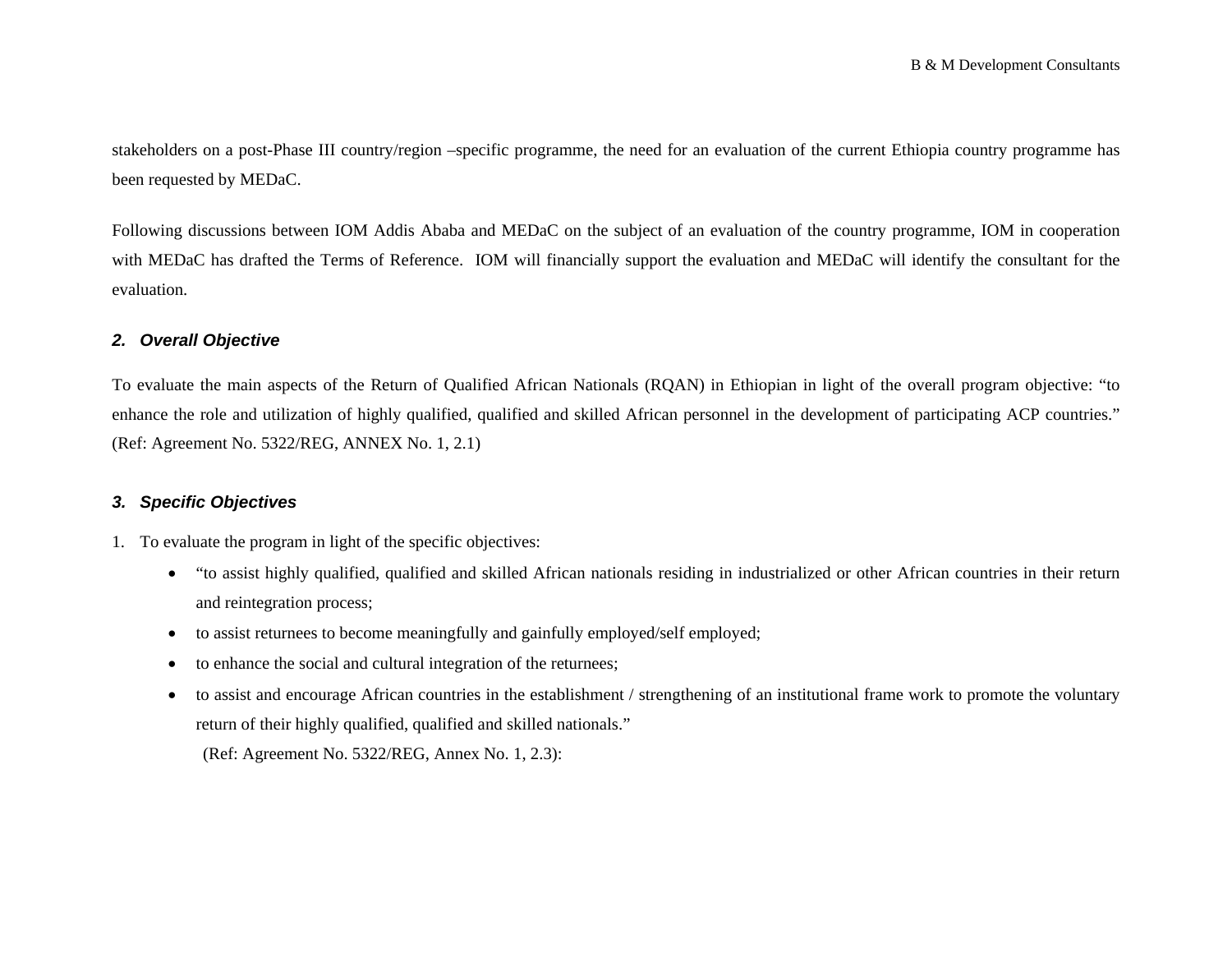stakeholders on a post-Phase III country/region –specific programme, the need for an evaluation of the current Ethiopia country programme has been requested by MEDaC.

Following discussions between IOM Addis Ababa and MEDaC on the subject of an evaluation of the country programme, IOM in cooperation with MEDaC has drafted the Terms of Reference. IOM will financially support the evaluation and MEDaC will identify the consultant for the evaluation.

## 2. *Overall Objective*

To evaluate the main aspects of the Return of Qualified African Nationals (RQAN) in Ethiopian in light of the overall program objective: "to enhance the role and utilization of highly qualified, qualified and skilled African personnel in the development of participating ACP countries." (Ref: Agreement No. 5322/REG, ANNEX No. 1, 2.1)

## 3. *Specific Objectives*

1. To evaluate the program in light of the specific objectives:
   - "to assist highly qualified, qualified and skilled African nationals residing in industrialized or other African countries in their return and reintegration process;
   - to assist returnees to become meaningfully and gainfully employed/self employed;
   - to enhance the social and cultural integration of the returnees;
   - to assist and encourage African countries in the establishment / strengthening of an institutional frame work to promote the voluntary return of their highly qualified, qualified and skilled nationals."

     (Ref: Agreement No. 5322/REG, Annex No. 1, 2.3):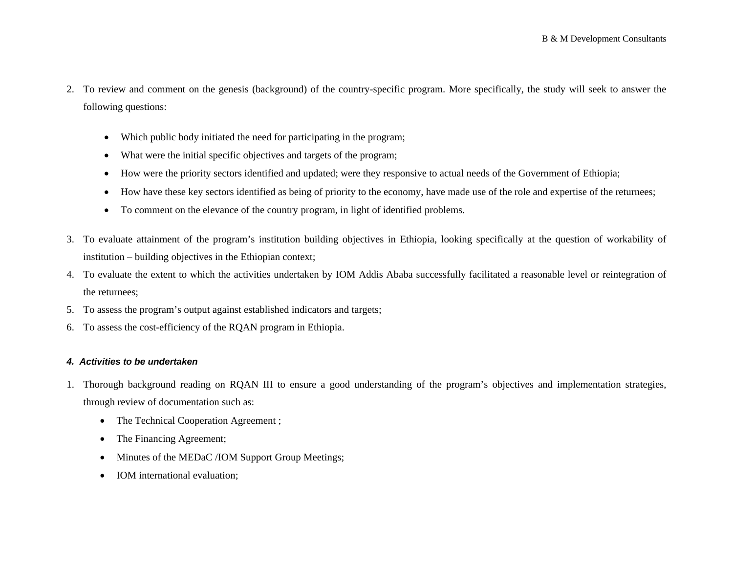2. To review and comment on the genesis (background) of the country-specific program. More specifically, the study will seek to answer the following questions:

    - Which public body initiated the need for participating in the program;
    - What were the initial specific objectives and targets of the program;
    - How were the priority sectors identified and updated; were they responsive to actual needs of the Government of Ethiopia;
    - How have these key sectors identified as being of priority to the economy, have made use of the role and expertise of the returnees;
    - To comment on the elevance of the country program, in light of identified problems.

3. To evaluate attainment of the program's institution building objectives in Ethiopia, looking specifically at the question of workability of institution – building objectives in the Ethiopian context;
4. To evaluate the extent to which the activities undertaken by IOM Addis Ababa successfully facilitated a reasonable level or reintegration of the returnees;
5. To assess the program's output against established indicators and targets;
6. To assess the cost-efficiency of the RQAN program in Ethiopia.

#### *4. Activities to be undertaken*

1. Thorough background reading on RQAN III to ensure a good understanding of the program's objectives and implementation strategies, through review of documentation such as:
    - The Technical Cooperation Agreement ;
    - The Financing Agreement;
    - Minutes of the MEDaC /IOM Support Group Meetings;
    - IOM international evaluation;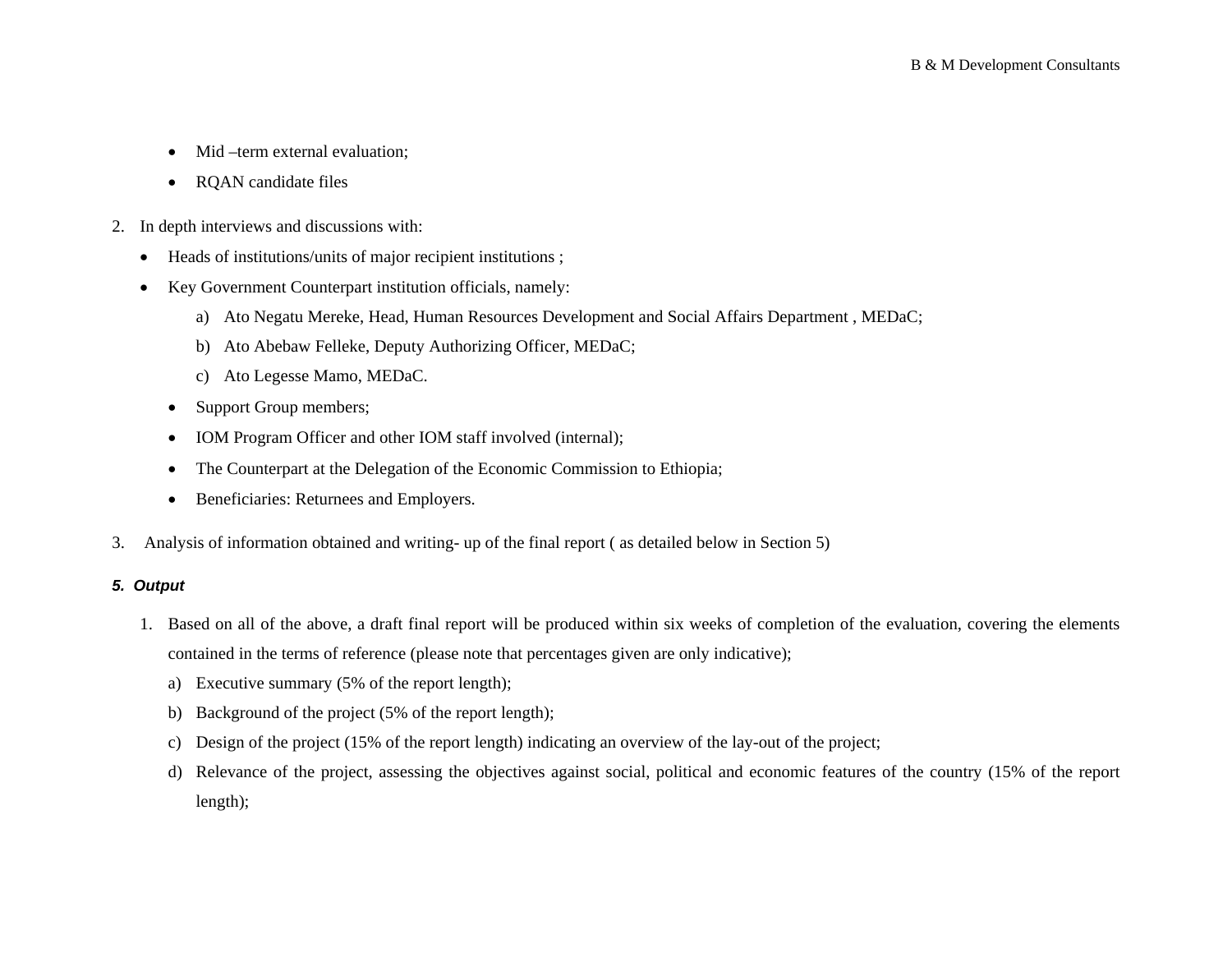- Mid –term external evaluation;
- RQAN candidate files

2. In depth interviews and discussions with:
   - Heads of institutions/units of major recipient institutions ;
   - Key Government Counterpart institution officials, namely:
     a) Ato Negatu Mereke, Head, Human Resources Development and Social Affairs Department , MEDaC;
     b) Ato Abebaw Felleke, Deputy Authorizing Officer, MEDaC;
     c) Ato Legesse Mamo, MEDaC.
   - Support Group members;
   - IOM Program Officer and other IOM staff involved (internal);
   - The Counterpart at the Delegation of the Economic Commission to Ethiopia;
   - Beneficiaries: Returnees and Employers.

3. Analysis of information obtained and writing- up of the final report ( as detailed below in Section 5)

***5. Output***

1. Based on all of the above, a draft final report will be produced within six weeks of completion of the evaluation, covering the elements contained in the terms of reference (please note that percentages given are only indicative);
   a) Executive summary (5% of the report length);
   b) Background of the project (5% of the report length);
   c) Design of the project (15% of the report length) indicating an overview of the lay-out of the project;
   d) Relevance of the project, assessing the objectives against social, political and economic features of the country (15% of the report length);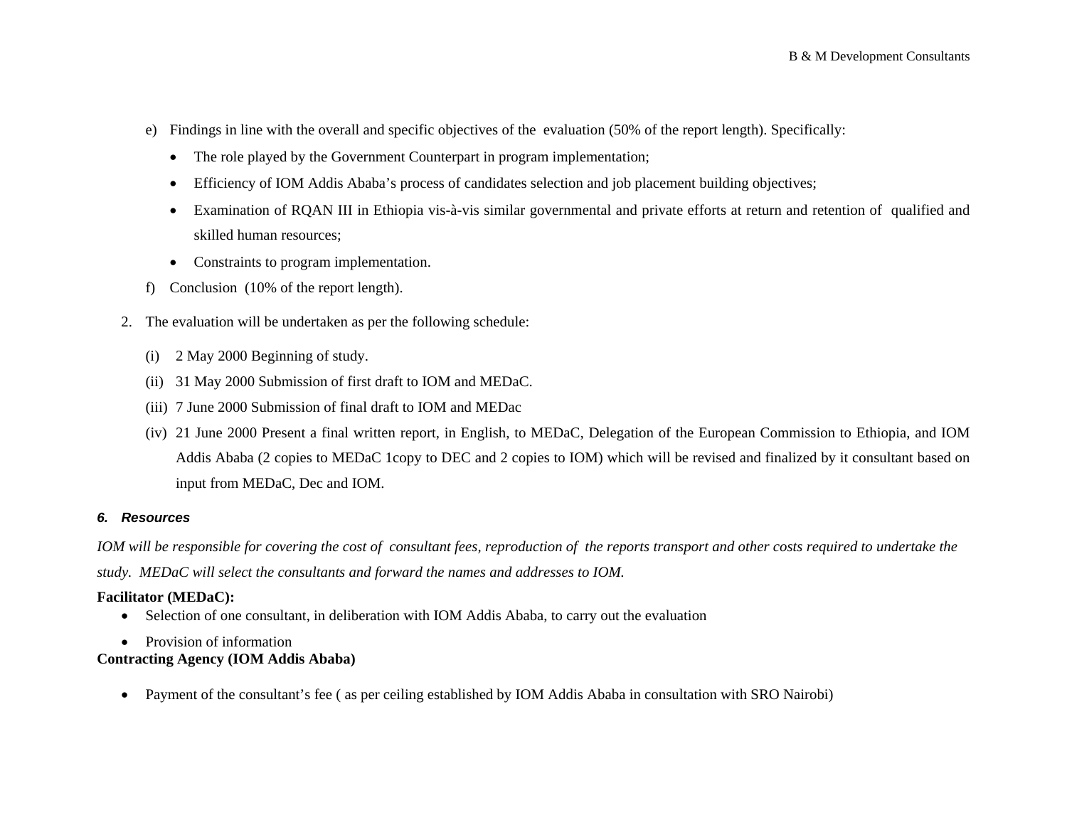e) Findings in line with the overall and specific objectives of the evaluation (50% of the report length). Specifically:
   - The role played by the Government Counterpart in program implementation;
   - Efficiency of IOM Addis Ababa's process of candidates selection and job placement building objectives;
   - Examination of RQAN III in Ethiopia vis-à-vis similar governmental and private efforts at return and retention of qualified and skilled human resources;
   - Constraints to program implementation.

f) Conclusion (10% of the report length).

2. The evaluation will be undertaken as per the following schedule:

   (i) 2 May 2000 Beginning of study.
   
   (ii) 31 May 2000 Submission of first draft to IOM and MEDaC.
   
   (iii) 7 June 2000 Submission of final draft to IOM and MEDac
   
   (iv) 21 June 2000 Present a final written report, in English, to MEDaC, Delegation of the European Commission to Ethiopia, and IOM Addis Ababa (2 copies to MEDaC 1copy to DEC and 2 copies to IOM) which will be revised and finalized by it consultant based on input from MEDaC, Dec and IOM.

### *6. Resources*

*IOM will be responsible for covering the cost of consultant fees, reproduction of the reports transport and other costs required to undertake the study. MEDaC will select the consultants and forward the names and addresses to IOM.*

**Facilitator (MEDaC):**

- Selection of one consultant, in deliberation with IOM Addis Ababa, to carry out the evaluation
- Provision of information

**Contracting Agency (IOM Addis Ababa)**

- Payment of the consultant's fee ( as per ceiling established by IOM Addis Ababa in consultation with SRO Nairobi)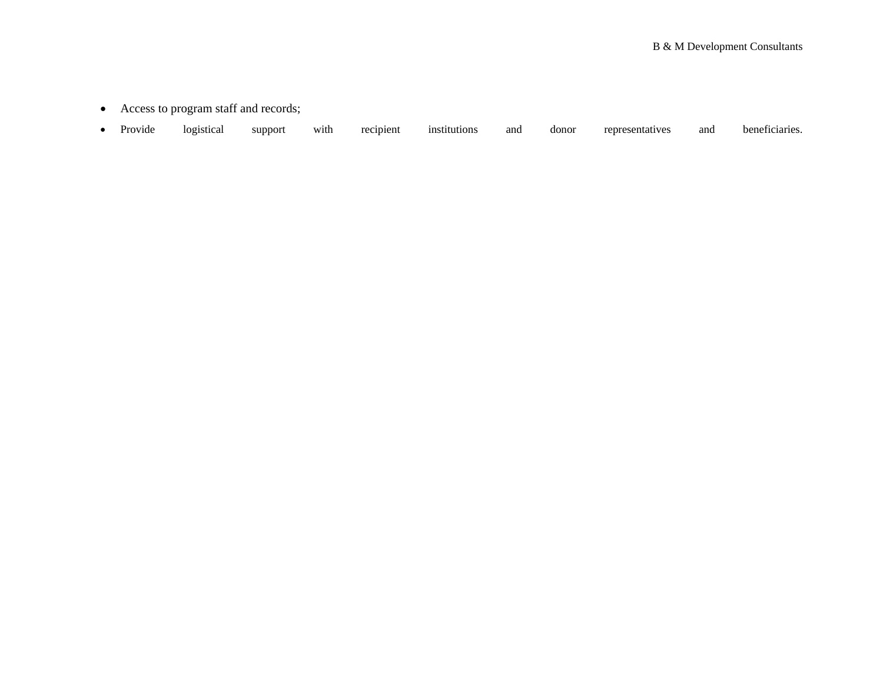- Access to program staff and records;
- Provide logistical support with recipient institutions and donor representatives and beneficiaries.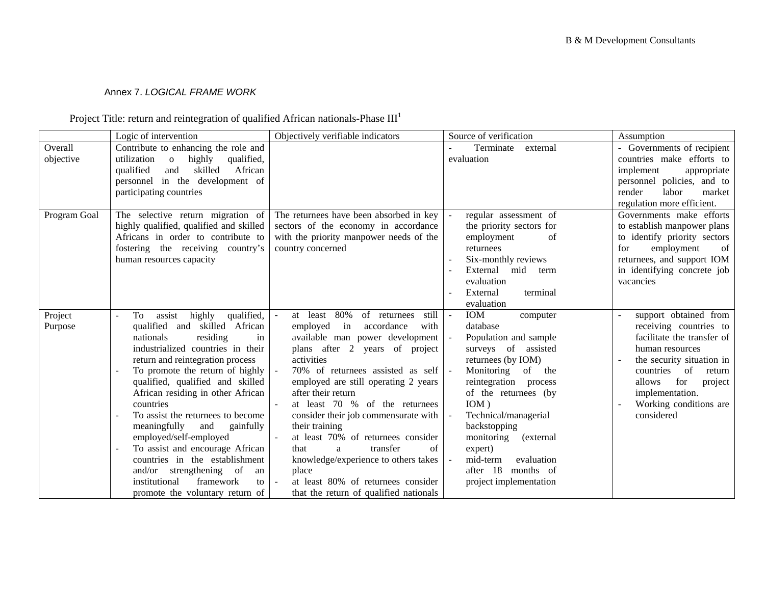Annex 7. *LOGICAL FRAME WORK*

Project Title: return and reintegration of qualified African nationals-Phase III[1]

| | Logic of intervention | Objectively verifiable indicators | Source of verification | Assumption |
|---|---|---|---|---|
| Overall objective | Contribute to enhancing the role and utilization o highly qualified, qualified and skilled African personnel in the development of participating countries | | - Terminate external evaluation | - Governments of recipient countries make efforts to implement appropriate personnel policies, and to render labor market regulation more efficient. |
| Program Goal | The selective return migration of highly qualified, qualified and skilled Africans in order to contribute to fostering the receiving country's human resources capacity | The returnees have been absorbed in key sectors of the economy in accordance with the priority manpower needs of the country concerned | - regular assessment of the priority sectors for employment of returnees<br>- Six-monthly reviews<br>- External mid term evaluation<br>- External terminal evaluation | Governments make efforts to establish manpower plans to identify priority sectors for employment of returnees, and support IOM in identifying concrete job vacancies |
| Project Purpose | - To assist highly qualified, qualified and skilled African nationals residing in industrialized countries in their return and reintegration process<br>- To promote the return of highly qualified, qualified and skilled African residing in other African countries<br>- To assist the returnees to become meaningfully and gainfully employed/self-employed<br>- To assist and encourage African countries in the establishment and/or strengthening of an institutional framework to promote the voluntary return of | - at least 80% of returnees still employed in accordance with available man power development plans after 2 years of project activities<br>- 70% of returnees assisted as self employed are still operating 2 years after their return<br>- at least 70 % of the returnees consider their job commensurate with their training<br>- at least 70% of returnees consider that a transfer of knowledge/experience to others takes place<br>- at least 80% of returnees consider that the return of qualified nationals | - IOM computer database<br>- Population and sample surveys of assisted returnees (by IOM)<br>- Monitoring of the reintegration process of the returnees (by IOM )<br>- Technical/managerial backstopping monitoring (external expert)<br>- mid-term evaluation after 18 months of project implementation | - support obtained from receiving countries to facilitate the transfer of human resources<br>- the security situation in countries of return allows for project implementation.<br>- Working conditions are considered |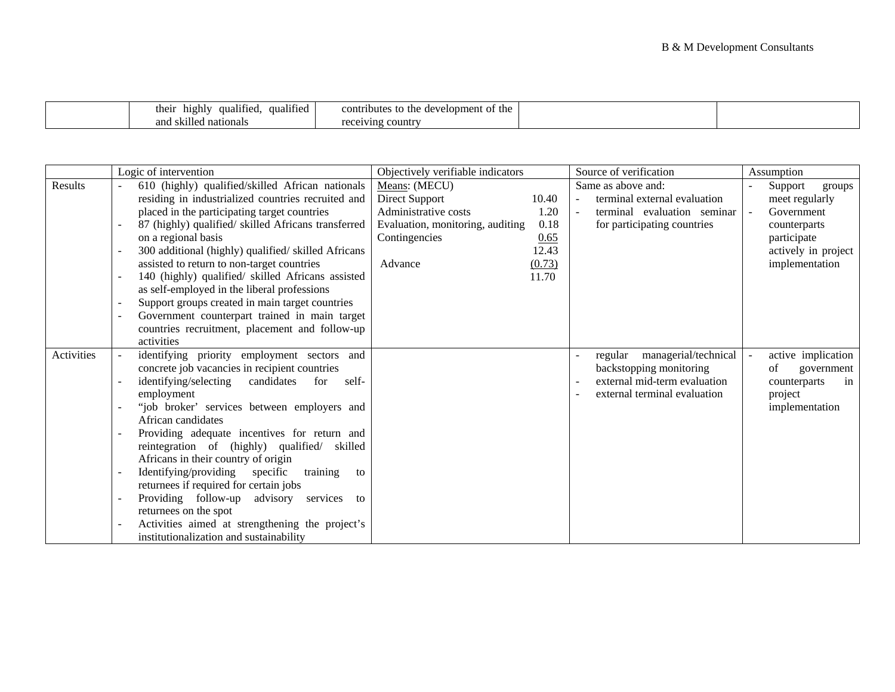| | | | | |
|---|---|---|---|---|
| | their highly qualified, qualified and skilled nationals | contributes to the development of the receiving country | | |

| | Logic of intervention | Objectively verifiable indicators | Source of verification | Assumption |
|---|---|---|---|---|
| Results | - 610 (highly) qualified/skilled African nationals residing in industrialized countries recruited and placed in the participating target countries<br>- 87 (highly) qualified/ skilled Africans transferred on a regional basis<br>- 300 additional (highly) qualified/ skilled Africans assisted to return to non-target countries<br>- 140 (highly) qualified/ skilled Africans assisted as self-employed in the liberal professions<br>- Support groups created in main target countries<br>- Government counterpart trained in main target countries recruitment, placement and follow-up activities | Means: (MECU)<br>Direct Support 10.40<br>Administrative costs 1.20<br>Evaluation, monitoring, auditing 0.18<br>Contingencies 0.65<br>12.43<br>Advance (0.73)<br>11.70 | Same as above and:<br>- terminal external evaluation<br>- terminal evaluation seminar for participating countries | - Support groups meet regularly<br>- Government counterparts participate actively in project implementation |
| Activities | - identifying priority employment sectors and concrete job vacancies in recipient countries<br>- identifying/selecting candidates for self-employment<br>- "job broker' services between employers and African candidates<br>- Providing adequate incentives for return and reintegration of (highly) qualified/ skilled Africans in their country of origin<br>- Identifying/providing specific training to returnees if required for certain jobs<br>- Providing follow-up advisory services to returnees on the spot<br>- Activities aimed at strengthening the project's institutionalization and sustainability | | - regular managerial/technical backstopping monitoring<br>- external mid-term evaluation<br>- external terminal evaluation | - active implication of government counterparts in project implementation |